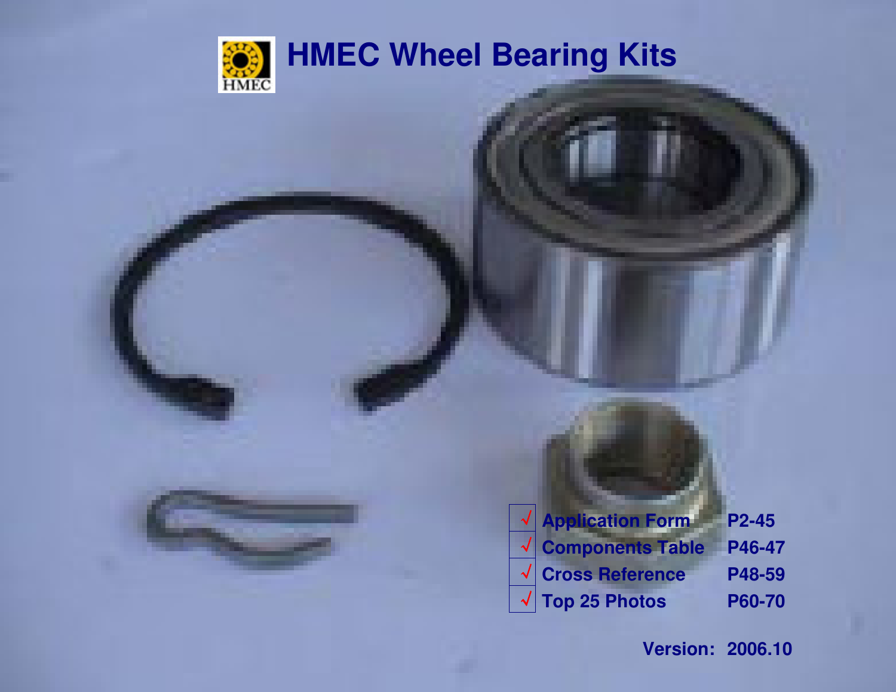# HMEC Wheel Bearing Kits

| | | |
|---|---|---|
| √ | Application Form | P2-45 |
| √ | Components Table | P46-47 |
| √ | Cross Reference | P48-59 |
| √ | Top 25 Photos | P60-70 |

**Version: 2006.10**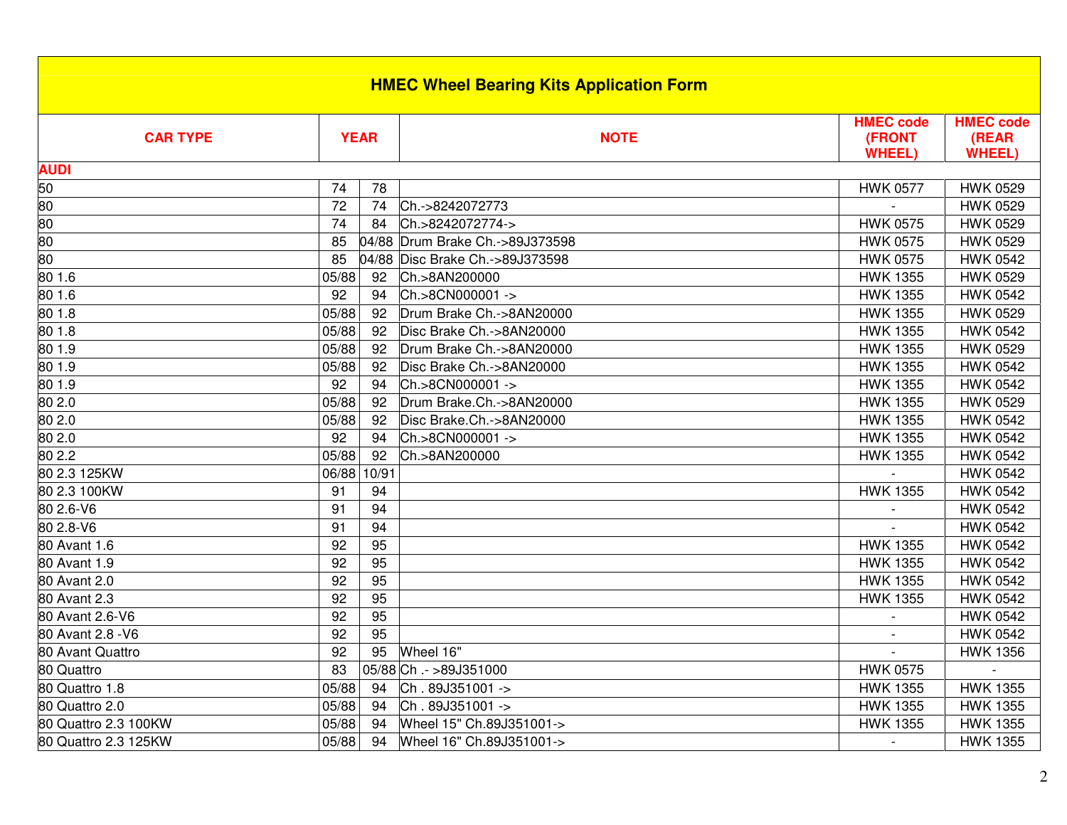| HMEC Wheel Bearing Kits Application Form | | | | | |
|---|---|---|---|---|---|
| **CAR TYPE** | **YEAR** | | **NOTE** | **HMEC code (FRONT WHEEL)** | **HMEC code (REAR WHEEL)** |
| **AUDI** | | | | | |
| 50 | 74 | 78 | | HWK 0577 | HWK 0529 |
| 80 | 72 | 74 | Ch.->8242072773 | - | HWK 0529 |
| 80 | 74 | 84 | Ch.>8242072774-> | HWK 0575 | HWK 0529 |
| 80 | 85 | 04/88 | Drum Brake Ch.->89J373598 | HWK 0575 | HWK 0529 |
| 80 | 85 | 04/88 | Disc Brake Ch.->89J373598 | HWK 0575 | HWK 0542 |
| 80 1.6 | 05/88 | 92 | Ch.>8AN200000 | HWK 1355 | HWK 0529 |
| 80 1.6 | 92 | 94 | Ch.>8CN000001 -> | HWK 1355 | HWK 0542 |
| 80 1.8 | 05/88 | 92 | Drum Brake Ch.->8AN20000 | HWK 1355 | HWK 0529 |
| 80 1.8 | 05/88 | 92 | Disc Brake Ch.->8AN20000 | HWK 1355 | HWK 0542 |
| 80 1.9 | 05/88 | 92 | Drum Brake Ch.->8AN20000 | HWK 1355 | HWK 0529 |
| 80 1.9 | 05/88 | 92 | Disc Brake Ch.->8AN20000 | HWK 1355 | HWK 0542 |
| 80 1.9 | 92 | 94 | Ch.>8CN000001 -> | HWK 1355 | HWK 0542 |
| 80 2.0 | 05/88 | 92 | Drum Brake.Ch.->8AN20000 | HWK 1355 | HWK 0529 |
| 80 2.0 | 05/88 | 92 | Disc Brake.Ch.->8AN20000 | HWK 1355 | HWK 0542 |
| 80 2.0 | 92 | 94 | Ch.>8CN000001 -> | HWK 1355 | HWK 0542 |
| 80 2.2 | 05/88 | 92 | Ch.>8AN200000 | HWK 1355 | HWK 0542 |
| 80 2.3 125KW | 06/88 | 10/91 | | - | HWK 0542 |
| 80 2.3 100KW | 91 | 94 | | HWK 1355 | HWK 0542 |
| 80 2.6-V6 | 91 | 94 | | - | HWK 0542 |
| 80 2.8-V6 | 91 | 94 | | - | HWK 0542 |
| 80 Avant 1.6 | 92 | 95 | | HWK 1355 | HWK 0542 |
| 80 Avant 1.9 | 92 | 95 | | HWK 1355 | HWK 0542 |
| 80 Avant 2.0 | 92 | 95 | | HWK 1355 | HWK 0542 |
| 80 Avant 2.3 | 92 | 95 | | HWK 1355 | HWK 0542 |
| 80 Avant 2.6-V6 | 92 | 95 | | - | HWK 0542 |
| 80 Avant 2.8 -V6 | 92 | 95 | | - | HWK 0542 |
| 80 Avant Quattro | 92 | 95 | Wheel 16" | - | HWK 1356 |
| 80 Quattro | 83 | 05/88 | Ch .- >89J351000 | HWK 0575 | - |
| 80 Quattro 1.8 | 05/88 | 94 | Ch . 89J351001 -> | HWK 1355 | HWK 1355 |
| 80 Quattro 2.0 | 05/88 | 94 | Ch . 89J351001 -> | HWK 1355 | HWK 1355 |
| 80 Quattro 2.3 100KW | 05/88 | 94 | Wheel 15" Ch.89J351001-> | HWK 1355 | HWK 1355 |
| 80 Quattro 2.3 125KW | 05/88 | 94 | Wheel 16" Ch.89J351001-> | - | HWK 1355 |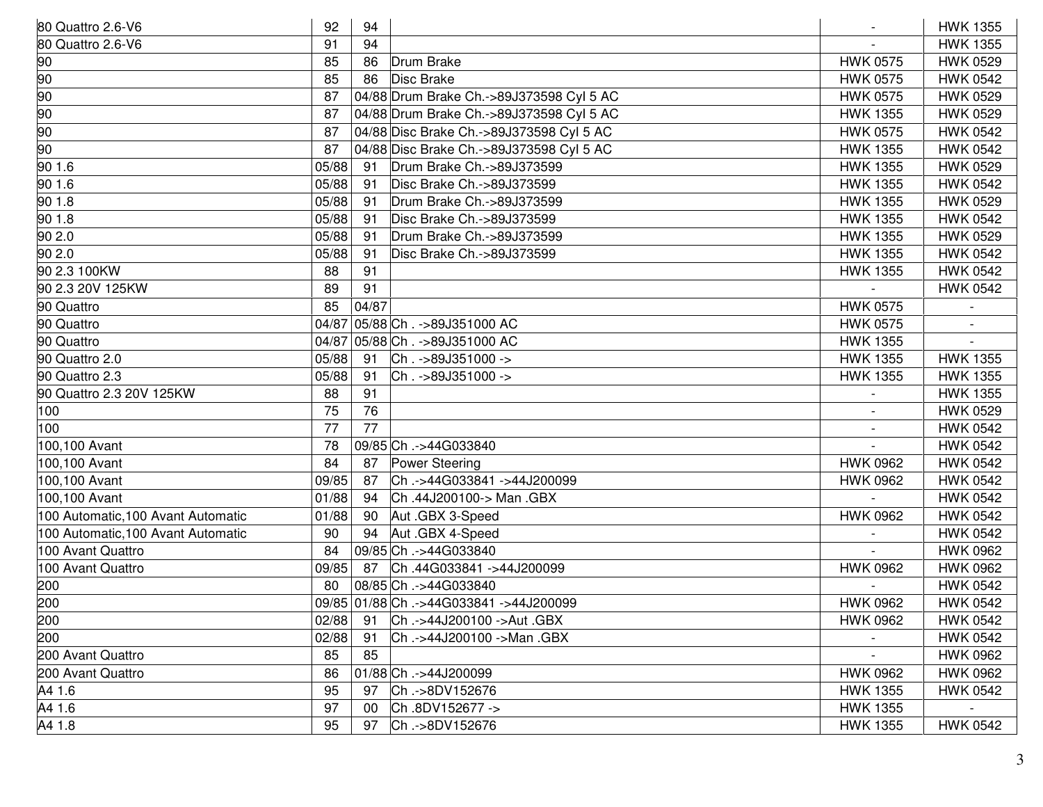| | | | | | |
|---|---|---|---|---|---|
| 80 Quattro 2.6-V6 | 92 | 94 | | - | HWK 1355 |
| 80 Quattro 2.6-V6 | 91 | 94 | | - | HWK 1355 |
| 90 | 85 | 86 | Drum Brake | HWK 0575 | HWK 0529 |
| 90 | 85 | 86 | Disc Brake | HWK 0575 | HWK 0542 |
| 90 | 87 | 04/88 | Drum Brake Ch.->89J373598 Cyl 5 AC | HWK 0575 | HWK 0529 |
| 90 | 87 | 04/88 | Drum Brake Ch.->89J373598 Cyl 5 AC | HWK 1355 | HWK 0529 |
| 90 | 87 | 04/88 | Disc Brake Ch.->89J373598 Cyl 5 AC | HWK 0575 | HWK 0542 |
| 90 | 87 | 04/88 | Disc Brake Ch.->89J373598 Cyl 5 AC | HWK 1355 | HWK 0542 |
| 90 1.6 | 05/88 | 91 | Drum Brake Ch.->89J373599 | HWK 1355 | HWK 0529 |
| 90 1.6 | 05/88 | 91 | Disc Brake Ch.->89J373599 | HWK 1355 | HWK 0542 |
| 90 1.8 | 05/88 | 91 | Drum Brake Ch.->89J373599 | HWK 1355 | HWK 0529 |
| 90 1.8 | 05/88 | 91 | Disc Brake Ch.->89J373599 | HWK 1355 | HWK 0542 |
| 90 2.0 | 05/88 | 91 | Drum Brake Ch.->89J373599 | HWK 1355 | HWK 0529 |
| 90 2.0 | 05/88 | 91 | Disc Brake Ch.->89J373599 | HWK 1355 | HWK 0542 |
| 90 2.3 100KW | 88 | 91 | | HWK 1355 | HWK 0542 |
| 90 2.3 20V 125KW | 89 | 91 | | - | HWK 0542 |
| 90 Quattro | 85 | 04/87 | | HWK 0575 | - |
| 90 Quattro | 04/87 | 05/88 | Ch . ->89J351000 AC | HWK 0575 | - |
| 90 Quattro | 04/87 | 05/88 | Ch . ->89J351000 AC | HWK 1355 | - |
| 90 Quattro 2.0 | 05/88 | 91 | Ch . ->89J351000 -> | HWK 1355 | HWK 1355 |
| 90 Quattro 2.3 | 05/88 | 91 | Ch . ->89J351000 -> | HWK 1355 | HWK 1355 |
| 90 Quattro 2.3 20V 125KW | 88 | 91 | | - | HWK 1355 |
| 100 | 75 | 76 | | - | HWK 0529 |
| 100 | 77 | 77 | | - | HWK 0542 |
| 100,100 Avant | 78 | 09/85 | Ch .->44G033840 | - | HWK 0542 |
| 100,100 Avant | 84 | 87 | Power Steering | HWK 0962 | HWK 0542 |
| 100,100 Avant | 09/85 | 87 | Ch .->44G033841 ->44J200099 | HWK 0962 | HWK 0542 |
| 100,100 Avant | 01/88 | 94 | Ch .44J200100-> Man .GBX | - | HWK 0542 |
| 100 Automatic,100 Avant Automatic | 01/88 | 90 | Aut .GBX 3-Speed | HWK 0962 | HWK 0542 |
| 100 Automatic,100 Avant Automatic | 90 | 94 | Aut .GBX 4-Speed | - | HWK 0542 |
| 100 Avant Quattro | 84 | 09/85 | Ch .->44G033840 | - | HWK 0962 |
| 100 Avant Quattro | 09/85 | 87 | Ch .44G033841 ->44J200099 | HWK 0962 | HWK 0962 |
| 200 | 80 | 08/85 | Ch .->44G033840 | - | HWK 0542 |
| 200 | 09/85 | 01/88 | Ch .->44G033841 ->44J200099 | HWK 0962 | HWK 0542 |
| 200 | 02/88 | 91 | Ch .->44J200100 ->Aut .GBX | HWK 0962 | HWK 0542 |
| 200 | 02/88 | 91 | Ch .->44J200100 ->Man .GBX | - | HWK 0542 |
| 200 Avant Quattro | 85 | 85 | | - | HWK 0962 |
| 200 Avant Quattro | 86 | 01/88 | Ch .->44J200099 | HWK 0962 | HWK 0962 |
| A4 1.6 | 95 | 97 | Ch .->8DV152676 | HWK 1355 | HWK 0542 |
| A4 1.6 | 97 | 00 | Ch .8DV152677 -> | HWK 1355 | - |
| A4 1.8 | 95 | 97 | Ch .->8DV152676 | HWK 1355 | HWK 0542 |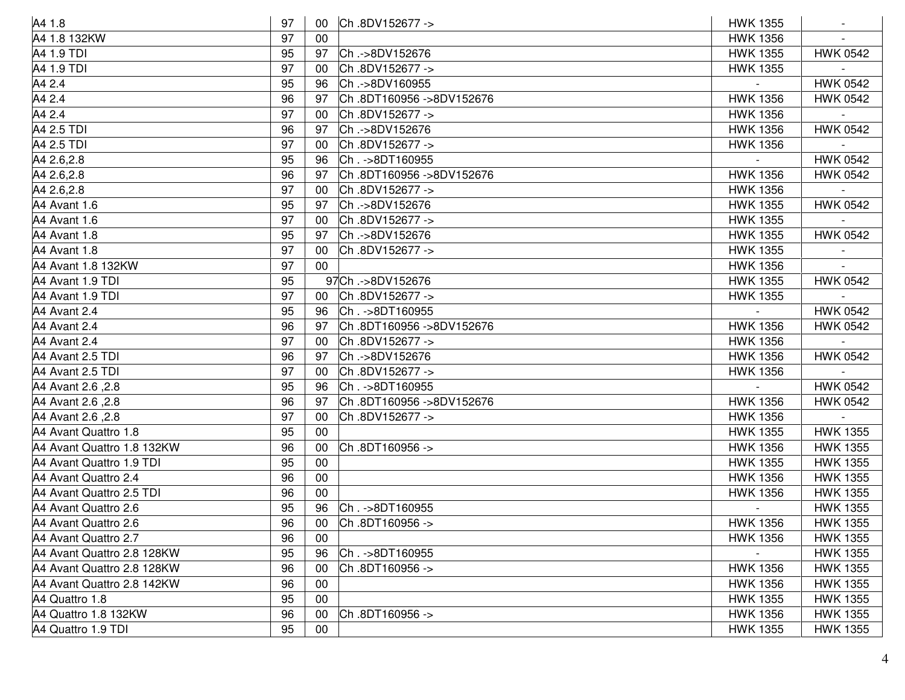| | | | | | |
|---|---|---|---|---|---|
| A4 1.8 | 97 | 00 | Ch .8DV152677 -> | HWK 1355 | - |
| A4 1.8 132KW | 97 | 00 | | HWK 1356 | - |
| A4 1.9 TDI | 95 | 97 | Ch .->8DV152676 | HWK 1355 | HWK 0542 |
| A4 1.9 TDI | 97 | 00 | Ch .8DV152677 -> | HWK 1355 | - |
| A4 2.4 | 95 | 96 | Ch .->8DV160955 | - | HWK 0542 |
| A4 2.4 | 96 | 97 | Ch .8DT160956 ->8DV152676 | HWK 1356 | HWK 0542 |
| A4 2.4 | 97 | 00 | Ch .8DV152677 -> | HWK 1356 | - |
| A4 2.5 TDI | 96 | 97 | Ch .->8DV152676 | HWK 1356 | HWK 0542 |
| A4 2.5 TDI | 97 | 00 | Ch .8DV152677 -> | HWK 1356 | - |
| A4 2.6,2.8 | 95 | 96 | Ch . ->8DT160955 | - | HWK 0542 |
| A4 2.6,2.8 | 96 | 97 | Ch .8DT160956 ->8DV152676 | HWK 1356 | HWK 0542 |
| A4 2.6,2.8 | 97 | 00 | Ch .8DV152677 -> | HWK 1356 | - |
| A4 Avant 1.6 | 95 | 97 | Ch .->8DV152676 | HWK 1355 | HWK 0542 |
| A4 Avant 1.6 | 97 | 00 | Ch .8DV152677 -> | HWK 1355 | - |
| A4 Avant 1.8 | 95 | 97 | Ch .->8DV152676 | HWK 1355 | HWK 0542 |
| A4 Avant 1.8 | 97 | 00 | Ch .8DV152677 -> | HWK 1355 | - |
| A4 Avant 1.8 132KW | 97 | 00 | | HWK 1356 | - |
| A4 Avant 1.9 TDI | 95 | 97 | Ch .->8DV152676 | HWK 1355 | HWK 0542 |
| A4 Avant 1.9 TDI | 97 | 00 | Ch .8DV152677 -> | HWK 1355 | - |
| A4 Avant 2.4 | 95 | 96 | Ch . ->8DT160955 | - | HWK 0542 |
| A4 Avant 2.4 | 96 | 97 | Ch .8DT160956 ->8DV152676 | HWK 1356 | HWK 0542 |
| A4 Avant 2.4 | 97 | 00 | Ch .8DV152677 -> | HWK 1356 | - |
| A4 Avant 2.5 TDI | 96 | 97 | Ch .->8DV152676 | HWK 1356 | HWK 0542 |
| A4 Avant 2.5 TDI | 97 | 00 | Ch .8DV152677 -> | HWK 1356 | - |
| A4 Avant 2.6 ,2.8 | 95 | 96 | Ch . ->8DT160955 | - | HWK 0542 |
| A4 Avant 2.6 ,2.8 | 96 | 97 | Ch .8DT160956 ->8DV152676 | HWK 1356 | HWK 0542 |
| A4 Avant 2.6 ,2.8 | 97 | 00 | Ch .8DV152677 -> | HWK 1356 | - |
| A4 Avant Quattro 1.8 | 95 | 00 | | HWK 1355 | HWK 1355 |
| A4 Avant Quattro 1.8 132KW | 96 | 00 | Ch .8DT160956 -> | HWK 1356 | HWK 1355 |
| A4 Avant Quattro 1.9 TDI | 95 | 00 | | HWK 1355 | HWK 1355 |
| A4 Avant Quattro 2.4 | 96 | 00 | | HWK 1356 | HWK 1355 |
| A4 Avant Quattro 2.5 TDI | 96 | 00 | | HWK 1356 | HWK 1355 |
| A4 Avant Quattro 2.6 | 95 | 96 | Ch . ->8DT160955 | - | HWK 1355 |
| A4 Avant Quattro 2.6 | 96 | 00 | Ch .8DT160956 -> | HWK 1356 | HWK 1355 |
| A4 Avant Quattro 2.7 | 96 | 00 | | HWK 1356 | HWK 1355 |
| A4 Avant Quattro 2.8 128KW | 95 | 96 | Ch . ->8DT160955 | - | HWK 1355 |
| A4 Avant Quattro 2.8 128KW | 96 | 00 | Ch .8DT160956 -> | HWK 1356 | HWK 1355 |
| A4 Avant Quattro 2.8 142KW | 96 | 00 | | HWK 1356 | HWK 1355 |
| A4 Quattro 1.8 | 95 | 00 | | HWK 1355 | HWK 1355 |
| A4 Quattro 1.8 132KW | 96 | 00 | Ch .8DT160956 -> | HWK 1356 | HWK 1355 |
| A4 Quattro 1.9 TDI | 95 | 00 | | HWK 1355 | HWK 1355 |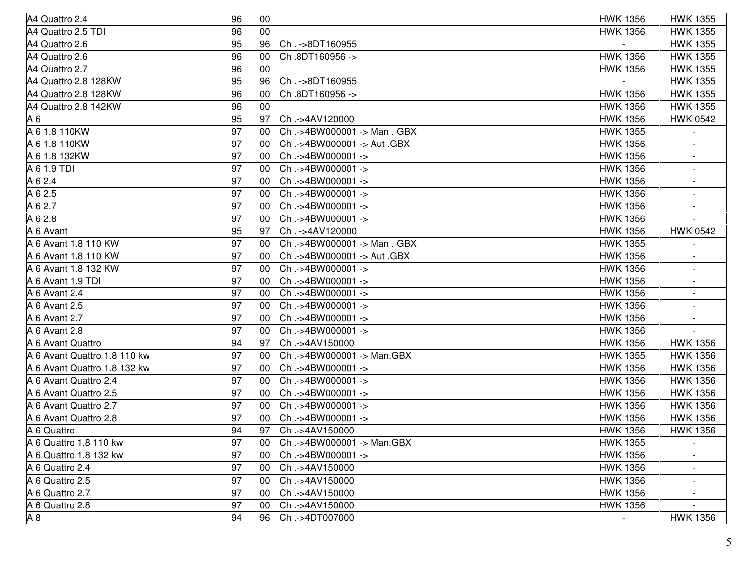| A4 Quattro 2.4 | 96 | 00 | | HWK 1356 | HWK 1355 |
|---|---|---|---|---|---|
| A4 Quattro 2.5 TDI | 96 | 00 | | HWK 1356 | HWK 1355 |
| A4 Quattro 2.6 | 95 | 96 | Ch . ->8DT160955 | - | HWK 1355 |
| A4 Quattro 2.6 | 96 | 00 | Ch .8DT160956 -> | HWK 1356 | HWK 1355 |
| A4 Quattro 2.7 | 96 | 00 | | HWK 1356 | HWK 1355 |
| A4 Quattro 2.8 128KW | 95 | 96 | Ch . ->8DT160955 | - | HWK 1355 |
| A4 Quattro 2.8 128KW | 96 | 00 | Ch .8DT160956 -> | HWK 1356 | HWK 1355 |
| A4 Quattro 2.8 142KW | 96 | 00 | | HWK 1356 | HWK 1355 |
| A 6 | 95 | 97 | Ch .->4AV120000 | HWK 1356 | HWK 0542 |
| A 6 1.8 110KW | 97 | 00 | Ch .->4BW000001 -> Man . GBX | HWK 1355 | - |
| A 6 1.8 110KW | 97 | 00 | Ch .->4BW000001 -> Aut .GBX | HWK 1356 | - |
| A 6 1.8 132KW | 97 | 00 | Ch .->4BW000001 -> | HWK 1356 | - |
| A 6 1.9 TDI | 97 | 00 | Ch .->4BW000001 -> | HWK 1356 | - |
| A 6 2.4 | 97 | 00 | Ch .->4BW000001 -> | HWK 1356 | - |
| A 6 2.5 | 97 | 00 | Ch .->4BW000001 -> | HWK 1356 | - |
| A 6 2.7 | 97 | 00 | Ch .->4BW000001 -> | HWK 1356 | - |
| A 6 2.8 | 97 | 00 | Ch .->4BW000001 -> | HWK 1356 | - |
| A 6 Avant | 95 | 97 | Ch . ->4AV120000 | HWK 1356 | HWK 0542 |
| A 6 Avant 1.8 110 KW | 97 | 00 | Ch .->4BW000001 -> Man . GBX | HWK 1355 | - |
| A 6 Avant 1.8 110 KW | 97 | 00 | Ch .->4BW000001 -> Aut .GBX | HWK 1356 | - |
| A 6 Avant 1.8 132 KW | 97 | 00 | Ch .->4BW000001 -> | HWK 1356 | - |
| A 6 Avant 1.9 TDI | 97 | 00 | Ch .->4BW000001 -> | HWK 1356 | - |
| A 6 Avant 2.4 | 97 | 00 | Ch .->4BW000001 -> | HWK 1356 | - |
| A 6 Avant 2.5 | 97 | 00 | Ch .->4BW000001 -> | HWK 1356 | - |
| A 6 Avant 2.7 | 97 | 00 | Ch .->4BW000001 -> | HWK 1356 | - |
| A 6 Avant 2.8 | 97 | 00 | Ch .->4BW000001 -> | HWK 1356 | - |
| A 6 Avant Quattro | 94 | 97 | Ch .->4AV150000 | HWK 1356 | HWK 1356 |
| A 6 Avant Quattro 1.8 110 kw | 97 | 00 | Ch .->4BW000001 -> Man.GBX | HWK 1355 | HWK 1356 |
| A 6 Avant Quattro 1.8 132 kw | 97 | 00 | Ch .->4BW000001 -> | HWK 1356 | HWK 1356 |
| A 6 Avant Quattro 2.4 | 97 | 00 | Ch .->4BW000001 -> | HWK 1356 | HWK 1356 |
| A 6 Avant Quattro 2.5 | 97 | 00 | Ch .->4BW000001 -> | HWK 1356 | HWK 1356 |
| A 6 Avant Quattro 2.7 | 97 | 00 | Ch .->4BW000001 -> | HWK 1356 | HWK 1356 |
| A 6 Avant Quattro 2.8 | 97 | 00 | Ch .->4BW000001 -> | HWK 1356 | HWK 1356 |
| A 6 Quattro | 94 | 97 | Ch .->4AV150000 | HWK 1356 | HWK 1356 |
| A 6 Quattro 1.8 110 kw | 97 | 00 | Ch .->4BW000001 -> Man.GBX | HWK 1355 | - |
| A 6 Quattro 1.8 132 kw | 97 | 00 | Ch .->4BW000001 -> | HWK 1356 | - |
| A 6 Quattro 2.4 | 97 | 00 | Ch .->4AV150000 | HWK 1356 | - |
| A 6 Quattro 2.5 | 97 | 00 | Ch .->4AV150000 | HWK 1356 | - |
| A 6 Quattro 2.7 | 97 | 00 | Ch .->4AV150000 | HWK 1356 | - |
| A 6 Quattro 2.8 | 97 | 00 | Ch .->4AV150000 | HWK 1356 | - |
| A 8 | 94 | 96 | Ch .->4DT007000 | - | HWK 1356 |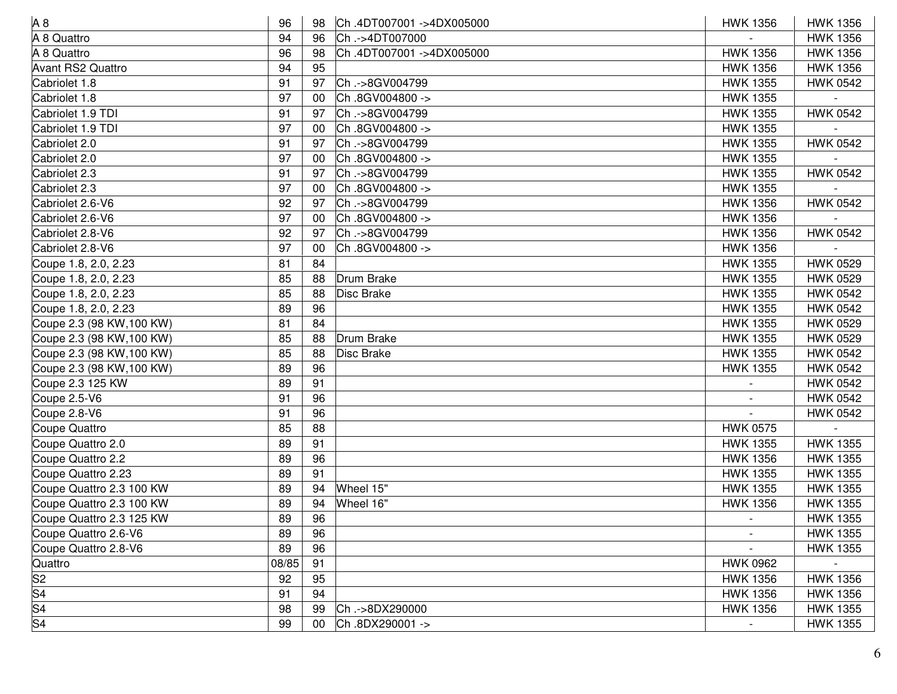| A 8 | 96 | 98 | Ch .4DT007001 ->4DX005000 | HWK 1356 | HWK 1356 |
|---|---|---|---|---|---|
| A 8 Quattro | 94 | 96 | Ch .->4DT007000 | - | HWK 1356 |
| A 8 Quattro | 96 | 98 | Ch .4DT007001 ->4DX005000 | HWK 1356 | HWK 1356 |
| Avant RS2 Quattro | 94 | 95 | | HWK 1356 | HWK 1356 |
| Cabriolet 1.8 | 91 | 97 | Ch .->8GV004799 | HWK 1355 | HWK 0542 |
| Cabriolet 1.8 | 97 | 00 | Ch .8GV004800 -> | HWK 1355 | - |
| Cabriolet 1.9 TDI | 91 | 97 | Ch .->8GV004799 | HWK 1355 | HWK 0542 |
| Cabriolet 1.9 TDI | 97 | 00 | Ch .8GV004800 -> | HWK 1355 | - |
| Cabriolet 2.0 | 91 | 97 | Ch .->8GV004799 | HWK 1355 | HWK 0542 |
| Cabriolet 2.0 | 97 | 00 | Ch .8GV004800 -> | HWK 1355 | - |
| Cabriolet 2.3 | 91 | 97 | Ch .->8GV004799 | HWK 1355 | HWK 0542 |
| Cabriolet 2.3 | 97 | 00 | Ch .8GV004800 -> | HWK 1355 | - |
| Cabriolet 2.6-V6 | 92 | 97 | Ch .->8GV004799 | HWK 1356 | HWK 0542 |
| Cabriolet 2.6-V6 | 97 | 00 | Ch .8GV004800 -> | HWK 1356 | - |
| Cabriolet 2.8-V6 | 92 | 97 | Ch .->8GV004799 | HWK 1356 | HWK 0542 |
| Cabriolet 2.8-V6 | 97 | 00 | Ch .8GV004800 -> | HWK 1356 | - |
| Coupe 1.8, 2.0, 2.23 | 81 | 84 | | HWK 1355 | HWK 0529 |
| Coupe 1.8, 2.0, 2.23 | 85 | 88 | Drum Brake | HWK 1355 | HWK 0529 |
| Coupe 1.8, 2.0, 2.23 | 85 | 88 | Disc Brake | HWK 1355 | HWK 0542 |
| Coupe 1.8, 2.0, 2.23 | 89 | 96 | | HWK 1355 | HWK 0542 |
| Coupe 2.3 (98 KW,100 KW) | 81 | 84 | | HWK 1355 | HWK 0529 |
| Coupe 2.3 (98 KW,100 KW) | 85 | 88 | Drum Brake | HWK 1355 | HWK 0529 |
| Coupe 2.3 (98 KW,100 KW) | 85 | 88 | Disc Brake | HWK 1355 | HWK 0542 |
| Coupe 2.3 (98 KW,100 KW) | 89 | 96 | | HWK 1355 | HWK 0542 |
| Coupe 2.3 125 KW | 89 | 91 | | - | HWK 0542 |
| Coupe 2.5-V6 | 91 | 96 | | - | HWK 0542 |
| Coupe 2.8-V6 | 91 | 96 | | - | HWK 0542 |
| Coupe Quattro | 85 | 88 | | HWK 0575 | - |
| Coupe Quattro 2.0 | 89 | 91 | | HWK 1355 | HWK 1355 |
| Coupe Quattro 2.2 | 89 | 96 | | HWK 1356 | HWK 1355 |
| Coupe Quattro 2.23 | 89 | 91 | | HWK 1355 | HWK 1355 |
| Coupe Quattro 2.3 100 KW | 89 | 94 | Wheel 15" | HWK 1355 | HWK 1355 |
| Coupe Quattro 2.3 100 KW | 89 | 94 | Wheel 16" | HWK 1356 | HWK 1355 |
| Coupe Quattro 2.3 125 KW | 89 | 96 | | - | HWK 1355 |
| Coupe Quattro 2.6-V6 | 89 | 96 | | - | HWK 1355 |
| Coupe Quattro 2.8-V6 | 89 | 96 | | - | HWK 1355 |
| Quattro | 08/85 | 91 | | HWK 0962 | - |
| S2 | 92 | 95 | | HWK 1356 | HWK 1356 |
| S4 | 91 | 94 | | HWK 1356 | HWK 1356 |
| S4 | 98 | 99 | Ch .->8DX290000 | HWK 1356 | HWK 1355 |
| S4 | 99 | 00 | Ch .8DX290001 -> | - | HWK 1355 |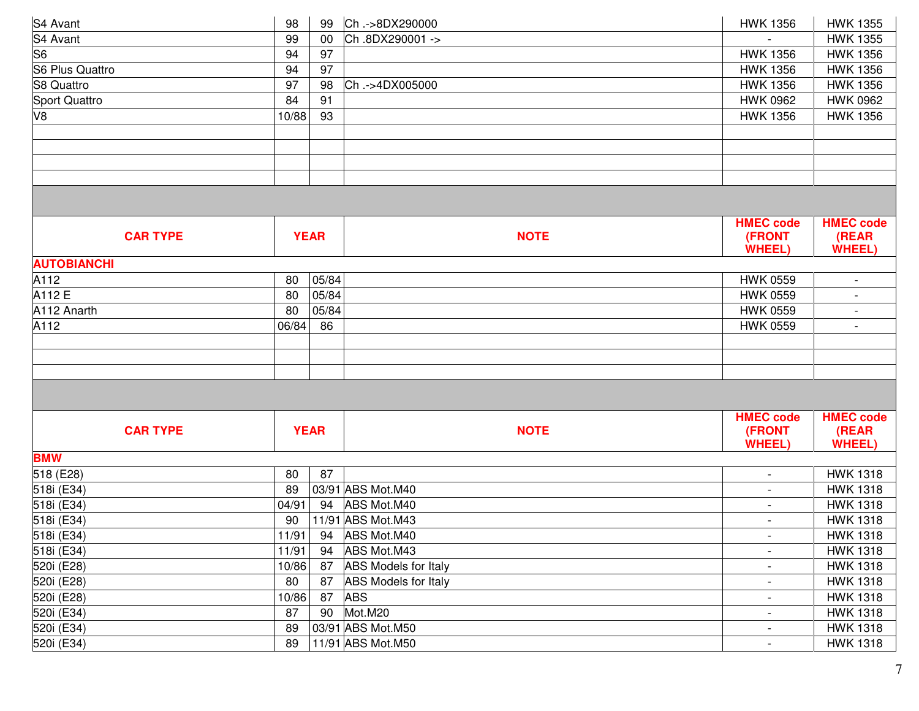| | | | | | |
|---|---|---|---|---|---|
| S4 Avant | 98 | 99 | Ch .->8DX290000 | HWK 1356 | HWK 1355 |
| S4 Avant | 99 | 00 | Ch .8DX290001 -> | - | HWK 1355 |
| S6 | 94 | 97 | | HWK 1356 | HWK 1356 |
| S6 Plus Quattro | 94 | 97 | | HWK 1356 | HWK 1356 |
| S8 Quattro | 97 | 98 | Ch .->4DX005000 | HWK 1356 | HWK 1356 |
| Sport Quattro | 84 | 91 | | HWK 0962 | HWK 0962 |
| V8 | 10/88 | 93 | | HWK 1356 | HWK 1356 |

| CAR TYPE | YEAR | | NOTE | HMEC code (FRONT WHEEL) | HMEC code (REAR WHEEL) |
|---|---|---|---|---|---|
| **AUTOBIANCHI** | | | | | |
| A112 | 80 | 05/84 | | HWK 0559 | - |
| A112 E | 80 | 05/84 | | HWK 0559 | - |
| A112 Anarth | 80 | 05/84 | | HWK 0559 | - |
| A112 | 06/84 | 86 | | HWK 0559 | - |

| CAR TYPE | YEAR | | NOTE | HMEC code (FRONT WHEEL) | HMEC code (REAR WHEEL) |
|---|---|---|---|---|---|
| **BMW** | | | | | |
| 518 (E28) | 80 | 87 | | - | HWK 1318 |
| 518i (E34) | 89 | 03/91 | ABS Mot.M40 | - | HWK 1318 |
| 518i (E34) | 04/91 | 94 | ABS Mot.M40 | - | HWK 1318 |
| 518i (E34) | 90 | 11/91 | ABS Mot.M43 | - | HWK 1318 |
| 518i (E34) | 11/91 | 94 | ABS Mot.M40 | - | HWK 1318 |
| 518i (E34) | 11/91 | 94 | ABS Mot.M43 | - | HWK 1318 |
| 520i (E28) | 10/86 | 87 | ABS Models for Italy | - | HWK 1318 |
| 520i (E28) | 80 | 87 | ABS Models for Italy | - | HWK 1318 |
| 520i (E28) | 10/86 | 87 | ABS | - | HWK 1318 |
| 520i (E34) | 87 | 90 | Mot.M20 | - | HWK 1318 |
| 520i (E34) | 89 | 03/91 | ABS Mot.M50 | - | HWK 1318 |
| 520i (E34) | 89 | 11/91 | ABS Mot.M50 | - | HWK 1318 |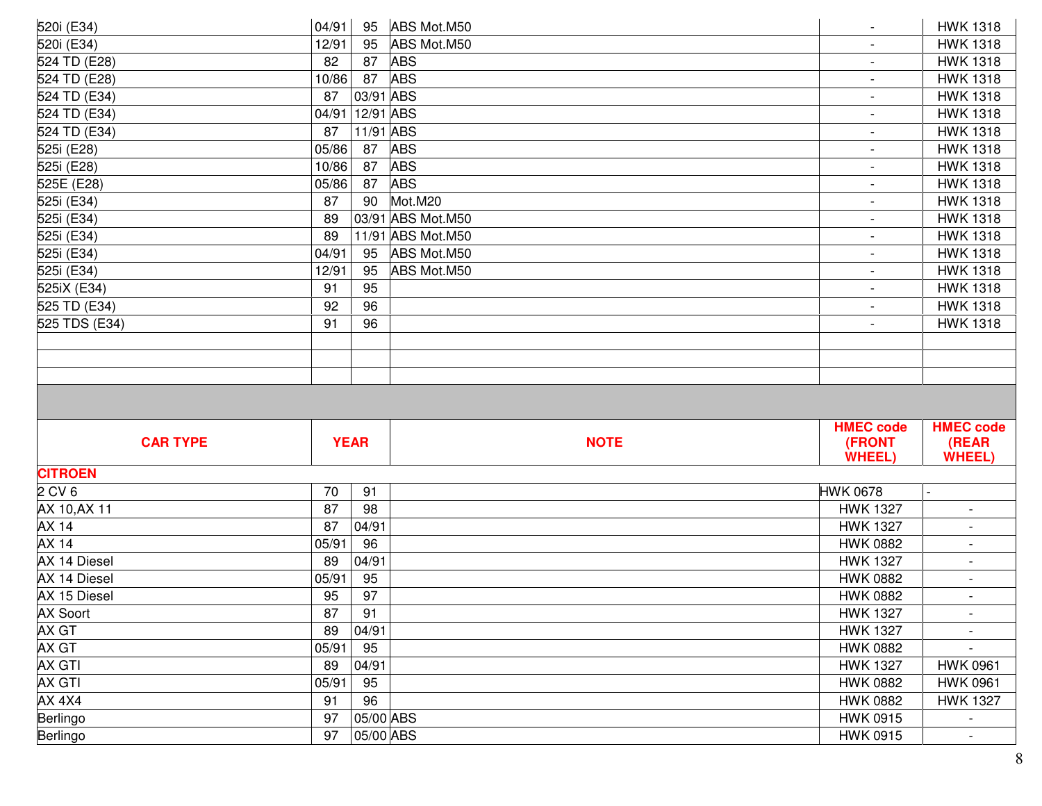| | | | | | |
|---|---|---|---|---|---|
| 520i (E34) | 04/91 | 95 | ABS Mot.M50 | - | HWK 1318 |
| 520i (E34) | 12/91 | 95 | ABS Mot.M50 | - | HWK 1318 |
| 524 TD (E28) | 82 | 87 | ABS | - | HWK 1318 |
| 524 TD (E28) | 10/86 | 87 | ABS | - | HWK 1318 |
| 524 TD (E34) | 87 | 03/91 | ABS | - | HWK 1318 |
| 524 TD (E34) | 04/91 | 12/91 | ABS | - | HWK 1318 |
| 524 TD (E34) | 87 | 11/91 | ABS | - | HWK 1318 |
| 525i (E28) | 05/86 | 87 | ABS | - | HWK 1318 |
| 525i (E28) | 10/86 | 87 | ABS | - | HWK 1318 |
| 525E (E28) | 05/86 | 87 | ABS | - | HWK 1318 |
| 525i (E34) | 87 | 90 | Mot.M20 | - | HWK 1318 |
| 525i (E34) | 89 | 03/91 | ABS Mot.M50 | - | HWK 1318 |
| 525i (E34) | 89 | 11/91 | ABS Mot.M50 | - | HWK 1318 |
| 525i (E34) | 04/91 | 95 | ABS Mot.M50 | - | HWK 1318 |
| 525i (E34) | 12/91 | 95 | ABS Mot.M50 | - | HWK 1318 |
| 525iX (E34) | 91 | 95 | | - | HWK 1318 |
| 525 TD (E34) | 92 | 96 | | - | HWK 1318 |
| 525 TDS (E34) | 91 | 96 | | - | HWK 1318 |

| CAR TYPE | YEAR | | NOTE | HMEC code (FRONT WHEEL) | HMEC code (REAR WHEEL) |
|---|---|---|---|---|---|
| **CITROEN** | | | | | |
| 2 CV 6 | 70 | 91 | | HWK 0678 | - |
| AX 10,AX 11 | 87 | 98 | | HWK 1327 | - |
| AX 14 | 87 | 04/91 | | HWK 1327 | - |
| AX 14 | 05/91 | 96 | | HWK 0882 | - |
| AX 14 Diesel | 89 | 04/91 | | HWK 1327 | - |
| AX 14 Diesel | 05/91 | 95 | | HWK 0882 | - |
| AX 15 Diesel | 95 | 97 | | HWK 0882 | - |
| AX Soort | 87 | 91 | | HWK 1327 | - |
| AX GT | 89 | 04/91 | | HWK 1327 | - |
| AX GT | 05/91 | 95 | | HWK 0882 | - |
| AX GTI | 89 | 04/91 | | HWK 1327 | HWK 0961 |
| AX GTI | 05/91 | 95 | | HWK 0882 | HWK 0961 |
| AX 4X4 | 91 | 96 | | HWK 0882 | HWK 1327 |
| Berlingo | 97 | 05/00 | ABS | HWK 0915 | - |
| Berlingo | 97 | 05/00 | ABS | HWK 0915 | - |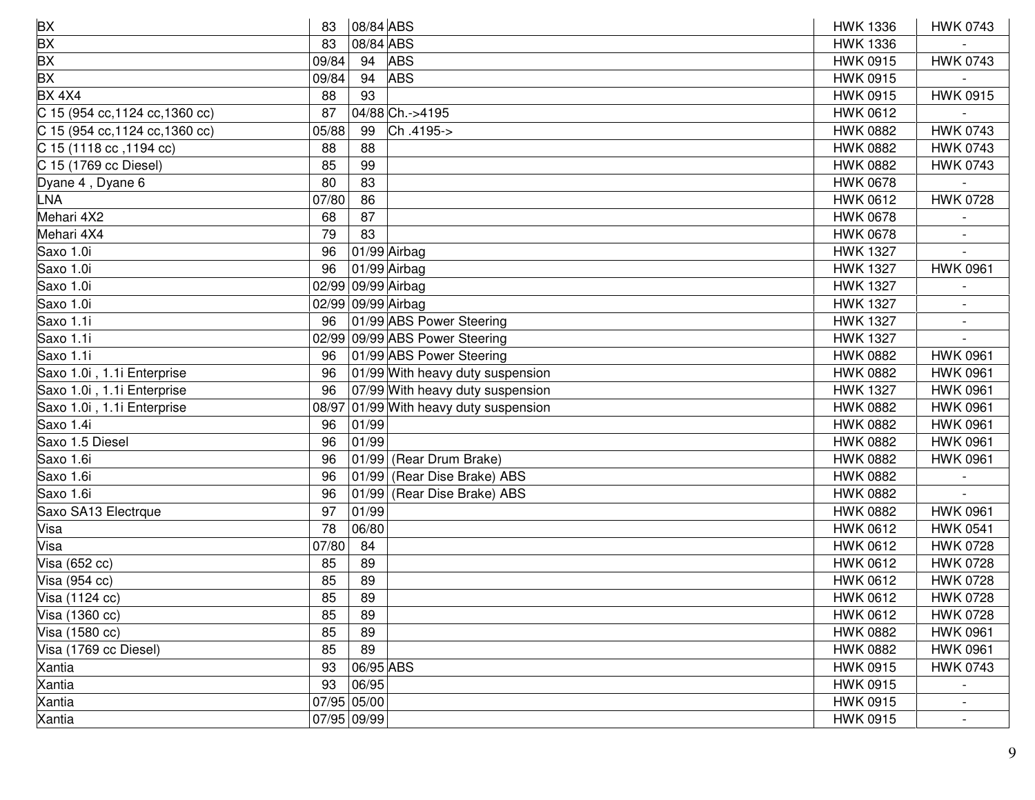| | | | | | |
|---|---|---|---|---|---|
| BX | 83 | 08/84 | ABS | HWK 1336 | HWK 0743 |
| BX | 83 | 08/84 | ABS | HWK 1336 | - |
| BX | 09/84 | 94 | ABS | HWK 0915 | HWK 0743 |
| BX | 09/84 | 94 | ABS | HWK 0915 | - |
| BX 4X4 | 88 | 93 | | HWK 0915 | HWK 0915 |
| C 15 (954 cc,1124 cc,1360 cc) | 87 | 04/88 | Ch.->4195 | HWK 0612 | - |
| C 15 (954 cc,1124 cc,1360 cc) | 05/88 | 99 | Ch .4195-> | HWK 0882 | HWK 0743 |
| C 15 (1118 cc ,1194 cc) | 88 | 88 | | HWK 0882 | HWK 0743 |
| C 15 (1769 cc Diesel) | 85 | 99 | | HWK 0882 | HWK 0743 |
| Dyane 4 , Dyane 6 | 80 | 83 | | HWK 0678 | - |
| LNA | 07/80 | 86 | | HWK 0612 | HWK 0728 |
| Mehari 4X2 | 68 | 87 | | HWK 0678 | - |
| Mehari 4X4 | 79 | 83 | | HWK 0678 | - |
| Saxo 1.0i | 96 | 01/99 | Airbag | HWK 1327 | - |
| Saxo 1.0i | 96 | 01/99 | Airbag | HWK 1327 | HWK 0961 |
| Saxo 1.0i | 02/99 | 09/99 | Airbag | HWK 1327 | - |
| Saxo 1.0i | 02/99 | 09/99 | Airbag | HWK 1327 | - |
| Saxo 1.1i | 96 | 01/99 | ABS Power Steering | HWK 1327 | - |
| Saxo 1.1i | 02/99 | 09/99 | ABS Power Steering | HWK 1327 | - |
| Saxo 1.1i | 96 | 01/99 | ABS Power Steering | HWK 0882 | HWK 0961 |
| Saxo 1.0i , 1.1i Enterprise | 96 | 01/99 | With heavy duty suspension | HWK 0882 | HWK 0961 |
| Saxo 1.0i , 1.1i Enterprise | 96 | 07/99 | With heavy duty suspension | HWK 1327 | HWK 0961 |
| Saxo 1.0i , 1.1i Enterprise | 08/97 | 01/99 | With heavy duty suspension | HWK 0882 | HWK 0961 |
| Saxo 1.4i | 96 | 01/99 | | HWK 0882 | HWK 0961 |
| Saxo 1.5 Diesel | 96 | 01/99 | | HWK 0882 | HWK 0961 |
| Saxo 1.6i | 96 | 01/99 | (Rear Drum Brake) | HWK 0882 | HWK 0961 |
| Saxo 1.6i | 96 | 01/99 | (Rear Dise Brake) ABS | HWK 0882 | - |
| Saxo 1.6i | 96 | 01/99 | (Rear Dise Brake) ABS | HWK 0882 | - |
| Saxo SA13 Electrque | 97 | 01/99 | | HWK 0882 | HWK 0961 |
| Visa | 78 | 06/80 | | HWK 0612 | HWK 0541 |
| Visa | 07/80 | 84 | | HWK 0612 | HWK 0728 |
| Visa (652 cc) | 85 | 89 | | HWK 0612 | HWK 0728 |
| Visa (954 cc) | 85 | 89 | | HWK 0612 | HWK 0728 |
| Visa (1124 cc) | 85 | 89 | | HWK 0612 | HWK 0728 |
| Visa (1360 cc) | 85 | 89 | | HWK 0612 | HWK 0728 |
| Visa (1580 cc) | 85 | 89 | | HWK 0882 | HWK 0961 |
| Visa (1769 cc Diesel) | 85 | 89 | | HWK 0882 | HWK 0961 |
| Xantia | 93 | 06/95 | ABS | HWK 0915 | HWK 0743 |
| Xantia | 93 | 06/95 | | HWK 0915 | - |
| Xantia | 07/95 | 05/00 | | HWK 0915 | - |
| Xantia | 07/95 | 09/99 | | HWK 0915 | - |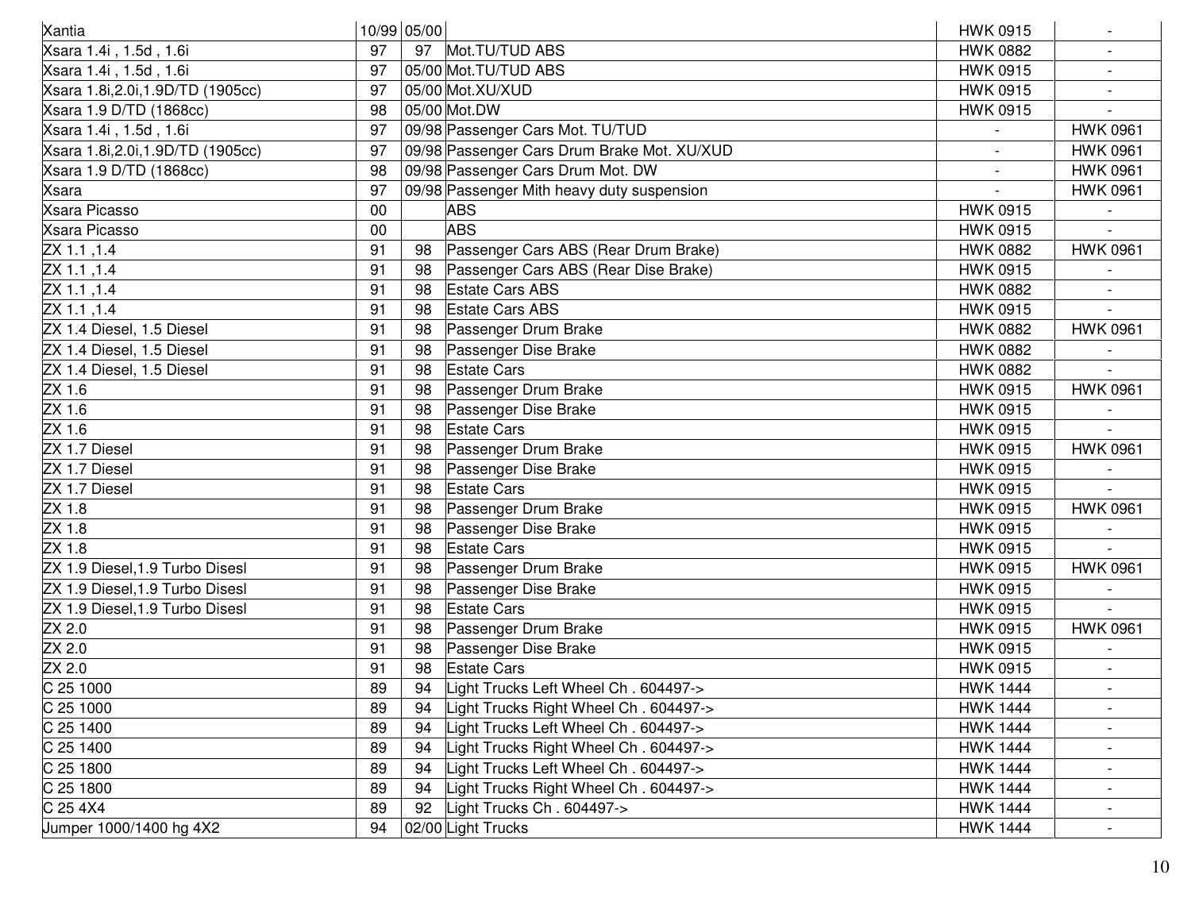| | | | | | |
|---|---|---|---|---|---|
| Xantia | 10/99 | 05/00 | | HWK 0915 | - |
| Xsara 1.4i , 1.5d , 1.6i | 97 | 97 | Mot.TU/TUD ABS | HWK 0882 | - |
| Xsara 1.4i , 1.5d , 1.6i | 97 | 05/00 | Mot.TU/TUD ABS | HWK 0915 | - |
| Xsara 1.8i,2.0i,1.9D/TD (1905cc) | 97 | 05/00 | Mot.XU/XUD | HWK 0915 | - |
| Xsara 1.9 D/TD (1868cc) | 98 | 05/00 | Mot.DW | HWK 0915 | - |
| Xsara 1.4i , 1.5d , 1.6i | 97 | 09/98 | Passenger Cars Mot. TU/TUD | - | HWK 0961 |
| Xsara 1.8i,2.0i,1.9D/TD (1905cc) | 97 | 09/98 | Passenger Cars Drum Brake Mot. XU/XUD | - | HWK 0961 |
| Xsara 1.9 D/TD (1868cc) | 98 | 09/98 | Passenger Cars Drum Mot. DW | - | HWK 0961 |
| Xsara | 97 | 09/98 | Passenger Mith heavy duty suspension | - | HWK 0961 |
| Xsara Picasso | 00 | | ABS | HWK 0915 | - |
| Xsara Picasso | 00 | | ABS | HWK 0915 | - |
| ZX 1.1 ,1.4 | 91 | 98 | Passenger Cars ABS (Rear Drum Brake) | HWK 0882 | HWK 0961 |
| ZX 1.1 ,1.4 | 91 | 98 | Passenger Cars ABS (Rear Dise Brake) | HWK 0915 | - |
| ZX 1.1 ,1.4 | 91 | 98 | Estate Cars ABS | HWK 0882 | - |
| ZX 1.1 ,1.4 | 91 | 98 | Estate Cars ABS | HWK 0915 | - |
| ZX 1.4 Diesel, 1.5 Diesel | 91 | 98 | Passenger Drum Brake | HWK 0882 | HWK 0961 |
| ZX 1.4 Diesel, 1.5 Diesel | 91 | 98 | Passenger Dise Brake | HWK 0882 | - |
| ZX 1.4 Diesel, 1.5 Diesel | 91 | 98 | Estate Cars | HWK 0882 | - |
| ZX 1.6 | 91 | 98 | Passenger Drum Brake | HWK 0915 | HWK 0961 |
| ZX 1.6 | 91 | 98 | Passenger Dise Brake | HWK 0915 | - |
| ZX 1.6 | 91 | 98 | Estate Cars | HWK 0915 | - |
| ZX 1.7 Diesel | 91 | 98 | Passenger Drum Brake | HWK 0915 | HWK 0961 |
| ZX 1.7 Diesel | 91 | 98 | Passenger Dise Brake | HWK 0915 | - |
| ZX 1.7 Diesel | 91 | 98 | Estate Cars | HWK 0915 | - |
| ZX 1.8 | 91 | 98 | Passenger Drum Brake | HWK 0915 | HWK 0961 |
| ZX 1.8 | 91 | 98 | Passenger Dise Brake | HWK 0915 | - |
| ZX 1.8 | 91 | 98 | Estate Cars | HWK 0915 | - |
| ZX 1.9 Diesel,1.9 Turbo Disesl | 91 | 98 | Passenger Drum Brake | HWK 0915 | HWK 0961 |
| ZX 1.9 Diesel,1.9 Turbo Disesl | 91 | 98 | Passenger Dise Brake | HWK 0915 | - |
| ZX 1.9 Diesel,1.9 Turbo Disesl | 91 | 98 | Estate Cars | HWK 0915 | - |
| ZX 2.0 | 91 | 98 | Passenger Drum Brake | HWK 0915 | HWK 0961 |
| ZX 2.0 | 91 | 98 | Passenger Dise Brake | HWK 0915 | - |
| ZX 2.0 | 91 | 98 | Estate Cars | HWK 0915 | - |
| C 25 1000 | 89 | 94 | Light Trucks Left Wheel Ch . 604497-> | HWK 1444 | - |
| C 25 1000 | 89 | 94 | Light Trucks Right Wheel Ch . 604497-> | HWK 1444 | - |
| C 25 1400 | 89 | 94 | Light Trucks Left Wheel Ch . 604497-> | HWK 1444 | - |
| C 25 1400 | 89 | 94 | Light Trucks Right Wheel Ch . 604497-> | HWK 1444 | - |
| C 25 1800 | 89 | 94 | Light Trucks Left Wheel Ch . 604497-> | HWK 1444 | - |
| C 25 1800 | 89 | 94 | Light Trucks Right Wheel Ch . 604497-> | HWK 1444 | - |
| C 25 4X4 | 89 | 92 | Light Trucks Ch . 604497-> | HWK 1444 | - |
| Jumper 1000/1400 hg 4X2 | 94 | 02/00 | Light Trucks | HWK 1444 | - |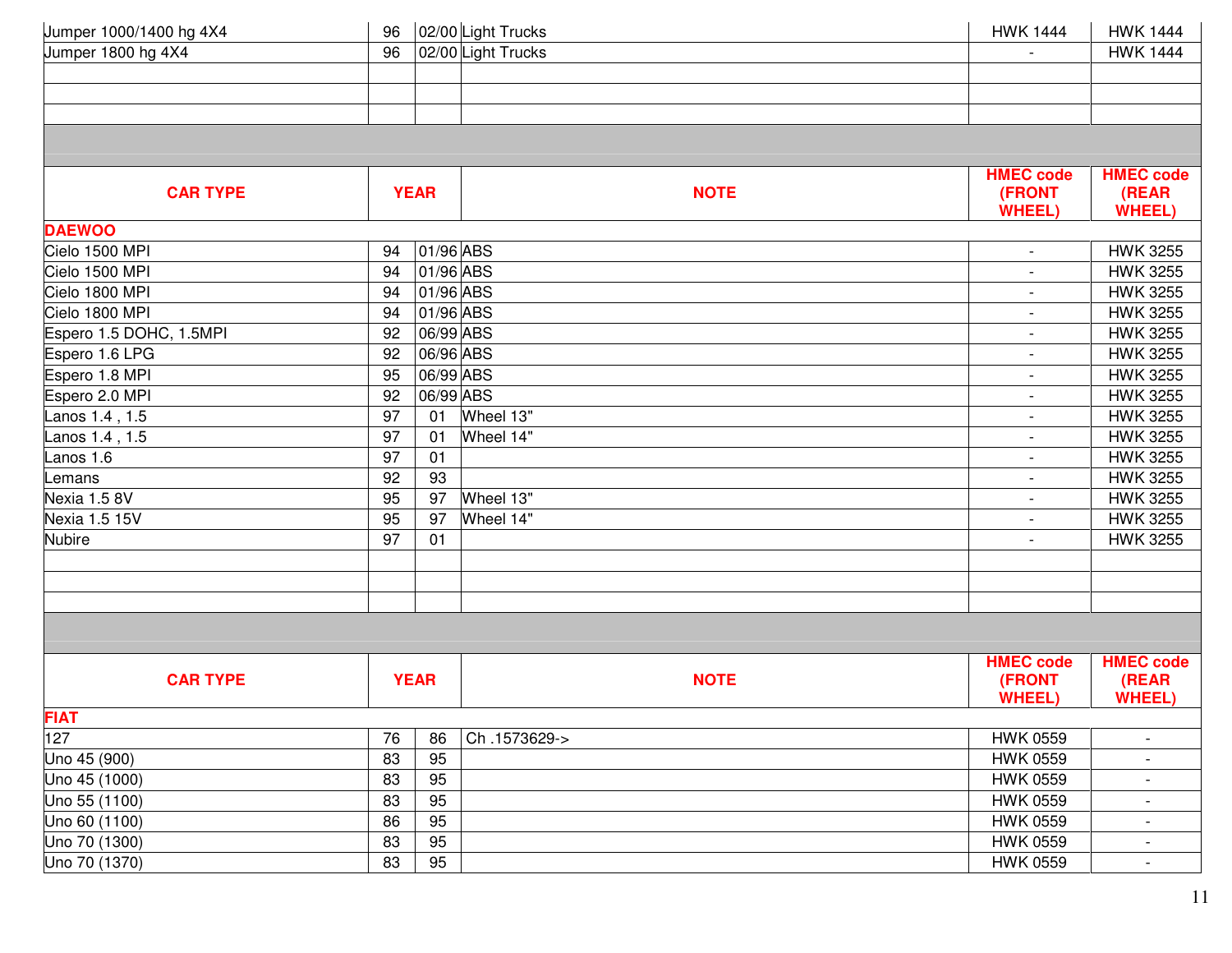| Jumper 1000/1400 hg 4X4 | 96 | 02/00 | Light Trucks | HWK 1444 | HWK 1444 |
|---|---|---|---|---|---|
| Jumper 1800 hg 4X4 | 96 | 02/00 | Light Trucks | - | HWK 1444 |

| CAR TYPE | YEAR | | NOTE | HMEC code (FRONT WHEEL) | HMEC code (REAR WHEEL) |
|---|---|---|---|---|---|
| **DAEWOO** | | | | | |
| Cielo 1500 MPI | 94 | 01/96 | ABS | - | HWK 3255 |
| Cielo 1500 MPI | 94 | 01/96 | ABS | - | HWK 3255 |
| Cielo 1800 MPI | 94 | 01/96 | ABS | - | HWK 3255 |
| Cielo 1800 MPI | 94 | 01/96 | ABS | - | HWK 3255 |
| Espero 1.5 DOHC, 1.5MPI | 92 | 06/99 | ABS | - | HWK 3255 |
| Espero 1.6 LPG | 92 | 06/96 | ABS | - | HWK 3255 |
| Espero 1.8 MPI | 95 | 06/99 | ABS | - | HWK 3255 |
| Espero 2.0 MPI | 92 | 06/99 | ABS | - | HWK 3255 |
| Lanos 1.4 , 1.5 | 97 | 01 | Wheel 13" | - | HWK 3255 |
| Lanos 1.4 , 1.5 | 97 | 01 | Wheel 14" | - | HWK 3255 |
| Lanos 1.6 | 97 | 01 | | - | HWK 3255 |
| Lemans | 92 | 93 | | - | HWK 3255 |
| Nexia 1.5 8V | 95 | 97 | Wheel 13" | - | HWK 3255 |
| Nexia 1.5 15V | 95 | 97 | Wheel 14" | - | HWK 3255 |
| Nubire | 97 | 01 | | - | HWK 3255 |

| CAR TYPE | YEAR | | NOTE | HMEC code (FRONT WHEEL) | HMEC code (REAR WHEEL) |
|---|---|---|---|---|---|
| **FIAT** | | | | | |
| 127 | 76 | 86 | Ch .1573629-> | HWK 0559 | - |
| Uno 45 (900) | 83 | 95 | | HWK 0559 | - |
| Uno 45 (1000) | 83 | 95 | | HWK 0559 | - |
| Uno 55 (1100) | 83 | 95 | | HWK 0559 | - |
| Uno 60 (1100) | 86 | 95 | | HWK 0559 | - |
| Uno 70 (1300) | 83 | 95 | | HWK 0559 | - |
| Uno 70 (1370) | 83 | 95 | | HWK 0559 | - |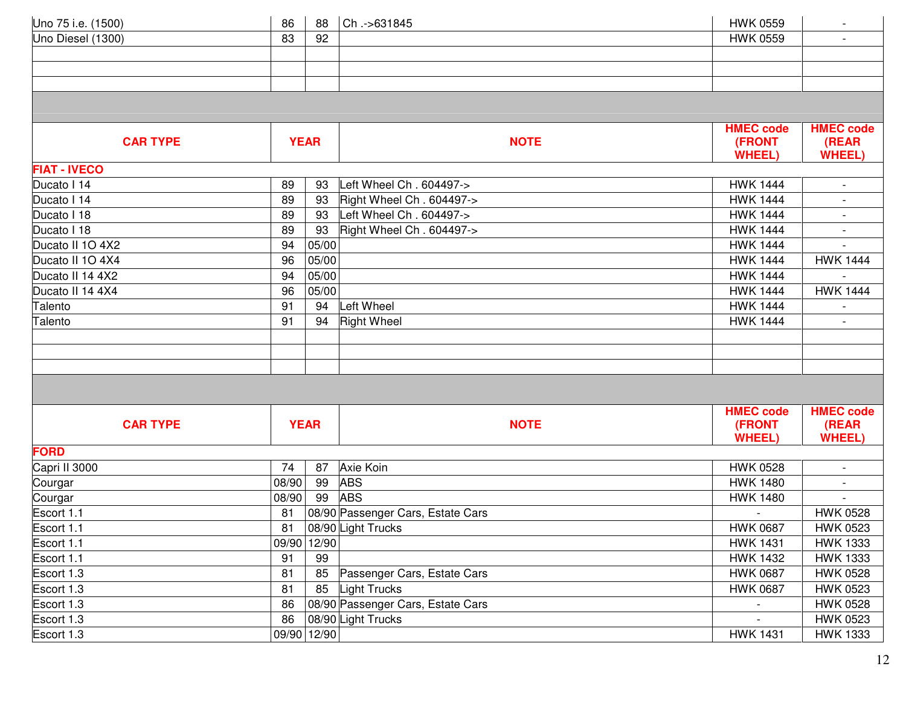| | | | | | |
|---|---|---|---|---|---|
| Uno 75 i.e. (1500) | 86 | 88 | Ch .->631845 | HWK 0559 | - |
| Uno Diesel (1300) | 83 | 92 | | HWK 0559 | - |

| CAR TYPE | YEAR | | NOTE | HMEC code (FRONT WHEEL) | HMEC code (REAR WHEEL) |
|---|---|---|---|---|---|
| **FIAT - IVECO** | | | | | |
| Ducato I 14 | 89 | 93 | Left Wheel Ch . 604497-> | HWK 1444 | - |
| Ducato I 14 | 89 | 93 | Right Wheel Ch . 604497-> | HWK 1444 | - |
| Ducato I 18 | 89 | 93 | Left Wheel Ch . 604497-> | HWK 1444 | - |
| Ducato I 18 | 89 | 93 | Right Wheel Ch . 604497-> | HWK 1444 | - |
| Ducato II 1O 4X2 | 94 | 05/00 | | HWK 1444 | - |
| Ducato II 1O 4X4 | 96 | 05/00 | | HWK 1444 | HWK 1444 |
| Ducato II 14 4X2 | 94 | 05/00 | | HWK 1444 | - |
| Ducato II 14 4X4 | 96 | 05/00 | | HWK 1444 | HWK 1444 |
| Talento | 91 | 94 | Left Wheel | HWK 1444 | - |
| Talento | 91 | 94 | Right Wheel | HWK 1444 | - |

| CAR TYPE | YEAR | | NOTE | HMEC code (FRONT WHEEL) | HMEC code (REAR WHEEL) |
|---|---|---|---|---|---|
| **FORD** | | | | | |
| Capri II 3000 | 74 | 87 | Axie Koin | HWK 0528 | - |
| Courgar | 08/90 | 99 | ABS | HWK 1480 | - |
| Courgar | 08/90 | 99 | ABS | HWK 1480 | - |
| Escort 1.1 | 81 | 08/90 | Passenger Cars, Estate Cars | - | HWK 0528 |
| Escort 1.1 | 81 | 08/90 | Light Trucks | HWK 0687 | HWK 0523 |
| Escort 1.1 | 09/90 | 12/90 | | HWK 1431 | HWK 1333 |
| Escort 1.1 | 91 | 99 | | HWK 1432 | HWK 1333 |
| Escort 1.3 | 81 | 85 | Passenger Cars, Estate Cars | HWK 0687 | HWK 0528 |
| Escort 1.3 | 81 | 85 | Light Trucks | HWK 0687 | HWK 0523 |
| Escort 1.3 | 86 | 08/90 | Passenger Cars, Estate Cars | - | HWK 0528 |
| Escort 1.3 | 86 | 08/90 | Light Trucks | - | HWK 0523 |
| Escort 1.3 | 09/90 | 12/90 | | HWK 1431 | HWK 1333 |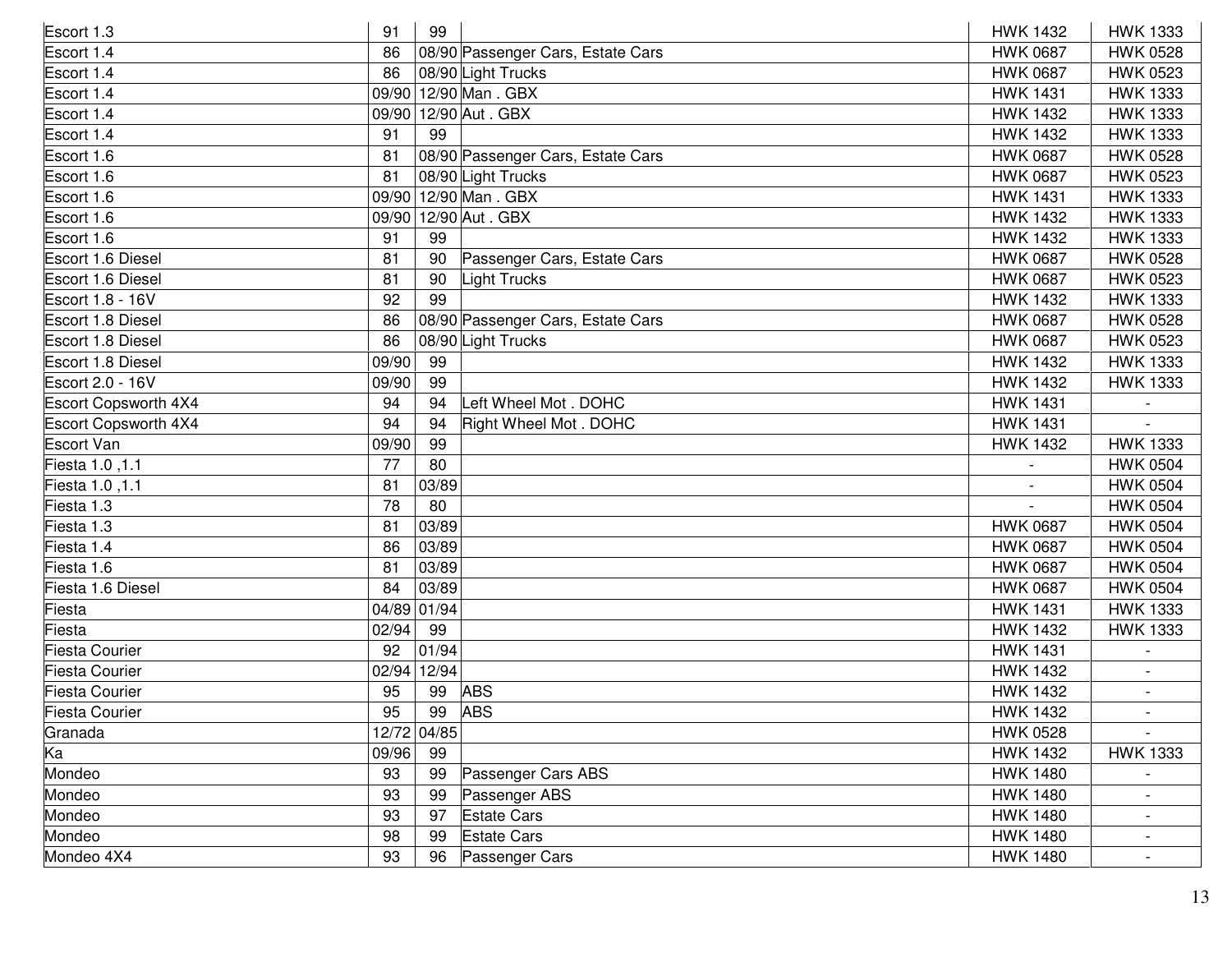| | | | | | |
|---|---|---|---|---|---|
| Escort 1.3 | 91 | 99 | | HWK 1432 | HWK 1333 |
| Escort 1.4 | 86 | 08/90 | Passenger Cars, Estate Cars | HWK 0687 | HWK 0528 |
| Escort 1.4 | 86 | 08/90 | Light Trucks | HWK 0687 | HWK 0523 |
| Escort 1.4 | 09/90 | 12/90 | Man . GBX | HWK 1431 | HWK 1333 |
| Escort 1.4 | 09/90 | 12/90 | Aut . GBX | HWK 1432 | HWK 1333 |
| Escort 1.4 | 91 | 99 | | HWK 1432 | HWK 1333 |
| Escort 1.6 | 81 | 08/90 | Passenger Cars, Estate Cars | HWK 0687 | HWK 0528 |
| Escort 1.6 | 81 | 08/90 | Light Trucks | HWK 0687 | HWK 0523 |
| Escort 1.6 | 09/90 | 12/90 | Man . GBX | HWK 1431 | HWK 1333 |
| Escort 1.6 | 09/90 | 12/90 | Aut . GBX | HWK 1432 | HWK 1333 |
| Escort 1.6 | 91 | 99 | | HWK 1432 | HWK 1333 |
| Escort 1.6 Diesel | 81 | 90 | Passenger Cars, Estate Cars | HWK 0687 | HWK 0528 |
| Escort 1.6 Diesel | 81 | 90 | Light Trucks | HWK 0687 | HWK 0523 |
| Escort 1.8 - 16V | 92 | 99 | | HWK 1432 | HWK 1333 |
| Escort 1.8 Diesel | 86 | 08/90 | Passenger Cars, Estate Cars | HWK 0687 | HWK 0528 |
| Escort 1.8 Diesel | 86 | 08/90 | Light Trucks | HWK 0687 | HWK 0523 |
| Escort 1.8 Diesel | 09/90 | 99 | | HWK 1432 | HWK 1333 |
| Escort 2.0 - 16V | 09/90 | 99 | | HWK 1432 | HWK 1333 |
| Escort Copsworth 4X4 | 94 | 94 | Left Wheel Mot . DOHC | HWK 1431 | - |
| Escort Copsworth 4X4 | 94 | 94 | Right Wheel Mot . DOHC | HWK 1431 | - |
| Escort Van | 09/90 | 99 | | HWK 1432 | HWK 1333 |
| Fiesta 1.0 ,1.1 | 77 | 80 | | - | HWK 0504 |
| Fiesta 1.0 ,1.1 | 81 | 03/89 | | - | HWK 0504 |
| Fiesta 1.3 | 78 | 80 | | - | HWK 0504 |
| Fiesta 1.3 | 81 | 03/89 | | HWK 0687 | HWK 0504 |
| Fiesta 1.4 | 86 | 03/89 | | HWK 0687 | HWK 0504 |
| Fiesta 1.6 | 81 | 03/89 | | HWK 0687 | HWK 0504 |
| Fiesta 1.6 Diesel | 84 | 03/89 | | HWK 0687 | HWK 0504 |
| Fiesta | 04/89 | 01/94 | | HWK 1431 | HWK 1333 |
| Fiesta | 02/94 | 99 | | HWK 1432 | HWK 1333 |
| Fiesta Courier | 92 | 01/94 | | HWK 1431 | - |
| Fiesta Courier | 02/94 | 12/94 | | HWK 1432 | - |
| Fiesta Courier | 95 | 99 | ABS | HWK 1432 | - |
| Fiesta Courier | 95 | 99 | ABS | HWK 1432 | - |
| Granada | 12/72 | 04/85 | | HWK 0528 | - |
| Ka | 09/96 | 99 | | HWK 1432 | HWK 1333 |
| Mondeo | 93 | 99 | Passenger Cars ABS | HWK 1480 | - |
| Mondeo | 93 | 99 | Passenger ABS | HWK 1480 | - |
| Mondeo | 93 | 97 | Estate Cars | HWK 1480 | - |
| Mondeo | 98 | 99 | Estate Cars | HWK 1480 | - |
| Mondeo 4X4 | 93 | 96 | Passenger Cars | HWK 1480 | - |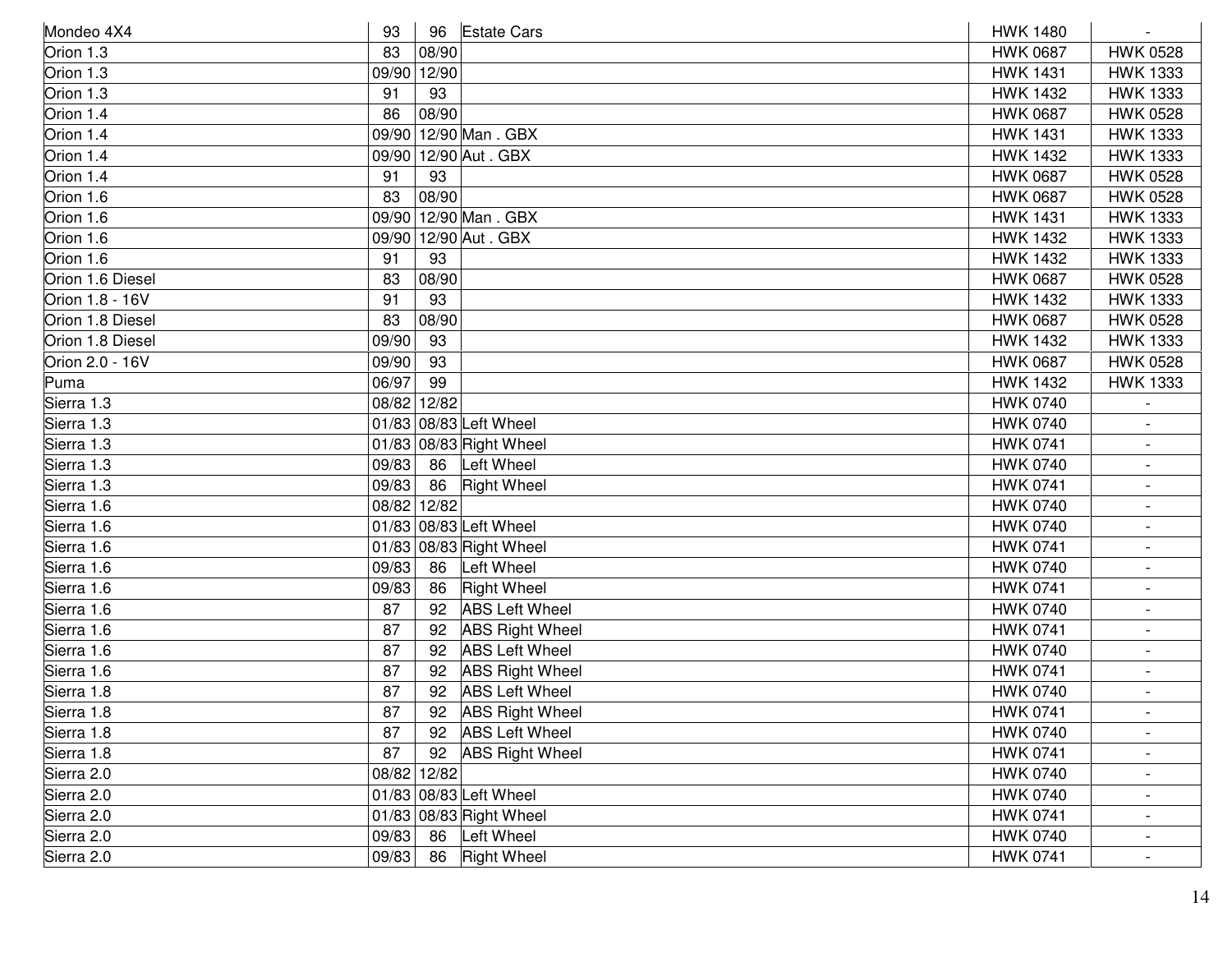| Mondeo 4X4 | 93 | 96 | Estate Cars | HWK 1480 | - |
|---|---|---|---|---|---|
| Orion 1.3 | 83 | 08/90 | | HWK 0687 | HWK 0528 |
| Orion 1.3 | 09/90 | 12/90 | | HWK 1431 | HWK 1333 |
| Orion 1.3 | 91 | 93 | | HWK 1432 | HWK 1333 |
| Orion 1.4 | 86 | 08/90 | | HWK 0687 | HWK 0528 |
| Orion 1.4 | 09/90 | 12/90 | Man . GBX | HWK 1431 | HWK 1333 |
| Orion 1.4 | 09/90 | 12/90 | Aut . GBX | HWK 1432 | HWK 1333 |
| Orion 1.4 | 91 | 93 | | HWK 0687 | HWK 0528 |
| Orion 1.6 | 83 | 08/90 | | HWK 0687 | HWK 0528 |
| Orion 1.6 | 09/90 | 12/90 | Man . GBX | HWK 1431 | HWK 1333 |
| Orion 1.6 | 09/90 | 12/90 | Aut . GBX | HWK 1432 | HWK 1333 |
| Orion 1.6 | 91 | 93 | | HWK 1432 | HWK 1333 |
| Orion 1.6 Diesel | 83 | 08/90 | | HWK 0687 | HWK 0528 |
| Orion 1.8 - 16V | 91 | 93 | | HWK 1432 | HWK 1333 |
| Orion 1.8 Diesel | 83 | 08/90 | | HWK 0687 | HWK 0528 |
| Orion 1.8 Diesel | 09/90 | 93 | | HWK 1432 | HWK 1333 |
| Orion 2.0 - 16V | 09/90 | 93 | | HWK 0687 | HWK 0528 |
| Puma | 06/97 | 99 | | HWK 1432 | HWK 1333 |
| Sierra 1.3 | 08/82 | 12/82 | | HWK 0740 | - |
| Sierra 1.3 | 01/83 | 08/83 | Left Wheel | HWK 0740 | - |
| Sierra 1.3 | 01/83 | 08/83 | Right Wheel | HWK 0741 | - |
| Sierra 1.3 | 09/83 | 86 | Left Wheel | HWK 0740 | - |
| Sierra 1.3 | 09/83 | 86 | Right Wheel | HWK 0741 | - |
| Sierra 1.6 | 08/82 | 12/82 | | HWK 0740 | - |
| Sierra 1.6 | 01/83 | 08/83 | Left Wheel | HWK 0740 | - |
| Sierra 1.6 | 01/83 | 08/83 | Right Wheel | HWK 0741 | - |
| Sierra 1.6 | 09/83 | 86 | Left Wheel | HWK 0740 | - |
| Sierra 1.6 | 09/83 | 86 | Right Wheel | HWK 0741 | - |
| Sierra 1.6 | 87 | 92 | ABS Left Wheel | HWK 0740 | - |
| Sierra 1.6 | 87 | 92 | ABS Right Wheel | HWK 0741 | - |
| Sierra 1.6 | 87 | 92 | ABS Left Wheel | HWK 0740 | - |
| Sierra 1.6 | 87 | 92 | ABS Right Wheel | HWK 0741 | - |
| Sierra 1.8 | 87 | 92 | ABS Left Wheel | HWK 0740 | - |
| Sierra 1.8 | 87 | 92 | ABS Right Wheel | HWK 0741 | - |
| Sierra 1.8 | 87 | 92 | ABS Left Wheel | HWK 0740 | - |
| Sierra 1.8 | 87 | 92 | ABS Right Wheel | HWK 0741 | - |
| Sierra 2.0 | 08/82 | 12/82 | | HWK 0740 | - |
| Sierra 2.0 | 01/83 | 08/83 | Left Wheel | HWK 0740 | - |
| Sierra 2.0 | 01/83 | 08/83 | Right Wheel | HWK 0741 | - |
| Sierra 2.0 | 09/83 | 86 | Left Wheel | HWK 0740 | - |
| Sierra 2.0 | 09/83 | 86 | Right Wheel | HWK 0741 | - |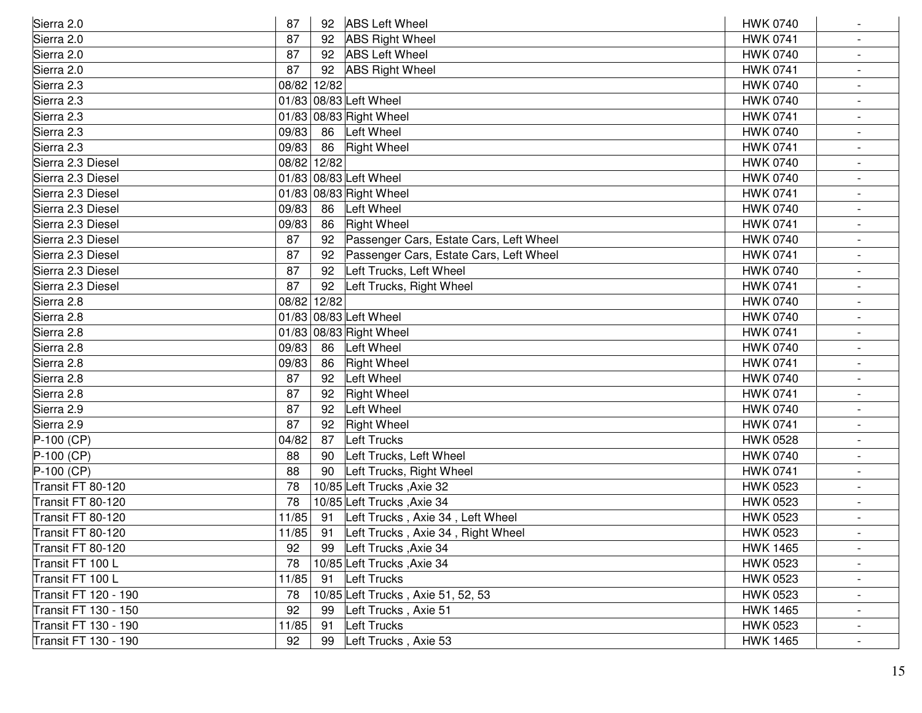| Sierra 2.0 | 87 | 92 | ABS Left Wheel | HWK 0740 | - |
|---|---|---|---|---|---|
| Sierra 2.0 | 87 | 92 | ABS Right Wheel | HWK 0741 | - |
| Sierra 2.0 | 87 | 92 | ABS Left Wheel | HWK 0740 | - |
| Sierra 2.0 | 87 | 92 | ABS Right Wheel | HWK 0741 | - |
| Sierra 2.3 | 08/82 | 12/82 | | HWK 0740 | - |
| Sierra 2.3 | 01/83 | 08/83 | Left Wheel | HWK 0740 | - |
| Sierra 2.3 | 01/83 | 08/83 | Right Wheel | HWK 0741 | - |
| Sierra 2.3 | 09/83 | 86 | Left Wheel | HWK 0740 | - |
| Sierra 2.3 | 09/83 | 86 | Right Wheel | HWK 0741 | - |
| Sierra 2.3 Diesel | 08/82 | 12/82 | | HWK 0740 | - |
| Sierra 2.3 Diesel | 01/83 | 08/83 | Left Wheel | HWK 0740 | - |
| Sierra 2.3 Diesel | 01/83 | 08/83 | Right Wheel | HWK 0741 | - |
| Sierra 2.3 Diesel | 09/83 | 86 | Left Wheel | HWK 0740 | - |
| Sierra 2.3 Diesel | 09/83 | 86 | Right Wheel | HWK 0741 | - |
| Sierra 2.3 Diesel | 87 | 92 | Passenger Cars, Estate Cars, Left Wheel | HWK 0740 | - |
| Sierra 2.3 Diesel | 87 | 92 | Passenger Cars, Estate Cars, Left Wheel | HWK 0741 | - |
| Sierra 2.3 Diesel | 87 | 92 | Left Trucks, Left Wheel | HWK 0740 | - |
| Sierra 2.3 Diesel | 87 | 92 | Left Trucks, Right Wheel | HWK 0741 | - |
| Sierra 2.8 | 08/82 | 12/82 | | HWK 0740 | - |
| Sierra 2.8 | 01/83 | 08/83 | Left Wheel | HWK 0740 | - |
| Sierra 2.8 | 01/83 | 08/83 | Right Wheel | HWK 0741 | - |
| Sierra 2.8 | 09/83 | 86 | Left Wheel | HWK 0740 | - |
| Sierra 2.8 | 09/83 | 86 | Right Wheel | HWK 0741 | - |
| Sierra 2.8 | 87 | 92 | Left Wheel | HWK 0740 | - |
| Sierra 2.8 | 87 | 92 | Right Wheel | HWK 0741 | - |
| Sierra 2.9 | 87 | 92 | Left Wheel | HWK 0740 | - |
| Sierra 2.9 | 87 | 92 | Right Wheel | HWK 0741 | - |
| P-100 (CP) | 04/82 | 87 | Left Trucks | HWK 0528 | - |
| P-100 (CP) | 88 | 90 | Left Trucks, Left Wheel | HWK 0740 | - |
| P-100 (CP) | 88 | 90 | Left Trucks, Right Wheel | HWK 0741 | - |
| Transit FT 80-120 | 78 | 10/85 | Left Trucks ,Axie 32 | HWK 0523 | - |
| Transit FT 80-120 | 78 | 10/85 | Left Trucks ,Axie 34 | HWK 0523 | - |
| Transit FT 80-120 | 11/85 | 91 | Left Trucks , Axie 34 , Left Wheel | HWK 0523 | - |
| Transit FT 80-120 | 11/85 | 91 | Left Trucks , Axie 34 , Right Wheel | HWK 0523 | - |
| Transit FT 80-120 | 92 | 99 | Left Trucks ,Axie 34 | HWK 1465 | - |
| Transit FT 100 L | 78 | 10/85 | Left Trucks ,Axie 34 | HWK 0523 | - |
| Transit FT 100 L | 11/85 | 91 | Left Trucks | HWK 0523 | - |
| Transit FT 120 - 190 | 78 | 10/85 | Left Trucks , Axie 51, 52, 53 | HWK 0523 | - |
| Transit FT 130 - 150 | 92 | 99 | Left Trucks , Axie 51 | HWK 1465 | - |
| Transit FT 130 - 190 | 11/85 | 91 | Left Trucks | HWK 0523 | - |
| Transit FT 130 - 190 | 92 | 99 | Left Trucks , Axie 53 | HWK 1465 | - |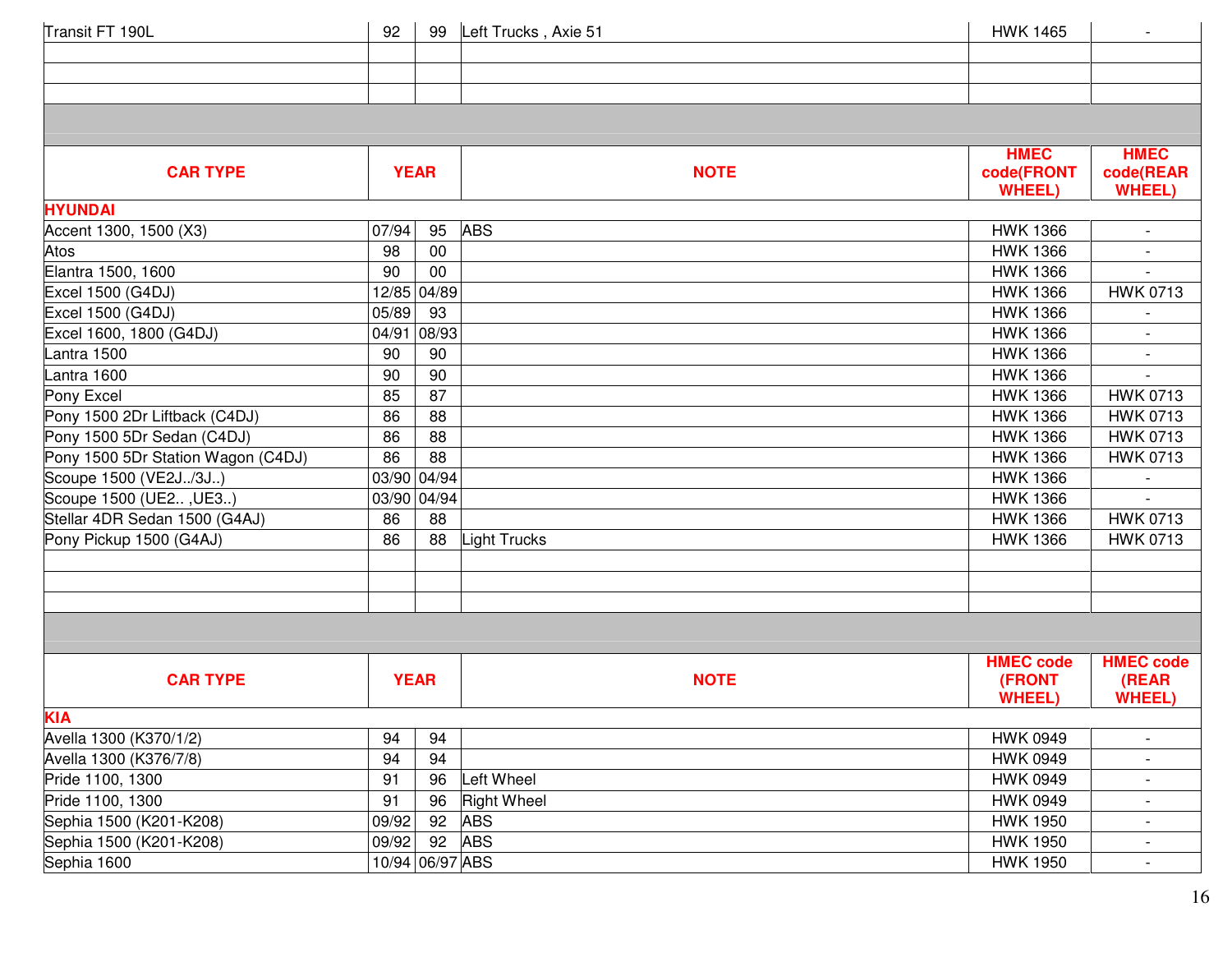| Transit FT 190L | 92 | 99 | Left Trucks , Axie 51 | HWK 1465 | - |
|---|---|---|---|---|---|
| | | | | | |
| | | | | | |
| | | | | | |

| CAR TYPE | YEAR | | NOTE | HMEC code(FRONT WHEEL) | HMEC code(REAR WHEEL) |
|---|---|---|---|---|---|
| **HYUNDAI** | | | | | |
| Accent 1300, 1500 (X3) | 07/94 | 95 | ABS | HWK 1366 | - |
| Atos | 98 | 00 | | HWK 1366 | - |
| Elantra 1500, 1600 | 90 | 00 | | HWK 1366 | - |
| Excel 1500 (G4DJ) | 12/85 | 04/89 | | HWK 1366 | HWK 0713 |
| Excel 1500 (G4DJ) | 05/89 | 93 | | HWK 1366 | - |
| Excel 1600, 1800 (G4DJ) | 04/91 | 08/93 | | HWK 1366 | - |
| Lantra 1500 | 90 | 90 | | HWK 1366 | - |
| Lantra 1600 | 90 | 90 | | HWK 1366 | - |
| Pony Excel | 85 | 87 | | HWK 1366 | HWK 0713 |
| Pony 1500 2Dr Liftback (C4DJ) | 86 | 88 | | HWK 1366 | HWK 0713 |
| Pony 1500 5Dr Sedan (C4DJ) | 86 | 88 | | HWK 1366 | HWK 0713 |
| Pony 1500 5Dr Station Wagon (C4DJ) | 86 | 88 | | HWK 1366 | HWK 0713 |
| Scoupe 1500 (VE2J../3J..) | 03/90 | 04/94 | | HWK 1366 | - |
| Scoupe 1500 (UE2.. ,UE3..) | 03/90 | 04/94 | | HWK 1366 | - |
| Stellar 4DR Sedan 1500 (G4AJ) | 86 | 88 | | HWK 1366 | HWK 0713 |
| Pony Pickup 1500 (G4AJ) | 86 | 88 | Light Trucks | HWK 1366 | HWK 0713 |
| | | | | | |
| | | | | | |
| | | | | | |

| CAR TYPE | YEAR | | NOTE | HMEC code (FRONT WHEEL) | HMEC code (REAR WHEEL) |
|---|---|---|---|---|---|
| **KIA** | | | | | |
| Avella 1300 (K370/1/2) | 94 | 94 | | HWK 0949 | - |
| Avella 1300 (K376/7/8) | 94 | 94 | | HWK 0949 | - |
| Pride 1100, 1300 | 91 | 96 | Left Wheel | HWK 0949 | - |
| Pride 1100, 1300 | 91 | 96 | Right Wheel | HWK 0949 | - |
| Sephia 1500 (K201-K208) | 09/92 | 92 | ABS | HWK 1950 | - |
| Sephia 1500 (K201-K208) | 09/92 | 92 | ABS | HWK 1950 | - |
| Sephia 1600 | 10/94 | 06/97 | ABS | HWK 1950 | - |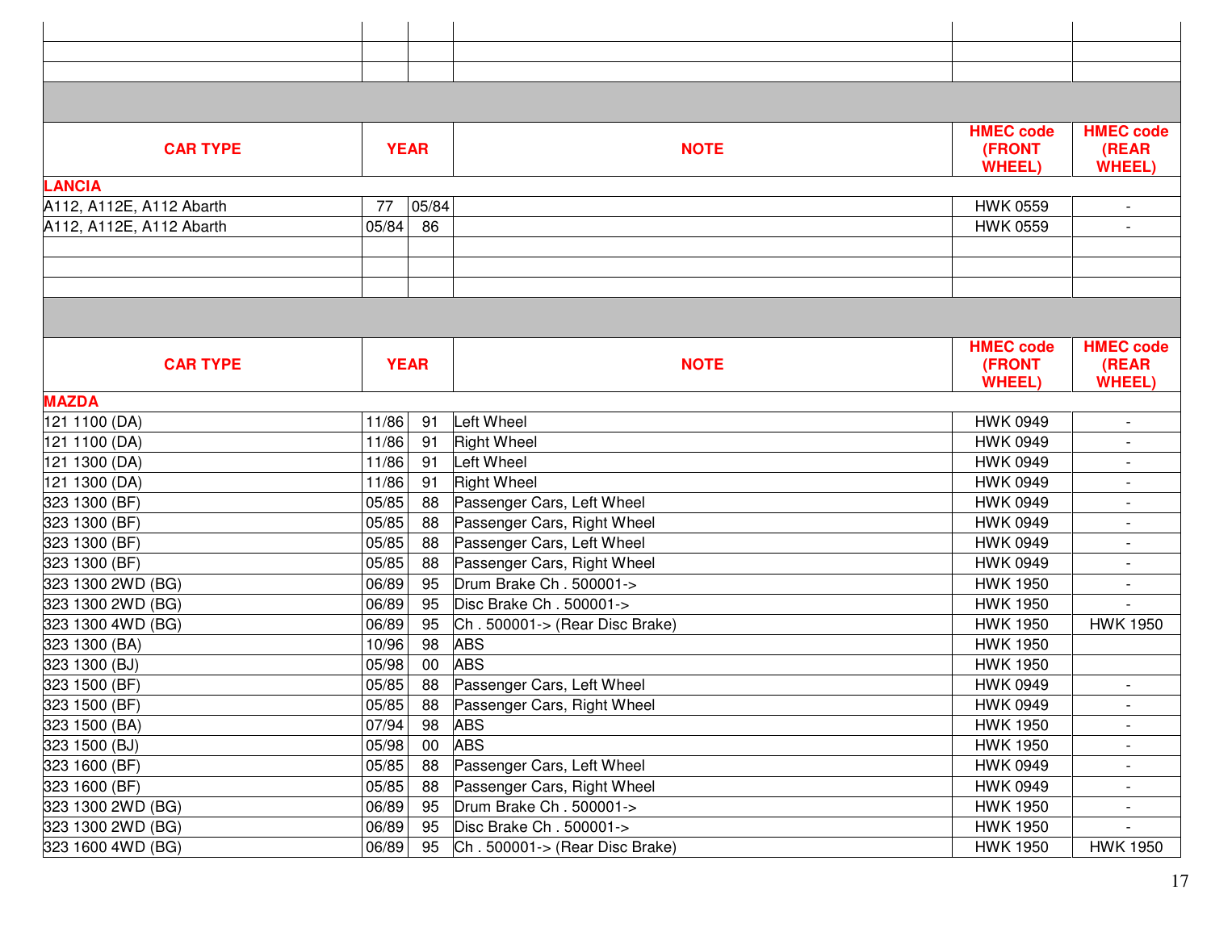| CAR TYPE | YEAR | | NOTE | HMEC code (FRONT WHEEL) | HMEC code (REAR WHEEL) |
|---|---|---|---|---|---|
| **LANCIA** | | | | | |
| A112, A112E, A112 Abarth | 77 | 05/84 | | HWK 0559 | - |
| A112, A112E, A112 Abarth | 05/84 | 86 | | HWK 0559 | - |

| CAR TYPE | YEAR | | NOTE | HMEC code (FRONT WHEEL) | HMEC code (REAR WHEEL) |
|---|---|---|---|---|---|
| **MAZDA** | | | | | |
| 121 1100 (DA) | 11/86 | 91 | Left Wheel | HWK 0949 | - |
| 121 1100 (DA) | 11/86 | 91 | Right Wheel | HWK 0949 | - |
| 121 1300 (DA) | 11/86 | 91 | Left Wheel | HWK 0949 | - |
| 121 1300 (DA) | 11/86 | 91 | Right Wheel | HWK 0949 | - |
| 323 1300 (BF) | 05/85 | 88 | Passenger Cars, Left Wheel | HWK 0949 | - |
| 323 1300 (BF) | 05/85 | 88 | Passenger Cars, Right Wheel | HWK 0949 | - |
| 323 1300 (BF) | 05/85 | 88 | Passenger Cars, Left Wheel | HWK 0949 | - |
| 323 1300 (BF) | 05/85 | 88 | Passenger Cars, Right Wheel | HWK 0949 | - |
| 323 1300 2WD (BG) | 06/89 | 95 | Drum Brake Ch . 500001-> | HWK 1950 | - |
| 323 1300 2WD (BG) | 06/89 | 95 | Disc Brake Ch . 500001-> | HWK 1950 | - |
| 323 1300 4WD (BG) | 06/89 | 95 | Ch . 500001-> (Rear Disc Brake) | HWK 1950 | HWK 1950 |
| 323 1300 (BA) | 10/96 | 98 | ABS | HWK 1950 | |
| 323 1300 (BJ) | 05/98 | 00 | ABS | HWK 1950 | |
| 323 1500 (BF) | 05/85 | 88 | Passenger Cars, Left Wheel | HWK 0949 | - |
| 323 1500 (BF) | 05/85 | 88 | Passenger Cars, Right Wheel | HWK 0949 | - |
| 323 1500 (BA) | 07/94 | 98 | ABS | HWK 1950 | - |
| 323 1500 (BJ) | 05/98 | 00 | ABS | HWK 1950 | - |
| 323 1600 (BF) | 05/85 | 88 | Passenger Cars, Left Wheel | HWK 0949 | - |
| 323 1600 (BF) | 05/85 | 88 | Passenger Cars, Right Wheel | HWK 0949 | - |
| 323 1300 2WD (BG) | 06/89 | 95 | Drum Brake Ch . 500001-> | HWK 1950 | - |
| 323 1300 2WD (BG) | 06/89 | 95 | Disc Brake Ch . 500001-> | HWK 1950 | - |
| 323 1600 4WD (BG) | 06/89 | 95 | Ch . 500001-> (Rear Disc Brake) | HWK 1950 | HWK 1950 |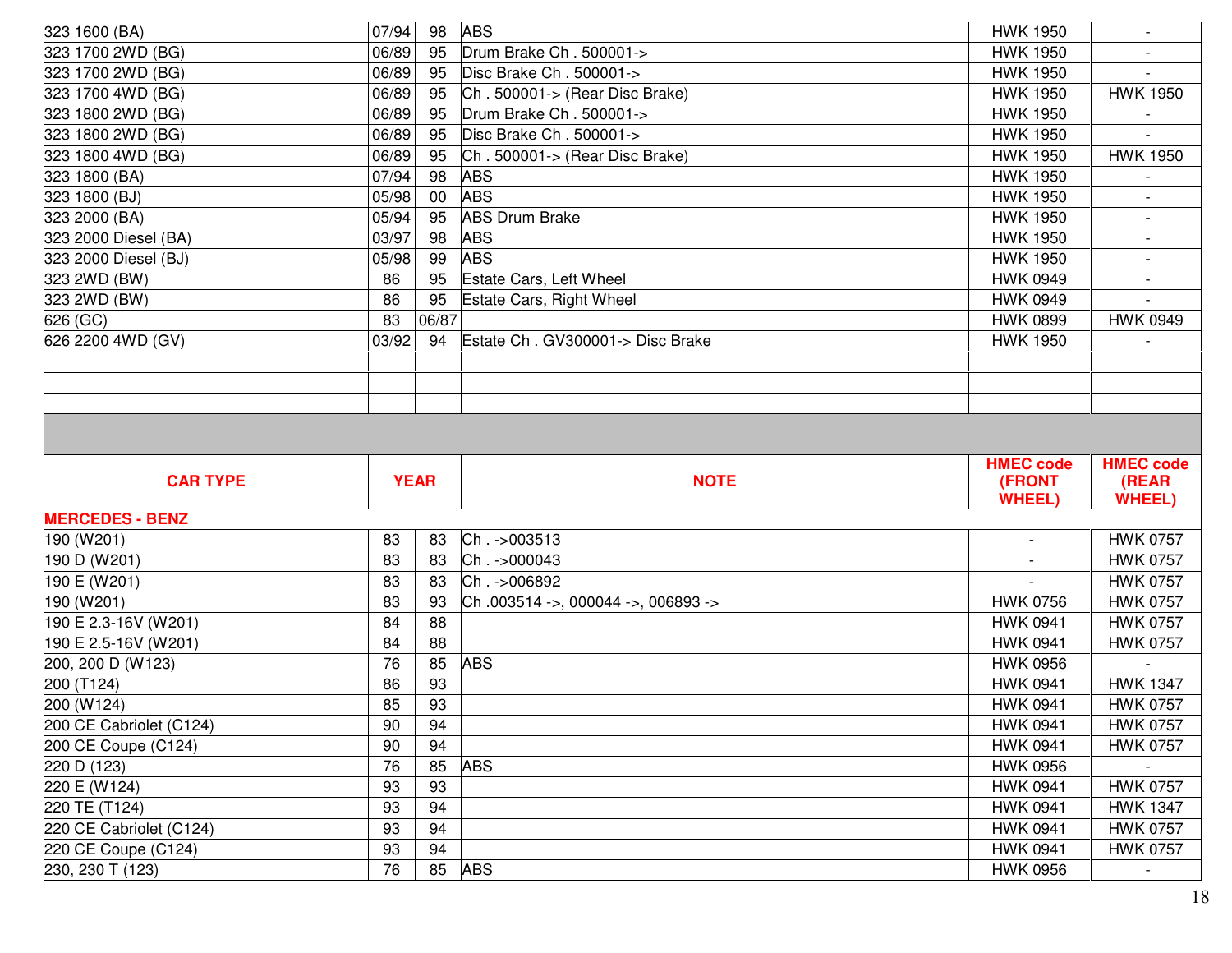| | | | | | |
|---|---|---|---|---|---|
| 323 1600 (BA) | 07/94 | 98 | ABS | HWK 1950 | - |
| 323 1700 2WD (BG) | 06/89 | 95 | Drum Brake Ch . 500001-> | HWK 1950 | - |
| 323 1700 2WD (BG) | 06/89 | 95 | Disc Brake Ch . 500001-> | HWK 1950 | - |
| 323 1700 4WD (BG) | 06/89 | 95 | Ch . 500001-> (Rear Disc Brake) | HWK 1950 | HWK 1950 |
| 323 1800 2WD (BG) | 06/89 | 95 | Drum Brake Ch . 500001-> | HWK 1950 | - |
| 323 1800 2WD (BG) | 06/89 | 95 | Disc Brake Ch . 500001-> | HWK 1950 | - |
| 323 1800 4WD (BG) | 06/89 | 95 | Ch . 500001-> (Rear Disc Brake) | HWK 1950 | HWK 1950 |
| 323 1800 (BA) | 07/94 | 98 | ABS | HWK 1950 | - |
| 323 1800 (BJ) | 05/98 | 00 | ABS | HWK 1950 | - |
| 323 2000 (BA) | 05/94 | 95 | ABS Drum Brake | HWK 1950 | - |
| 323 2000 Diesel (BA) | 03/97 | 98 | ABS | HWK 1950 | - |
| 323 2000 Diesel (BJ) | 05/98 | 99 | ABS | HWK 1950 | - |
| 323 2WD (BW) | 86 | 95 | Estate Cars, Left Wheel | HWK 0949 | - |
| 323 2WD (BW) | 86 | 95 | Estate Cars, Right Wheel | HWK 0949 | - |
| 626 (GC) | 83 | 06/87 | | HWK 0899 | HWK 0949 |
| 626 2200 4WD (GV) | 03/92 | 94 | Estate Ch . GV300001-> Disc Brake | HWK 1950 | - |

| CAR TYPE | YEAR | | NOTE | HMEC code (FRONT WHEEL) | HMEC code (REAR WHEEL) |
|---|---|---|---|---|---|
| **MERCEDES - BENZ** | | | | | |
| 190 (W201) | 83 | 83 | Ch . ->003513 | - | HWK 0757 |
| 190 D (W201) | 83 | 83 | Ch . ->000043 | - | HWK 0757 |
| 190 E (W201) | 83 | 83 | Ch . ->006892 | - | HWK 0757 |
| 190 (W201) | 83 | 93 | Ch .003514 ->, 000044 ->, 006893 -> | HWK 0756 | HWK 0757 |
| 190 E 2.3-16V (W201) | 84 | 88 | | HWK 0941 | HWK 0757 |
| 190 E 2.5-16V (W201) | 84 | 88 | | HWK 0941 | HWK 0757 |
| 200, 200 D (W123) | 76 | 85 | ABS | HWK 0956 | - |
| 200 (T124) | 86 | 93 | | HWK 0941 | HWK 1347 |
| 200 (W124) | 85 | 93 | | HWK 0941 | HWK 0757 |
| 200 CE Cabriolet (C124) | 90 | 94 | | HWK 0941 | HWK 0757 |
| 200 CE Coupe (C124) | 90 | 94 | | HWK 0941 | HWK 0757 |
| 220 D (123) | 76 | 85 | ABS | HWK 0956 | - |
| 220 E (W124) | 93 | 93 | | HWK 0941 | HWK 0757 |
| 220 TE (T124) | 93 | 94 | | HWK 0941 | HWK 1347 |
| 220 CE Cabriolet (C124) | 93 | 94 | | HWK 0941 | HWK 0757 |
| 220 CE Coupe (C124) | 93 | 94 | | HWK 0941 | HWK 0757 |
| 230, 230 T (123) | 76 | 85 | ABS | HWK 0956 | - |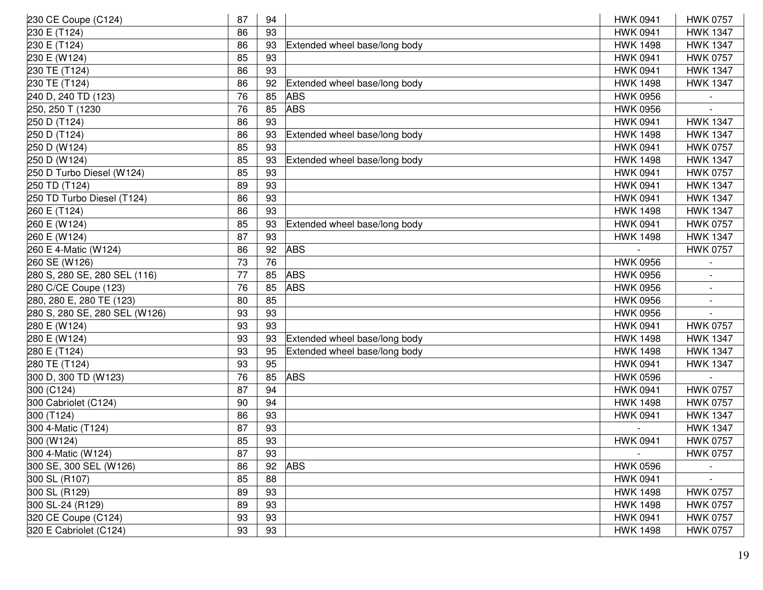| | | | | | |
|---|---|---|---|---|---|
| 230 CE Coupe (C124) | 87 | 94 | | HWK 0941 | HWK 0757 |
| 230 E (T124) | 86 | 93 | | HWK 0941 | HWK 1347 |
| 230 E (T124) | 86 | 93 | Extended wheel base/long body | HWK 1498 | HWK 1347 |
| 230 E (W124) | 85 | 93 | | HWK 0941 | HWK 0757 |
| 230 TE (T124) | 86 | 93 | | HWK 0941 | HWK 1347 |
| 230 TE (T124) | 86 | 92 | Extended wheel base/long body | HWK 1498 | HWK 1347 |
| 240 D, 240 TD (123) | 76 | 85 | ABS | HWK 0956 | - |
| 250, 250 T (1230 | 76 | 85 | ABS | HWK 0956 | - |
| 250 D (T124) | 86 | 93 | | HWK 0941 | HWK 1347 |
| 250 D (T124) | 86 | 93 | Extended wheel base/long body | HWK 1498 | HWK 1347 |
| 250 D (W124) | 85 | 93 | | HWK 0941 | HWK 0757 |
| 250 D (W124) | 85 | 93 | Extended wheel base/long body | HWK 1498 | HWK 1347 |
| 250 D Turbo Diesel (W124) | 85 | 93 | | HWK 0941 | HWK 0757 |
| 250 TD (T124) | 89 | 93 | | HWK 0941 | HWK 1347 |
| 250 TD Turbo Diesel (T124) | 86 | 93 | | HWK 0941 | HWK 1347 |
| 260 E (T124) | 86 | 93 | | HWK 1498 | HWK 1347 |
| 260 E (W124) | 85 | 93 | Extended wheel base/long body | HWK 0941 | HWK 0757 |
| 260 E (W124) | 87 | 93 | | HWK 1498 | HWK 1347 |
| 260 E 4-Matic (W124) | 86 | 92 | ABS | - | HWK 0757 |
| 260 SE (W126) | 73 | 76 | | HWK 0956 | - |
| 280 S, 280 SE, 280 SEL (116) | 77 | 85 | ABS | HWK 0956 | - |
| 280 C/CE Coupe (123) | 76 | 85 | ABS | HWK 0956 | - |
| 280, 280 E, 280 TE (123) | 80 | 85 | | HWK 0956 | - |
| 280 S, 280 SE, 280 SEL (W126) | 93 | 93 | | HWK 0956 | - |
| 280 E (W124) | 93 | 93 | | HWK 0941 | HWK 0757 |
| 280 E (W124) | 93 | 93 | Extended wheel base/long body | HWK 1498 | HWK 1347 |
| 280 E (T124) | 93 | 95 | Extended wheel base/long body | HWK 1498 | HWK 1347 |
| 280 TE (T124) | 93 | 95 | | HWK 0941 | HWK 1347 |
| 300 D, 300 TD (W123) | 76 | 85 | ABS | HWK 0596 | - |
| 300 (C124) | 87 | 94 | | HWK 0941 | HWK 0757 |
| 300 Cabriolet (C124) | 90 | 94 | | HWK 1498 | HWK 0757 |
| 300 (T124) | 86 | 93 | | HWK 0941 | HWK 1347 |
| 300 4-Matic (T124) | 87 | 93 | | - | HWK 1347 |
| 300 (W124) | 85 | 93 | | HWK 0941 | HWK 0757 |
| 300 4-Matic (W124) | 87 | 93 | | - | HWK 0757 |
| 300 SE, 300 SEL (W126) | 86 | 92 | ABS | HWK 0596 | - |
| 300 SL (R107) | 85 | 88 | | HWK 0941 | - |
| 300 SL (R129) | 89 | 93 | | HWK 1498 | HWK 0757 |
| 300 SL-24 (R129) | 89 | 93 | | HWK 1498 | HWK 0757 |
| 320 CE Coupe (C124) | 93 | 93 | | HWK 0941 | HWK 0757 |
| 320 E Cabriolet (C124) | 93 | 93 | | HWK 1498 | HWK 0757 |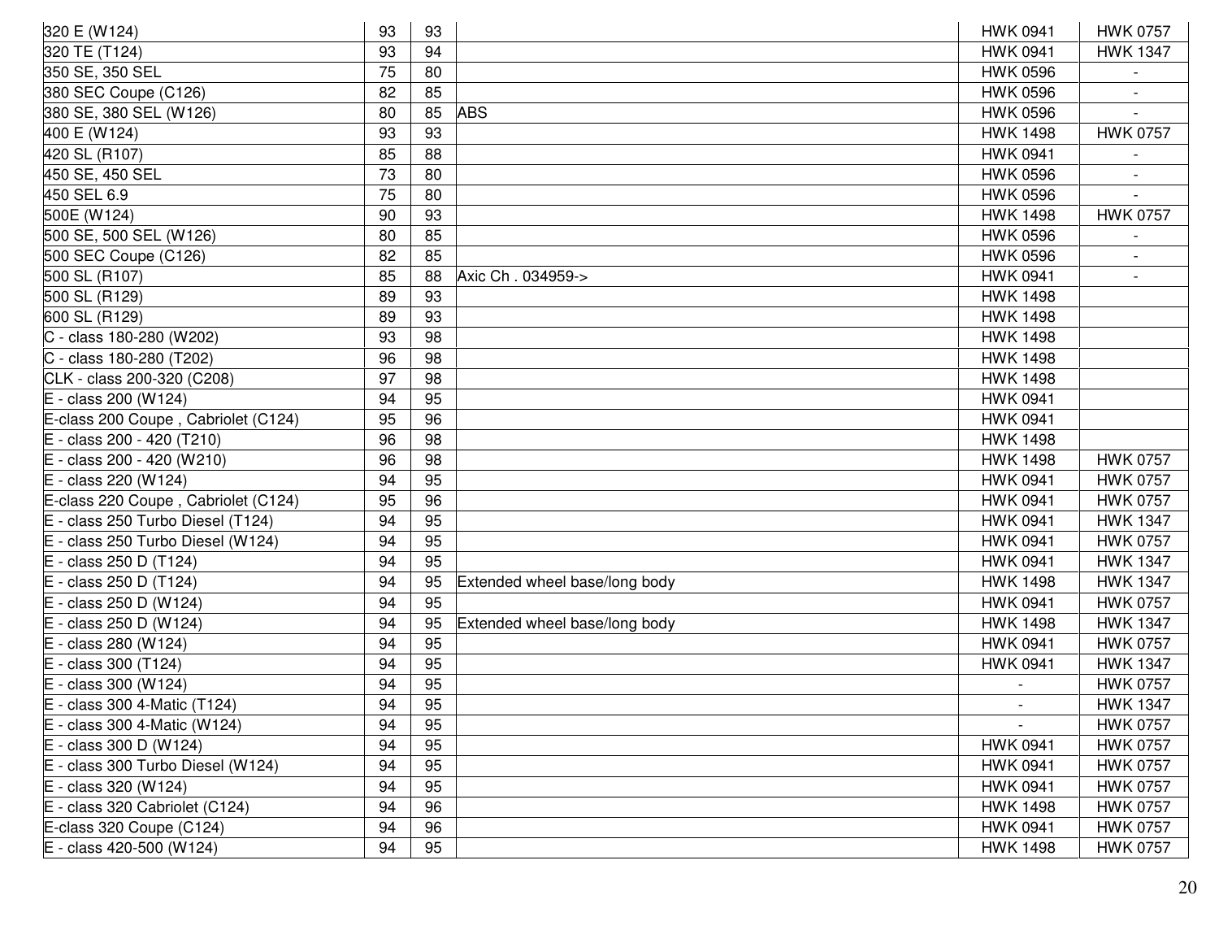| 320 E (W124) | 93 | 93 | | HWK 0941 | HWK 0757 |
|---|---|---|---|---|---|
| 320 TE (T124) | 93 | 94 | | HWK 0941 | HWK 1347 |
| 350 SE, 350 SEL | 75 | 80 | | HWK 0596 | - |
| 380 SEC Coupe (C126) | 82 | 85 | | HWK 0596 | - |
| 380 SE, 380 SEL (W126) | 80 | 85 | ABS | HWK 0596 | - |
| 400 E (W124) | 93 | 93 | | HWK 1498 | HWK 0757 |
| 420 SL (R107) | 85 | 88 | | HWK 0941 | - |
| 450 SE, 450 SEL | 73 | 80 | | HWK 0596 | - |
| 450 SEL 6.9 | 75 | 80 | | HWK 0596 | - |
| 500E (W124) | 90 | 93 | | HWK 1498 | HWK 0757 |
| 500 SE, 500 SEL (W126) | 80 | 85 | | HWK 0596 | - |
| 500 SEC Coupe (C126) | 82 | 85 | | HWK 0596 | - |
| 500 SL (R107) | 85 | 88 | Axic Ch . 034959-> | HWK 0941 | - |
| 500 SL (R129) | 89 | 93 | | HWK 1498 | |
| 600 SL (R129) | 89 | 93 | | HWK 1498 | |
| C - class 180-280 (W202) | 93 | 98 | | HWK 1498 | |
| C - class 180-280 (T202) | 96 | 98 | | HWK 1498 | |
| CLK - class 200-320 (C208) | 97 | 98 | | HWK 1498 | |
| E - class 200 (W124) | 94 | 95 | | HWK 0941 | |
| E-class 200 Coupe , Cabriolet (C124) | 95 | 96 | | HWK 0941 | |
| E - class 200 - 420 (T210) | 96 | 98 | | HWK 1498 | |
| E - class 200 - 420 (W210) | 96 | 98 | | HWK 1498 | HWK 0757 |
| E - class 220 (W124) | 94 | 95 | | HWK 0941 | HWK 0757 |
| E-class 220 Coupe , Cabriolet (C124) | 95 | 96 | | HWK 0941 | HWK 0757 |
| E - class 250 Turbo Diesel (T124) | 94 | 95 | | HWK 0941 | HWK 1347 |
| E - class 250 Turbo Diesel (W124) | 94 | 95 | | HWK 0941 | HWK 0757 |
| E - class 250 D (T124) | 94 | 95 | | HWK 0941 | HWK 1347 |
| E - class 250 D (T124) | 94 | 95 | Extended wheel base/long body | HWK 1498 | HWK 1347 |
| E - class 250 D (W124) | 94 | 95 | | HWK 0941 | HWK 0757 |
| E - class 250 D (W124) | 94 | 95 | Extended wheel base/long body | HWK 1498 | HWK 1347 |
| E - class 280 (W124) | 94 | 95 | | HWK 0941 | HWK 0757 |
| E - class 300 (T124) | 94 | 95 | | HWK 0941 | HWK 1347 |
| E - class 300 (W124) | 94 | 95 | | - | HWK 0757 |
| E - class 300 4-Matic (T124) | 94 | 95 | | - | HWK 1347 |
| E - class 300 4-Matic (W124) | 94 | 95 | | - | HWK 0757 |
| E - class 300 D (W124) | 94 | 95 | | HWK 0941 | HWK 0757 |
| E - class 300 Turbo Diesel (W124) | 94 | 95 | | HWK 0941 | HWK 0757 |
| E - class 320 (W124) | 94 | 95 | | HWK 0941 | HWK 0757 |
| E - class 320 Cabriolet (C124) | 94 | 96 | | HWK 1498 | HWK 0757 |
| E-class 320 Coupe (C124) | 94 | 96 | | HWK 0941 | HWK 0757 |
| E - class 420-500 (W124) | 94 | 95 | | HWK 1498 | HWK 0757 |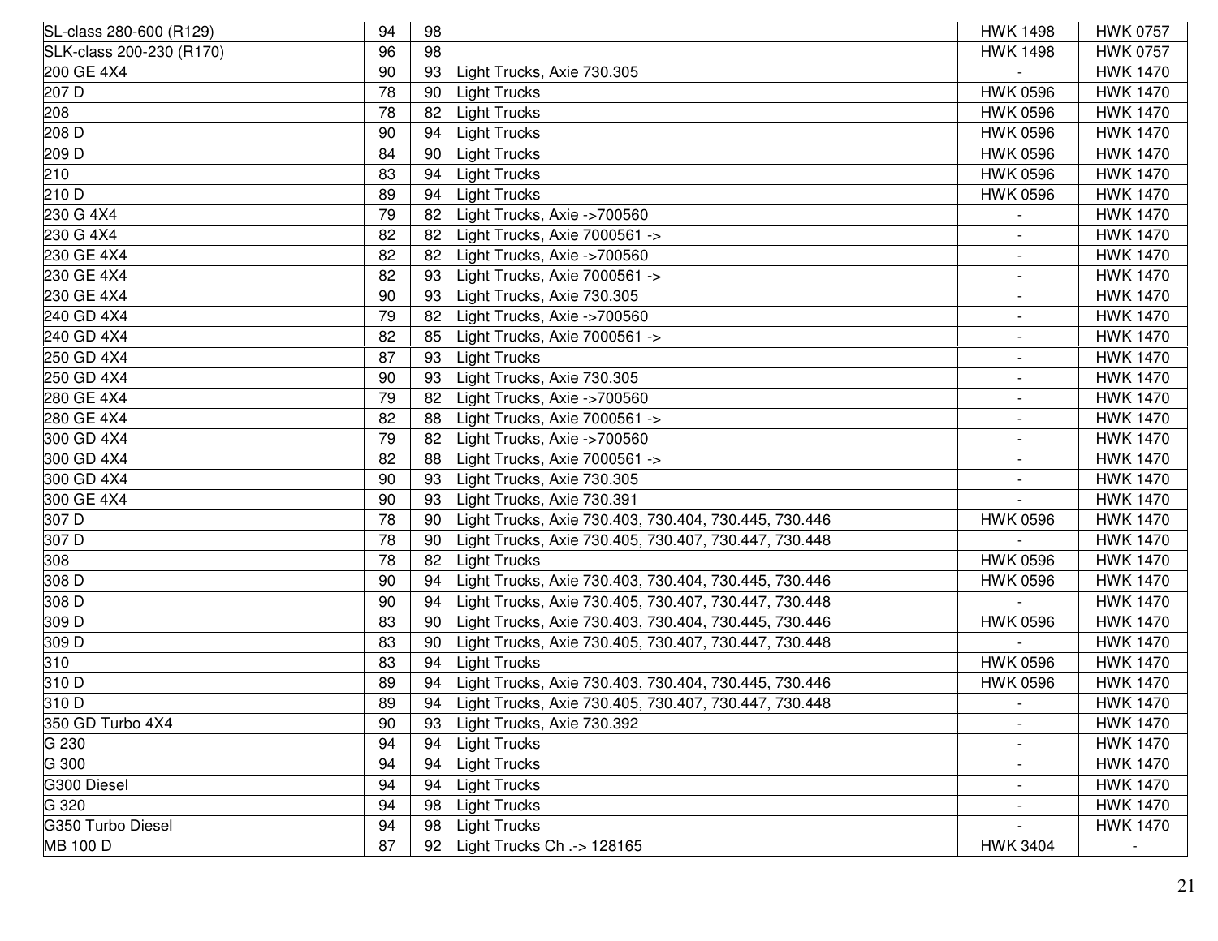| | | | | | |
|---|---|---|---|---|---|
| SL-class 280-600 (R129) | 94 | 98 | | HWK 1498 | HWK 0757 |
| SLK-class 200-230 (R170) | 96 | 98 | | HWK 1498 | HWK 0757 |
| 200 GE 4X4 | 90 | 93 | Light Trucks, Axie 730.305 | - | HWK 1470 |
| 207 D | 78 | 90 | Light Trucks | HWK 0596 | HWK 1470 |
| 208 | 78 | 82 | Light Trucks | HWK 0596 | HWK 1470 |
| 208 D | 90 | 94 | Light Trucks | HWK 0596 | HWK 1470 |
| 209 D | 84 | 90 | Light Trucks | HWK 0596 | HWK 1470 |
| 210 | 83 | 94 | Light Trucks | HWK 0596 | HWK 1470 |
| 210 D | 89 | 94 | Light Trucks | HWK 0596 | HWK 1470 |
| 230 G 4X4 | 79 | 82 | Light Trucks, Axie ->700560 | - | HWK 1470 |
| 230 G 4X4 | 82 | 82 | Light Trucks, Axie 7000561 -> | - | HWK 1470 |
| 230 GE 4X4 | 82 | 82 | Light Trucks, Axie ->700560 | - | HWK 1470 |
| 230 GE 4X4 | 82 | 93 | Light Trucks, Axie 7000561 -> | - | HWK 1470 |
| 230 GE 4X4 | 90 | 93 | Light Trucks, Axie 730.305 | - | HWK 1470 |
| 240 GD 4X4 | 79 | 82 | Light Trucks, Axie ->700560 | - | HWK 1470 |
| 240 GD 4X4 | 82 | 85 | Light Trucks, Axie 7000561 -> | - | HWK 1470 |
| 250 GD 4X4 | 87 | 93 | Light Trucks | - | HWK 1470 |
| 250 GD 4X4 | 90 | 93 | Light Trucks, Axie 730.305 | - | HWK 1470 |
| 280 GE 4X4 | 79 | 82 | Light Trucks, Axie ->700560 | - | HWK 1470 |
| 280 GE 4X4 | 82 | 88 | Light Trucks, Axie 7000561 -> | - | HWK 1470 |
| 300 GD 4X4 | 79 | 82 | Light Trucks, Axie ->700560 | - | HWK 1470 |
| 300 GD 4X4 | 82 | 88 | Light Trucks, Axie 7000561 -> | - | HWK 1470 |
| 300 GD 4X4 | 90 | 93 | Light Trucks, Axie 730.305 | - | HWK 1470 |
| 300 GE 4X4 | 90 | 93 | Light Trucks, Axie 730.391 | - | HWK 1470 |
| 307 D | 78 | 90 | Light Trucks, Axie 730.403, 730.404, 730.445, 730.446 | HWK 0596 | HWK 1470 |
| 307 D | 78 | 90 | Light Trucks, Axie 730.405, 730.407, 730.447, 730.448 | - | HWK 1470 |
| 308 | 78 | 82 | Light Trucks | HWK 0596 | HWK 1470 |
| 308 D | 90 | 94 | Light Trucks, Axie 730.403, 730.404, 730.445, 730.446 | HWK 0596 | HWK 1470 |
| 308 D | 90 | 94 | Light Trucks, Axie 730.405, 730.407, 730.447, 730.448 | - | HWK 1470 |
| 309 D | 83 | 90 | Light Trucks, Axie 730.403, 730.404, 730.445, 730.446 | HWK 0596 | HWK 1470 |
| 309 D | 83 | 90 | Light Trucks, Axie 730.405, 730.407, 730.447, 730.448 | - | HWK 1470 |
| 310 | 83 | 94 | Light Trucks | HWK 0596 | HWK 1470 |
| 310 D | 89 | 94 | Light Trucks, Axie 730.403, 730.404, 730.445, 730.446 | HWK 0596 | HWK 1470 |
| 310 D | 89 | 94 | Light Trucks, Axie 730.405, 730.407, 730.447, 730.448 | - | HWK 1470 |
| 350 GD Turbo 4X4 | 90 | 93 | Light Trucks, Axie 730.392 | - | HWK 1470 |
| G 230 | 94 | 94 | Light Trucks | - | HWK 1470 |
| G 300 | 94 | 94 | Light Trucks | - | HWK 1470 |
| G300 Diesel | 94 | 94 | Light Trucks | - | HWK 1470 |
| G 320 | 94 | 98 | Light Trucks | - | HWK 1470 |
| G350 Turbo Diesel | 94 | 98 | Light Trucks | - | HWK 1470 |
| MB 100 D | 87 | 92 | Light Trucks Ch .-> 128165 | HWK 3404 | - |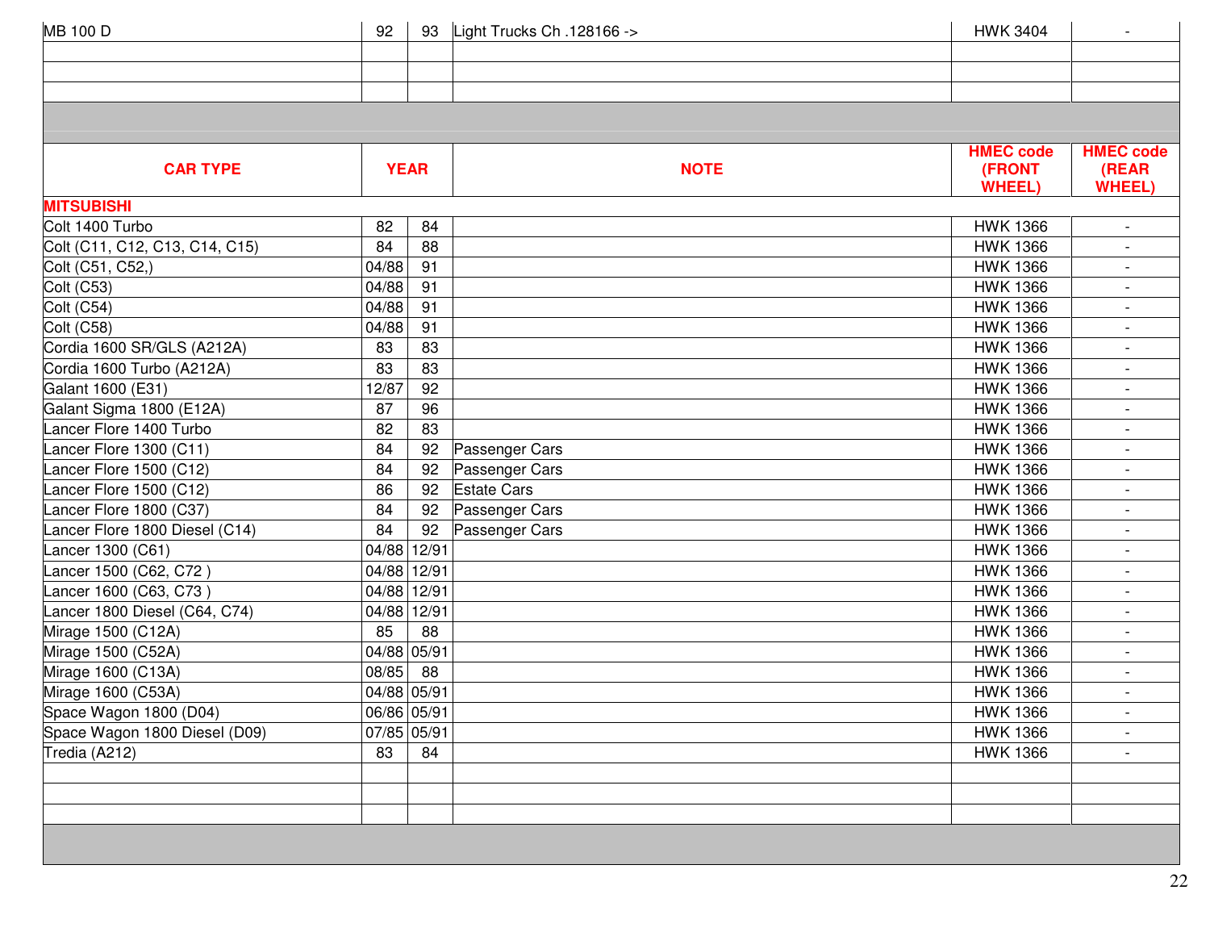| | | | | | |
|---|---|---|---|---|---|
| MB 100 D | 92 | 93 | Light Trucks Ch .128166 -> | HWK 3404 | - |

| CAR TYPE | YEAR | | NOTE | HMEC code (FRONT WHEEL) | HMEC code (REAR WHEEL) |
|---|---|---|---|---|---|
| **MITSUBISHI** | | | | | |
| Colt 1400 Turbo | 82 | 84 | | HWK 1366 | - |
| Colt (C11, C12, C13, C14, C15) | 84 | 88 | | HWK 1366 | - |
| Colt (C51, C52,) | 04/88 | 91 | | HWK 1366 | - |
| Colt (C53) | 04/88 | 91 | | HWK 1366 | - |
| Colt (C54) | 04/88 | 91 | | HWK 1366 | - |
| Colt (C58) | 04/88 | 91 | | HWK 1366 | - |
| Cordia 1600 SR/GLS (A212A) | 83 | 83 | | HWK 1366 | - |
| Cordia 1600 Turbo (A212A) | 83 | 83 | | HWK 1366 | - |
| Galant 1600 (E31) | 12/87 | 92 | | HWK 1366 | - |
| Galant Sigma 1800 (E12A) | 87 | 96 | | HWK 1366 | - |
| Lancer Flore 1400 Turbo | 82 | 83 | | HWK 1366 | - |
| Lancer Flore 1300 (C11) | 84 | 92 | Passenger Cars | HWK 1366 | - |
| Lancer Flore 1500 (C12) | 84 | 92 | Passenger Cars | HWK 1366 | - |
| Lancer Flore 1500 (C12) | 86 | 92 | Estate Cars | HWK 1366 | - |
| Lancer Flore 1800 (C37) | 84 | 92 | Passenger Cars | HWK 1366 | - |
| Lancer Flore 1800 Diesel (C14) | 84 | 92 | Passenger Cars | HWK 1366 | - |
| Lancer 1300 (C61) | 04/88 | 12/91 | | HWK 1366 | - |
| Lancer 1500 (C62, C72 ) | 04/88 | 12/91 | | HWK 1366 | - |
| Lancer 1600 (C63, C73 ) | 04/88 | 12/91 | | HWK 1366 | - |
| Lancer 1800 Diesel (C64, C74) | 04/88 | 12/91 | | HWK 1366 | - |
| Mirage 1500 (C12A) | 85 | 88 | | HWK 1366 | - |
| Mirage 1500 (C52A) | 04/88 | 05/91 | | HWK 1366 | - |
| Mirage 1600 (C13A) | 08/85 | 88 | | HWK 1366 | - |
| Mirage 1600 (C53A) | 04/88 | 05/91 | | HWK 1366 | - |
| Space Wagon 1800 (D04) | 06/86 | 05/91 | | HWK 1366 | - |
| Space Wagon 1800 Diesel (D09) | 07/85 | 05/91 | | HWK 1366 | - |
| Tredia (A212) | 83 | 84 | | HWK 1366 | - |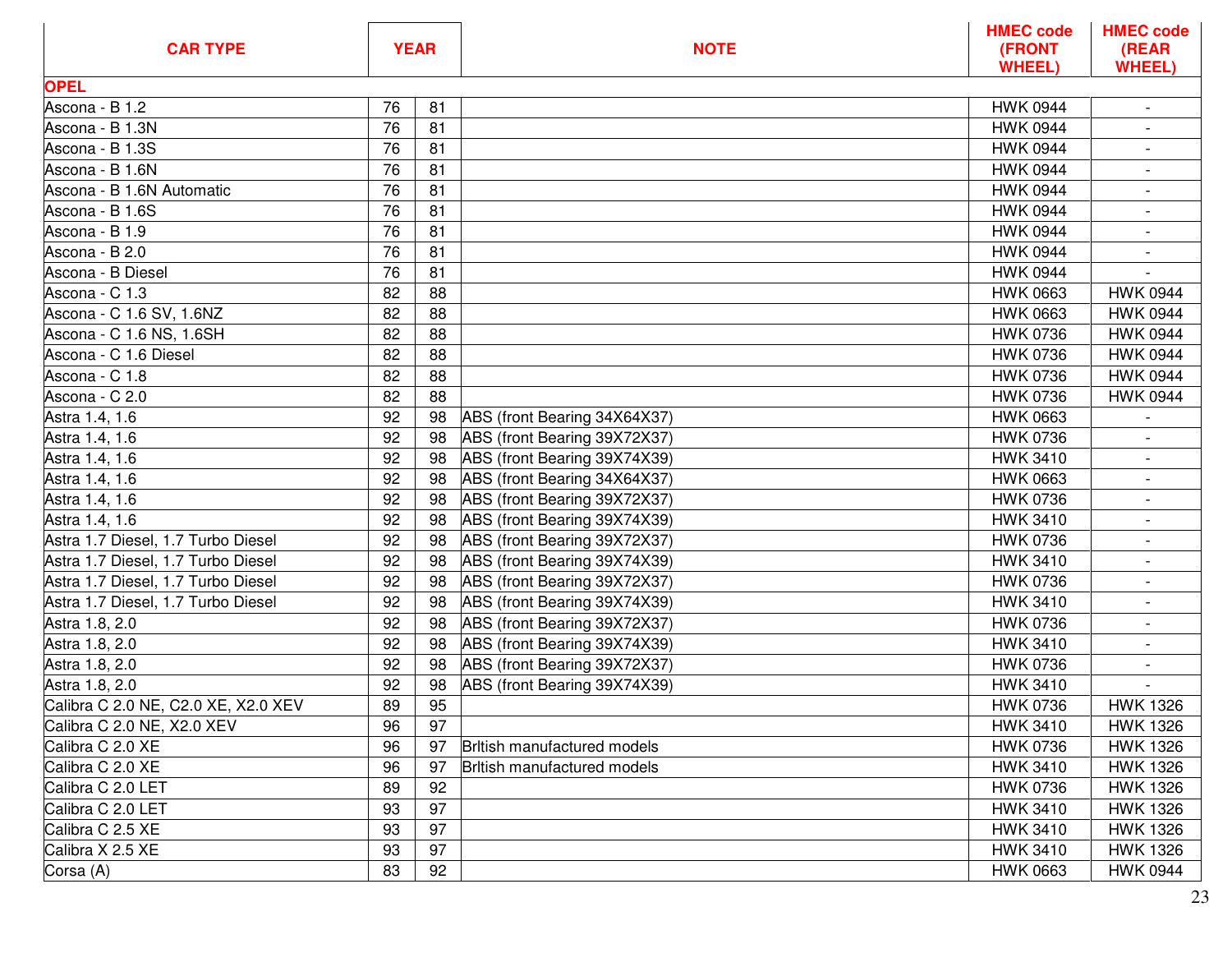| CAR TYPE | YEAR | | NOTE | HMEC code (FRONT WHEEL) | HMEC code (REAR WHEEL) |
|---|---|---|---|---|---|
| **OPEL** | | | | | |
| Ascona - B 1.2 | 76 | 81 | | HWK 0944 | - |
| Ascona - B 1.3N | 76 | 81 | | HWK 0944 | - |
| Ascona - B 1.3S | 76 | 81 | | HWK 0944 | - |
| Ascona - B 1.6N | 76 | 81 | | HWK 0944 | - |
| Ascona - B 1.6N Automatic | 76 | 81 | | HWK 0944 | - |
| Ascona - B 1.6S | 76 | 81 | | HWK 0944 | - |
| Ascona - B 1.9 | 76 | 81 | | HWK 0944 | - |
| Ascona - B 2.0 | 76 | 81 | | HWK 0944 | - |
| Ascona - B Diesel | 76 | 81 | | HWK 0944 | - |
| Ascona - C 1.3 | 82 | 88 | | HWK 0663 | HWK 0944 |
| Ascona - C 1.6 SV, 1.6NZ | 82 | 88 | | HWK 0663 | HWK 0944 |
| Ascona - C 1.6 NS, 1.6SH | 82 | 88 | | HWK 0736 | HWK 0944 |
| Ascona - C 1.6 Diesel | 82 | 88 | | HWK 0736 | HWK 0944 |
| Ascona - C 1.8 | 82 | 88 | | HWK 0736 | HWK 0944 |
| Ascona - C 2.0 | 82 | 88 | | HWK 0736 | HWK 0944 |
| Astra 1.4, 1.6 | 92 | 98 | ABS (front Bearing 34X64X37) | HWK 0663 | - |
| Astra 1.4, 1.6 | 92 | 98 | ABS (front Bearing 39X72X37) | HWK 0736 | - |
| Astra 1.4, 1.6 | 92 | 98 | ABS (front Bearing 39X74X39) | HWK 3410 | - |
| Astra 1.4, 1.6 | 92 | 98 | ABS (front Bearing 34X64X37) | HWK 0663 | - |
| Astra 1.4, 1.6 | 92 | 98 | ABS (front Bearing 39X72X37) | HWK 0736 | - |
| Astra 1.4, 1.6 | 92 | 98 | ABS (front Bearing 39X74X39) | HWK 3410 | - |
| Astra 1.7 Diesel, 1.7 Turbo Diesel | 92 | 98 | ABS (front Bearing 39X72X37) | HWK 0736 | - |
| Astra 1.7 Diesel, 1.7 Turbo Diesel | 92 | 98 | ABS (front Bearing 39X74X39) | HWK 3410 | - |
| Astra 1.7 Diesel, 1.7 Turbo Diesel | 92 | 98 | ABS (front Bearing 39X72X37) | HWK 0736 | - |
| Astra 1.7 Diesel, 1.7 Turbo Diesel | 92 | 98 | ABS (front Bearing 39X74X39) | HWK 3410 | - |
| Astra 1.8, 2.0 | 92 | 98 | ABS (front Bearing 39X72X37) | HWK 0736 | - |
| Astra 1.8, 2.0 | 92 | 98 | ABS (front Bearing 39X74X39) | HWK 3410 | - |
| Astra 1.8, 2.0 | 92 | 98 | ABS (front Bearing 39X72X37) | HWK 0736 | - |
| Astra 1.8, 2.0 | 92 | 98 | ABS (front Bearing 39X74X39) | HWK 3410 | - |
| Calibra C 2.0 NE, C2.0 XE, X2.0 XEV | 89 | 95 | | HWK 0736 | HWK 1326 |
| Calibra C 2.0 NE, X2.0 XEV | 96 | 97 | | HWK 3410 | HWK 1326 |
| Calibra C 2.0 XE | 96 | 97 | Brltish manufactured models | HWK 0736 | HWK 1326 |
| Calibra C 2.0 XE | 96 | 97 | Brltish manufactured models | HWK 3410 | HWK 1326 |
| Calibra C 2.0 LET | 89 | 92 | | HWK 0736 | HWK 1326 |
| Calibra C 2.0 LET | 93 | 97 | | HWK 3410 | HWK 1326 |
| Calibra C 2.5 XE | 93 | 97 | | HWK 3410 | HWK 1326 |
| Calibra X 2.5 XE | 93 | 97 | | HWK 3410 | HWK 1326 |
| Corsa (A) | 83 | 92 | | HWK 0663 | HWK 0944 |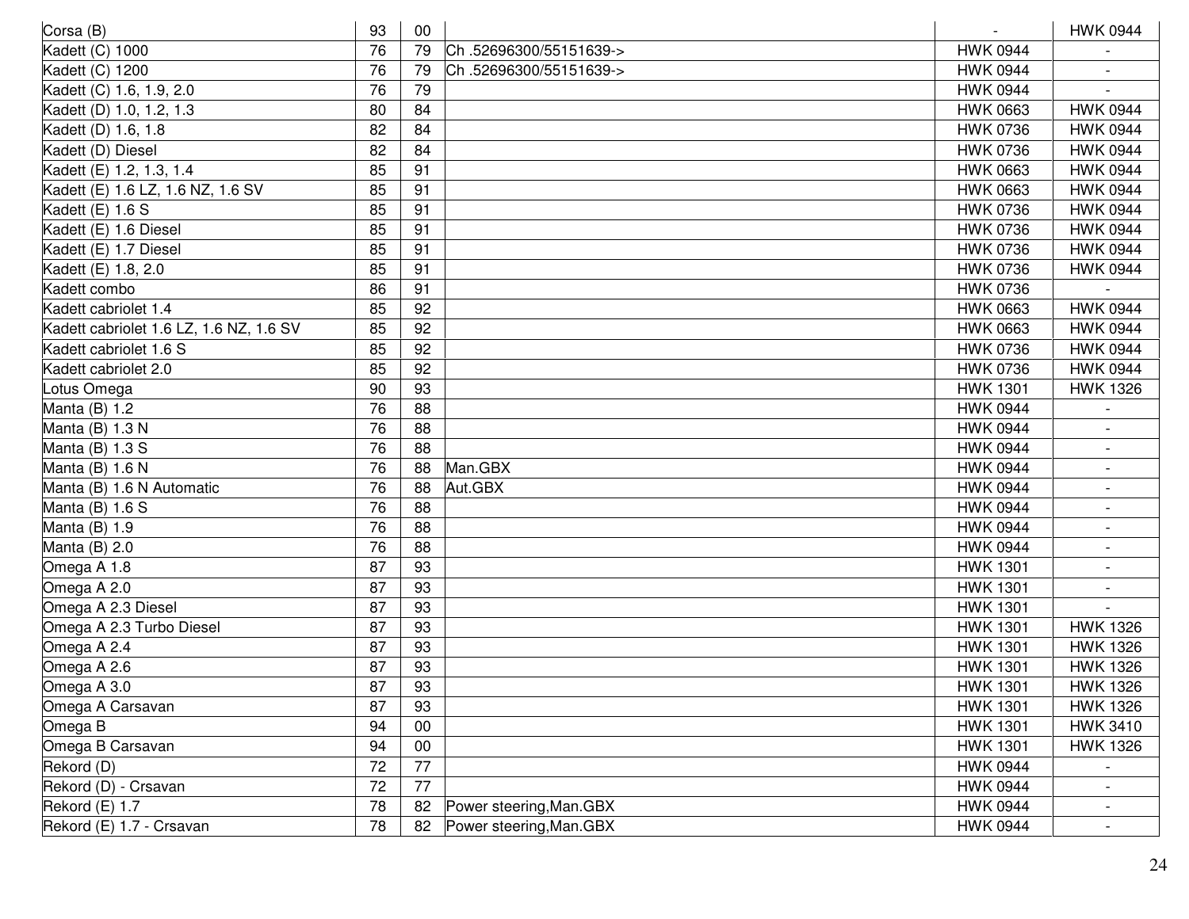| | | | | | |
|---|---|---|---|---|---|
| Corsa (B) | 93 | 00 | | - | HWK 0944 |
| Kadett (C) 1000 | 76 | 79 | Ch .52696300/55151639-> | HWK 0944 | - |
| Kadett (C) 1200 | 76 | 79 | Ch .52696300/55151639-> | HWK 0944 | - |
| Kadett (C) 1.6, 1.9, 2.0 | 76 | 79 | | HWK 0944 | - |
| Kadett (D) 1.0, 1.2, 1.3 | 80 | 84 | | HWK 0663 | HWK 0944 |
| Kadett (D) 1.6, 1.8 | 82 | 84 | | HWK 0736 | HWK 0944 |
| Kadett (D) Diesel | 82 | 84 | | HWK 0736 | HWK 0944 |
| Kadett (E) 1.2, 1.3, 1.4 | 85 | 91 | | HWK 0663 | HWK 0944 |
| Kadett (E) 1.6 LZ, 1.6 NZ, 1.6 SV | 85 | 91 | | HWK 0663 | HWK 0944 |
| Kadett (E) 1.6 S | 85 | 91 | | HWK 0736 | HWK 0944 |
| Kadett (E) 1.6 Diesel | 85 | 91 | | HWK 0736 | HWK 0944 |
| Kadett (E) 1.7 Diesel | 85 | 91 | | HWK 0736 | HWK 0944 |
| Kadett (E) 1.8, 2.0 | 85 | 91 | | HWK 0736 | HWK 0944 |
| Kadett combo | 86 | 91 | | HWK 0736 | - |
| Kadett cabriolet 1.4 | 85 | 92 | | HWK 0663 | HWK 0944 |
| Kadett cabriolet 1.6 LZ, 1.6 NZ, 1.6 SV | 85 | 92 | | HWK 0663 | HWK 0944 |
| Kadett cabriolet 1.6 S | 85 | 92 | | HWK 0736 | HWK 0944 |
| Kadett cabriolet 2.0 | 85 | 92 | | HWK 0736 | HWK 0944 |
| Lotus Omega | 90 | 93 | | HWK 1301 | HWK 1326 |
| Manta (B) 1.2 | 76 | 88 | | HWK 0944 | - |
| Manta (B) 1.3 N | 76 | 88 | | HWK 0944 | - |
| Manta (B) 1.3 S | 76 | 88 | | HWK 0944 | - |
| Manta (B) 1.6 N | 76 | 88 | Man.GBX | HWK 0944 | - |
| Manta (B) 1.6 N Automatic | 76 | 88 | Aut.GBX | HWK 0944 | - |
| Manta (B) 1.6 S | 76 | 88 | | HWK 0944 | - |
| Manta (B) 1.9 | 76 | 88 | | HWK 0944 | - |
| Manta (B) 2.0 | 76 | 88 | | HWK 0944 | - |
| Omega A 1.8 | 87 | 93 | | HWK 1301 | - |
| Omega A 2.0 | 87 | 93 | | HWK 1301 | - |
| Omega A 2.3 Diesel | 87 | 93 | | HWK 1301 | - |
| Omega A 2.3 Turbo Diesel | 87 | 93 | | HWK 1301 | HWK 1326 |
| Omega A 2.4 | 87 | 93 | | HWK 1301 | HWK 1326 |
| Omega A 2.6 | 87 | 93 | | HWK 1301 | HWK 1326 |
| Omega A 3.0 | 87 | 93 | | HWK 1301 | HWK 1326 |
| Omega A Carsavan | 87 | 93 | | HWK 1301 | HWK 1326 |
| Omega B | 94 | 00 | | HWK 1301 | HWK 3410 |
| Omega B Carsavan | 94 | 00 | | HWK 1301 | HWK 1326 |
| Rekord (D) | 72 | 77 | | HWK 0944 | - |
| Rekord (D) - Crsavan | 72 | 77 | | HWK 0944 | - |
| Rekord (E) 1.7 | 78 | 82 | Power steering,Man.GBX | HWK 0944 | - |
| Rekord (E) 1.7 - Crsavan | 78 | 82 | Power steering,Man.GBX | HWK 0944 | - |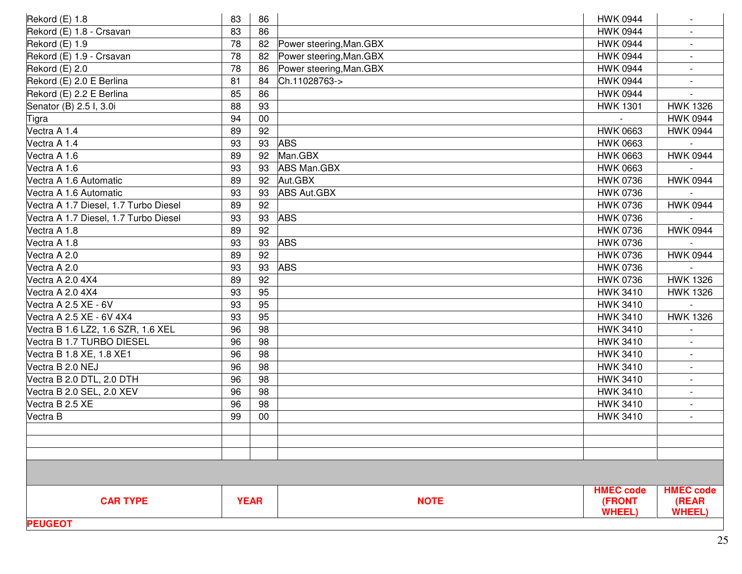| | | | | | |
|---|---|---|---|---|---|
| Rekord (E) 1.8 | 83 | 86 | | HWK 0944 | - |
| Rekord (E) 1.8 - Crsavan | 83 | 86 | | HWK 0944 | - |
| Rekord (E) 1.9 | 78 | 82 | Power steering,Man.GBX | HWK 0944 | - |
| Rekord (E) 1.9 - Crsavan | 78 | 82 | Power steering,Man.GBX | HWK 0944 | - |
| Rekord (E) 2.0 | 78 | 86 | Power steering,Man.GBX | HWK 0944 | - |
| Rekord (E) 2.0 E Berlina | 81 | 84 | Ch.11028763-> | HWK 0944 | - |
| Rekord (E) 2.2 E Berlina | 85 | 86 | | HWK 0944 | - |
| Senator (B) 2.5 I, 3.0i | 88 | 93 | | HWK 1301 | HWK 1326 |
| Tigra | 94 | 00 | | - | HWK 0944 |
| Vectra A 1.4 | 89 | 92 | | HWK 0663 | HWK 0944 |
| Vectra A 1.4 | 93 | 93 | ABS | HWK 0663 | - |
| Vectra A 1.6 | 89 | 92 | Man.GBX | HWK 0663 | HWK 0944 |
| Vectra A 1.6 | 93 | 93 | ABS Man.GBX | HWK 0663 | - |
| Vectra A 1.6 Automatic | 89 | 92 | Aut.GBX | HWK 0736 | HWK 0944 |
| Vectra A 1.6 Automatic | 93 | 93 | ABS Aut.GBX | HWK 0736 | - |
| Vectra A 1.7 Diesel, 1.7 Turbo Diesel | 89 | 92 | | HWK 0736 | HWK 0944 |
| Vectra A 1.7 Diesel, 1.7 Turbo Diesel | 93 | 93 | ABS | HWK 0736 | - |
| Vectra A 1.8 | 89 | 92 | | HWK 0736 | HWK 0944 |
| Vectra A 1.8 | 93 | 93 | ABS | HWK 0736 | - |
| Vectra A 2.0 | 89 | 92 | | HWK 0736 | HWK 0944 |
| Vectra A 2.0 | 93 | 93 | ABS | HWK 0736 | - |
| Vectra A 2.0 4X4 | 89 | 92 | | HWK 0736 | HWK 1326 |
| Vectra A 2.0 4X4 | 93 | 95 | | HWK 3410 | HWK 1326 |
| Vectra A 2.5 XE - 6V | 93 | 95 | | HWK 3410 | - |
| Vectra A 2.5 XE - 6V 4X4 | 93 | 95 | | HWK 3410 | HWK 1326 |
| Vectra B 1.6 LZ2, 1.6 SZR, 1.6 XEL | 96 | 98 | | HWK 3410 | - |
| Vectra B 1.7 TURBO DIESEL | 96 | 98 | | HWK 3410 | - |
| Vectra B 1.8 XE, 1.8 XE1 | 96 | 98 | | HWK 3410 | - |
| Vectra B 2.0 NEJ | 96 | 98 | | HWK 3410 | - |
| Vectra B 2.0 DTL, 2.0 DTH | 96 | 98 | | HWK 3410 | - |
| Vectra B 2.0 SEL, 2.0 XEV | 96 | 98 | | HWK 3410 | - |
| Vectra B 2.5 XE | 96 | 98 | | HWK 3410 | - |
| Vectra B | 99 | 00 | | HWK 3410 | - |

| CAR TYPE | YEAR | | NOTE | HMEC code (FRONT WHEEL) | HMEC code (REAR WHEEL) |
|---|---|---|---|---|---|
| **PEUGEOT** | | | | | |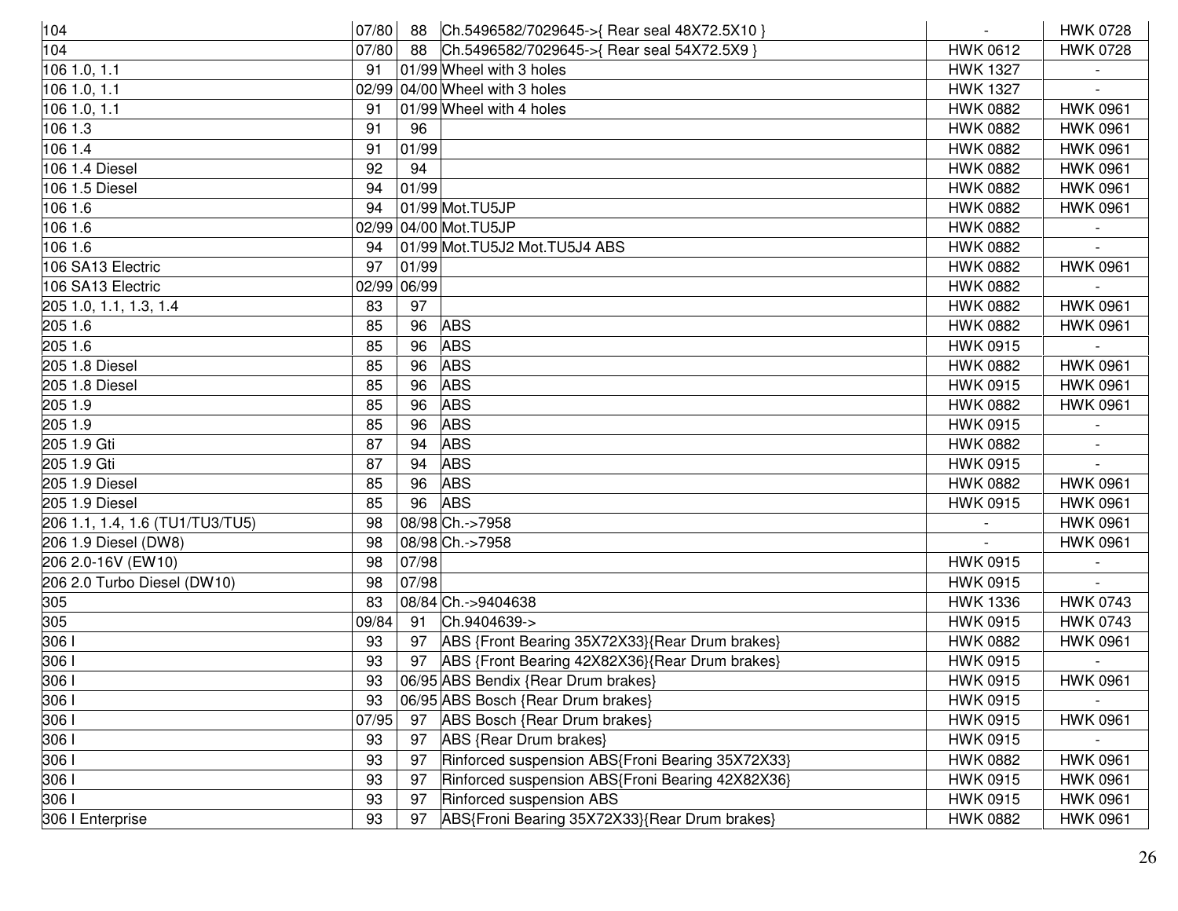| | | | | | |
|---|---|---|---|---|---|
| 104 | 07/80 | 88 | Ch.5496582/7029645->{ Rear seal 48X72.5X10 } | - | HWK 0728 |
| 104 | 07/80 | 88 | Ch.5496582/7029645->{ Rear seal 54X72.5X9 } | HWK 0612 | HWK 0728 |
| 106 1.0, 1.1 | 91 | 01/99 | Wheel with 3 holes | HWK 1327 | - |
| 106 1.0, 1.1 | 02/99 | 04/00 | Wheel with 3 holes | HWK 1327 | - |
| 106 1.0, 1.1 | 91 | 01/99 | Wheel with 4 holes | HWK 0882 | HWK 0961 |
| 106 1.3 | 91 | 96 | | HWK 0882 | HWK 0961 |
| 106 1.4 | 91 | 01/99 | | HWK 0882 | HWK 0961 |
| 106 1.4 Diesel | 92 | 94 | | HWK 0882 | HWK 0961 |
| 106 1.5 Diesel | 94 | 01/99 | | HWK 0882 | HWK 0961 |
| 106 1.6 | 94 | 01/99 | Mot.TU5JP | HWK 0882 | HWK 0961 |
| 106 1.6 | 02/99 | 04/00 | Mot.TU5JP | HWK 0882 | - |
| 106 1.6 | 94 | 01/99 | Mot.TU5J2 Mot.TU5J4 ABS | HWK 0882 | - |
| 106 SA13 Electric | 97 | 01/99 | | HWK 0882 | HWK 0961 |
| 106 SA13 Electric | 02/99 | 06/99 | | HWK 0882 | - |
| 205 1.0, 1.1, 1.3, 1.4 | 83 | 97 | | HWK 0882 | HWK 0961 |
| 205 1.6 | 85 | 96 | ABS | HWK 0882 | HWK 0961 |
| 205 1.6 | 85 | 96 | ABS | HWK 0915 | - |
| 205 1.8 Diesel | 85 | 96 | ABS | HWK 0882 | HWK 0961 |
| 205 1.8 Diesel | 85 | 96 | ABS | HWK 0915 | HWK 0961 |
| 205 1.9 | 85 | 96 | ABS | HWK 0882 | HWK 0961 |
| 205 1.9 | 85 | 96 | ABS | HWK 0915 | - |
| 205 1.9 Gti | 87 | 94 | ABS | HWK 0882 | - |
| 205 1.9 Gti | 87 | 94 | ABS | HWK 0915 | - |
| 205 1.9 Diesel | 85 | 96 | ABS | HWK 0882 | HWK 0961 |
| 205 1.9 Diesel | 85 | 96 | ABS | HWK 0915 | HWK 0961 |
| 206 1.1, 1.4, 1.6 (TU1/TU3/TU5) | 98 | 08/98 | Ch.->7958 | - | HWK 0961 |
| 206 1.9 Diesel (DW8) | 98 | 08/98 | Ch.->7958 | - | HWK 0961 |
| 206 2.0-16V (EW10) | 98 | 07/98 | | HWK 0915 | - |
| 206 2.0 Turbo Diesel (DW10) | 98 | 07/98 | | HWK 0915 | - |
| 305 | 83 | 08/84 | Ch.->9404638 | HWK 1336 | HWK 0743 |
| 305 | 09/84 | 91 | Ch.9404639-> | HWK 0915 | HWK 0743 |
| 306 I | 93 | 97 | ABS {Front Bearing 35X72X33}{Rear Drum brakes} | HWK 0882 | HWK 0961 |
| 306 I | 93 | 97 | ABS {Front Bearing 42X82X36}{Rear Drum brakes} | HWK 0915 | - |
| 306 I | 93 | 06/95 | ABS Bendix {Rear Drum brakes} | HWK 0915 | HWK 0961 |
| 306 I | 93 | 06/95 | ABS Bosch {Rear Drum brakes} | HWK 0915 | - |
| 306 I | 07/95 | 97 | ABS Bosch {Rear Drum brakes} | HWK 0915 | HWK 0961 |
| 306 I | 93 | 97 | ABS {Rear Drum brakes} | HWK 0915 | - |
| 306 I | 93 | 97 | Rinforced suspension ABS{Froni Bearing 35X72X33} | HWK 0882 | HWK 0961 |
| 306 I | 93 | 97 | Rinforced suspension ABS{Froni Bearing 42X82X36} | HWK 0915 | HWK 0961 |
| 306 I | 93 | 97 | Rinforced suspension ABS | HWK 0915 | HWK 0961 |
| 306 I Enterprise | 93 | 97 | ABS{Froni Bearing 35X72X33}{Rear Drum brakes} | HWK 0882 | HWK 0961 |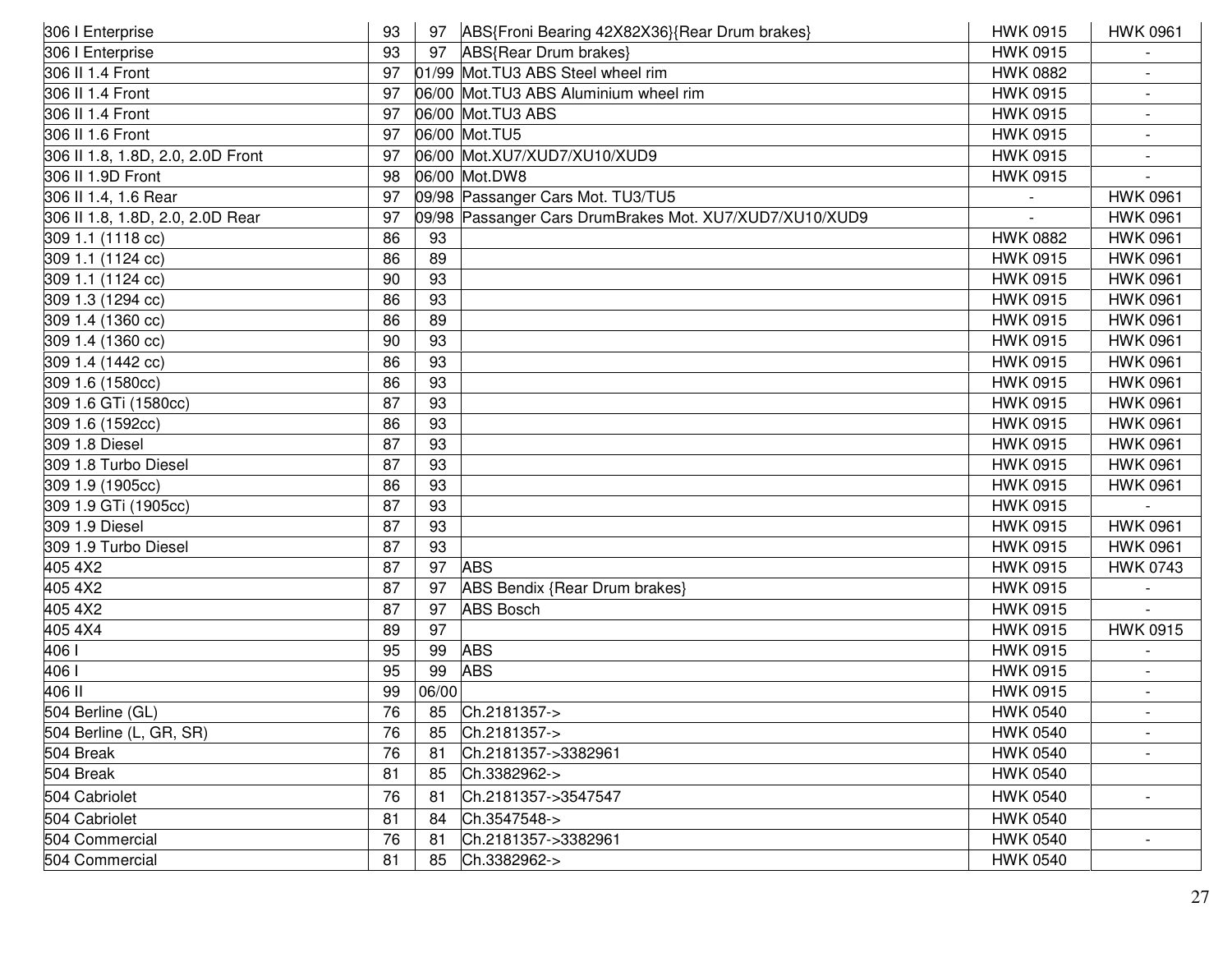| | | | | | |
|---|---|---|---|---|---|
| 306 I Enterprise | 93 | 97 | ABS{Froni Bearing 42X82X36}{Rear Drum brakes} | HWK 0915 | HWK 0961 |
| 306 I Enterprise | 93 | 97 | ABS{Rear Drum brakes} | HWK 0915 | - |
| 306 II 1.4 Front | 97 | 01/99 | Mot.TU3 ABS Steel wheel rim | HWK 0882 | - |
| 306 II 1.4 Front | 97 | 06/00 | Mot.TU3 ABS Aluminium wheel rim | HWK 0915 | - |
| 306 II 1.4 Front | 97 | 06/00 | Mot.TU3 ABS | HWK 0915 | - |
| 306 II 1.6 Front | 97 | 06/00 | Mot.TU5 | HWK 0915 | - |
| 306 II 1.8, 1.8D, 2.0, 2.0D Front | 97 | 06/00 | Mot.XU7/XUD7/XU10/XUD9 | HWK 0915 | - |
| 306 II 1.9D Front | 98 | 06/00 | Mot.DW8 | HWK 0915 | - |
| 306 II 1.4, 1.6 Rear | 97 | 09/98 | Passanger Cars Mot. TU3/TU5 | - | HWK 0961 |
| 306 II 1.8, 1.8D, 2.0, 2.0D Rear | 97 | 09/98 | Passanger Cars DrumBrakes Mot. XU7/XUD7/XU10/XUD9 | - | HWK 0961 |
| 309 1.1 (1118 cc) | 86 | 93 | | HWK 0882 | HWK 0961 |
| 309 1.1 (1124 cc) | 86 | 89 | | HWK 0915 | HWK 0961 |
| 309 1.1 (1124 cc) | 90 | 93 | | HWK 0915 | HWK 0961 |
| 309 1.3 (1294 cc) | 86 | 93 | | HWK 0915 | HWK 0961 |
| 309 1.4 (1360 cc) | 86 | 89 | | HWK 0915 | HWK 0961 |
| 309 1.4 (1360 cc) | 90 | 93 | | HWK 0915 | HWK 0961 |
| 309 1.4 (1442 cc) | 86 | 93 | | HWK 0915 | HWK 0961 |
| 309 1.6 (1580cc) | 86 | 93 | | HWK 0915 | HWK 0961 |
| 309 1.6 GTi (1580cc) | 87 | 93 | | HWK 0915 | HWK 0961 |
| 309 1.6 (1592cc) | 86 | 93 | | HWK 0915 | HWK 0961 |
| 309 1.8 Diesel | 87 | 93 | | HWK 0915 | HWK 0961 |
| 309 1.8 Turbo Diesel | 87 | 93 | | HWK 0915 | HWK 0961 |
| 309 1.9 (1905cc) | 86 | 93 | | HWK 0915 | HWK 0961 |
| 309 1.9 GTi (1905cc) | 87 | 93 | | HWK 0915 | - |
| 309 1.9 Diesel | 87 | 93 | | HWK 0915 | HWK 0961 |
| 309 1.9 Turbo Diesel | 87 | 93 | | HWK 0915 | HWK 0961 |
| 405 4X2 | 87 | 97 | ABS | HWK 0915 | HWK 0743 |
| 405 4X2 | 87 | 97 | ABS Bendix {Rear Drum brakes} | HWK 0915 | - |
| 405 4X2 | 87 | 97 | ABS Bosch | HWK 0915 | - |
| 405 4X4 | 89 | 97 | | HWK 0915 | HWK 0915 |
| 406 I | 95 | 99 | ABS | HWK 0915 | - |
| 406 I | 95 | 99 | ABS | HWK 0915 | - |
| 406 II | 99 | 06/00 | | HWK 0915 | - |
| 504 Berline (GL) | 76 | 85 | Ch.2181357-> | HWK 0540 | - |
| 504 Berline (L, GR, SR) | 76 | 85 | Ch.2181357-> | HWK 0540 | - |
| 504 Break | 76 | 81 | Ch.2181357->3382961 | HWK 0540 | - |
| 504 Break | 81 | 85 | Ch.3382962-> | HWK 0540 | |
| 504 Cabriolet | 76 | 81 | Ch.2181357->3547547 | HWK 0540 | - |
| 504 Cabriolet | 81 | 84 | Ch.3547548-> | HWK 0540 | |
| 504 Commercial | 76 | 81 | Ch.2181357->3382961 | HWK 0540 | - |
| 504 Commercial | 81 | 85 | Ch.3382962-> | HWK 0540 | |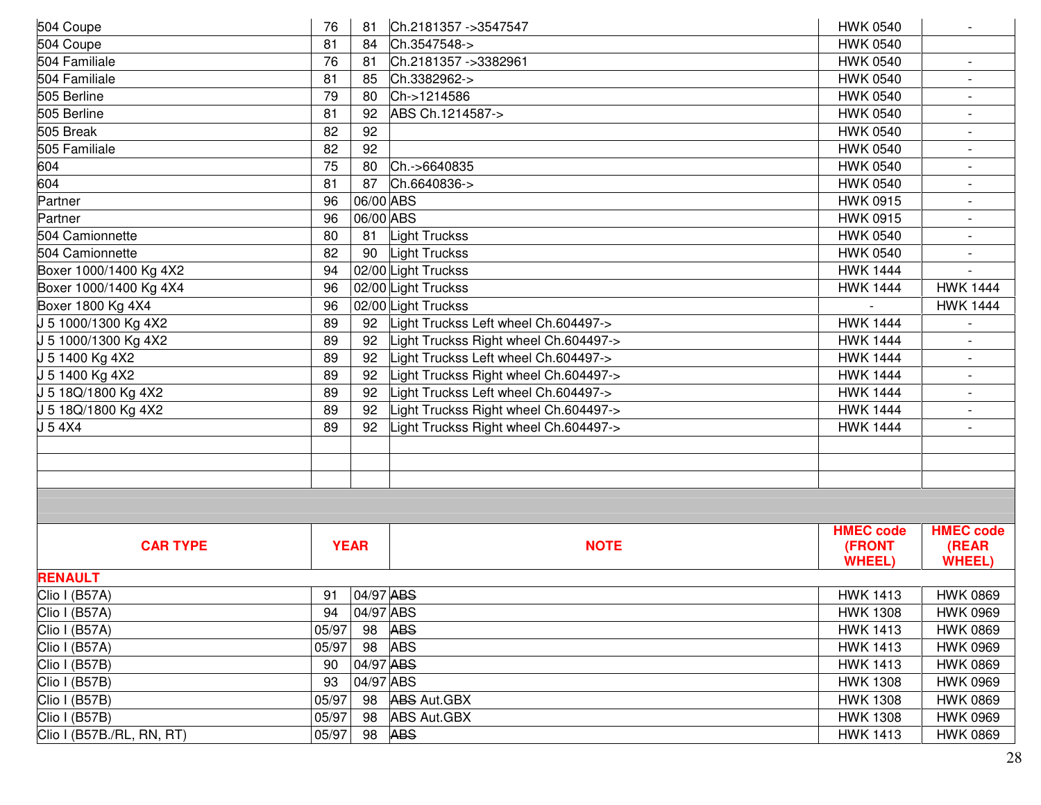| | | | | | |
|---|---|---|---|---|---|
| 504 Coupe | 76 | 81 | Ch.2181357 ->3547547 | HWK 0540 | - |
| 504 Coupe | 81 | 84 | Ch.3547548-> | HWK 0540 | |
| 504 Familiale | 76 | 81 | Ch.2181357 ->3382961 | HWK 0540 | - |
| 504 Familiale | 81 | 85 | Ch.3382962-> | HWK 0540 | - |
| 505 Berline | 79 | 80 | Ch->1214586 | HWK 0540 | - |
| 505 Berline | 81 | 92 | ABS Ch.1214587-> | HWK 0540 | - |
| 505 Break | 82 | 92 | | HWK 0540 | - |
| 505 Familiale | 82 | 92 | | HWK 0540 | - |
| 604 | 75 | 80 | Ch.->6640835 | HWK 0540 | - |
| 604 | 81 | 87 | Ch.6640836-> | HWK 0540 | - |
| Partner | 96 | 06/00 | ABS | HWK 0915 | - |
| Partner | 96 | 06/00 | ABS | HWK 0915 | - |
| 504 Camionnette | 80 | 81 | Light Truckss | HWK 0540 | - |
| 504 Camionnette | 82 | 90 | Light Truckss | HWK 0540 | - |
| Boxer 1000/1400 Kg 4X2 | 94 | 02/00 | Light Truckss | HWK 1444 | - |
| Boxer 1000/1400 Kg 4X4 | 96 | 02/00 | Light Truckss | HWK 1444 | HWK 1444 |
| Boxer 1800 Kg 4X4 | 96 | 02/00 | Light Truckss | - | HWK 1444 |
| J 5 1000/1300 Kg 4X2 | 89 | 92 | Light Truckss Left wheel Ch.604497-> | HWK 1444 | - |
| J 5 1000/1300 Kg 4X2 | 89 | 92 | Light Truckss Right wheel Ch.604497-> | HWK 1444 | - |
| J 5 1400 Kg 4X2 | 89 | 92 | Light Truckss Left wheel Ch.604497-> | HWK 1444 | - |
| J 5 1400 Kg 4X2 | 89 | 92 | Light Truckss Right wheel Ch.604497-> | HWK 1444 | - |
| J 5 18Q/1800 Kg 4X2 | 89 | 92 | Light Truckss Left wheel Ch.604497-> | HWK 1444 | - |
| J 5 18Q/1800 Kg 4X2 | 89 | 92 | Light Truckss Right wheel Ch.604497-> | HWK 1444 | - |
| J 5 4X4 | 89 | 92 | Light Truckss Right wheel Ch.604497-> | HWK 1444 | - |

| **CAR TYPE** | **YEAR** | | **NOTE** | **HMEC code (FRONT WHEEL)** | **HMEC code (REAR WHEEL)** |
|---|---|---|---|---|---|
| **RENAULT** | | | | | |
| Clio I (B57A) | 91 | 04/97 | ~~ABS~~ | HWK 1413 | HWK 0869 |
| Clio I (B57A) | 94 | 04/97 | ABS | HWK 1308 | HWK 0969 |
| Clio I (B57A) | 05/97 | 98 | ~~ABS~~ | HWK 1413 | HWK 0869 |
| Clio I (B57A) | 05/97 | 98 | ABS | HWK 1413 | HWK 0969 |
| Clio I (B57B) | 90 | 04/97 | ~~ABS~~ | HWK 1413 | HWK 0869 |
| Clio I (B57B) | 93 | 04/97 | ABS | HWK 1308 | HWK 0969 |
| Clio I (B57B) | 05/97 | 98 | ~~ABS~~ Aut.GBX | HWK 1308 | HWK 0869 |
| Clio I (B57B) | 05/97 | 98 | ABS Aut.GBX | HWK 1308 | HWK 0969 |
| Clio I (B57B./RL, RN, RT) | 05/97 | 98 | ~~ABS~~ | HWK 1413 | HWK 0869 |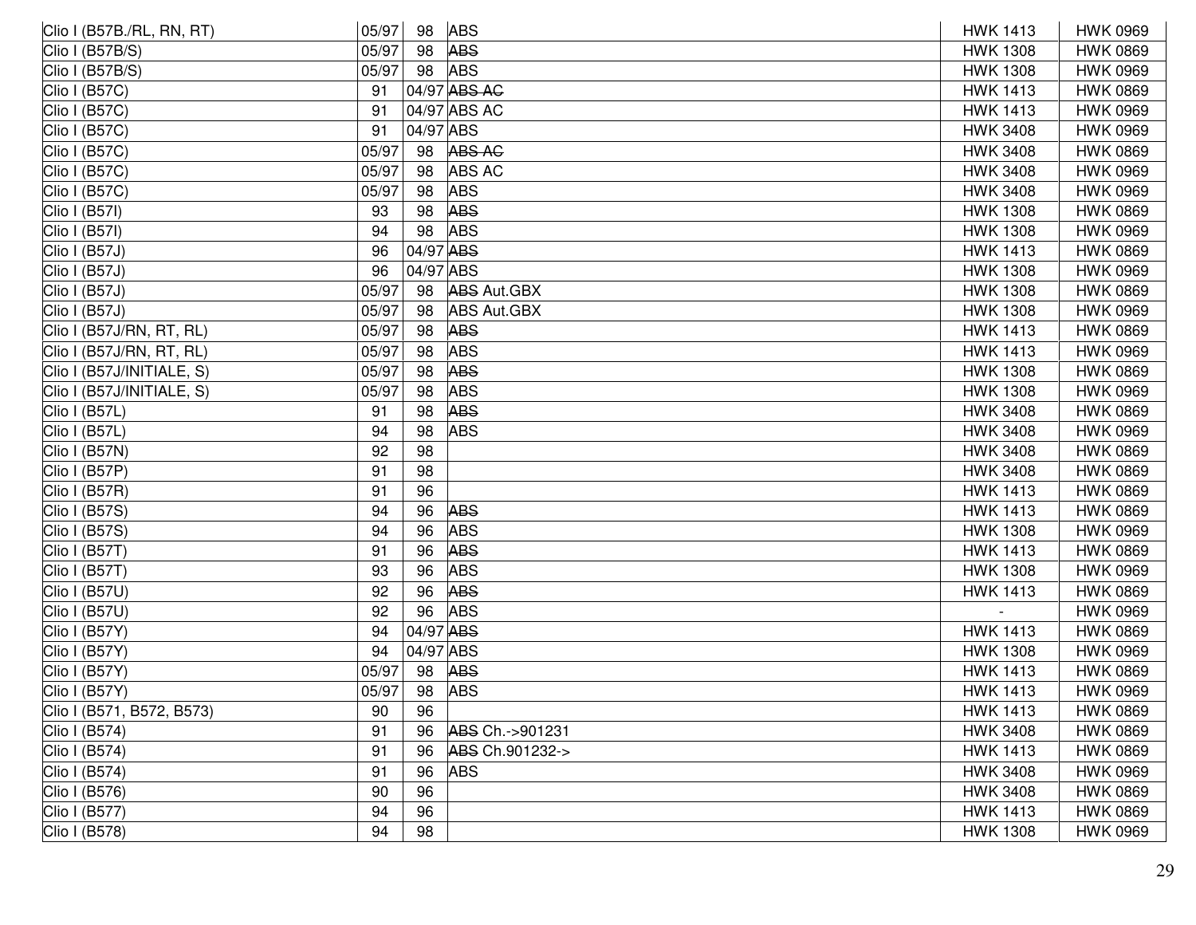| | | | | | |
|---|---|---|---|---|---|
| Clio I (B57B./RL, RN, RT) | 05/97 | 98 | ABS | HWK 1413 | HWK 0969 |
| Clio I (B57B/S) | 05/97 | 98 | ~~ABS~~ | HWK 1308 | HWK 0869 |
| Clio I (B57B/S) | 05/97 | 98 | ABS | HWK 1308 | HWK 0969 |
| Clio I (B57C) | 91 | 04/97 | ~~ABS AC~~ | HWK 1413 | HWK 0869 |
| Clio I (B57C) | 91 | 04/97 | ABS AC | HWK 1413 | HWK 0969 |
| Clio I (B57C) | 91 | 04/97 | ABS | HWK 3408 | HWK 0969 |
| Clio I (B57C) | 05/97 | 98 | ~~ABS AC~~ | HWK 3408 | HWK 0869 |
| Clio I (B57C) | 05/97 | 98 | ABS AC | HWK 3408 | HWK 0969 |
| Clio I (B57C) | 05/97 | 98 | ABS | HWK 3408 | HWK 0969 |
| Clio I (B57I) | 93 | 98 | ~~ABS~~ | HWK 1308 | HWK 0869 |
| Clio I (B57I) | 94 | 98 | ABS | HWK 1308 | HWK 0969 |
| Clio I (B57J) | 96 | 04/97 | ~~ABS~~ | HWK 1413 | HWK 0869 |
| Clio I (B57J) | 96 | 04/97 | ABS | HWK 1308 | HWK 0969 |
| Clio I (B57J) | 05/97 | 98 | ~~ABS~~ Aut.GBX | HWK 1308 | HWK 0869 |
| Clio I (B57J) | 05/97 | 98 | ABS Aut.GBX | HWK 1308 | HWK 0969 |
| Clio I (B57J/RN, RT, RL) | 05/97 | 98 | ~~ABS~~ | HWK 1413 | HWK 0869 |
| Clio I (B57J/RN, RT, RL) | 05/97 | 98 | ABS | HWK 1413 | HWK 0969 |
| Clio I (B57J/INITIALE, S) | 05/97 | 98 | ~~ABS~~ | HWK 1308 | HWK 0869 |
| Clio I (B57J/INITIALE, S) | 05/97 | 98 | ABS | HWK 1308 | HWK 0969 |
| Clio I (B57L) | 91 | 98 | ~~ABS~~ | HWK 3408 | HWK 0869 |
| Clio I (B57L) | 94 | 98 | ABS | HWK 3408 | HWK 0969 |
| Clio I (B57N) | 92 | 98 | | HWK 3408 | HWK 0869 |
| Clio I (B57P) | 91 | 98 | | HWK 3408 | HWK 0869 |
| Clio I (B57R) | 91 | 96 | | HWK 1413 | HWK 0869 |
| Clio I (B57S) | 94 | 96 | ~~ABS~~ | HWK 1413 | HWK 0869 |
| Clio I (B57S) | 94 | 96 | ABS | HWK 1308 | HWK 0969 |
| Clio I (B57T) | 91 | 96 | ~~ABS~~ | HWK 1413 | HWK 0869 |
| Clio I (B57T) | 93 | 96 | ABS | HWK 1308 | HWK 0969 |
| Clio I (B57U) | 92 | 96 | ~~ABS~~ | HWK 1413 | HWK 0869 |
| Clio I (B57U) | 92 | 96 | ABS | - | HWK 0969 |
| Clio I (B57Y) | 94 | 04/97 | ~~ABS~~ | HWK 1413 | HWK 0869 |
| Clio I (B57Y) | 94 | 04/97 | ABS | HWK 1308 | HWK 0969 |
| Clio I (B57Y) | 05/97 | 98 | ~~ABS~~ | HWK 1413 | HWK 0869 |
| Clio I (B57Y) | 05/97 | 98 | ABS | HWK 1413 | HWK 0969 |
| Clio I (B571, B572, B573) | 90 | 96 | | HWK 1413 | HWK 0869 |
| Clio I (B574) | 91 | 96 | ~~ABS~~ Ch.->901231 | HWK 3408 | HWK 0869 |
| Clio I (B574) | 91 | 96 | ~~ABS~~ Ch.901232-> | HWK 1413 | HWK 0869 |
| Clio I (B574) | 91 | 96 | ABS | HWK 3408 | HWK 0969 |
| Clio I (B576) | 90 | 96 | | HWK 3408 | HWK 0869 |
| Clio I (B577) | 94 | 96 | | HWK 1413 | HWK 0869 |
| Clio I (B578) | 94 | 98 | | HWK 1308 | HWK 0969 |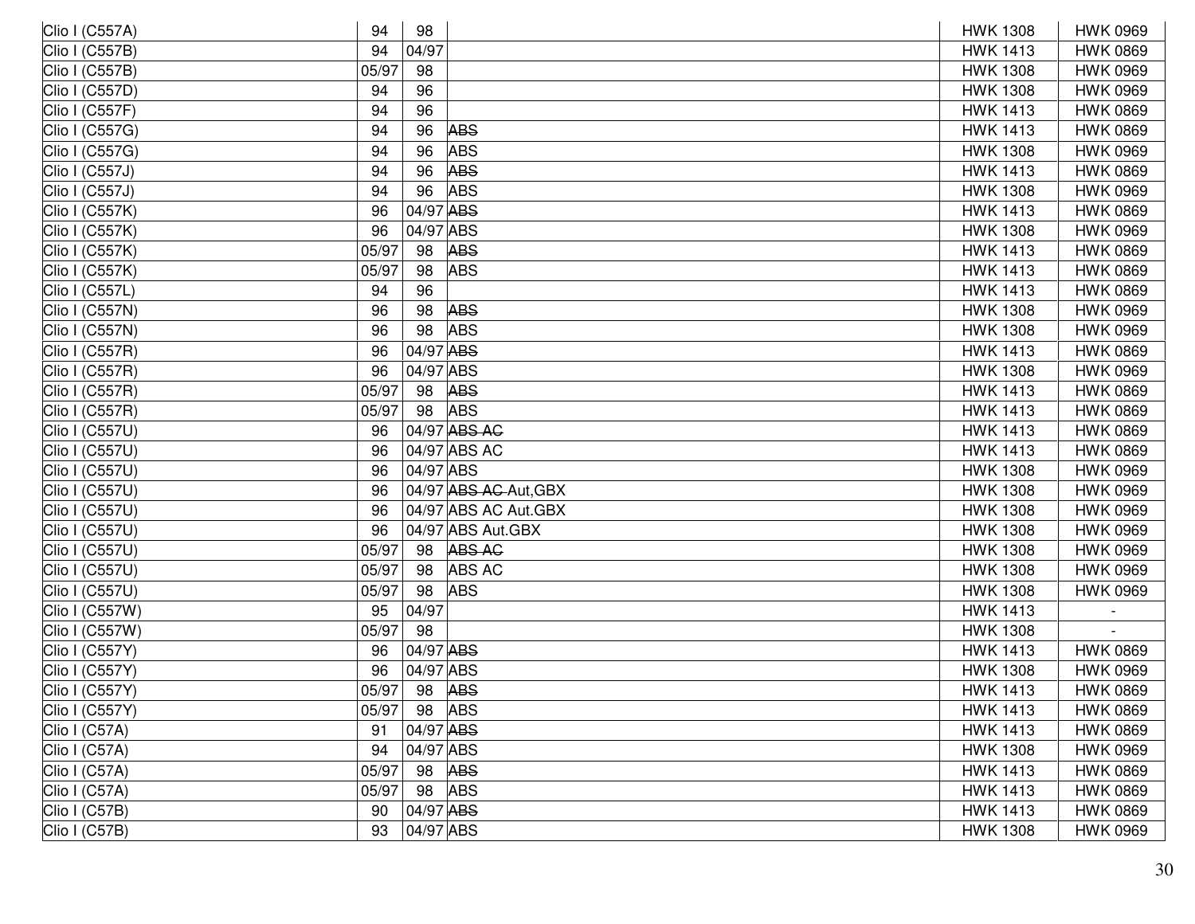| | | | | | |
|---|---|---|---|---|---|
| Clio I (C557A) | 94 | 98 | | HWK 1308 | HWK 0969 |
| Clio I (C557B) | 94 | 04/97 | | HWK 1413 | HWK 0869 |
| Clio I (C557B) | 05/97 | 98 | | HWK 1308 | HWK 0969 |
| Clio I (C557D) | 94 | 96 | | HWK 1308 | HWK 0969 |
| Clio I (C557F) | 94 | 96 | | HWK 1413 | HWK 0869 |
| Clio I (C557G) | 94 | 96 | ~~ABS~~ | HWK 1413 | HWK 0869 |
| Clio I (C557G) | 94 | 96 | ABS | HWK 1308 | HWK 0969 |
| Clio I (C557J) | 94 | 96 | ~~ABS~~ | HWK 1413 | HWK 0869 |
| Clio I (C557J) | 94 | 96 | ABS | HWK 1308 | HWK 0969 |
| Clio I (C557K) | 96 | 04/97 | ~~ABS~~ | HWK 1413 | HWK 0869 |
| Clio I (C557K) | 96 | 04/97 | ABS | HWK 1308 | HWK 0969 |
| Clio I (C557K) | 05/97 | 98 | ~~ABS~~ | HWK 1413 | HWK 0869 |
| Clio I (C557K) | 05/97 | 98 | ABS | HWK 1413 | HWK 0869 |
| Clio I (C557L) | 94 | 96 | | HWK 1413 | HWK 0869 |
| Clio I (C557N) | 96 | 98 | ~~ABS~~ | HWK 1308 | HWK 0969 |
| Clio I (C557N) | 96 | 98 | ABS | HWK 1308 | HWK 0969 |
| Clio I (C557R) | 96 | 04/97 | ~~ABS~~ | HWK 1413 | HWK 0869 |
| Clio I (C557R) | 96 | 04/97 | ABS | HWK 1308 | HWK 0969 |
| Clio I (C557R) | 05/97 | 98 | ~~ABS~~ | HWK 1413 | HWK 0869 |
| Clio I (C557R) | 05/97 | 98 | ABS | HWK 1413 | HWK 0869 |
| Clio I (C557U) | 96 | 04/97 | ~~ABS AC~~ | HWK 1413 | HWK 0869 |
| Clio I (C557U) | 96 | 04/97 | ABS AC | HWK 1413 | HWK 0869 |
| Clio I (C557U) | 96 | 04/97 | ABS | HWK 1308 | HWK 0969 |
| Clio I (C557U) | 96 | 04/97 | ~~ABS AC~~ Aut,GBX | HWK 1308 | HWK 0969 |
| Clio I (C557U) | 96 | 04/97 | ABS AC Aut.GBX | HWK 1308 | HWK 0969 |
| Clio I (C557U) | 96 | 04/97 | ABS Aut.GBX | HWK 1308 | HWK 0969 |
| Clio I (C557U) | 05/97 | 98 | ~~ABS AC~~ | HWK 1308 | HWK 0969 |
| Clio I (C557U) | 05/97 | 98 | ABS AC | HWK 1308 | HWK 0969 |
| Clio I (C557U) | 05/97 | 98 | ABS | HWK 1308 | HWK 0969 |
| Clio I (C557W) | 95 | 04/97 | | HWK 1413 | - |
| Clio I (C557W) | 05/97 | 98 | | HWK 1308 | - |
| Clio I (C557Y) | 96 | 04/97 | ~~ABS~~ | HWK 1413 | HWK 0869 |
| Clio I (C557Y) | 96 | 04/97 | ABS | HWK 1308 | HWK 0969 |
| Clio I (C557Y) | 05/97 | 98 | ~~ABS~~ | HWK 1413 | HWK 0869 |
| Clio I (C557Y) | 05/97 | 98 | ABS | HWK 1413 | HWK 0869 |
| Clio I (C57A) | 91 | 04/97 | ~~ABS~~ | HWK 1413 | HWK 0869 |
| Clio I (C57A) | 94 | 04/97 | ABS | HWK 1308 | HWK 0969 |
| Clio I (C57A) | 05/97 | 98 | ~~ABS~~ | HWK 1413 | HWK 0869 |
| Clio I (C57A) | 05/97 | 98 | ABS | HWK 1413 | HWK 0869 |
| Clio I (C57B) | 90 | 04/97 | ~~ABS~~ | HWK 1413 | HWK 0869 |
| Clio I (C57B) | 93 | 04/97 | ABS | HWK 1308 | HWK 0969 |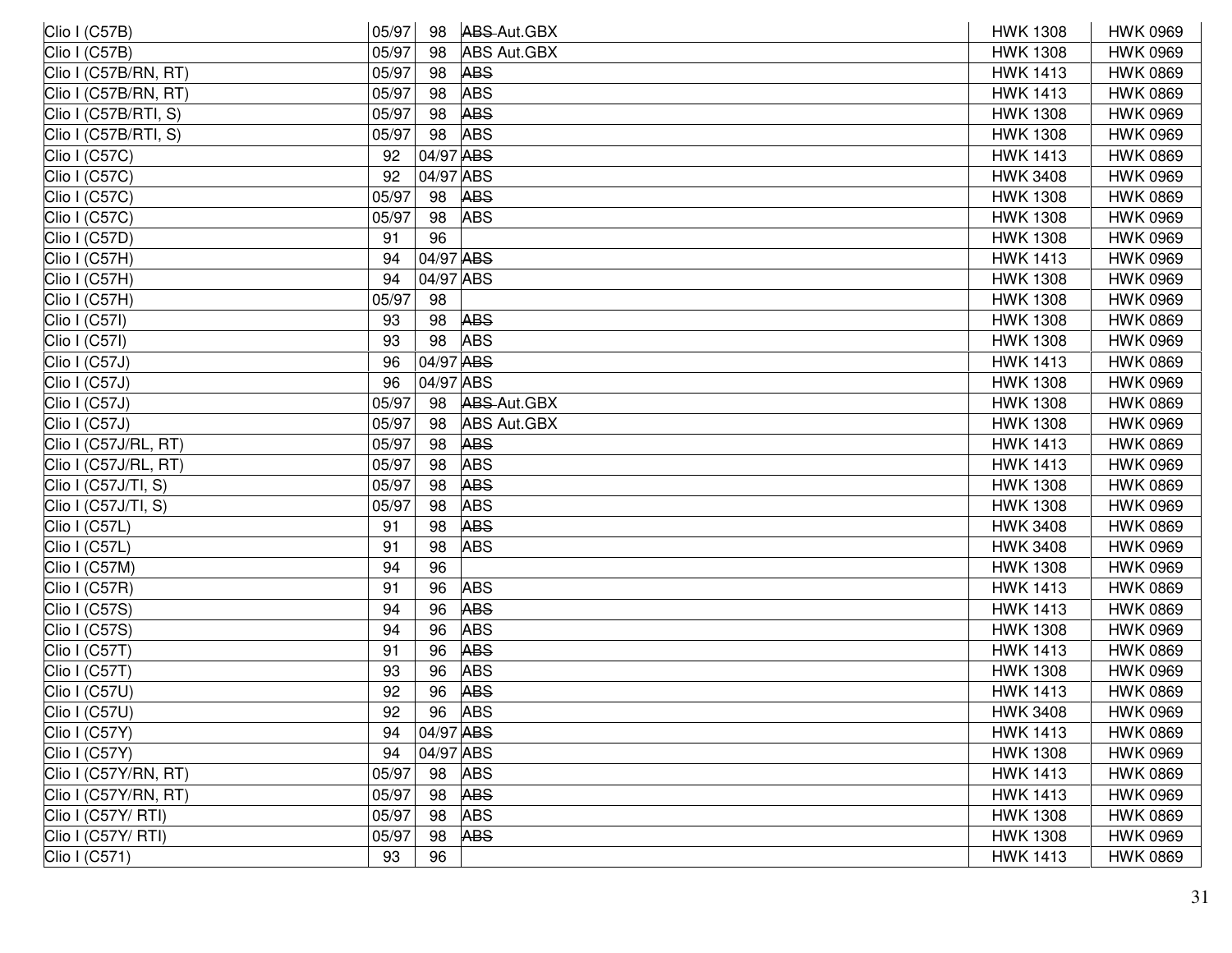| | | | | | |
|---|---|---|---|---|---|
| Clio I (C57B) | 05/97 | 98 | ~~ABS~~ Aut.GBX | HWK 1308 | HWK 0969 |
| Clio I (C57B) | 05/97 | 98 | ABS Aut.GBX | HWK 1308 | HWK 0969 |
| Clio I (C57B/RN, RT) | 05/97 | 98 | ~~ABS~~ | HWK 1413 | HWK 0869 |
| Clio I (C57B/RN, RT) | 05/97 | 98 | ABS | HWK 1413 | HWK 0869 |
| Clio I (C57B/RTI, S) | 05/97 | 98 | ~~ABS~~ | HWK 1308 | HWK 0969 |
| Clio I (C57B/RTI, S) | 05/97 | 98 | ABS | HWK 1308 | HWK 0969 |
| Clio I (C57C) | 92 | 04/97 | ~~ABS~~ | HWK 1413 | HWK 0869 |
| Clio I (C57C) | 92 | 04/97 | ABS | HWK 3408 | HWK 0969 |
| Clio I (C57C) | 05/97 | 98 | ~~ABS~~ | HWK 1308 | HWK 0869 |
| Clio I (C57C) | 05/97 | 98 | ABS | HWK 1308 | HWK 0969 |
| Clio I (C57D) | 91 | 96 | | HWK 1308 | HWK 0969 |
| Clio I (C57H) | 94 | 04/97 | ~~ABS~~ | HWK 1413 | HWK 0969 |
| Clio I (C57H) | 94 | 04/97 | ABS | HWK 1308 | HWK 0969 |
| Clio I (C57H) | 05/97 | 98 | | HWK 1308 | HWK 0969 |
| Clio I (C57I) | 93 | 98 | ~~ABS~~ | HWK 1308 | HWK 0869 |
| Clio I (C57I) | 93 | 98 | ABS | HWK 1308 | HWK 0969 |
| Clio I (C57J) | 96 | 04/97 | ~~ABS~~ | HWK 1413 | HWK 0869 |
| Clio I (C57J) | 96 | 04/97 | ABS | HWK 1308 | HWK 0969 |
| Clio I (C57J) | 05/97 | 98 | ~~ABS~~ Aut.GBX | HWK 1308 | HWK 0869 |
| Clio I (C57J) | 05/97 | 98 | ABS Aut.GBX | HWK 1308 | HWK 0969 |
| Clio I (C57J/RL, RT) | 05/97 | 98 | ~~ABS~~ | HWK 1413 | HWK 0869 |
| Clio I (C57J/RL, RT) | 05/97 | 98 | ABS | HWK 1413 | HWK 0969 |
| Clio I (C57J/TI, S) | 05/97 | 98 | ~~ABS~~ | HWK 1308 | HWK 0869 |
| Clio I (C57J/TI, S) | 05/97 | 98 | ABS | HWK 1308 | HWK 0969 |
| Clio I (C57L) | 91 | 98 | ~~ABS~~ | HWK 3408 | HWK 0869 |
| Clio I (C57L) | 91 | 98 | ABS | HWK 3408 | HWK 0969 |
| Clio I (C57M) | 94 | 96 | | HWK 1308 | HWK 0969 |
| Clio I (C57R) | 91 | 96 | ABS | HWK 1413 | HWK 0869 |
| Clio I (C57S) | 94 | 96 | ~~ABS~~ | HWK 1413 | HWK 0869 |
| Clio I (C57S) | 94 | 96 | ABS | HWK 1308 | HWK 0969 |
| Clio I (C57T) | 91 | 96 | ~~ABS~~ | HWK 1413 | HWK 0869 |
| Clio I (C57T) | 93 | 96 | ABS | HWK 1308 | HWK 0969 |
| Clio I (C57U) | 92 | 96 | ~~ABS~~ | HWK 1413 | HWK 0869 |
| Clio I (C57U) | 92 | 96 | ABS | HWK 3408 | HWK 0969 |
| Clio I (C57Y) | 94 | 04/97 | ~~ABS~~ | HWK 1413 | HWK 0869 |
| Clio I (C57Y) | 94 | 04/97 | ABS | HWK 1308 | HWK 0969 |
| Clio I (C57Y/RN, RT) | 05/97 | 98 | ABS | HWK 1413 | HWK 0869 |
| Clio I (C57Y/RN, RT) | 05/97 | 98 | ~~ABS~~ | HWK 1413 | HWK 0969 |
| Clio I (C57Y/ RTI) | 05/97 | 98 | ABS | HWK 1308 | HWK 0869 |
| Clio I (C57Y/ RTI) | 05/97 | 98 | ~~ABS~~ | HWK 1308 | HWK 0969 |
| Clio I (C571) | 93 | 96 | | HWK 1413 | HWK 0869 |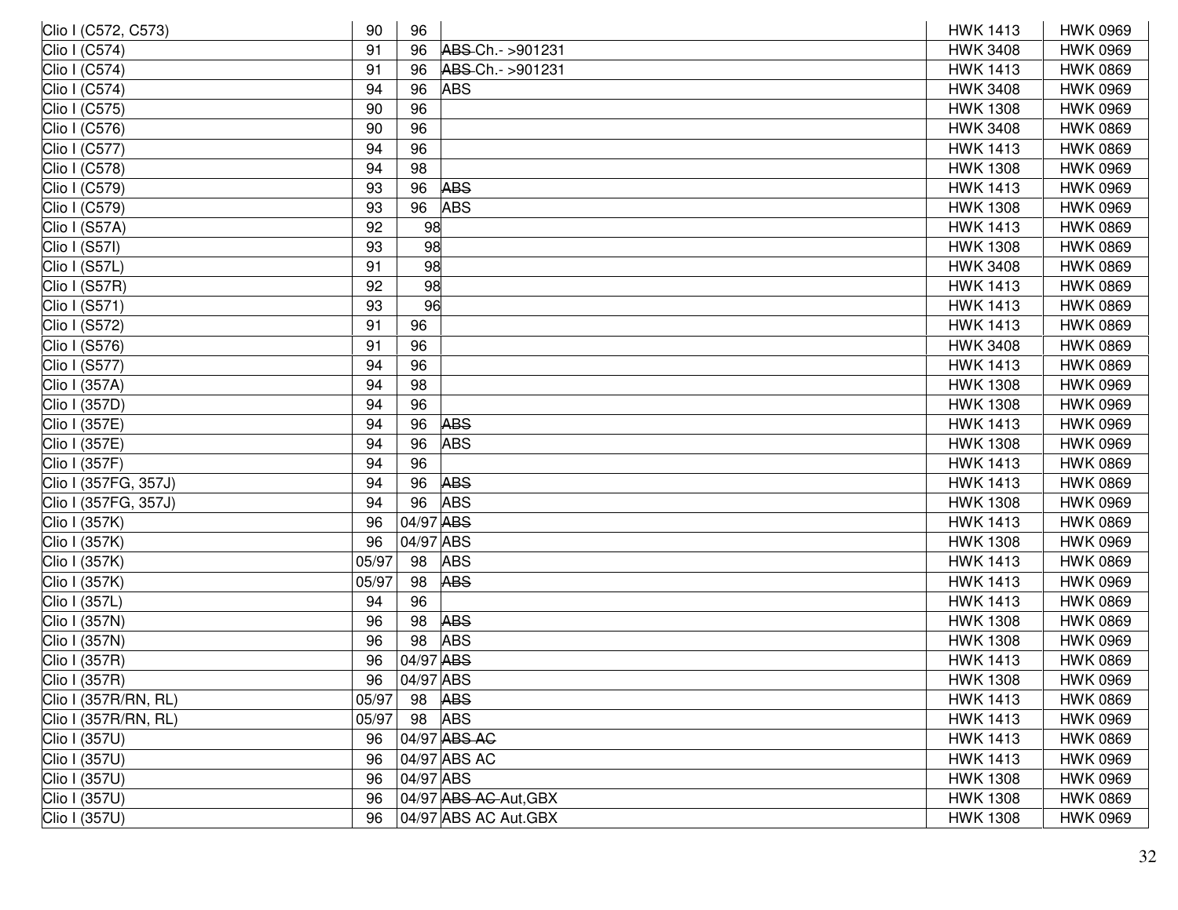| | | | | | |
|---|---|---|---|---|---|
| Clio I (C572, C573) | 90 | 96 | | HWK 1413 | HWK 0969 |
| Clio I (C574) | 91 | 96 | ~~ABS~~ Ch.- >901231 | HWK 3408 | HWK 0969 |
| Clio I (C574) | 91 | 96 | ~~ABS~~ Ch.- >901231 | HWK 1413 | HWK 0869 |
| Clio I (C574) | 94 | 96 | ABS | HWK 3408 | HWK 0969 |
| Clio I (C575) | 90 | 96 | | HWK 1308 | HWK 0969 |
| Clio I (C576) | 90 | 96 | | HWK 3408 | HWK 0869 |
| Clio I (C577) | 94 | 96 | | HWK 1413 | HWK 0869 |
| Clio I (C578) | 94 | 98 | | HWK 1308 | HWK 0969 |
| Clio I (C579) | 93 | 96 | ~~ABS~~ | HWK 1413 | HWK 0969 |
| Clio I (C579) | 93 | 96 | ABS | HWK 1308 | HWK 0969 |
| Clio I (S57A) | 92 | 98 | | HWK 1413 | HWK 0869 |
| Clio I (S57I) | 93 | 98 | | HWK 1308 | HWK 0869 |
| Clio I (S57L) | 91 | 98 | | HWK 3408 | HWK 0869 |
| Clio I (S57R) | 92 | 98 | | HWK 1413 | HWK 0869 |
| Clio I (S571) | 93 | 96 | | HWK 1413 | HWK 0869 |
| Clio I (S572) | 91 | 96 | | HWK 1413 | HWK 0869 |
| Clio I (S576) | 91 | 96 | | HWK 3408 | HWK 0869 |
| Clio I (S577) | 94 | 96 | | HWK 1413 | HWK 0869 |
| Clio I (357A) | 94 | 98 | | HWK 1308 | HWK 0969 |
| Clio I (357D) | 94 | 96 | | HWK 1308 | HWK 0969 |
| Clio I (357E) | 94 | 96 | ~~ABS~~ | HWK 1413 | HWK 0969 |
| Clio I (357E) | 94 | 96 | ABS | HWK 1308 | HWK 0969 |
| Clio I (357F) | 94 | 96 | | HWK 1413 | HWK 0869 |
| Clio I (357FG, 357J) | 94 | 96 | ~~ABS~~ | HWK 1413 | HWK 0869 |
| Clio I (357FG, 357J) | 94 | 96 | ABS | HWK 1308 | HWK 0969 |
| Clio I (357K) | 96 | 04/97 | ~~ABS~~ | HWK 1413 | HWK 0869 |
| Clio I (357K) | 96 | 04/97 | ABS | HWK 1308 | HWK 0969 |
| Clio I (357K) | 05/97 | 98 | ABS | HWK 1413 | HWK 0869 |
| Clio I (357K) | 05/97 | 98 | ~~ABS~~ | HWK 1413 | HWK 0969 |
| Clio I (357L) | 94 | 96 | | HWK 1413 | HWK 0869 |
| Clio I (357N) | 96 | 98 | ~~ABS~~ | HWK 1308 | HWK 0869 |
| Clio I (357N) | 96 | 98 | ABS | HWK 1308 | HWK 0969 |
| Clio I (357R) | 96 | 04/97 | ~~ABS~~ | HWK 1413 | HWK 0869 |
| Clio I (357R) | 96 | 04/97 | ABS | HWK 1308 | HWK 0969 |
| Clio I (357R/RN, RL) | 05/97 | 98 | ~~ABS~~ | HWK 1413 | HWK 0869 |
| Clio I (357R/RN, RL) | 05/97 | 98 | ABS | HWK 1413 | HWK 0969 |
| Clio I (357U) | 96 | 04/97 | ~~ABS AC~~ | HWK 1413 | HWK 0869 |
| Clio I (357U) | 96 | 04/97 | ABS AC | HWK 1413 | HWK 0969 |
| Clio I (357U) | 96 | 04/97 | ABS | HWK 1308 | HWK 0969 |
| Clio I (357U) | 96 | 04/97 | ~~ABS AC~~ Aut,GBX | HWK 1308 | HWK 0869 |
| Clio I (357U) | 96 | 04/97 | ABS AC Aut.GBX | HWK 1308 | HWK 0969 |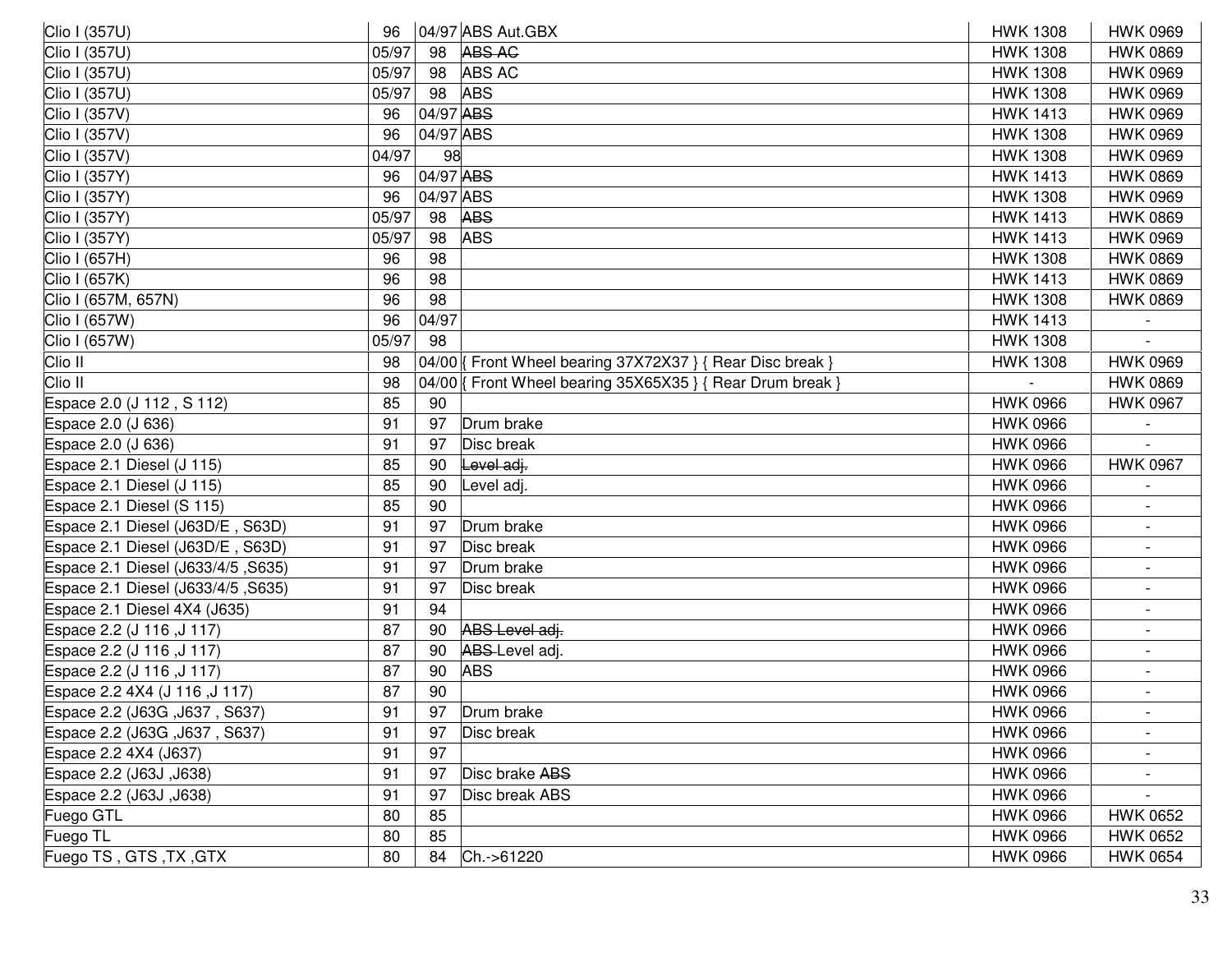| | | | | | |
|---|---|---|---|---|---|
| Clio I (357U) | 96 | 04/97 | ABS Aut.GBX | HWK 1308 | HWK 0969 |
| Clio I (357U) | 05/97 | 98 | ~~ABS AC~~ | HWK 1308 | HWK 0869 |
| Clio I (357U) | 05/97 | 98 | ABS AC | HWK 1308 | HWK 0969 |
| Clio I (357U) | 05/97 | 98 | ABS | HWK 1308 | HWK 0969 |
| Clio I (357V) | 96 | 04/97 | ~~ABS~~ | HWK 1413 | HWK 0969 |
| Clio I (357V) | 96 | 04/97 | ABS | HWK 1308 | HWK 0969 |
| Clio I (357V) | 04/97 | 98 | | HWK 1308 | HWK 0969 |
| Clio I (357Y) | 96 | 04/97 | ~~ABS~~ | HWK 1413 | HWK 0869 |
| Clio I (357Y) | 96 | 04/97 | ABS | HWK 1308 | HWK 0969 |
| Clio I (357Y) | 05/97 | 98 | ~~ABS~~ | HWK 1413 | HWK 0869 |
| Clio I (357Y) | 05/97 | 98 | ABS | HWK 1413 | HWK 0969 |
| Clio I (657H) | 96 | 98 | | HWK 1308 | HWK 0869 |
| Clio I (657K) | 96 | 98 | | HWK 1413 | HWK 0869 |
| Clio I (657M, 657N) | 96 | 98 | | HWK 1308 | HWK 0869 |
| Clio I (657W) | 96 | 04/97 | | HWK 1413 | - |
| Clio I (657W) | 05/97 | 98 | | HWK 1308 | - |
| Clio II | 98 | 04/00 | { Front Wheel bearing 37X72X37 } { Rear Disc break } | HWK 1308 | HWK 0969 |
| Clio II | 98 | 04/00 | { Front Wheel bearing 35X65X35 } { Rear Drum break } | - | HWK 0869 |
| Espace 2.0 (J 112 , S 112) | 85 | 90 | | HWK 0966 | HWK 0967 |
| Espace 2.0 (J 636) | 91 | 97 | Drum brake | HWK 0966 | - |
| Espace 2.0 (J 636) | 91 | 97 | Disc break | HWK 0966 | - |
| Espace 2.1 Diesel (J 115) | 85 | 90 | ~~Level adj.~~ | HWK 0966 | HWK 0967 |
| Espace 2.1 Diesel (J 115) | 85 | 90 | Level adj. | HWK 0966 | - |
| Espace 2.1 Diesel (S 115) | 85 | 90 | | HWK 0966 | - |
| Espace 2.1 Diesel (J63D/E , S63D) | 91 | 97 | Drum brake | HWK 0966 | - |
| Espace 2.1 Diesel (J63D/E , S63D) | 91 | 97 | Disc break | HWK 0966 | - |
| Espace 2.1 Diesel (J633/4/5 ,S635) | 91 | 97 | Drum brake | HWK 0966 | - |
| Espace 2.1 Diesel (J633/4/5 ,S635) | 91 | 97 | Disc break | HWK 0966 | - |
| Espace 2.1 Diesel 4X4 (J635) | 91 | 94 | | HWK 0966 | - |
| Espace 2.2 (J 116 ,J 117) | 87 | 90 | ~~ABS Level adj.~~ | HWK 0966 | - |
| Espace 2.2 (J 116 ,J 117) | 87 | 90 | ~~ABS~~ Level adj. | HWK 0966 | - |
| Espace 2.2 (J 116 ,J 117) | 87 | 90 | ABS | HWK 0966 | - |
| Espace 2.2 4X4 (J 116 ,J 117) | 87 | 90 | | HWK 0966 | - |
| Espace 2.2 (J63G ,J637 , S637) | 91 | 97 | Drum brake | HWK 0966 | - |
| Espace 2.2 (J63G ,J637 , S637) | 91 | 97 | Disc break | HWK 0966 | - |
| Espace 2.2 4X4 (J637) | 91 | 97 | | HWK 0966 | - |
| Espace 2.2 (J63J ,J638) | 91 | 97 | Disc brake ~~ABS~~ | HWK 0966 | - |
| Espace 2.2 (J63J ,J638) | 91 | 97 | Disc break ABS | HWK 0966 | - |
| Fuego GTL | 80 | 85 | | HWK 0966 | HWK 0652 |
| Fuego TL | 80 | 85 | | HWK 0966 | HWK 0652 |
| Fuego TS , GTS ,TX ,GTX | 80 | 84 | Ch.->61220 | HWK 0966 | HWK 0654 |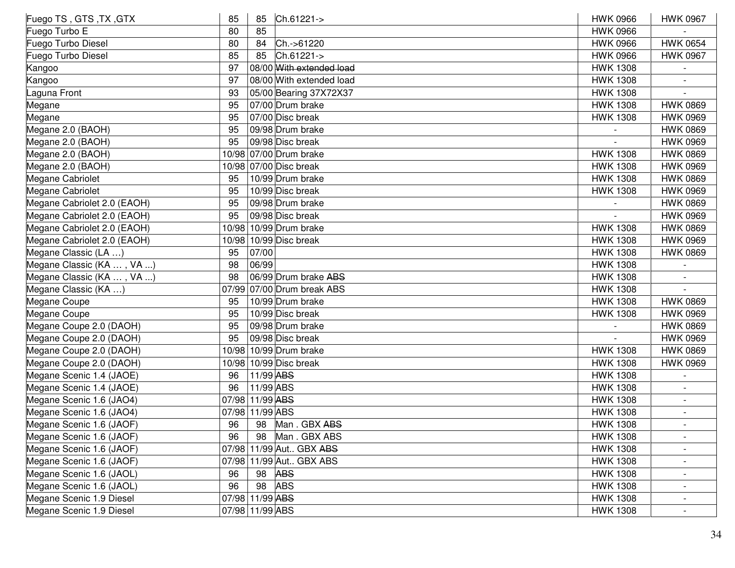| | | | | | |
|---|---|---|---|---|---|
| Fuego TS , GTS ,TX ,GTX | 85 | 85 | Ch.61221-> | HWK 0966 | HWK 0967 |
| Fuego Turbo E | 80 | 85 | | HWK 0966 | - |
| Fuego Turbo Diesel | 80 | 84 | Ch.->61220 | HWK 0966 | HWK 0654 |
| Fuego Turbo Diesel | 85 | 85 | Ch.61221-> | HWK 0966 | HWK 0967 |
| Kangoo | 97 | 08/00 | ~~With extended load~~ | HWK 1308 | - |
| Kangoo | 97 | 08/00 | With extended load | HWK 1308 | - |
| Laguna Front | 93 | 05/00 | Bearing 37X72X37 | HWK 1308 | - |
| Megane | 95 | 07/00 | Drum brake | HWK 1308 | HWK 0869 |
| Megane | 95 | 07/00 | Disc break | HWK 1308 | HWK 0969 |
| Megane 2.0 (BAOH) | 95 | 09/98 | Drum brake | - | HWK 0869 |
| Megane 2.0 (BAOH) | 95 | 09/98 | Disc break | - | HWK 0969 |
| Megane 2.0 (BAOH) | 10/98 | 07/00 | Drum brake | HWK 1308 | HWK 0869 |
| Megane 2.0 (BAOH) | 10/98 | 07/00 | Disc break | HWK 1308 | HWK 0969 |
| Megane Cabriolet | 95 | 10/99 | Drum brake | HWK 1308 | HWK 0869 |
| Megane Cabriolet | 95 | 10/99 | Disc break | HWK 1308 | HWK 0969 |
| Megane Cabriolet 2.0 (EAOH) | 95 | 09/98 | Drum brake | - | HWK 0869 |
| Megane Cabriolet 2.0 (EAOH) | 95 | 09/98 | Disc break | - | HWK 0969 |
| Megane Cabriolet 2.0 (EAOH) | 10/98 | 10/99 | Drum brake | HWK 1308 | HWK 0869 |
| Megane Cabriolet 2.0 (EAOH) | 10/98 | 10/99 | Disc break | HWK 1308 | HWK 0969 |
| Megane Classic (LA …) | 95 | 07/00 | | HWK 1308 | HWK 0869 |
| Megane Classic (KA … , VA ...) | 98 | 06/99 | | HWK 1308 | - |
| Megane Classic (KA … , VA ...) | 98 | 06/99 | Drum brake ~~ABS~~ | HWK 1308 | - |
| Megane Classic (KA …) | 07/99 | 07/00 | Drum break ABS | HWK 1308 | - |
| Megane Coupe | 95 | 10/99 | Drum brake | HWK 1308 | HWK 0869 |
| Megane Coupe | 95 | 10/99 | Disc break | HWK 1308 | HWK 0969 |
| Megane Coupe 2.0 (DAOH) | 95 | 09/98 | Drum brake | - | HWK 0869 |
| Megane Coupe 2.0 (DAOH) | 95 | 09/98 | Disc break | - | HWK 0969 |
| Megane Coupe 2.0 (DAOH) | 10/98 | 10/99 | Drum brake | HWK 1308 | HWK 0869 |
| Megane Coupe 2.0 (DAOH) | 10/98 | 10/99 | Disc break | HWK 1308 | HWK 0969 |
| Megane Scenic 1.4 (JAOE) | 96 | 11/99 | ~~ABS~~ | HWK 1308 | - |
| Megane Scenic 1.4 (JAOE) | 96 | 11/99 | ABS | HWK 1308 | - |
| Megane Scenic 1.6 (JAO4) | 07/98 | 11/99 | ~~ABS~~ | HWK 1308 | - |
| Megane Scenic 1.6 (JAO4) | 07/98 | 11/99 | ABS | HWK 1308 | - |
| Megane Scenic 1.6 (JAOF) | 96 | 98 | Man . GBX ~~ABS~~ | HWK 1308 | - |
| Megane Scenic 1.6 (JAOF) | 96 | 98 | Man . GBX ABS | HWK 1308 | - |
| Megane Scenic 1.6 (JAOF) | 07/98 | 11/99 | Aut.. GBX ~~ABS~~ | HWK 1308 | - |
| Megane Scenic 1.6 (JAOF) | 07/98 | 11/99 | Aut.. GBX ABS | HWK 1308 | - |
| Megane Scenic 1.6 (JAOL) | 96 | 98 | ~~ABS~~ | HWK 1308 | - |
| Megane Scenic 1.6 (JAOL) | 96 | 98 | ABS | HWK 1308 | - |
| Megane Scenic 1.9 Diesel | 07/98 | 11/99 | ~~ABS~~ | HWK 1308 | - |
| Megane Scenic 1.9 Diesel | 07/98 | 11/99 | ABS | HWK 1308 | - |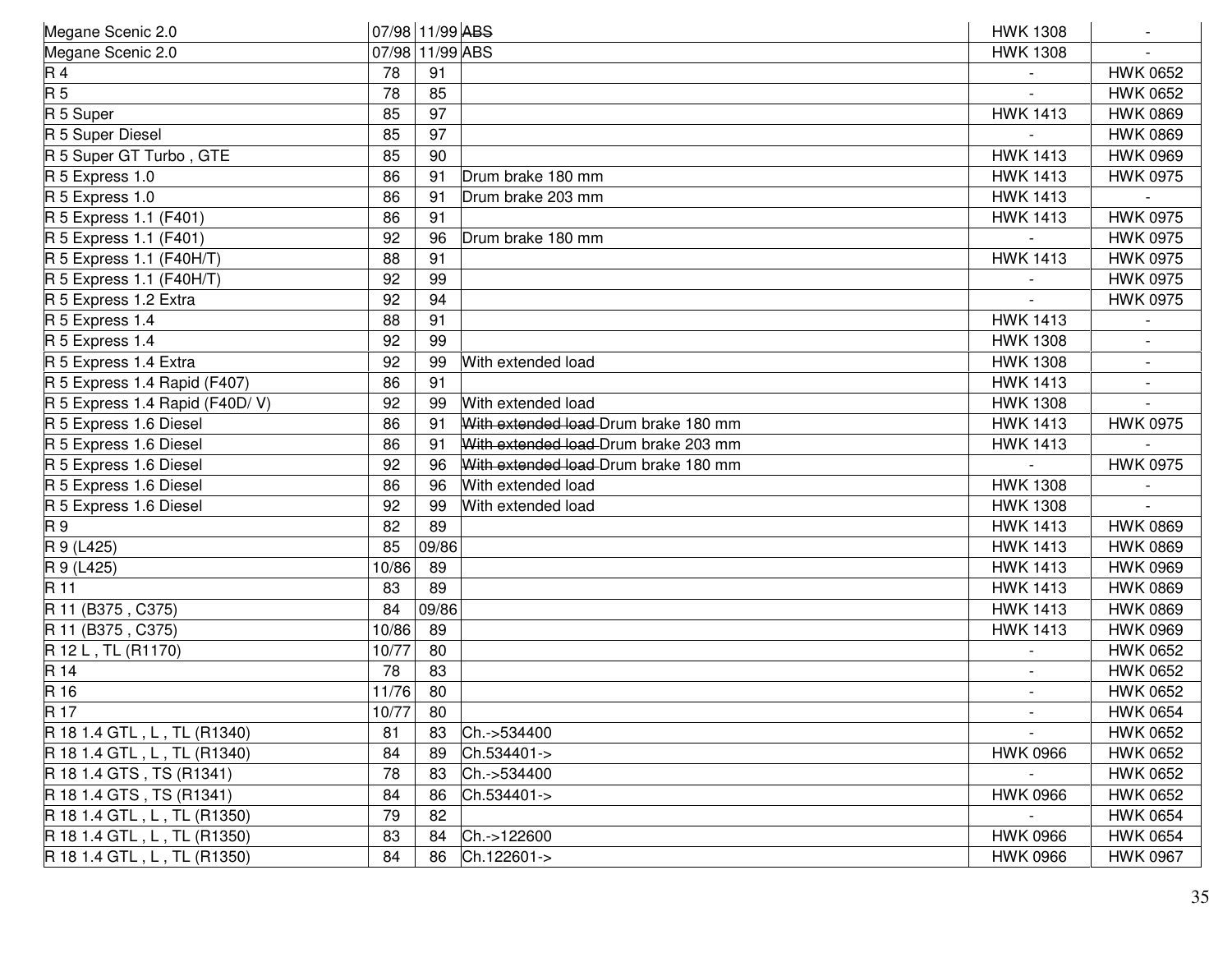| | | | | | |
|---|---|---|---|---|---|
| Megane Scenic 2.0 | 07/98 | 11/99 | ~~ABS~~ | HWK 1308 | - |
| Megane Scenic 2.0 | 07/98 | 11/99 | ABS | HWK 1308 | - |
| R 4 | 78 | 91 | | - | HWK 0652 |
| R 5 | 78 | 85 | | - | HWK 0652 |
| R 5 Super | 85 | 97 | | HWK 1413 | HWK 0869 |
| R 5 Super Diesel | 85 | 97 | | - | HWK 0869 |
| R 5 Super GT Turbo , GTE | 85 | 90 | | HWK 1413 | HWK 0969 |
| R 5 Express 1.0 | 86 | 91 | Drum brake 180 mm | HWK 1413 | HWK 0975 |
| R 5 Express 1.0 | 86 | 91 | Drum brake 203 mm | HWK 1413 | - |
| R 5 Express 1.1 (F401) | 86 | 91 | | HWK 1413 | HWK 0975 |
| R 5 Express 1.1 (F401) | 92 | 96 | Drum brake 180 mm | - | HWK 0975 |
| R 5 Express 1.1 (F40H/T) | 88 | 91 | | HWK 1413 | HWK 0975 |
| R 5 Express 1.1 (F40H/T) | 92 | 99 | | - | HWK 0975 |
| R 5 Express 1.2 Extra | 92 | 94 | | - | HWK 0975 |
| R 5 Express 1.4 | 88 | 91 | | HWK 1413 | - |
| R 5 Express 1.4 | 92 | 99 | | HWK 1308 | - |
| R 5 Express 1.4 Extra | 92 | 99 | With extended load | HWK 1308 | - |
| R 5 Express 1.4 Rapid (F407) | 86 | 91 | | HWK 1413 | - |
| R 5 Express 1.4 Rapid (F40D/ V) | 92 | 99 | With extended load | HWK 1308 | - |
| R 5 Express 1.6 Diesel | 86 | 91 | ~~With extended load~~ Drum brake 180 mm | HWK 1413 | HWK 0975 |
| R 5 Express 1.6 Diesel | 86 | 91 | ~~With extended load~~ Drum brake 203 mm | HWK 1413 | - |
| R 5 Express 1.6 Diesel | 92 | 96 | ~~With extended load~~ Drum brake 180 mm | - | HWK 0975 |
| R 5 Express 1.6 Diesel | 86 | 96 | With extended load | HWK 1308 | - |
| R 5 Express 1.6 Diesel | 92 | 99 | With extended load | HWK 1308 | - |
| R 9 | 82 | 89 | | HWK 1413 | HWK 0869 |
| R 9 (L425) | 85 | 09/86 | | HWK 1413 | HWK 0869 |
| R 9 (L425) | 10/86 | 89 | | HWK 1413 | HWK 0969 |
| R 11 | 83 | 89 | | HWK 1413 | HWK 0869 |
| R 11 (B375 , C375) | 84 | 09/86 | | HWK 1413 | HWK 0869 |
| R 11 (B375 , C375) | 10/86 | 89 | | HWK 1413 | HWK 0969 |
| R 12 L , TL (R1170) | 10/77 | 80 | | - | HWK 0652 |
| R 14 | 78 | 83 | | - | HWK 0652 |
| R 16 | 11/76 | 80 | | - | HWK 0652 |
| R 17 | 10/77 | 80 | | - | HWK 0654 |
| R 18 1.4 GTL , L , TL (R1340) | 81 | 83 | Ch.->534400 | - | HWK 0652 |
| R 18 1.4 GTL , L , TL (R1340) | 84 | 89 | Ch.534401-> | HWK 0966 | HWK 0652 |
| R 18 1.4 GTS , TS (R1341) | 78 | 83 | Ch.->534400 | - | HWK 0652 |
| R 18 1.4 GTS , TS (R1341) | 84 | 86 | Ch.534401-> | HWK 0966 | HWK 0652 |
| R 18 1.4 GTL , L , TL (R1350) | 79 | 82 | | - | HWK 0654 |
| R 18 1.4 GTL , L , TL (R1350) | 83 | 84 | Ch.->122600 | HWK 0966 | HWK 0654 |
| R 18 1.4 GTL , L , TL (R1350) | 84 | 86 | Ch.122601-> | HWK 0966 | HWK 0967 |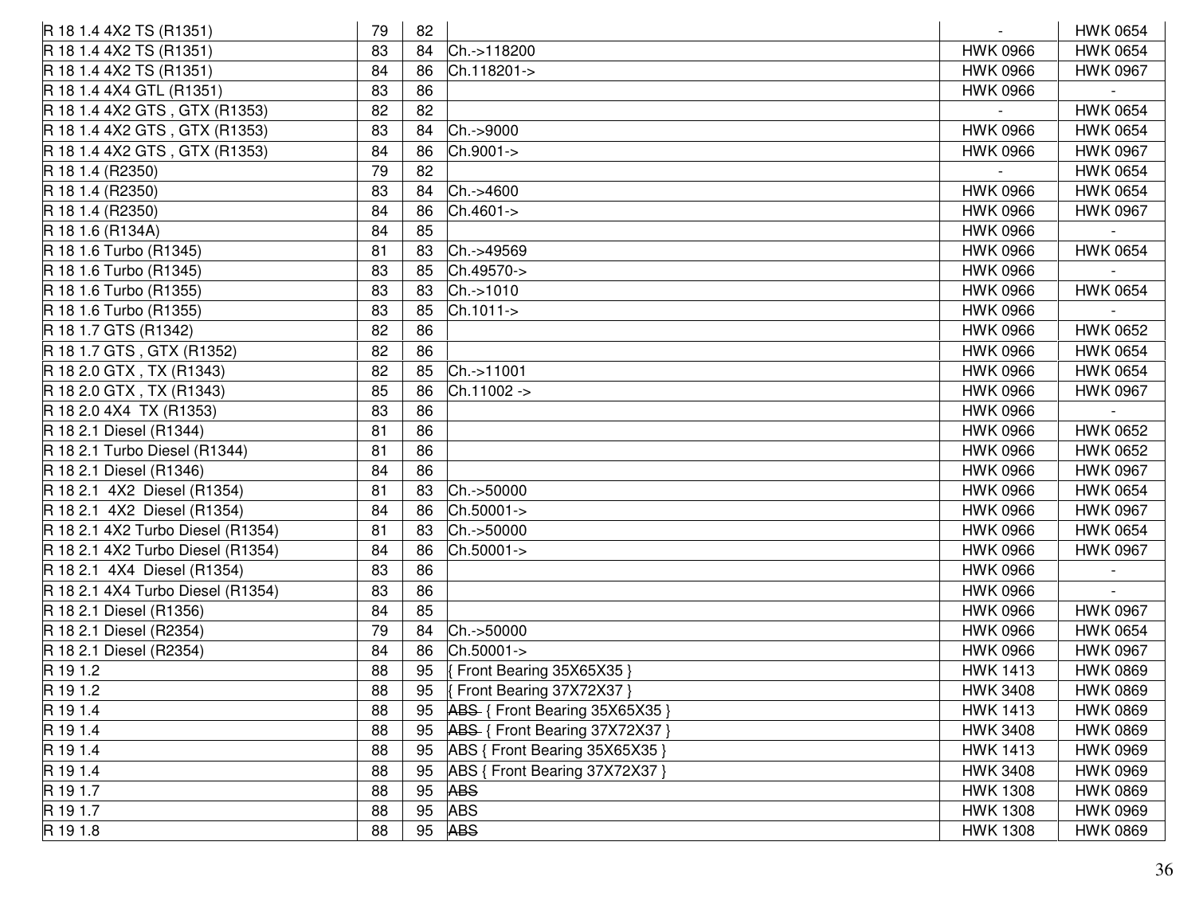| | | | | | |
|---|---|---|---|---|---|
| R 18 1.4 4X2 TS (R1351) | 79 | 82 | | - | HWK 0654 |
| R 18 1.4 4X2 TS (R1351) | 83 | 84 | Ch.->118200 | HWK 0966 | HWK 0654 |
| R 18 1.4 4X2 TS (R1351) | 84 | 86 | Ch.118201-> | HWK 0966 | HWK 0967 |
| R 18 1.4 4X4 GTL (R1351) | 83 | 86 | | HWK 0966 | - |
| R 18 1.4 4X2 GTS , GTX (R1353) | 82 | 82 | | - | HWK 0654 |
| R 18 1.4 4X2 GTS , GTX (R1353) | 83 | 84 | Ch.->9000 | HWK 0966 | HWK 0654 |
| R 18 1.4 4X2 GTS , GTX (R1353) | 84 | 86 | Ch.9001-> | HWK 0966 | HWK 0967 |
| R 18 1.4 (R2350) | 79 | 82 | | - | HWK 0654 |
| R 18 1.4 (R2350) | 83 | 84 | Ch.->4600 | HWK 0966 | HWK 0654 |
| R 18 1.4 (R2350) | 84 | 86 | Ch.4601-> | HWK 0966 | HWK 0967 |
| R 18 1.6 (R134A) | 84 | 85 | | HWK 0966 | - |
| R 18 1.6 Turbo (R1345) | 81 | 83 | Ch.->49569 | HWK 0966 | HWK 0654 |
| R 18 1.6 Turbo (R1345) | 83 | 85 | Ch.49570-> | HWK 0966 | - |
| R 18 1.6 Turbo (R1355) | 83 | 83 | Ch.->1010 | HWK 0966 | HWK 0654 |
| R 18 1.6 Turbo (R1355) | 83 | 85 | Ch.1011-> | HWK 0966 | - |
| R 18 1.7 GTS (R1342) | 82 | 86 | | HWK 0966 | HWK 0652 |
| R 18 1.7 GTS , GTX (R1352) | 82 | 86 | | HWK 0966 | HWK 0654 |
| R 18 2.0 GTX , TX (R1343) | 82 | 85 | Ch.->11001 | HWK 0966 | HWK 0654 |
| R 18 2.0 GTX , TX (R1343) | 85 | 86 | Ch.11002 -> | HWK 0966 | HWK 0967 |
| R 18 2.0 4X4 TX (R1353) | 83 | 86 | | HWK 0966 | - |
| R 18 2.1 Diesel (R1344) | 81 | 86 | | HWK 0966 | HWK 0652 |
| R 18 2.1 Turbo Diesel (R1344) | 81 | 86 | | HWK 0966 | HWK 0652 |
| R 18 2.1 Diesel (R1346) | 84 | 86 | | HWK 0966 | HWK 0967 |
| R 18 2.1 4X2 Diesel (R1354) | 81 | 83 | Ch.->50000 | HWK 0966 | HWK 0654 |
| R 18 2.1 4X2 Diesel (R1354) | 84 | 86 | Ch.50001-> | HWK 0966 | HWK 0967 |
| R 18 2.1 4X2 Turbo Diesel (R1354) | 81 | 83 | Ch.->50000 | HWK 0966 | HWK 0654 |
| R 18 2.1 4X2 Turbo Diesel (R1354) | 84 | 86 | Ch.50001-> | HWK 0966 | HWK 0967 |
| R 18 2.1 4X4 Diesel (R1354) | 83 | 86 | | HWK 0966 | - |
| R 18 2.1 4X4 Turbo Diesel (R1354) | 83 | 86 | | HWK 0966 | - |
| R 18 2.1 Diesel (R1356) | 84 | 85 | | HWK 0966 | HWK 0967 |
| R 18 2.1 Diesel (R2354) | 79 | 84 | Ch.->50000 | HWK 0966 | HWK 0654 |
| R 18 2.1 Diesel (R2354) | 84 | 86 | Ch.50001-> | HWK 0966 | HWK 0967 |
| R 19 1.2 | 88 | 95 | { Front Bearing 35X65X35 } | HWK 1413 | HWK 0869 |
| R 19 1.2 | 88 | 95 | { Front Bearing 37X72X37 } | HWK 3408 | HWK 0869 |
| R 19 1.4 | 88 | 95 | ~~ABS~~ { Front Bearing 35X65X35 } | HWK 1413 | HWK 0869 |
| R 19 1.4 | 88 | 95 | ~~ABS~~ { Front Bearing 37X72X37 } | HWK 3408 | HWK 0869 |
| R 19 1.4 | 88 | 95 | ABS { Front Bearing 35X65X35 } | HWK 1413 | HWK 0969 |
| R 19 1.4 | 88 | 95 | ABS { Front Bearing 37X72X37 } | HWK 3408 | HWK 0969 |
| R 19 1.7 | 88 | 95 | ~~ABS~~ | HWK 1308 | HWK 0869 |
| R 19 1.7 | 88 | 95 | ABS | HWK 1308 | HWK 0969 |
| R 19 1.8 | 88 | 95 | ~~ABS~~ | HWK 1308 | HWK 0869 |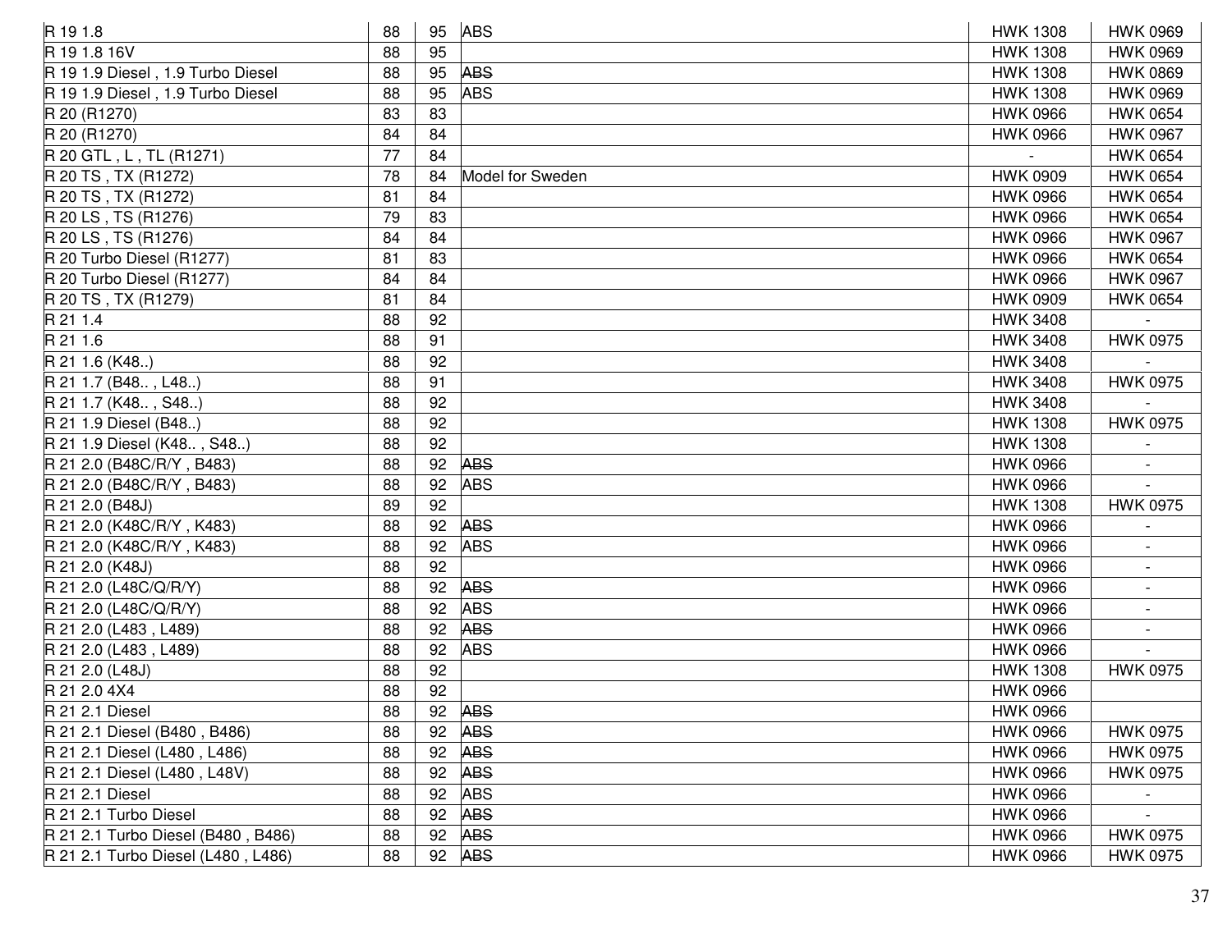| | | | | | |
|---|---|---|---|---|---|
| R 19 1.8 | 88 | 95 | ABS | HWK 1308 | HWK 0969 |
| R 19 1.8 16V | 88 | 95 | | HWK 1308 | HWK 0969 |
| R 19 1.9 Diesel , 1.9 Turbo Diesel | 88 | 95 | ~~ABS~~ | HWK 1308 | HWK 0869 |
| R 19 1.9 Diesel , 1.9 Turbo Diesel | 88 | 95 | ABS | HWK 1308 | HWK 0969 |
| R 20 (R1270) | 83 | 83 | | HWK 0966 | HWK 0654 |
| R 20 (R1270) | 84 | 84 | | HWK 0966 | HWK 0967 |
| R 20 GTL , L , TL (R1271) | 77 | 84 | | - | HWK 0654 |
| R 20 TS , TX (R1272) | 78 | 84 | Model for Sweden | HWK 0909 | HWK 0654 |
| R 20 TS , TX (R1272) | 81 | 84 | | HWK 0966 | HWK 0654 |
| R 20 LS , TS (R1276) | 79 | 83 | | HWK 0966 | HWK 0654 |
| R 20 LS , TS (R1276) | 84 | 84 | | HWK 0966 | HWK 0967 |
| R 20 Turbo Diesel (R1277) | 81 | 83 | | HWK 0966 | HWK 0654 |
| R 20 Turbo Diesel (R1277) | 84 | 84 | | HWK 0966 | HWK 0967 |
| R 20 TS , TX (R1279) | 81 | 84 | | HWK 0909 | HWK 0654 |
| R 21 1.4 | 88 | 92 | | HWK 3408 | - |
| R 21 1.6 | 88 | 91 | | HWK 3408 | HWK 0975 |
| R 21 1.6 (K48..) | 88 | 92 | | HWK 3408 | - |
| R 21 1.7 (B48.. , L48..) | 88 | 91 | | HWK 3408 | HWK 0975 |
| R 21 1.7 (K48.. , S48..) | 88 | 92 | | HWK 3408 | - |
| R 21 1.9 Diesel (B48..) | 88 | 92 | | HWK 1308 | HWK 0975 |
| R 21 1.9 Diesel (K48.. , S48..) | 88 | 92 | | HWK 1308 | - |
| R 21 2.0 (B48C/R/Y , B483) | 88 | 92 | ~~ABS~~ | HWK 0966 | - |
| R 21 2.0 (B48C/R/Y , B483) | 88 | 92 | ABS | HWK 0966 | - |
| R 21 2.0 (B48J) | 89 | 92 | | HWK 1308 | HWK 0975 |
| R 21 2.0 (K48C/R/Y , K483) | 88 | 92 | ~~ABS~~ | HWK 0966 | - |
| R 21 2.0 (K48C/R/Y , K483) | 88 | 92 | ABS | HWK 0966 | - |
| R 21 2.0 (K48J) | 88 | 92 | | HWK 0966 | - |
| R 21 2.0 (L48C/Q/R/Y) | 88 | 92 | ~~ABS~~ | HWK 0966 | - |
| R 21 2.0 (L48C/Q/R/Y) | 88 | 92 | ABS | HWK 0966 | - |
| R 21 2.0 (L483 , L489) | 88 | 92 | ~~ABS~~ | HWK 0966 | - |
| R 21 2.0 (L483 , L489) | 88 | 92 | ABS | HWK 0966 | - |
| R 21 2.0 (L48J) | 88 | 92 | | HWK 1308 | HWK 0975 |
| R 21 2.0 4X4 | 88 | 92 | | HWK 0966 | |
| R 21 2.1 Diesel | 88 | 92 | ~~ABS~~ | HWK 0966 | |
| R 21 2.1 Diesel (B480 , B486) | 88 | 92 | ~~ABS~~ | HWK 0966 | HWK 0975 |
| R 21 2.1 Diesel (L480 , L486) | 88 | 92 | ~~ABS~~ | HWK 0966 | HWK 0975 |
| R 21 2.1 Diesel (L480 , L48V) | 88 | 92 | ~~ABS~~ | HWK 0966 | HWK 0975 |
| R 21 2.1 Diesel | 88 | 92 | ABS | HWK 0966 | - |
| R 21 2.1 Turbo Diesel | 88 | 92 | ~~ABS~~ | HWK 0966 | - |
| R 21 2.1 Turbo Diesel (B480 , B486) | 88 | 92 | ~~ABS~~ | HWK 0966 | HWK 0975 |
| R 21 2.1 Turbo Diesel (L480 , L486) | 88 | 92 | ~~ABS~~ | HWK 0966 | HWK 0975 |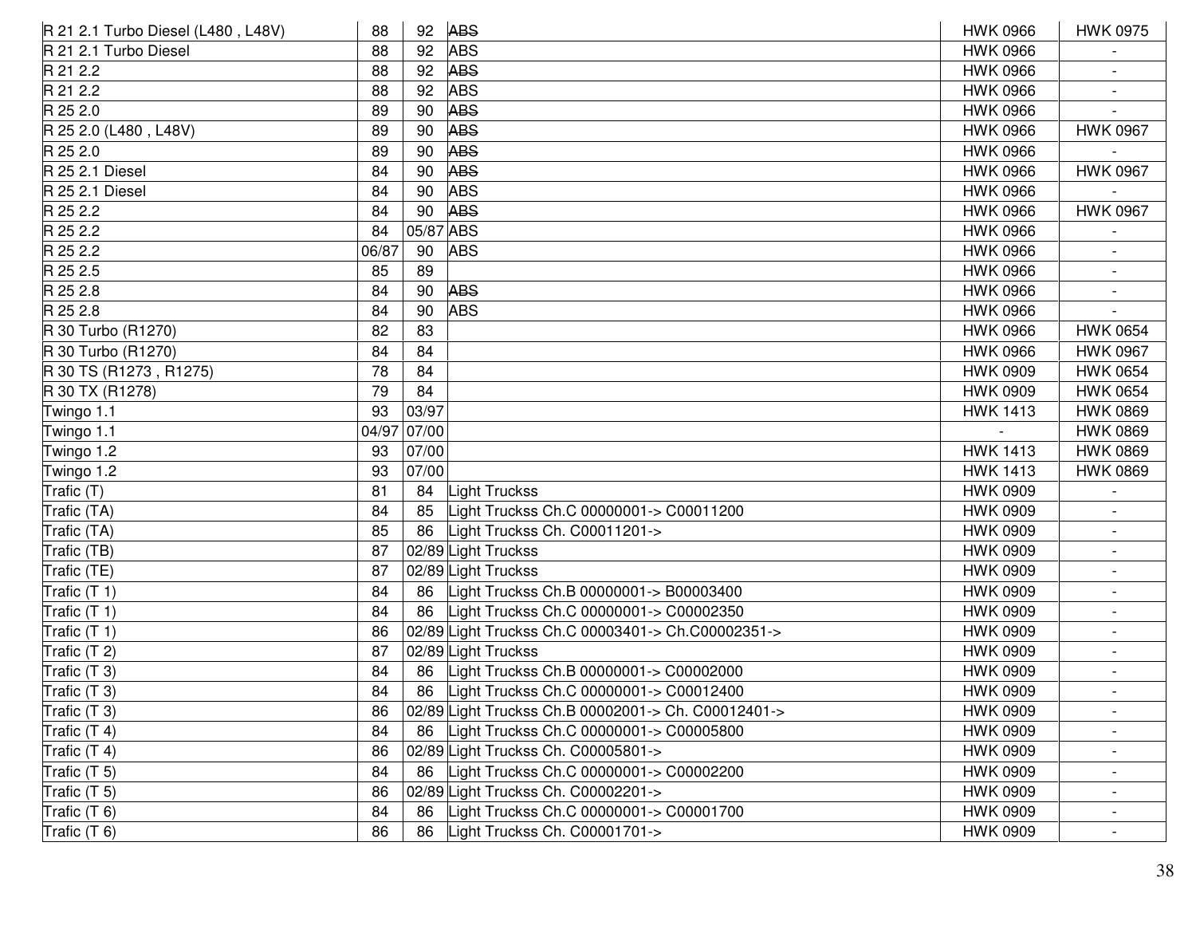| | | | | | |
|---|---|---|---|---|---|
| R 21 2.1 Turbo Diesel (L480 , L48V) | 88 | 92 | ~~ABS~~ | HWK 0966 | HWK 0975 |
| R 21 2.1 Turbo Diesel | 88 | 92 | ABS | HWK 0966 | - |
| R 21 2.2 | 88 | 92 | ~~ABS~~ | HWK 0966 | - |
| R 21 2.2 | 88 | 92 | ABS | HWK 0966 | - |
| R 25 2.0 | 89 | 90 | ~~ABS~~ | HWK 0966 | - |
| R 25 2.0 (L480 , L48V) | 89 | 90 | ~~ABS~~ | HWK 0966 | HWK 0967 |
| R 25 2.0 | 89 | 90 | ~~ABS~~ | HWK 0966 | - |
| R 25 2.1 Diesel | 84 | 90 | ~~ABS~~ | HWK 0966 | HWK 0967 |
| R 25 2.1 Diesel | 84 | 90 | ABS | HWK 0966 | - |
| R 25 2.2 | 84 | 90 | ~~ABS~~ | HWK 0966 | HWK 0967 |
| R 25 2.2 | 84 | 05/87 | ABS | HWK 0966 | - |
| R 25 2.2 | 06/87 | 90 | ABS | HWK 0966 | - |
| R 25 2.5 | 85 | 89 | | HWK 0966 | - |
| R 25 2.8 | 84 | 90 | ~~ABS~~ | HWK 0966 | - |
| R 25 2.8 | 84 | 90 | ABS | HWK 0966 | - |
| R 30 Turbo (R1270) | 82 | 83 | | HWK 0966 | HWK 0654 |
| R 30 Turbo (R1270) | 84 | 84 | | HWK 0966 | HWK 0967 |
| R 30 TS (R1273 , R1275) | 78 | 84 | | HWK 0909 | HWK 0654 |
| R 30 TX (R1278) | 79 | 84 | | HWK 0909 | HWK 0654 |
| Twingo 1.1 | 93 | 03/97 | | HWK 1413 | HWK 0869 |
| Twingo 1.1 | 04/97 | 07/00 | | - | HWK 0869 |
| Twingo 1.2 | 93 | 07/00 | | HWK 1413 | HWK 0869 |
| Twingo 1.2 | 93 | 07/00 | | HWK 1413 | HWK 0869 |
| Trafic (T) | 81 | 84 | Light Truckss | HWK 0909 | - |
| Trafic (TA) | 84 | 85 | Light Truckss Ch.C 00000001-> C00011200 | HWK 0909 | - |
| Trafic (TA) | 85 | 86 | Light Truckss Ch. C00011201-> | HWK 0909 | - |
| Trafic (TB) | 87 | 02/89 | Light Truckss | HWK 0909 | - |
| Trafic (TE) | 87 | 02/89 | Light Truckss | HWK 0909 | - |
| Trafic (T 1) | 84 | 86 | Light Truckss Ch.B 00000001-> B00003400 | HWK 0909 | - |
| Trafic (T 1) | 84 | 86 | Light Truckss Ch.C 00000001-> C00002350 | HWK 0909 | - |
| Trafic (T 1) | 86 | 02/89 | Light Truckss Ch.C 00003401-> Ch.C00002351-> | HWK 0909 | - |
| Trafic (T 2) | 87 | 02/89 | Light Truckss | HWK 0909 | - |
| Trafic (T 3) | 84 | 86 | Light Truckss Ch.B 00000001-> C00002000 | HWK 0909 | - |
| Trafic (T 3) | 84 | 86 | Light Truckss Ch.C 00000001-> C00012400 | HWK 0909 | - |
| Trafic (T 3) | 86 | 02/89 | Light Truckss Ch.B 00002001-> Ch. C00012401-> | HWK 0909 | - |
| Trafic (T 4) | 84 | 86 | Light Truckss Ch.C 00000001-> C00005800 | HWK 0909 | - |
| Trafic (T 4) | 86 | 02/89 | Light Truckss Ch. C00005801-> | HWK 0909 | - |
| Trafic (T 5) | 84 | 86 | Light Truckss Ch.C 00000001-> C00002200 | HWK 0909 | - |
| Trafic (T 5) | 86 | 02/89 | Light Truckss Ch. C00002201-> | HWK 0909 | - |
| Trafic (T 6) | 84 | 86 | Light Truckss Ch.C 00000001-> C00001700 | HWK 0909 | - |
| Trafic (T 6) | 86 | 86 | Light Truckss Ch. C00001701-> | HWK 0909 | - |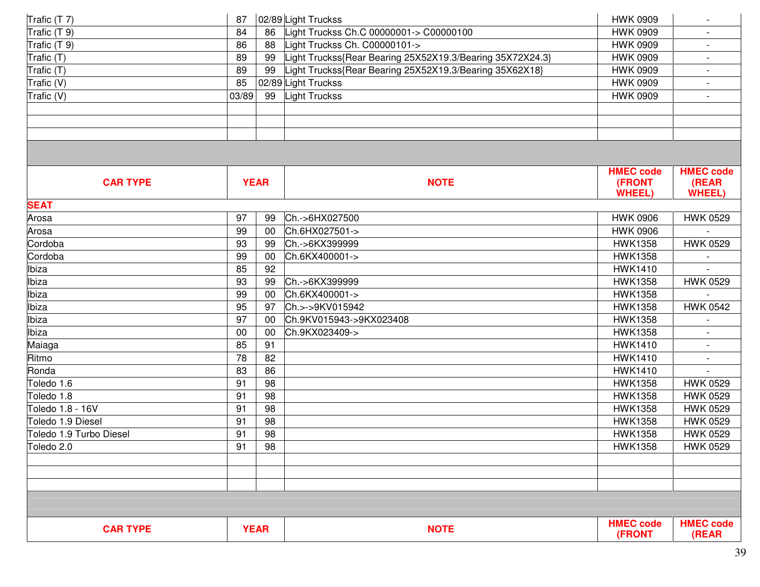| | | | | | |
|---|---|---|---|---|---|
| Trafic (T 7) | 87 | 02/89 | Light Truckss | HWK 0909 | - |
| Trafic (T 9) | 84 | 86 | Light Truckss Ch.C 00000001-> C00000100 | HWK 0909 | - |
| Trafic (T 9) | 86 | 88 | Light Truckss Ch. C00000101-> | HWK 0909 | - |
| Trafic (T) | 89 | 99 | Light Truckss{Rear Bearing 25X52X19.3/Bearing 35X72X24.3} | HWK 0909 | - |
| Trafic (T) | 89 | 99 | Light Truckss{Rear Bearing 25X52X19.3/Bearing 35X62X18} | HWK 0909 | - |
| Trafic (V) | 85 | 02/89 | Light Truckss | HWK 0909 | - |
| Trafic (V) | 03/89 | 99 | Light Truckss | HWK 0909 | - |

| CAR TYPE | YEAR | | NOTE | HMEC code (FRONT WHEEL) | HMEC code (REAR WHEEL) |
|---|---|---|---|---|---|
| **SEAT** | | | | | |
| Arosa | 97 | 99 | Ch.->6HX027500 | HWK 0906 | HWK 0529 |
| Arosa | 99 | 00 | Ch.6HX027501-> | HWK 0906 | - |
| Cordoba | 93 | 99 | Ch.->6KX399999 | HWK1358 | HWK 0529 |
| Cordoba | 99 | 00 | Ch.6KX400001-> | HWK1358 | - |
| Ibiza | 85 | 92 | | HWK1410 | - |
| Ibiza | 93 | 99 | Ch.->6KX399999 | HWK1358 | HWK 0529 |
| Ibiza | 99 | 00 | Ch.6KX400001-> | HWK1358 | - |
| Ibiza | 95 | 97 | Ch.>->9KV015942 | HWK1358 | HWK 0542 |
| Ibiza | 97 | 00 | Ch.9KV015943->9KX023408 | HWK1358 | - |
| Ibiza | 00 | 00 | Ch.9KX023409-> | HWK1358 | - |
| Maiaga | 85 | 91 | | HWK1410 | - |
| Ritmo | 78 | 82 | | HWK1410 | - |
| Ronda | 83 | 86 | | HWK1410 | - |
| Toledo 1.6 | 91 | 98 | | HWK1358 | HWK 0529 |
| Toledo 1.8 | 91 | 98 | | HWK1358 | HWK 0529 |
| Toledo 1.8 - 16V | 91 | 98 | | HWK1358 | HWK 0529 |
| Toledo 1.9 Diesel | 91 | 98 | | HWK1358 | HWK 0529 |
| Toledo 1.9 Turbo Diesel | 91 | 98 | | HWK1358 | HWK 0529 |
| Toledo 2.0 | 91 | 98 | | HWK1358 | HWK 0529 |

| CAR TYPE | YEAR | | NOTE | HMEC code (FRONT | HMEC code (REAR |
|---|---|---|---|---|---|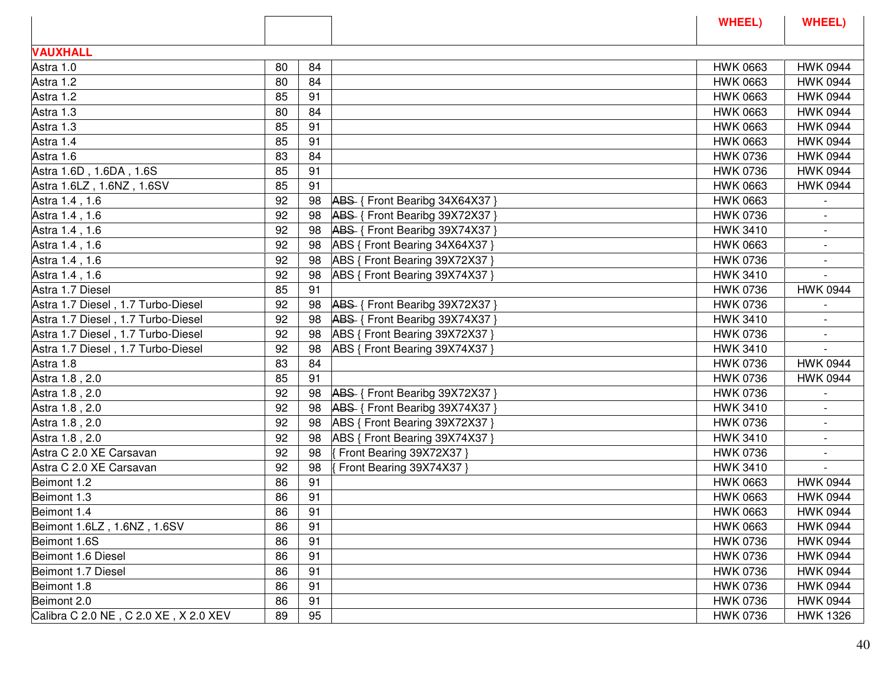| | | | | WHEEL) | WHEEL) |
|---|---|---|---|---|---|
| VAUXHALL | | | | | |
| Astra 1.0 | 80 | 84 | | HWK 0663 | HWK 0944 |
| Astra 1.2 | 80 | 84 | | HWK 0663 | HWK 0944 |
| Astra 1.2 | 85 | 91 | | HWK 0663 | HWK 0944 |
| Astra 1.3 | 80 | 84 | | HWK 0663 | HWK 0944 |
| Astra 1.3 | 85 | 91 | | HWK 0663 | HWK 0944 |
| Astra 1.4 | 85 | 91 | | HWK 0663 | HWK 0944 |
| Astra 1.6 | 83 | 84 | | HWK 0736 | HWK 0944 |
| Astra 1.6D , 1.6DA , 1.6S | 85 | 91 | | HWK 0736 | HWK 0944 |
| Astra 1.6LZ , 1.6NZ , 1.6SV | 85 | 91 | | HWK 0663 | HWK 0944 |
| Astra 1.4 , 1.6 | 92 | 98 | ~~ABS~~ { Front Bearibg 34X64X37 } | HWK 0663 | - |
| Astra 1.4 , 1.6 | 92 | 98 | ~~ABS~~ { Front Bearibg 39X72X37 } | HWK 0736 | - |
| Astra 1.4 , 1.6 | 92 | 98 | ~~ABS~~ { Front Bearibg 39X74X37 } | HWK 3410 | - |
| Astra 1.4 , 1.6 | 92 | 98 | ABS { Front Bearing 34X64X37 } | HWK 0663 | - |
| Astra 1.4 , 1.6 | 92 | 98 | ABS { Front Bearing 39X72X37 } | HWK 0736 | - |
| Astra 1.4 , 1.6 | 92 | 98 | ABS { Front Bearing 39X74X37 } | HWK 3410 | - |
| Astra 1.7 Diesel | 85 | 91 | | HWK 0736 | HWK 0944 |
| Astra 1.7 Diesel , 1.7 Turbo-Diesel | 92 | 98 | ~~ABS~~ { Front Bearibg 39X72X37 } | HWK 0736 | - |
| Astra 1.7 Diesel , 1.7 Turbo-Diesel | 92 | 98 | ~~ABS~~ { Front Bearibg 39X74X37 } | HWK 3410 | - |
| Astra 1.7 Diesel , 1.7 Turbo-Diesel | 92 | 98 | ABS { Front Bearing 39X72X37 } | HWK 0736 | - |
| Astra 1.7 Diesel , 1.7 Turbo-Diesel | 92 | 98 | ABS { Front Bearing 39X74X37 } | HWK 3410 | - |
| Astra 1.8 | 83 | 84 | | HWK 0736 | HWK 0944 |
| Astra 1.8 , 2.0 | 85 | 91 | | HWK 0736 | HWK 0944 |
| Astra 1.8 , 2.0 | 92 | 98 | ~~ABS~~ { Front Bearibg 39X72X37 } | HWK 0736 | - |
| Astra 1.8 , 2.0 | 92 | 98 | ~~ABS~~ { Front Bearibg 39X74X37 } | HWK 3410 | - |
| Astra 1.8 , 2.0 | 92 | 98 | ABS { Front Bearing 39X72X37 } | HWK 0736 | - |
| Astra 1.8 , 2.0 | 92 | 98 | ABS { Front Bearing 39X74X37 } | HWK 3410 | - |
| Astra C 2.0 XE Carsavan | 92 | 98 | { Front Bearing 39X72X37 } | HWK 0736 | - |
| Astra C 2.0 XE Carsavan | 92 | 98 | { Front Bearing 39X74X37 } | HWK 3410 | - |
| Beimont 1.2 | 86 | 91 | | HWK 0663 | HWK 0944 |
| Beimont 1.3 | 86 | 91 | | HWK 0663 | HWK 0944 |
| Beimont 1.4 | 86 | 91 | | HWK 0663 | HWK 0944 |
| Beimont 1.6LZ , 1.6NZ , 1.6SV | 86 | 91 | | HWK 0663 | HWK 0944 |
| Beimont 1.6S | 86 | 91 | | HWK 0736 | HWK 0944 |
| Beimont 1.6 Diesel | 86 | 91 | | HWK 0736 | HWK 0944 |
| Beimont 1.7 Diesel | 86 | 91 | | HWK 0736 | HWK 0944 |
| Beimont 1.8 | 86 | 91 | | HWK 0736 | HWK 0944 |
| Beimont 2.0 | 86 | 91 | | HWK 0736 | HWK 0944 |
| Calibra C 2.0 NE , C 2.0 XE , X 2.0 XEV | 89 | 95 | | HWK 0736 | HWK 1326 |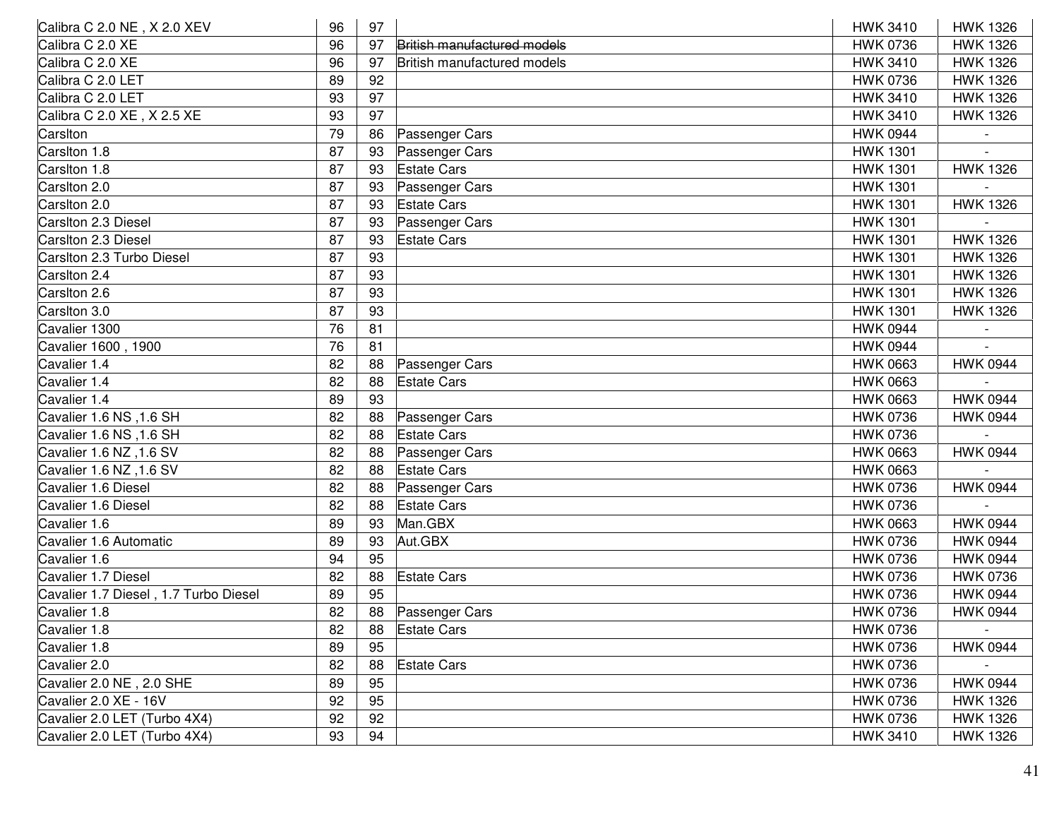| | | | | | |
|---|---|---|---|---|---|
| Calibra C 2.0 NE , X 2.0 XEV | 96 | 97 | | HWK 3410 | HWK 1326 |
| Calibra C 2.0 XE | 96 | 97 | ~~British manufactured models~~ | HWK 0736 | HWK 1326 |
| Calibra C 2.0 XE | 96 | 97 | British manufactured models | HWK 3410 | HWK 1326 |
| Calibra C 2.0 LET | 89 | 92 | | HWK 0736 | HWK 1326 |
| Calibra C 2.0 LET | 93 | 97 | | HWK 3410 | HWK 1326 |
| Calibra C 2.0 XE , X 2.5 XE | 93 | 97 | | HWK 3410 | HWK 1326 |
| Carslton | 79 | 86 | Passenger Cars | HWK 0944 | - |
| Carslton 1.8 | 87 | 93 | Passenger Cars | HWK 1301 | - |
| Carslton 1.8 | 87 | 93 | Estate Cars | HWK 1301 | HWK 1326 |
| Carslton 2.0 | 87 | 93 | Passenger Cars | HWK 1301 | - |
| Carslton 2.0 | 87 | 93 | Estate Cars | HWK 1301 | HWK 1326 |
| Carslton 2.3 Diesel | 87 | 93 | Passenger Cars | HWK 1301 | - |
| Carslton 2.3 Diesel | 87 | 93 | Estate Cars | HWK 1301 | HWK 1326 |
| Carslton 2.3 Turbo Diesel | 87 | 93 | | HWK 1301 | HWK 1326 |
| Carslton 2.4 | 87 | 93 | | HWK 1301 | HWK 1326 |
| Carslton 2.6 | 87 | 93 | | HWK 1301 | HWK 1326 |
| Carslton 3.0 | 87 | 93 | | HWK 1301 | HWK 1326 |
| Cavalier 1300 | 76 | 81 | | HWK 0944 | - |
| Cavalier 1600 , 1900 | 76 | 81 | | HWK 0944 | - |
| Cavalier 1.4 | 82 | 88 | Passenger Cars | HWK 0663 | HWK 0944 |
| Cavalier 1.4 | 82 | 88 | Estate Cars | HWK 0663 | - |
| Cavalier 1.4 | 89 | 93 | | HWK 0663 | HWK 0944 |
| Cavalier 1.6 NS ,1.6 SH | 82 | 88 | Passenger Cars | HWK 0736 | HWK 0944 |
| Cavalier 1.6 NS ,1.6 SH | 82 | 88 | Estate Cars | HWK 0736 | - |
| Cavalier 1.6 NZ ,1.6 SV | 82 | 88 | Passenger Cars | HWK 0663 | HWK 0944 |
| Cavalier 1.6 NZ ,1.6 SV | 82 | 88 | Estate Cars | HWK 0663 | - |
| Cavalier 1.6 Diesel | 82 | 88 | Passenger Cars | HWK 0736 | HWK 0944 |
| Cavalier 1.6 Diesel | 82 | 88 | Estate Cars | HWK 0736 | - |
| Cavalier 1.6 | 89 | 93 | Man.GBX | HWK 0663 | HWK 0944 |
| Cavalier 1.6 Automatic | 89 | 93 | Aut.GBX | HWK 0736 | HWK 0944 |
| Cavalier 1.6 | 94 | 95 | | HWK 0736 | HWK 0944 |
| Cavalier 1.7 Diesel | 82 | 88 | Estate Cars | HWK 0736 | HWK 0736 |
| Cavalier 1.7 Diesel , 1.7 Turbo Diesel | 89 | 95 | | HWK 0736 | HWK 0944 |
| Cavalier 1.8 | 82 | 88 | Passenger Cars | HWK 0736 | HWK 0944 |
| Cavalier 1.8 | 82 | 88 | Estate Cars | HWK 0736 | - |
| Cavalier 1.8 | 89 | 95 | | HWK 0736 | HWK 0944 |
| Cavalier 2.0 | 82 | 88 | Estate Cars | HWK 0736 | - |
| Cavalier 2.0 NE , 2.0 SHE | 89 | 95 | | HWK 0736 | HWK 0944 |
| Cavalier 2.0 XE - 16V | 92 | 95 | | HWK 0736 | HWK 1326 |
| Cavalier 2.0 LET (Turbo 4X4) | 92 | 92 | | HWK 0736 | HWK 1326 |
| Cavalier 2.0 LET (Turbo 4X4) | 93 | 94 | | HWK 3410 | HWK 1326 |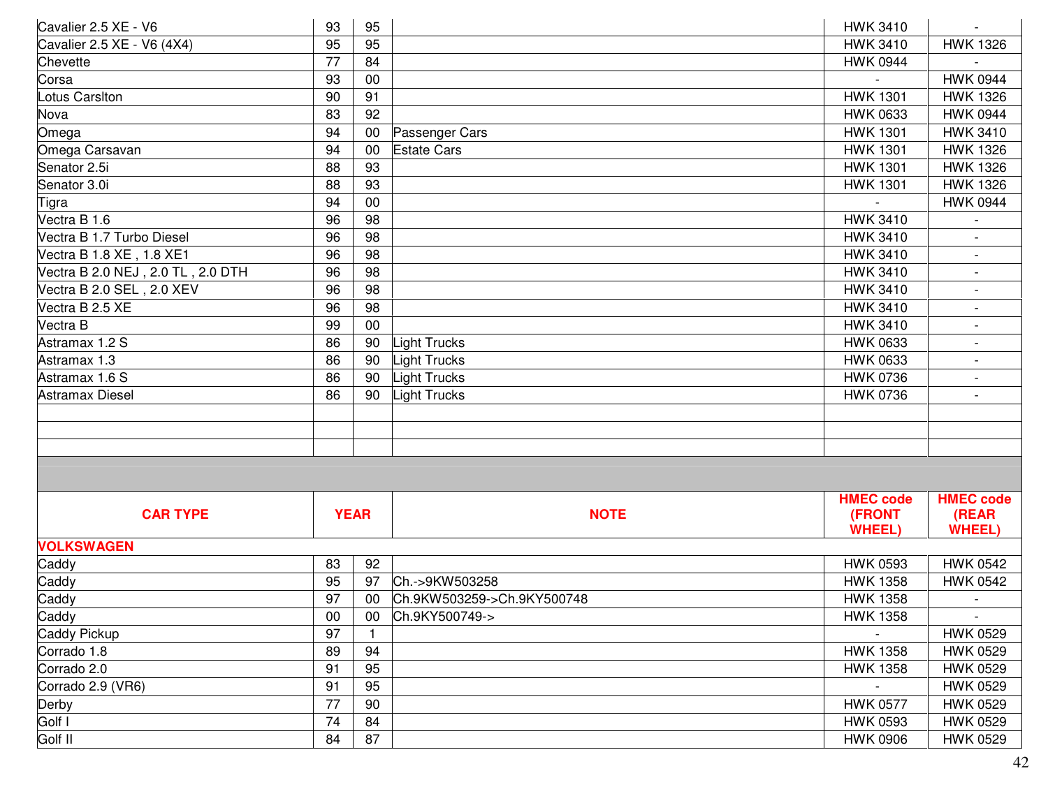| | | | | | |
|---|---|---|---|---|---|
| Cavalier 2.5 XE - V6 | 93 | 95 | | HWK 3410 | - |
| Cavalier 2.5 XE - V6 (4X4) | 95 | 95 | | HWK 3410 | HWK 1326 |
| Chevette | 77 | 84 | | HWK 0944 | - |
| Corsa | 93 | 00 | | - | HWK 0944 |
| Lotus Carslton | 90 | 91 | | HWK 1301 | HWK 1326 |
| Nova | 83 | 92 | | HWK 0633 | HWK 0944 |
| Omega | 94 | 00 | Passenger Cars | HWK 1301 | HWK 3410 |
| Omega Carsavan | 94 | 00 | Estate Cars | HWK 1301 | HWK 1326 |
| Senator 2.5i | 88 | 93 | | HWK 1301 | HWK 1326 |
| Senator 3.0i | 88 | 93 | | HWK 1301 | HWK 1326 |
| Tigra | 94 | 00 | | - | HWK 0944 |
| Vectra B 1.6 | 96 | 98 | | HWK 3410 | - |
| Vectra B 1.7 Turbo Diesel | 96 | 98 | | HWK 3410 | - |
| Vectra B 1.8 XE , 1.8 XE1 | 96 | 98 | | HWK 3410 | - |
| Vectra B 2.0 NEJ , 2.0 TL , 2.0 DTH | 96 | 98 | | HWK 3410 | - |
| Vectra B 2.0 SEL , 2.0 XEV | 96 | 98 | | HWK 3410 | - |
| Vectra B 2.5 XE | 96 | 98 | | HWK 3410 | - |
| Vectra B | 99 | 00 | | HWK 3410 | - |
| Astramax 1.2 S | 86 | 90 | Light Trucks | HWK 0633 | - |
| Astramax 1.3 | 86 | 90 | Light Trucks | HWK 0633 | - |
| Astramax 1.6 S | 86 | 90 | Light Trucks | HWK 0736 | - |
| Astramax Diesel | 86 | 90 | Light Trucks | HWK 0736 | - |

| CAR TYPE | YEAR | | NOTE | HMEC code (FRONT WHEEL) | HMEC code (REAR WHEEL) |
|---|---|---|---|---|---|
| **VOLKSWAGEN** | | | | | |
| Caddy | 83 | 92 | | HWK 0593 | HWK 0542 |
| Caddy | 95 | 97 | Ch.->9KW503258 | HWK 1358 | HWK 0542 |
| Caddy | 97 | 00 | Ch.9KW503259->Ch.9KY500748 | HWK 1358 | - |
| Caddy | 00 | 00 | Ch.9KY500749-> | HWK 1358 | - |
| Caddy Pickup | 97 | 1 | | - | HWK 0529 |
| Corrado 1.8 | 89 | 94 | | HWK 1358 | HWK 0529 |
| Corrado 2.0 | 91 | 95 | | HWK 1358 | HWK 0529 |
| Corrado 2.9 (VR6) | 91 | 95 | | - | HWK 0529 |
| Derby | 77 | 90 | | HWK 0577 | HWK 0529 |
| Golf I | 74 | 84 | | HWK 0593 | HWK 0529 |
| Golf II | 84 | 87 | | HWK 0906 | HWK 0529 |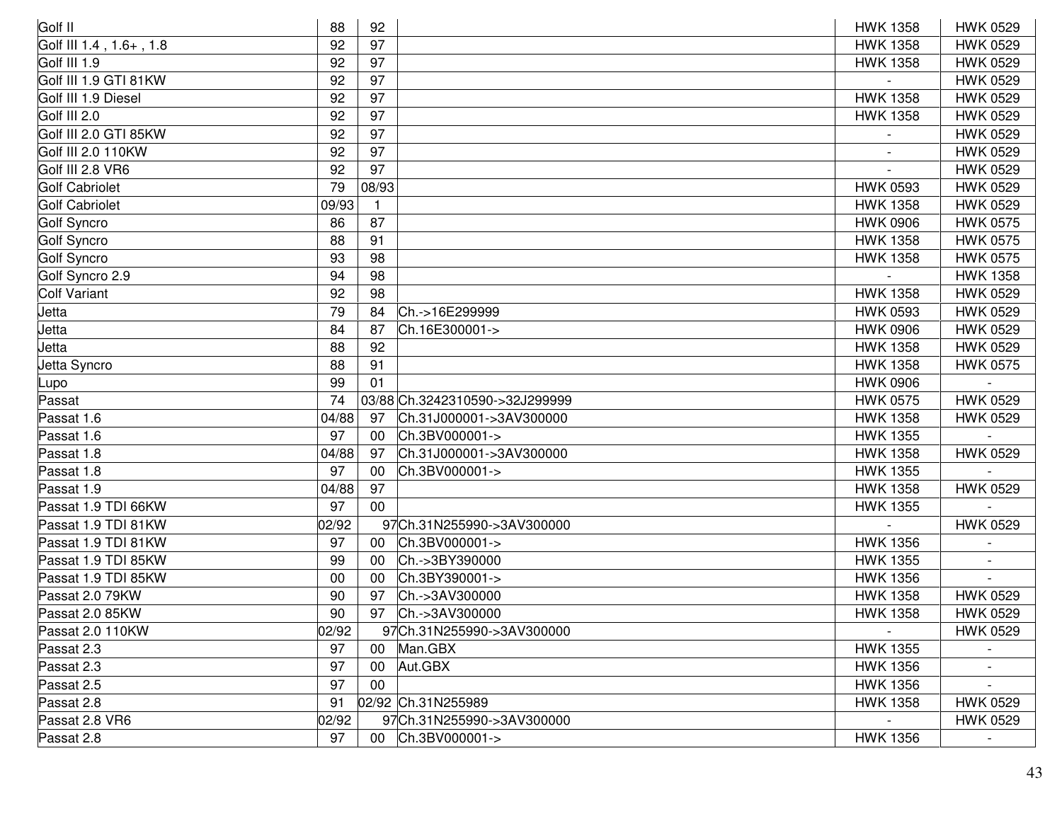| Golf II | 88 | 92 | | HWK 1358 | HWK 0529 |
|---|---|---|---|---|---|
| Golf III 1.4 , 1.6+ , 1.8 | 92 | 97 | | HWK 1358 | HWK 0529 |
| Golf III 1.9 | 92 | 97 | | HWK 1358 | HWK 0529 |
| Golf III 1.9 GTI 81KW | 92 | 97 | | - | HWK 0529 |
| Golf III 1.9 Diesel | 92 | 97 | | HWK 1358 | HWK 0529 |
| Golf III 2.0 | 92 | 97 | | HWK 1358 | HWK 0529 |
| Golf III 2.0 GTI 85KW | 92 | 97 | | - | HWK 0529 |
| Golf III 2.0 110KW | 92 | 97 | | - | HWK 0529 |
| Golf III 2.8 VR6 | 92 | 97 | | - | HWK 0529 |
| Golf Cabriolet | 79 | 08/93 | | HWK 0593 | HWK 0529 |
| Golf Cabriolet | 09/93 | 1 | | HWK 1358 | HWK 0529 |
| Golf Syncro | 86 | 87 | | HWK 0906 | HWK 0575 |
| Golf Syncro | 88 | 91 | | HWK 1358 | HWK 0575 |
| Golf Syncro | 93 | 98 | | HWK 1358 | HWK 0575 |
| Golf Syncro 2.9 | 94 | 98 | | - | HWK 1358 |
| Colf Variant | 92 | 98 | | HWK 1358 | HWK 0529 |
| Jetta | 79 | 84 | Ch.->16E299999 | HWK 0593 | HWK 0529 |
| Jetta | 84 | 87 | Ch.16E300001-> | HWK 0906 | HWK 0529 |
| Jetta | 88 | 92 | | HWK 1358 | HWK 0529 |
| Jetta Syncro | 88 | 91 | | HWK 1358 | HWK 0575 |
| Lupo | 99 | 01 | | HWK 0906 | - |
| Passat | 74 | 03/88 | Ch.3242310590->32J299999 | HWK 0575 | HWK 0529 |
| Passat 1.6 | 04/88 | 97 | Ch.31J000001->3AV300000 | HWK 1358 | HWK 0529 |
| Passat 1.6 | 97 | 00 | Ch.3BV000001-> | HWK 1355 | - |
| Passat 1.8 | 04/88 | 97 | Ch.31J000001->3AV300000 | HWK 1358 | HWK 0529 |
| Passat 1.8 | 97 | 00 | Ch.3BV000001-> | HWK 1355 | - |
| Passat 1.9 | 04/88 | 97 | | HWK 1358 | HWK 0529 |
| Passat 1.9 TDI 66KW | 97 | 00 | | HWK 1355 | - |
| Passat 1.9 TDI 81KW | 02/92 | 97 | Ch.31N255990->3AV300000 | - | HWK 0529 |
| Passat 1.9 TDI 81KW | 97 | 00 | Ch.3BV000001-> | HWK 1356 | - |
| Passat 1.9 TDI 85KW | 99 | 00 | Ch.->3BY390000 | HWK 1355 | - |
| Passat 1.9 TDI 85KW | 00 | 00 | Ch.3BY390001-> | HWK 1356 | - |
| Passat 2.0 79KW | 90 | 97 | Ch.->3AV300000 | HWK 1358 | HWK 0529 |
| Passat 2.0 85KW | 90 | 97 | Ch.->3AV300000 | HWK 1358 | HWK 0529 |
| Passat 2.0 110KW | 02/92 | 97 | Ch.31N255990->3AV300000 | - | HWK 0529 |
| Passat 2.3 | 97 | 00 | Man.GBX | HWK 1355 | - |
| Passat 2.3 | 97 | 00 | Aut.GBX | HWK 1356 | - |
| Passat 2.5 | 97 | 00 | | HWK 1356 | - |
| Passat 2.8 | 91 | 02/92 | Ch.31N255989 | HWK 1358 | HWK 0529 |
| Passat 2.8 VR6 | 02/92 | 97 | Ch.31N255990->3AV300000 | - | HWK 0529 |
| Passat 2.8 | 97 | 00 | Ch.3BV000001-> | HWK 1356 | - |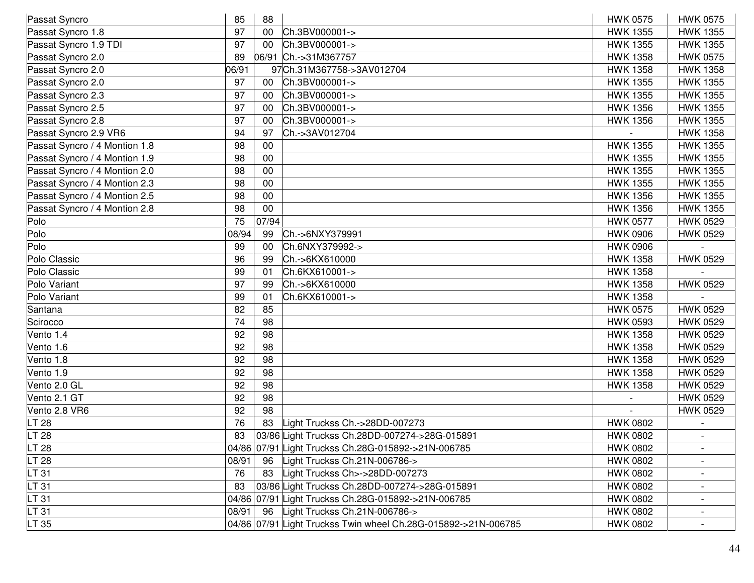| | | | | | |
|---|---|---|---|---|---|
| Passat Syncro | 85 | 88 | | HWK 0575 | HWK 0575 |
| Passat Syncro 1.8 | 97 | 00 | Ch.3BV000001-> | HWK 1355 | HWK 1355 |
| Passat Syncro 1.9 TDI | 97 | 00 | Ch.3BV000001-> | HWK 1355 | HWK 1355 |
| Passat Syncro 2.0 | 89 | 06/91 | Ch.->31M367757 | HWK 1358 | HWK 0575 |
| Passat Syncro 2.0 | 06/91 | 97 | Ch.31M367758->3AV012704 | HWK 1358 | HWK 1358 |
| Passat Syncro 2.0 | 97 | 00 | Ch.3BV000001-> | HWK 1355 | HWK 1355 |
| Passat Syncro 2.3 | 97 | 00 | Ch.3BV000001-> | HWK 1355 | HWK 1355 |
| Passat Syncro 2.5 | 97 | 00 | Ch.3BV000001-> | HWK 1356 | HWK 1355 |
| Passat Syncro 2.8 | 97 | 00 | Ch.3BV000001-> | HWK 1356 | HWK 1355 |
| Passat Syncro 2.9 VR6 | 94 | 97 | Ch.->3AV012704 | - | HWK 1358 |
| Passat Syncro / 4 Montion 1.8 | 98 | 00 | | HWK 1355 | HWK 1355 |
| Passat Syncro / 4 Montion 1.9 | 98 | 00 | | HWK 1355 | HWK 1355 |
| Passat Syncro / 4 Montion 2.0 | 98 | 00 | | HWK 1355 | HWK 1355 |
| Passat Syncro / 4 Montion 2.3 | 98 | 00 | | HWK 1355 | HWK 1355 |
| Passat Syncro / 4 Montion 2.5 | 98 | 00 | | HWK 1356 | HWK 1355 |
| Passat Syncro / 4 Montion 2.8 | 98 | 00 | | HWK 1356 | HWK 1355 |
| Polo | 75 | 07/94 | | HWK 0577 | HWK 0529 |
| Polo | 08/94 | 99 | Ch.->6NXY379991 | HWK 0906 | HWK 0529 |
| Polo | 99 | 00 | Ch.6NXY379992-> | HWK 0906 | - |
| Polo Classic | 96 | 99 | Ch.->6KX610000 | HWK 1358 | HWK 0529 |
| Polo Classic | 99 | 01 | Ch.6KX610001-> | HWK 1358 | - |
| Polo Variant | 97 | 99 | Ch.->6KX610000 | HWK 1358 | HWK 0529 |
| Polo Variant | 99 | 01 | Ch.6KX610001-> | HWK 1358 | - |
| Santana | 82 | 85 | | HWK 0575 | HWK 0529 |
| Scirocco | 74 | 98 | | HWK 0593 | HWK 0529 |
| Vento 1.4 | 92 | 98 | | HWK 1358 | HWK 0529 |
| Vento 1.6 | 92 | 98 | | HWK 1358 | HWK 0529 |
| Vento 1.8 | 92 | 98 | | HWK 1358 | HWK 0529 |
| Vento 1.9 | 92 | 98 | | HWK 1358 | HWK 0529 |
| Vento 2.0 GL | 92 | 98 | | HWK 1358 | HWK 0529 |
| Vento 2.1 GT | 92 | 98 | | - | HWK 0529 |
| Vento 2.8 VR6 | 92 | 98 | | - | HWK 0529 |
| LT 28 | 76 | 83 | Light Truckss Ch.->28DD-007273 | HWK 0802 | - |
| LT 28 | 83 | 03/86 | Light Truckss Ch.28DD-007274->28G-015891 | HWK 0802 | - |
| LT 28 | 04/86 | 07/91 | Light Truckss Ch.28G-015892->21N-006785 | HWK 0802 | - |
| LT 28 | 08/91 | 96 | Light Truckss Ch.21N-006786-> | HWK 0802 | - |
| LT 31 | 76 | 83 | Light Truckss Ch>->28DD-007273 | HWK 0802 | - |
| LT 31 | 83 | 03/86 | Light Truckss Ch.28DD-007274->28G-015891 | HWK 0802 | - |
| LT 31 | 04/86 | 07/91 | Light Truckss Ch.28G-015892->21N-006785 | HWK 0802 | - |
| LT 31 | 08/91 | 96 | Light Truckss Ch.21N-006786-> | HWK 0802 | - |
| LT 35 | 04/86 | 07/91 | Light Truckss Twin wheel Ch.28G-015892->21N-006785 | HWK 0802 | - |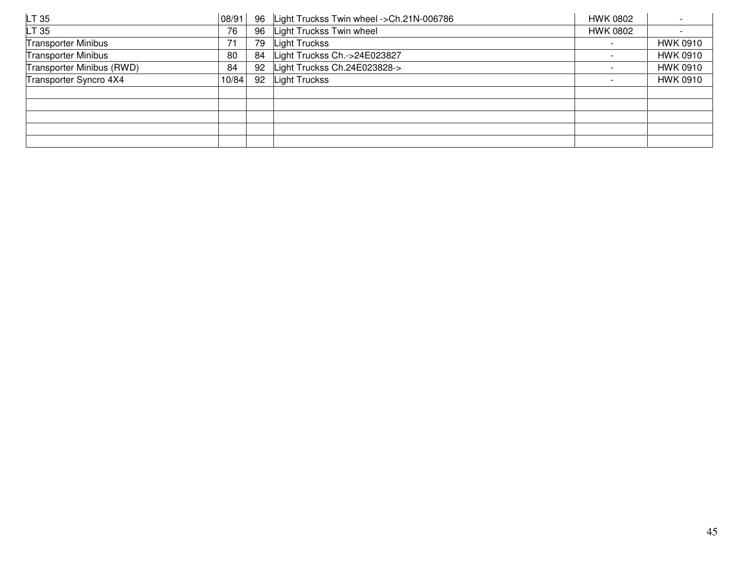| | | | | | |
|---|---|---|---|---|---|
| LT 35 | 08/91 | 96 | Light Truckss Twin wheel ->Ch.21N-006786 | HWK 0802 | - |
| LT 35 | 76 | 96 | Light Truckss Twin wheel | HWK 0802 | - |
| Transporter Minibus | 71 | 79 | Light Truckss | - | HWK 0910 |
| Transporter Minibus | 80 | 84 | Light Truckss Ch.->24E023827 | - | HWK 0910 |
| Transporter Minibus (RWD) | 84 | 92 | Light Truckss Ch.24E023828-> | - | HWK 0910 |
| Transporter Syncro 4X4 | 10/84 | 92 | Light Truckss | - | HWK 0910 |
| | | | | | |
| | | | | | |
| | | | | | |
| | | | | | |
| | | | | | |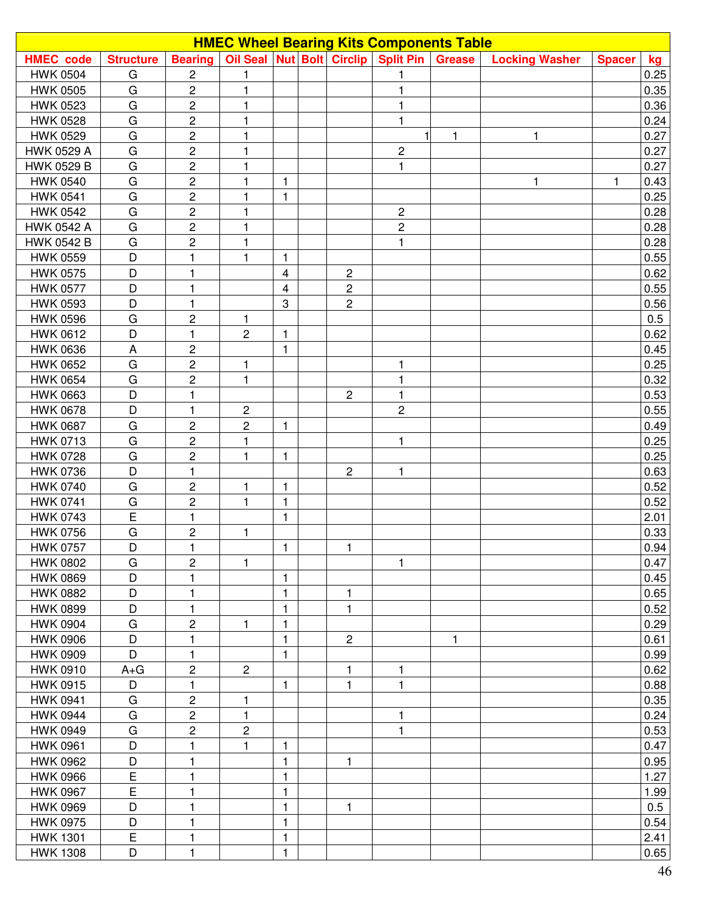# HMEC Wheel Bearing Kits Components Table

| HMEC code | Structure | Bearing | Oil Seal | Nut | Bolt | Circlip | Split Pin | Grease | Locking Washer | Spacer | kg |
|---|---|---|---|---|---|---|---|---|---|---|---|
| HWK 0504 | G | 2 | 1 | | | | 1 | | | | 0.25 |
| HWK 0505 | G | 2 | 1 | | | | 1 | | | | 0.35 |
| HWK 0523 | G | 2 | 1 | | | | 1 | | | | 0.36 |
| HWK 0528 | G | 2 | 1 | | | | 1 | | | | 0.24 |
| HWK 0529 | G | 2 | 1 | | | | 1 | 1 | 1 | | 0.27 |
| HWK 0529 A | G | 2 | 1 | | | | 2 | | | | 0.27 |
| HWK 0529 B | G | 2 | 1 | | | | 1 | | | | 0.27 |
| HWK 0540 | G | 2 | 1 | 1 | | | | | 1 | 1 | 0.43 |
| HWK 0541 | G | 2 | 1 | 1 | | | | | | | 0.25 |
| HWK 0542 | G | 2 | 1 | | | | 2 | | | | 0.28 |
| HWK 0542 A | G | 2 | 1 | | | | 2 | | | | 0.28 |
| HWK 0542 B | G | 2 | 1 | | | | 1 | | | | 0.28 |
| HWK 0559 | D | 1 | 1 | 1 | | | | | | | 0.55 |
| HWK 0575 | D | 1 | | 4 | | 2 | | | | | 0.62 |
| HWK 0577 | D | 1 | | 4 | | 2 | | | | | 0.55 |
| HWK 0593 | D | 1 | | 3 | | 2 | | | | | 0.56 |
| HWK 0596 | G | 2 | 1 | | | | | | | | 0.5 |
| HWK 0612 | D | 1 | 2 | 1 | | | | | | | 0.62 |
| HWK 0636 | A | 2 | | 1 | | | | | | | 0.45 |
| HWK 0652 | G | 2 | 1 | | | | 1 | | | | 0.25 |
| HWK 0654 | G | 2 | 1 | | | | 1 | | | | 0.32 |
| HWK 0663 | D | 1 | | | | 2 | 1 | | | | 0.53 |
| HWK 0678 | D | 1 | 2 | | | | 2 | | | | 0.55 |
| HWK 0687 | G | 2 | 2 | 1 | | | | | | | 0.49 |
| HWK 0713 | G | 2 | 1 | | | | 1 | | | | 0.25 |
| HWK 0728 | G | 2 | 1 | 1 | | | | | | | 0.25 |
| HWK 0736 | D | 1 | | | | 2 | 1 | | | | 0.63 |
| HWK 0740 | G | 2 | 1 | 1 | | | | | | | 0.52 |
| HWK 0741 | G | 2 | 1 | 1 | | | | | | | 0.52 |
| HWK 0743 | E | 1 | | 1 | | | | | | | 2.01 |
| HWK 0756 | G | 2 | 1 | | | | | | | | 0.33 |
| HWK 0757 | D | 1 | | 1 | | 1 | | | | | 0.94 |
| HWK 0802 | G | 2 | 1 | | | | 1 | | | | 0.47 |
| HWK 0869 | D | 1 | | 1 | | | | | | | 0.45 |
| HWK 0882 | D | 1 | | 1 | | 1 | | | | | 0.65 |
| HWK 0899 | D | 1 | | 1 | | 1 | | | | | 0.52 |
| HWK 0904 | G | 2 | 1 | 1 | | | | | | | 0.29 |
| HWK 0906 | D | 1 | | 1 | | 2 | | 1 | | | 0.61 |
| HWK 0909 | D | 1 | | 1 | | | | | | | 0.99 |
| HWK 0910 | A+G | 2 | 2 | | | 1 | 1 | | | | 0.62 |
| HWK 0915 | D | 1 | | 1 | | 1 | 1 | | | | 0.88 |
| HWK 0941 | G | 2 | 1 | | | | | | | | 0.35 |
| HWK 0944 | G | 2 | 1 | | | | 1 | | | | 0.24 |
| HWK 0949 | G | 2 | 2 | | | | 1 | | | | 0.53 |
| HWK 0961 | D | 1 | 1 | 1 | | | | | | | 0.47 |
| HWK 0962 | D | 1 | | 1 | | 1 | | | | | 0.95 |
| HWK 0966 | E | 1 | | 1 | | | | | | | 1.27 |
| HWK 0967 | E | 1 | | 1 | | | | | | | 1.99 |
| HWK 0969 | D | 1 | | 1 | | 1 | | | | | 0.5 |
| HWK 0975 | D | 1 | | 1 | | | | | | | 0.54 |
| HWK 1301 | E | 1 | | 1 | | | | | | | 2.41 |
| HWK 1308 | D | 1 | | 1 | | | | | | | 0.65 |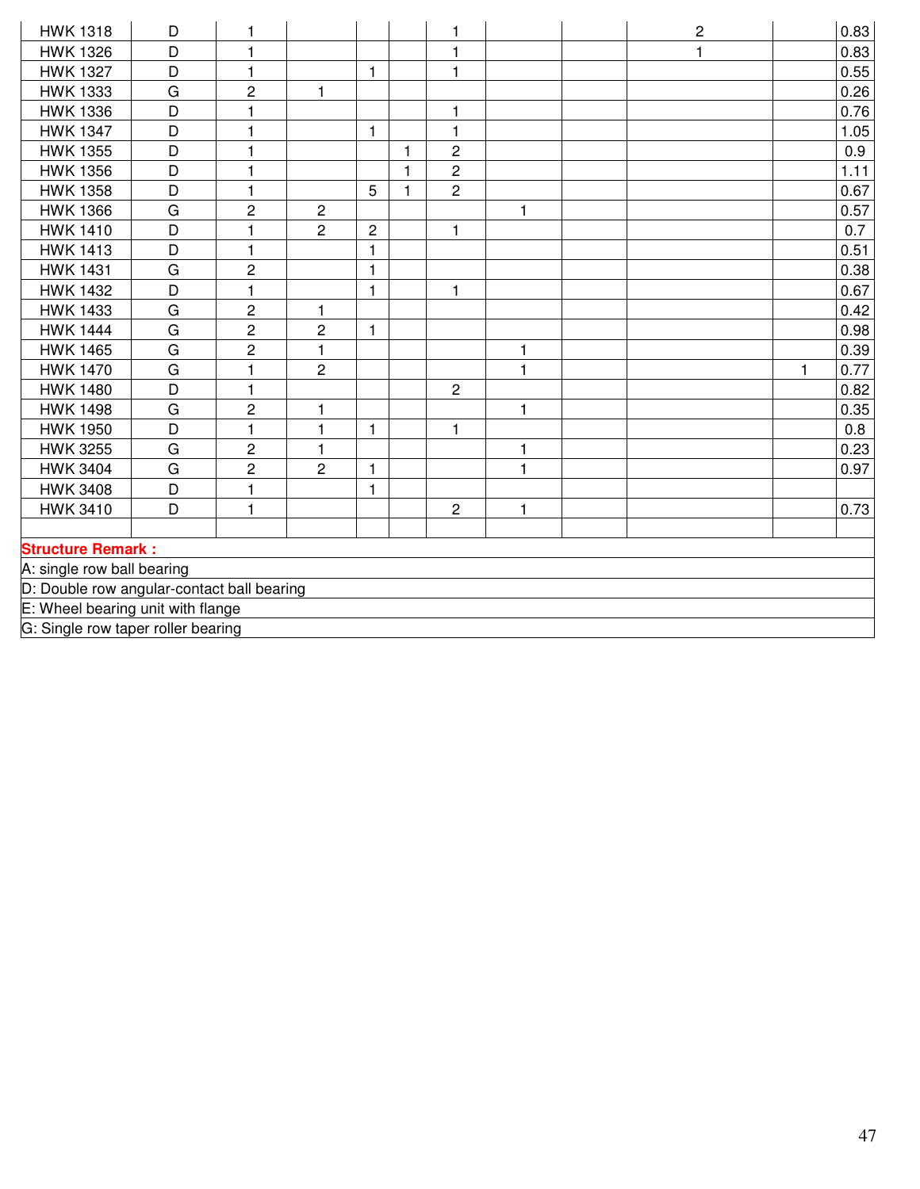| | | | | | | | | | | | |
|---|---|---|---|---|---|---|---|---|---|---|---|
| HWK 1318 | D | 1 | | | | 1 | | | 2 | | 0.83 |
| HWK 1326 | D | 1 | | | | 1 | | | 1 | | 0.83 |
| HWK 1327 | D | 1 | | 1 | | 1 | | | | | 0.55 |
| HWK 1333 | G | 2 | 1 | | | | | | | | 0.26 |
| HWK 1336 | D | 1 | | | | 1 | | | | | 0.76 |
| HWK 1347 | D | 1 | | 1 | | 1 | | | | | 1.05 |
| HWK 1355 | D | 1 | | | 1 | 2 | | | | | 0.9 |
| HWK 1356 | D | 1 | | | 1 | 2 | | | | | 1.11 |
| HWK 1358 | D | 1 | | 5 | 1 | 2 | | | | | 0.67 |
| HWK 1366 | G | 2 | 2 | | | | 1 | | | | 0.57 |
| HWK 1410 | D | 1 | 2 | 2 | | 1 | | | | | 0.7 |
| HWK 1413 | D | 1 | | 1 | | | | | | | 0.51 |
| HWK 1431 | G | 2 | | 1 | | | | | | | 0.38 |
| HWK 1432 | D | 1 | | 1 | | 1 | | | | | 0.67 |
| HWK 1433 | G | 2 | 1 | | | | | | | | 0.42 |
| HWK 1444 | G | 2 | 2 | 1 | | | | | | | 0.98 |
| HWK 1465 | G | 2 | 1 | | | | 1 | | | | 0.39 |
| HWK 1470 | G | 1 | 2 | | | | 1 | | | 1 | 0.77 |
| HWK 1480 | D | 1 | | | | 2 | | | | | 0.82 |
| HWK 1498 | G | 2 | 1 | | | | 1 | | | | 0.35 |
| HWK 1950 | D | 1 | 1 | 1 | | 1 | | | | | 0.8 |
| HWK 3255 | G | 2 | 1 | | | | 1 | | | | 0.23 |
| HWK 3404 | G | 2 | 2 | 1 | | | 1 | | | | 0.97 |
| HWK 3408 | D | 1 | | 1 | | | | | | | |
| HWK 3410 | D | 1 | | | | 2 | 1 | | | | 0.73 |
| | | | | | | | | | | | |

**Structure Remark :**

A: single row ball bearing

D: Double row angular-contact ball bearing

E: Wheel bearing unit with flange

G: Single row taper roller bearing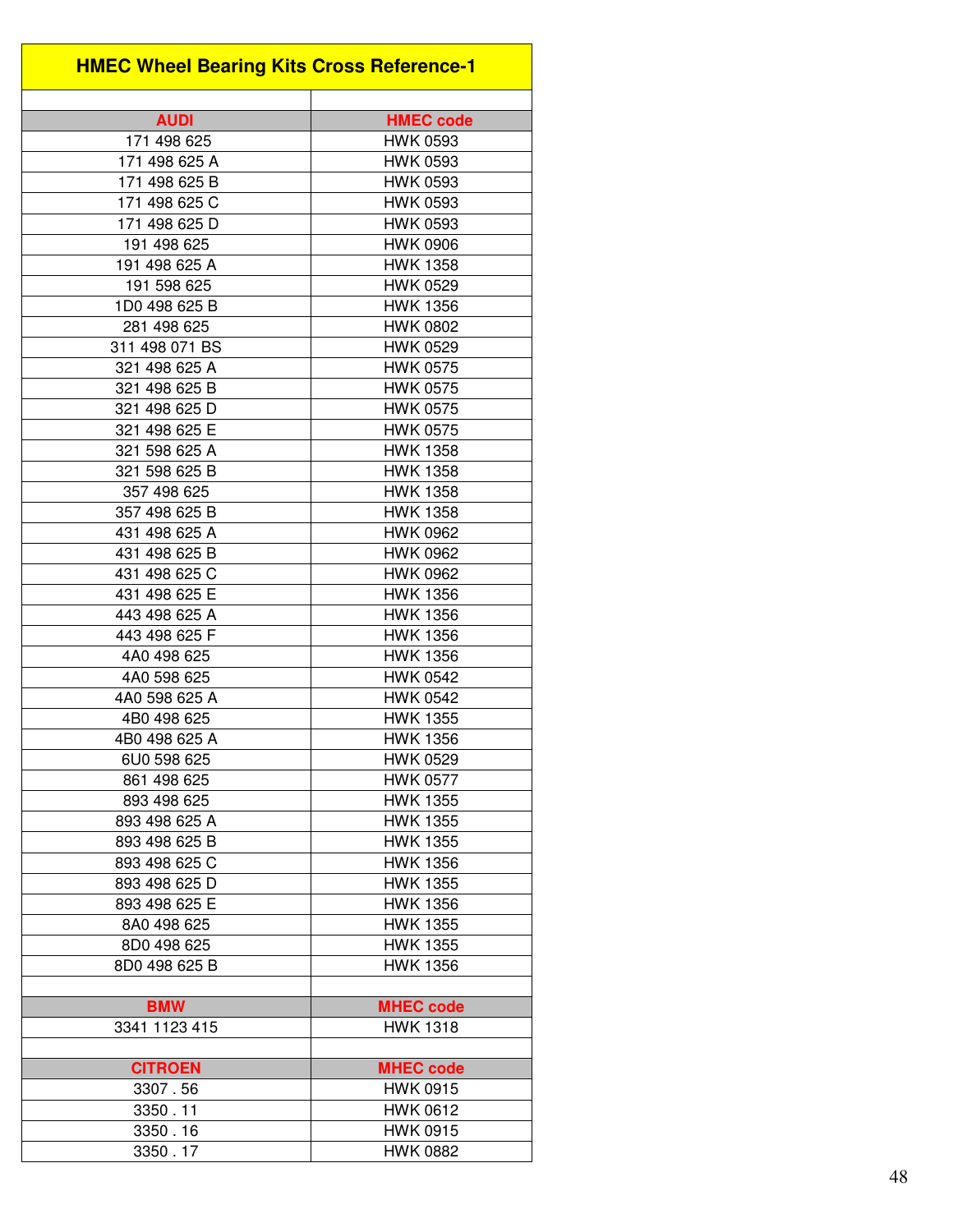# HMEC Wheel Bearing Kits Cross Reference-1

| AUDI | HMEC code |
|---|---|
| 171 498 625 | HWK 0593 |
| 171 498 625 A | HWK 0593 |
| 171 498 625 B | HWK 0593 |
| 171 498 625 C | HWK 0593 |
| 171 498 625 D | HWK 0593 |
| 191 498 625 | HWK 0906 |
| 191 498 625 A | HWK 1358 |
| 191 598 625 | HWK 0529 |
| 1D0 498 625 B | HWK 1356 |
| 281 498 625 | HWK 0802 |
| 311 498 071 BS | HWK 0529 |
| 321 498 625 A | HWK 0575 |
| 321 498 625 B | HWK 0575 |
| 321 498 625 D | HWK 0575 |
| 321 498 625 E | HWK 0575 |
| 321 598 625 A | HWK 1358 |
| 321 598 625 B | HWK 1358 |
| 357 498 625 | HWK 1358 |
| 357 498 625 B | HWK 1358 |
| 431 498 625 A | HWK 0962 |
| 431 498 625 B | HWK 0962 |
| 431 498 625 C | HWK 0962 |
| 431 498 625 E | HWK 1356 |
| 443 498 625 A | HWK 1356 |
| 443 498 625 F | HWK 1356 |
| 4A0 498 625 | HWK 1356 |
| 4A0 598 625 | HWK 0542 |
| 4A0 598 625 A | HWK 0542 |
| 4B0 498 625 | HWK 1355 |
| 4B0 498 625 A | HWK 1356 |
| 6U0 598 625 | HWK 0529 |
| 861 498 625 | HWK 0577 |
| 893 498 625 | HWK 1355 |
| 893 498 625 A | HWK 1355 |
| 893 498 625 B | HWK 1355 |
| 893 498 625 C | HWK 1356 |
| 893 498 625 D | HWK 1355 |
| 893 498 625 E | HWK 1356 |
| 8A0 498 625 | HWK 1355 |
| 8D0 498 625 | HWK 1355 |
| 8D0 498 625 B | HWK 1356 |

| BMW | MHEC code |
|---|---|
| 3341 1123 415 | HWK 1318 |

| CITROEN | MHEC code |
|---|---|
| 3307 . 56 | HWK 0915 |
| 3350 . 11 | HWK 0612 |
| 3350 . 16 | HWK 0915 |
| 3350 . 17 | HWK 0882 |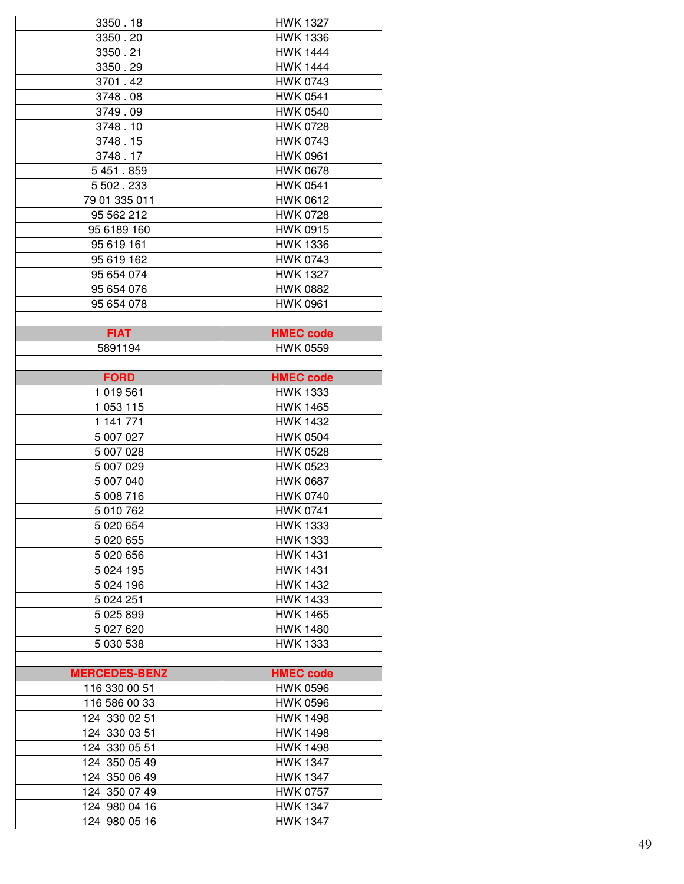| | |
|---|---|
| 3350 . 18 | HWK 1327 |
| 3350 . 20 | HWK 1336 |
| 3350 . 21 | HWK 1444 |
| 3350 . 29 | HWK 1444 |
| 3701 . 42 | HWK 0743 |
| 3748 . 08 | HWK 0541 |
| 3749 . 09 | HWK 0540 |
| 3748 . 10 | HWK 0728 |
| 3748 . 15 | HWK 0743 |
| 3748 . 17 | HWK 0961 |
| 5 451 . 859 | HWK 0678 |
| 5 502 . 233 | HWK 0541 |
| 79 01 335 011 | HWK 0612 |
| 95 562 212 | HWK 0728 |
| 95 6189 160 | HWK 0915 |
| 95 619 161 | HWK 1336 |
| 95 619 162 | HWK 0743 |
| 95 654 074 | HWK 1327 |
| 95 654 076 | HWK 0882 |
| 95 654 078 | HWK 0961 |

| FIAT | HMEC code |
|---|---|
| 5891194 | HWK 0559 |

| FORD | HMEC code |
|---|---|
| 1 019 561 | HWK 1333 |
| 1 053 115 | HWK 1465 |
| 1 141 771 | HWK 1432 |
| 5 007 027 | HWK 0504 |
| 5 007 028 | HWK 0528 |
| 5 007 029 | HWK 0523 |
| 5 007 040 | HWK 0687 |
| 5 008 716 | HWK 0740 |
| 5 010 762 | HWK 0741 |
| 5 020 654 | HWK 1333 |
| 5 020 655 | HWK 1333 |
| 5 020 656 | HWK 1431 |
| 5 024 195 | HWK 1431 |
| 5 024 196 | HWK 1432 |
| 5 024 251 | HWK 1433 |
| 5 025 899 | HWK 1465 |
| 5 027 620 | HWK 1480 |
| 5 030 538 | HWK 1333 |

| MERCEDES-BENZ | HMEC code |
|---|---|
| 116 330 00 51 | HWK 0596 |
| 116 586 00 33 | HWK 0596 |
| 124 330 02 51 | HWK 1498 |
| 124 330 03 51 | HWK 1498 |
| 124 330 05 51 | HWK 1498 |
| 124 350 05 49 | HWK 1347 |
| 124 350 06 49 | HWK 1347 |
| 124 350 07 49 | HWK 0757 |
| 124 980 04 16 | HWK 1347 |
| 124 980 05 16 | HWK 1347 |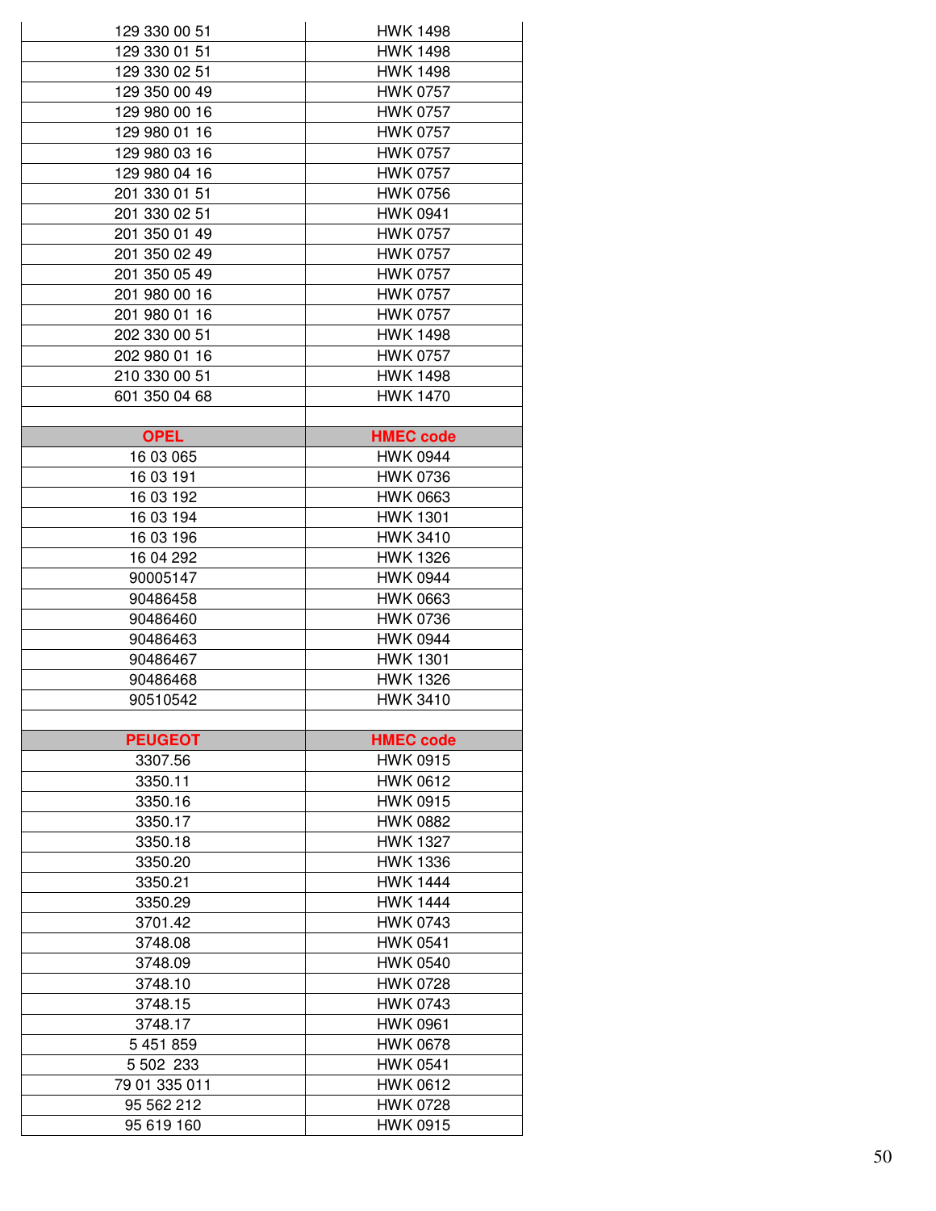| | |
|---|---|
| 129 330 00 51 | HWK 1498 |
| 129 330 01 51 | HWK 1498 |
| 129 330 02 51 | HWK 1498 |
| 129 350 00 49 | HWK 0757 |
| 129 980 00 16 | HWK 0757 |
| 129 980 01 16 | HWK 0757 |
| 129 980 03 16 | HWK 0757 |
| 129 980 04 16 | HWK 0757 |
| 201 330 01 51 | HWK 0756 |
| 201 330 02 51 | HWK 0941 |
| 201 350 01 49 | HWK 0757 |
| 201 350 02 49 | HWK 0757 |
| 201 350 05 49 | HWK 0757 |
| 201 980 00 16 | HWK 0757 |
| 201 980 01 16 | HWK 0757 |
| 202 330 00 51 | HWK 1498 |
| 202 980 01 16 | HWK 0757 |
| 210 330 00 51 | HWK 1498 |
| 601 350 04 68 | HWK 1470 |

| OPEL | HMEC code |
|---|---|
| 16 03 065 | HWK 0944 |
| 16 03 191 | HWK 0736 |
| 16 03 192 | HWK 0663 |
| 16 03 194 | HWK 1301 |
| 16 03 196 | HWK 3410 |
| 16 04 292 | HWK 1326 |
| 90005147 | HWK 0944 |
| 90486458 | HWK 0663 |
| 90486460 | HWK 0736 |
| 90486463 | HWK 0944 |
| 90486467 | HWK 1301 |
| 90486468 | HWK 1326 |
| 90510542 | HWK 3410 |

| PEUGEOT | HMEC code |
|---|---|
| 3307.56 | HWK 0915 |
| 3350.11 | HWK 0612 |
| 3350.16 | HWK 0915 |
| 3350.17 | HWK 0882 |
| 3350.18 | HWK 1327 |
| 3350.20 | HWK 1336 |
| 3350.21 | HWK 1444 |
| 3350.29 | HWK 1444 |
| 3701.42 | HWK 0743 |
| 3748.08 | HWK 0541 |
| 3748.09 | HWK 0540 |
| 3748.10 | HWK 0728 |
| 3748.15 | HWK 0743 |
| 3748.17 | HWK 0961 |
| 5 451 859 | HWK 0678 |
| 5 502 233 | HWK 0541 |
| 79 01 335 011 | HWK 0612 |
| 95 562 212 | HWK 0728 |
| 95 619 160 | HWK 0915 |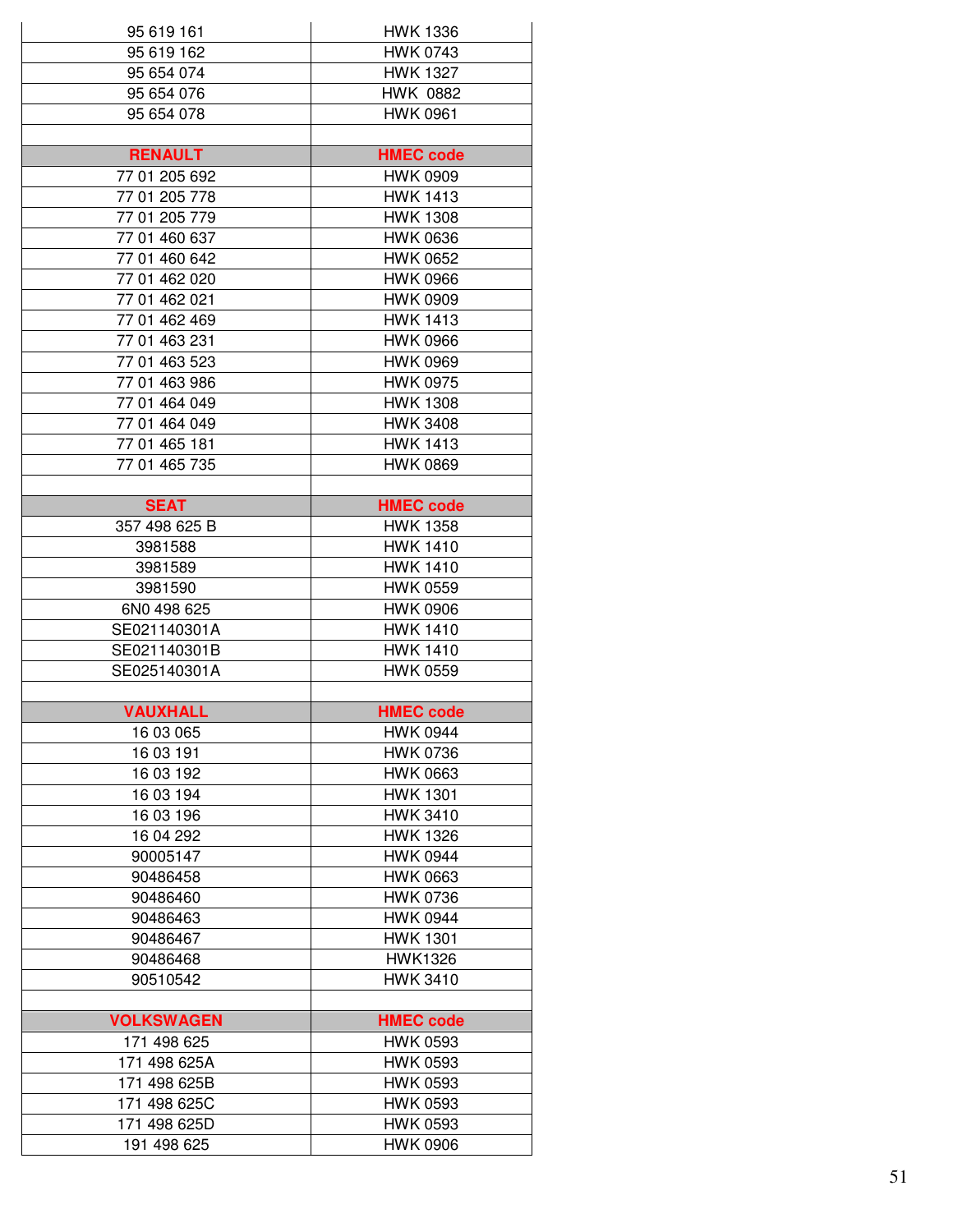| 95 619 161 | HWK 1336 |
|---|---|
| 95 619 162 | HWK 0743 |
| 95 654 074 | HWK 1327 |
| 95 654 076 | HWK  0882 |
| 95 654 078 | HWK 0961 |
| | |
| **RENAULT** | **HMEC code** |
| 77 01 205 692 | HWK 0909 |
| 77 01 205 778 | HWK 1413 |
| 77 01 205 779 | HWK 1308 |
| 77 01 460 637 | HWK 0636 |
| 77 01 460 642 | HWK 0652 |
| 77 01 462 020 | HWK 0966 |
| 77 01 462 021 | HWK 0909 |
| 77 01 462 469 | HWK 1413 |
| 77 01 463 231 | HWK 0966 |
| 77 01 463 523 | HWK 0969 |
| 77 01 463 986 | HWK 0975 |
| 77 01 464 049 | HWK 1308 |
| 77 01 464 049 | HWK 3408 |
| 77 01 465 181 | HWK 1413 |
| 77 01 465 735 | HWK 0869 |
| | |
| **SEAT** | **HMEC code** |
| 357 498 625 B | HWK 1358 |
| 3981588 | HWK 1410 |
| 3981589 | HWK 1410 |
| 3981590 | HWK 0559 |
| 6N0 498 625 | HWK 0906 |
| SE021140301A | HWK 1410 |
| SE021140301B | HWK 1410 |
| SE025140301A | HWK 0559 |
| | |
| **VAUXHALL** | **HMEC code** |
| 16 03 065 | HWK 0944 |
| 16 03 191 | HWK 0736 |
| 16 03 192 | HWK 0663 |
| 16 03 194 | HWK 1301 |
| 16 03 196 | HWK 3410 |
| 16 04 292 | HWK 1326 |
| 90005147 | HWK 0944 |
| 90486458 | HWK 0663 |
| 90486460 | HWK 0736 |
| 90486463 | HWK 0944 |
| 90486467 | HWK 1301 |
| 90486468 | HWK1326 |
| 90510542 | HWK 3410 |
| | |
| **VOLKSWAGEN** | **HMEC code** |
| 171 498 625 | HWK 0593 |
| 171 498 625A | HWK 0593 |
| 171 498 625B | HWK 0593 |
| 171 498 625C | HWK 0593 |
| 171 498 625D | HWK 0593 |
| 191 498 625 | HWK 0906 |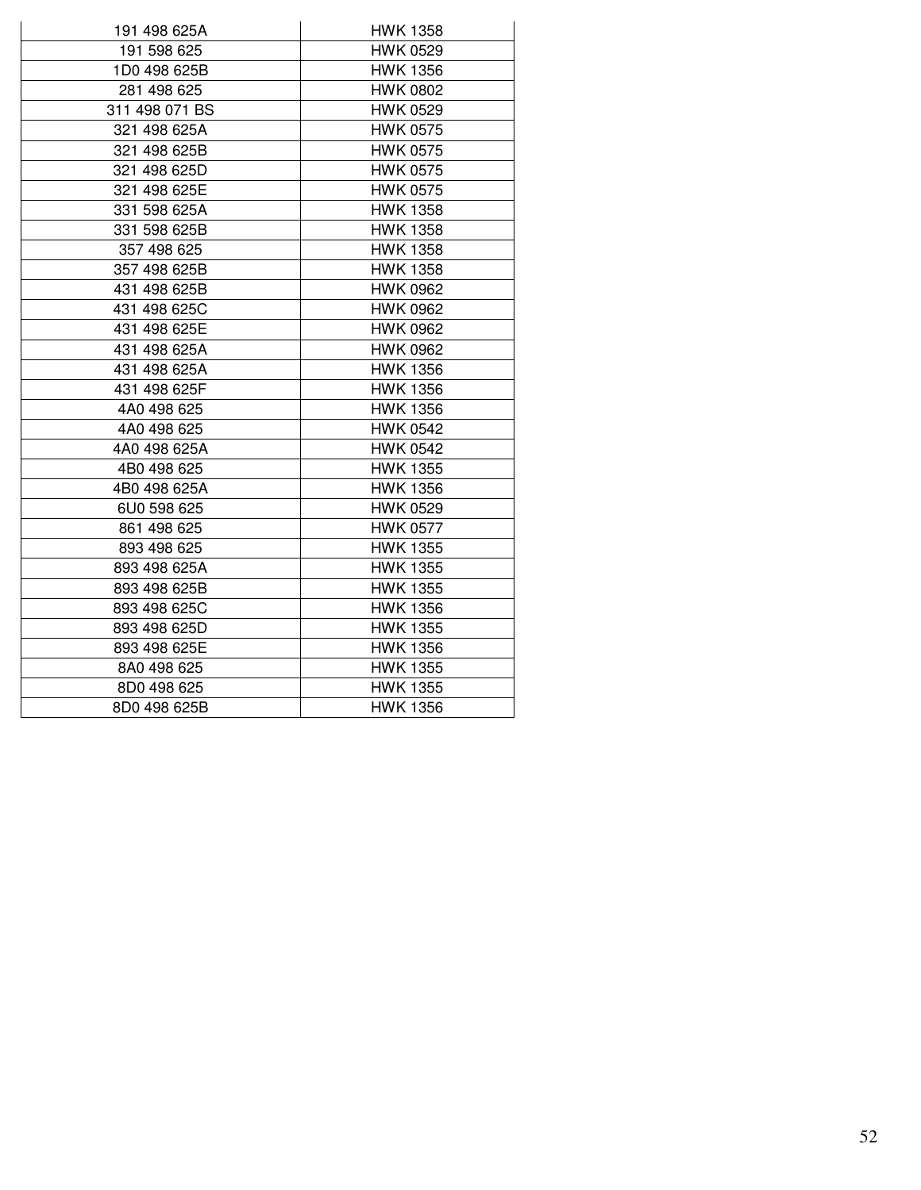| 191 498 625A | HWK 1358 |
|---|---|
| 191 598 625 | HWK 0529 |
| 1D0 498 625B | HWK 1356 |
| 281 498 625 | HWK 0802 |
| 311 498 071 BS | HWK 0529 |
| 321 498 625A | HWK 0575 |
| 321 498 625B | HWK 0575 |
| 321 498 625D | HWK 0575 |
| 321 498 625E | HWK 0575 |
| 331 598 625A | HWK 1358 |
| 331 598 625B | HWK 1358 |
| 357 498 625 | HWK 1358 |
| 357 498 625B | HWK 1358 |
| 431 498 625B | HWK 0962 |
| 431 498 625C | HWK 0962 |
| 431 498 625E | HWK 0962 |
| 431 498 625A | HWK 0962 |
| 431 498 625A | HWK 1356 |
| 431 498 625F | HWK 1356 |
| 4A0 498 625 | HWK 1356 |
| 4A0 498 625 | HWK 0542 |
| 4A0 498 625A | HWK 0542 |
| 4B0 498 625 | HWK 1355 |
| 4B0 498 625A | HWK 1356 |
| 6U0 598 625 | HWK 0529 |
| 861 498 625 | HWK 0577 |
| 893 498 625 | HWK 1355 |
| 893 498 625A | HWK 1355 |
| 893 498 625B | HWK 1355 |
| 893 498 625C | HWK 1356 |
| 893 498 625D | HWK 1355 |
| 893 498 625E | HWK 1356 |
| 8A0 498 625 | HWK 1355 |
| 8D0 498 625 | HWK 1355 |
| 8D0 498 625B | HWK 1356 |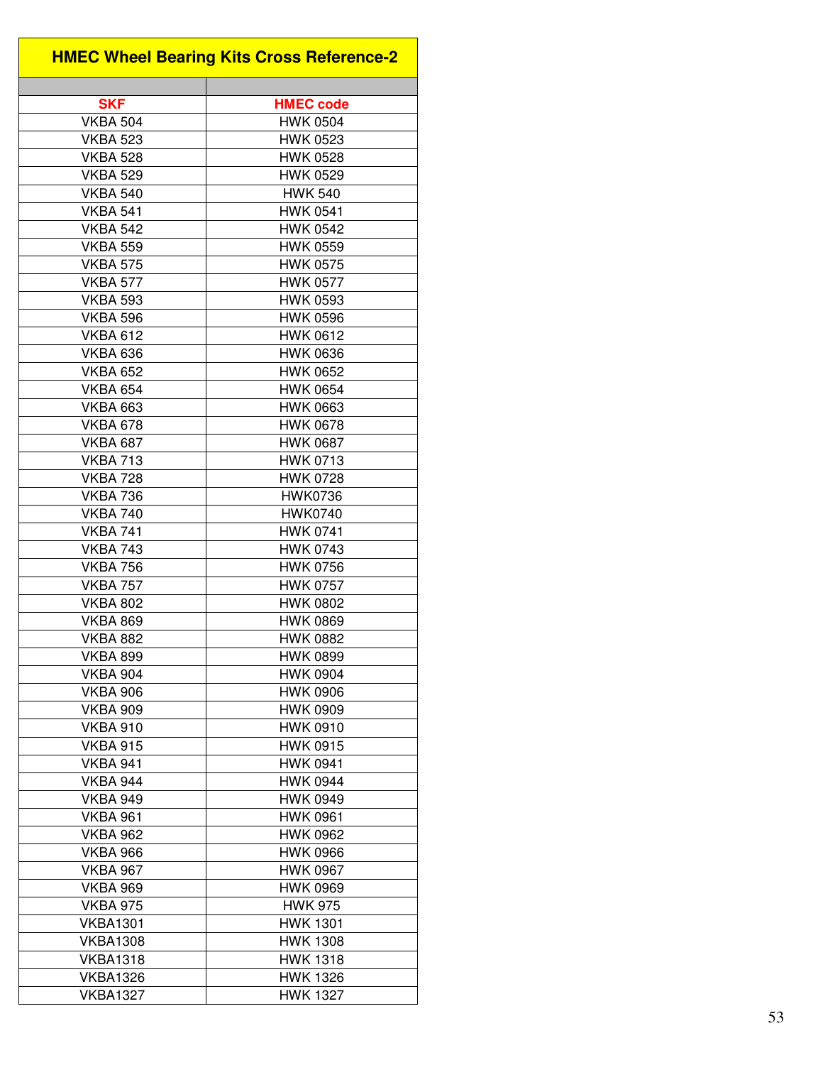| HMEC Wheel Bearing Kits Cross Reference-2 | |
|---|---|
| | |
| **SKF** | **HMEC code** |
| VKBA 504 | HWK 0504 |
| VKBA 523 | HWK 0523 |
| VKBA 528 | HWK 0528 |
| VKBA 529 | HWK 0529 |
| VKBA 540 | HWK 540 |
| VKBA 541 | HWK 0541 |
| VKBA 542 | HWK 0542 |
| VKBA 559 | HWK 0559 |
| VKBA 575 | HWK 0575 |
| VKBA 577 | HWK 0577 |
| VKBA 593 | HWK 0593 |
| VKBA 596 | HWK 0596 |
| VKBA 612 | HWK 0612 |
| VKBA 636 | HWK 0636 |
| VKBA 652 | HWK 0652 |
| VKBA 654 | HWK 0654 |
| VKBA 663 | HWK 0663 |
| VKBA 678 | HWK 0678 |
| VKBA 687 | HWK 0687 |
| VKBA 713 | HWK 0713 |
| VKBA 728 | HWK 0728 |
| VKBA 736 | HWK0736 |
| VKBA 740 | HWK0740 |
| VKBA 741 | HWK 0741 |
| VKBA 743 | HWK 0743 |
| VKBA 756 | HWK 0756 |
| VKBA 757 | HWK 0757 |
| VKBA 802 | HWK 0802 |
| VKBA 869 | HWK 0869 |
| VKBA 882 | HWK 0882 |
| VKBA 899 | HWK 0899 |
| VKBA 904 | HWK 0904 |
| VKBA 906 | HWK 0906 |
| VKBA 909 | HWK 0909 |
| VKBA 910 | HWK 0910 |
| VKBA 915 | HWK 0915 |
| VKBA 941 | HWK 0941 |
| VKBA 944 | HWK 0944 |
| VKBA 949 | HWK 0949 |
| VKBA 961 | HWK 0961 |
| VKBA 962 | HWK 0962 |
| VKBA 966 | HWK 0966 |
| VKBA 967 | HWK 0967 |
| VKBA 969 | HWK 0969 |
| VKBA 975 | HWK 975 |
| VKBA1301 | HWK 1301 |
| VKBA1308 | HWK 1308 |
| VKBA1318 | HWK 1318 |
| VKBA1326 | HWK 1326 |
| VKBA1327 | HWK 1327 |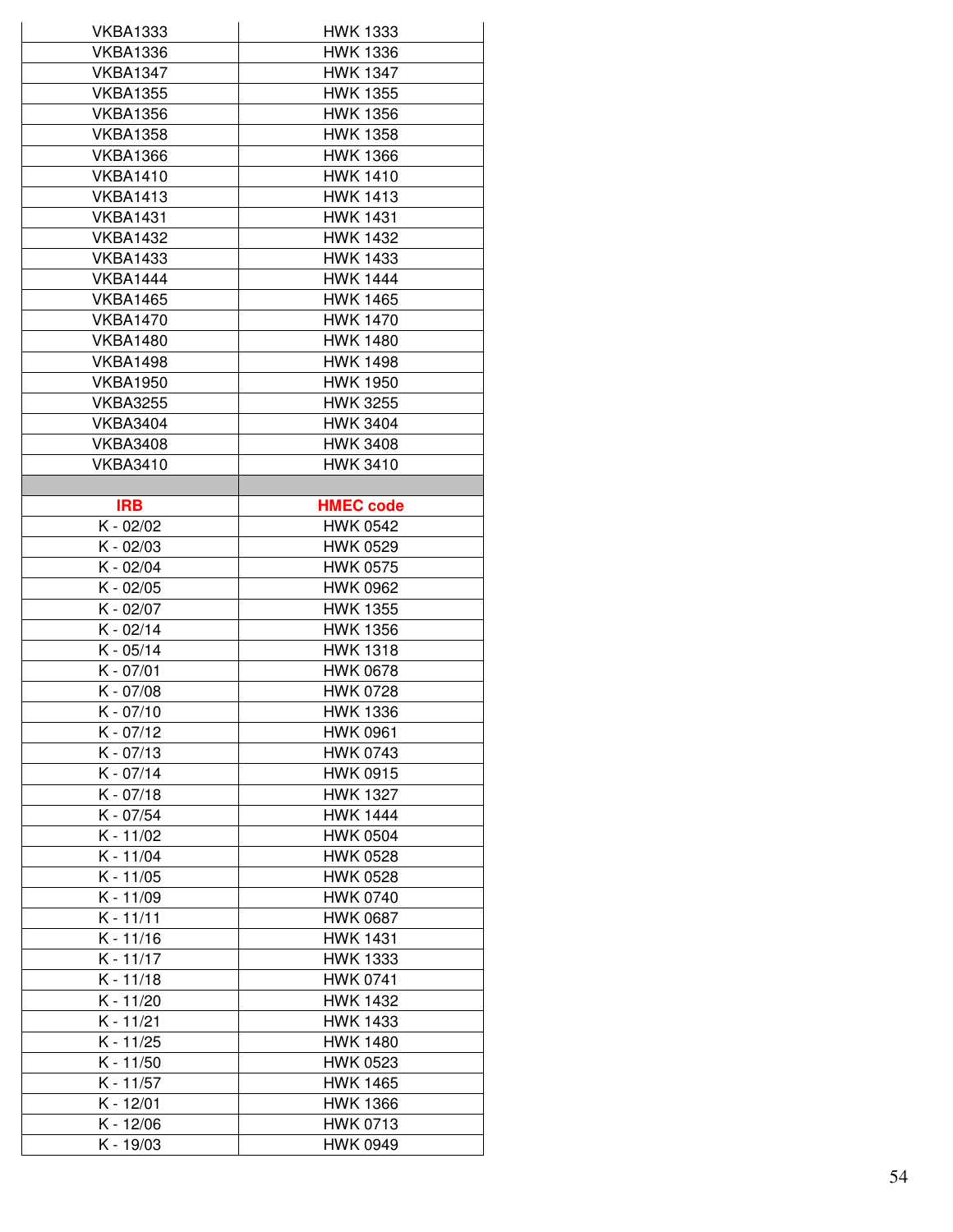| VKBA1333 | HWK 1333 |
|---|---|
| VKBA1336 | HWK 1336 |
| VKBA1347 | HWK 1347 |
| VKBA1355 | HWK 1355 |
| VKBA1356 | HWK 1356 |
| VKBA1358 | HWK 1358 |
| VKBA1366 | HWK 1366 |
| VKBA1410 | HWK 1410 |
| VKBA1413 | HWK 1413 |
| VKBA1431 | HWK 1431 |
| VKBA1432 | HWK 1432 |
| VKBA1433 | HWK 1433 |
| VKBA1444 | HWK 1444 |
| VKBA1465 | HWK 1465 |
| VKBA1470 | HWK 1470 |
| VKBA1480 | HWK 1480 |
| VKBA1498 | HWK 1498 |
| VKBA1950 | HWK 1950 |
| VKBA3255 | HWK 3255 |
| VKBA3404 | HWK 3404 |
| VKBA3408 | HWK 3408 |
| VKBA3410 | HWK 3410 |

| IRB | HMEC code |
|---|---|
| K - 02/02 | HWK 0542 |
| K - 02/03 | HWK 0529 |
| K - 02/04 | HWK 0575 |
| K - 02/05 | HWK 0962 |
| K - 02/07 | HWK 1355 |
| K - 02/14 | HWK 1356 |
| K - 05/14 | HWK 1318 |
| K - 07/01 | HWK 0678 |
| K - 07/08 | HWK 0728 |
| K - 07/10 | HWK 1336 |
| K - 07/12 | HWK 0961 |
| K - 07/13 | HWK 0743 |
| K - 07/14 | HWK 0915 |
| K - 07/18 | HWK 1327 |
| K - 07/54 | HWK 1444 |
| K - 11/02 | HWK 0504 |
| K - 11/04 | HWK 0528 |
| K - 11/05 | HWK 0528 |
| K - 11/09 | HWK 0740 |
| K - 11/11 | HWK 0687 |
| K - 11/16 | HWK 1431 |
| K - 11/17 | HWK 1333 |
| K - 11/18 | HWK 0741 |
| K - 11/20 | HWK 1432 |
| K - 11/21 | HWK 1433 |
| K - 11/25 | HWK 1480 |
| K - 11/50 | HWK 0523 |
| K - 11/57 | HWK 1465 |
| K - 12/01 | HWK 1366 |
| K - 12/06 | HWK 0713 |
| K - 19/03 | HWK 0949 |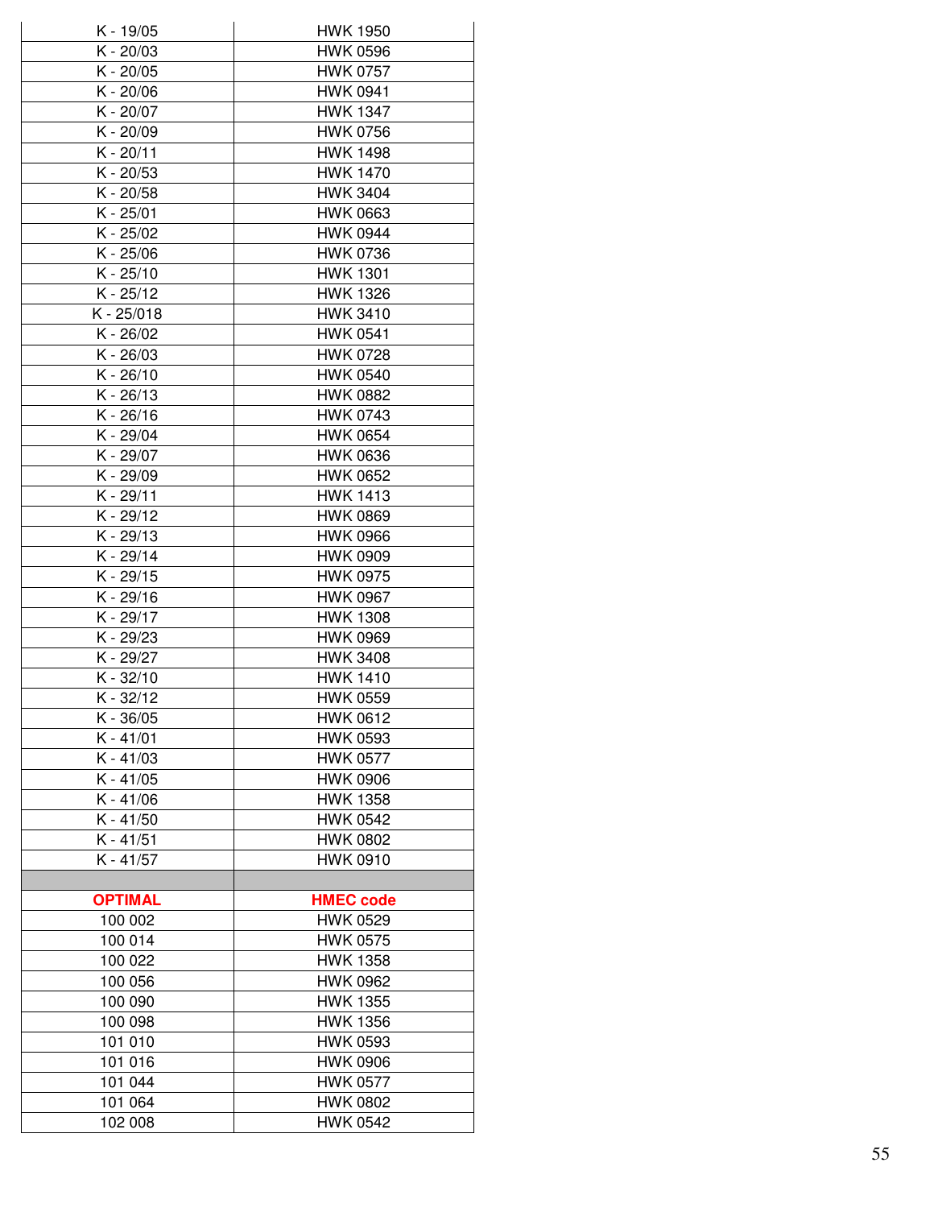| | |
|---|---|
| K - 19/05 | HWK 1950 |
| K - 20/03 | HWK 0596 |
| K - 20/05 | HWK 0757 |
| K - 20/06 | HWK 0941 |
| K - 20/07 | HWK 1347 |
| K - 20/09 | HWK 0756 |
| K - 20/11 | HWK 1498 |
| K - 20/53 | HWK 1470 |
| K - 20/58 | HWK 3404 |
| K - 25/01 | HWK 0663 |
| K - 25/02 | HWK 0944 |
| K - 25/06 | HWK 0736 |
| K - 25/10 | HWK 1301 |
| K - 25/12 | HWK 1326 |
| K - 25/018 | HWK 3410 |
| K - 26/02 | HWK 0541 |
| K - 26/03 | HWK 0728 |
| K - 26/10 | HWK 0540 |
| K - 26/13 | HWK 0882 |
| K - 26/16 | HWK 0743 |
| K - 29/04 | HWK 0654 |
| K - 29/07 | HWK 0636 |
| K - 29/09 | HWK 0652 |
| K - 29/11 | HWK 1413 |
| K - 29/12 | HWK 0869 |
| K - 29/13 | HWK 0966 |
| K - 29/14 | HWK 0909 |
| K - 29/15 | HWK 0975 |
| K - 29/16 | HWK 0967 |
| K - 29/17 | HWK 1308 |
| K - 29/23 | HWK 0969 |
| K - 29/27 | HWK 3408 |
| K - 32/10 | HWK 1410 |
| K - 32/12 | HWK 0559 |
| K - 36/05 | HWK 0612 |
| K - 41/01 | HWK 0593 |
| K - 41/03 | HWK 0577 |
| K - 41/05 | HWK 0906 |
| K - 41/06 | HWK 1358 |
| K - 41/50 | HWK 0542 |
| K - 41/51 | HWK 0802 |
| K - 41/57 | HWK 0910 |
| | |
| **OPTIMAL** | **HMEC code** |
| 100 002 | HWK 0529 |
| 100 014 | HWK 0575 |
| 100 022 | HWK 1358 |
| 100 056 | HWK 0962 |
| 100 090 | HWK 1355 |
| 100 098 | HWK 1356 |
| 101 010 | HWK 0593 |
| 101 016 | HWK 0906 |
| 101 044 | HWK 0577 |
| 101 064 | HWK 0802 |
| 102 008 | HWK 0542 |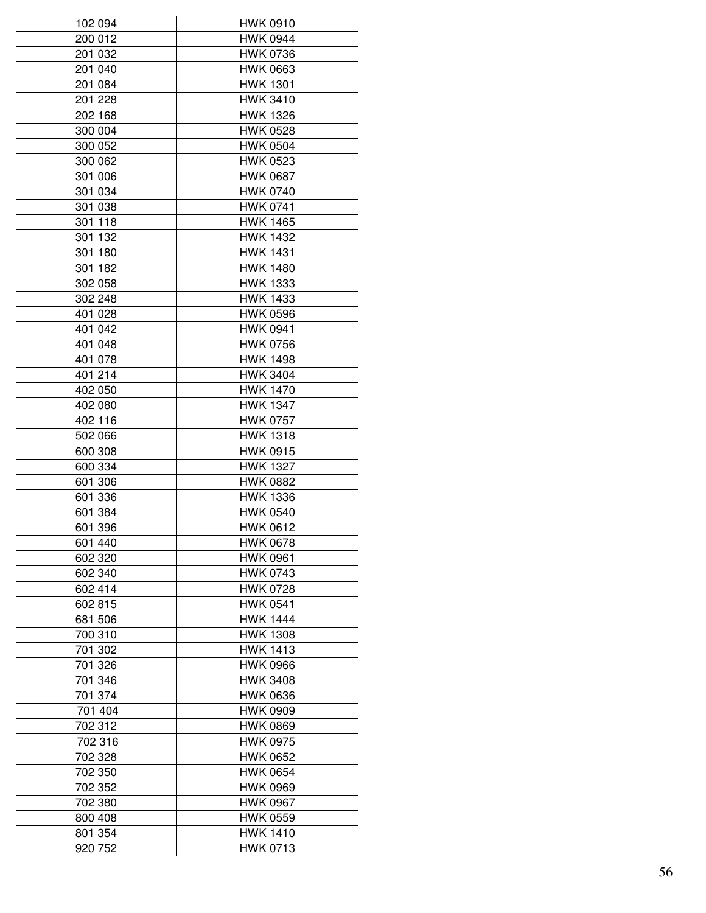| 102 094 | HWK 0910 |
|---|---|
| 200 012 | HWK 0944 |
| 201 032 | HWK 0736 |
| 201 040 | HWK 0663 |
| 201 084 | HWK 1301 |
| 201 228 | HWK 3410 |
| 202 168 | HWK 1326 |
| 300 004 | HWK 0528 |
| 300 052 | HWK 0504 |
| 300 062 | HWK 0523 |
| 301 006 | HWK 0687 |
| 301 034 | HWK 0740 |
| 301 038 | HWK 0741 |
| 301 118 | HWK 1465 |
| 301 132 | HWK 1432 |
| 301 180 | HWK 1431 |
| 301 182 | HWK 1480 |
| 302 058 | HWK 1333 |
| 302 248 | HWK 1433 |
| 401 028 | HWK 0596 |
| 401 042 | HWK 0941 |
| 401 048 | HWK 0756 |
| 401 078 | HWK 1498 |
| 401 214 | HWK 3404 |
| 402 050 | HWK 1470 |
| 402 080 | HWK 1347 |
| 402 116 | HWK 0757 |
| 502 066 | HWK 1318 |
| 600 308 | HWK 0915 |
| 600 334 | HWK 1327 |
| 601 306 | HWK 0882 |
| 601 336 | HWK 1336 |
| 601 384 | HWK 0540 |
| 601 396 | HWK 0612 |
| 601 440 | HWK 0678 |
| 602 320 | HWK 0961 |
| 602 340 | HWK 0743 |
| 602 414 | HWK 0728 |
| 602 815 | HWK 0541 |
| 681 506 | HWK 1444 |
| 700 310 | HWK 1308 |
| 701 302 | HWK 1413 |
| 701 326 | HWK 0966 |
| 701 346 | HWK 3408 |
| 701 374 | HWK 0636 |
| 701 404 | HWK 0909 |
| 702 312 | HWK 0869 |
| 702 316 | HWK 0975 |
| 702 328 | HWK 0652 |
| 702 350 | HWK 0654 |
| 702 352 | HWK 0969 |
| 702 380 | HWK 0967 |
| 800 408 | HWK 0559 |
| 801 354 | HWK 1410 |
| 920 752 | HWK 0713 |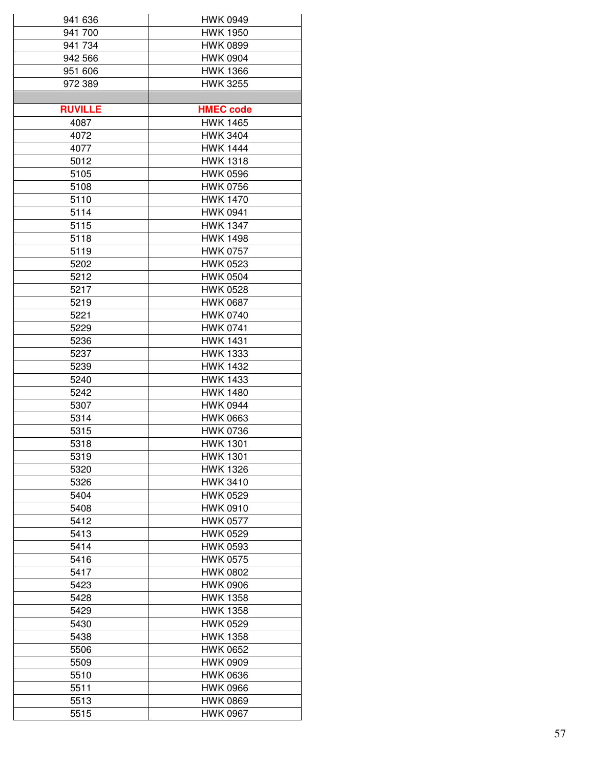| | |
|---|---|
| 941 636 | HWK 0949 |
| 941 700 | HWK 1950 |
| 941 734 | HWK 0899 |
| 942 566 | HWK 0904 |
| 951 606 | HWK 1366 |
| 972 389 | HWK 3255 |
| | |
| **RUVILLE** | **HMEC code** |
| 4087 | HWK 1465 |
| 4072 | HWK 3404 |
| 4077 | HWK 1444 |
| 5012 | HWK 1318 |
| 5105 | HWK 0596 |
| 5108 | HWK 0756 |
| 5110 | HWK 1470 |
| 5114 | HWK 0941 |
| 5115 | HWK 1347 |
| 5118 | HWK 1498 |
| 5119 | HWK 0757 |
| 5202 | HWK 0523 |
| 5212 | HWK 0504 |
| 5217 | HWK 0528 |
| 5219 | HWK 0687 |
| 5221 | HWK 0740 |
| 5229 | HWK 0741 |
| 5236 | HWK 1431 |
| 5237 | HWK 1333 |
| 5239 | HWK 1432 |
| 5240 | HWK 1433 |
| 5242 | HWK 1480 |
| 5307 | HWK 0944 |
| 5314 | HWK 0663 |
| 5315 | HWK 0736 |
| 5318 | HWK 1301 |
| 5319 | HWK 1301 |
| 5320 | HWK 1326 |
| 5326 | HWK 3410 |
| 5404 | HWK 0529 |
| 5408 | HWK 0910 |
| 5412 | HWK 0577 |
| 5413 | HWK 0529 |
| 5414 | HWK 0593 |
| 5416 | HWK 0575 |
| 5417 | HWK 0802 |
| 5423 | HWK 0906 |
| 5428 | HWK 1358 |
| 5429 | HWK 1358 |
| 5430 | HWK 0529 |
| 5438 | HWK 1358 |
| 5506 | HWK 0652 |
| 5509 | HWK 0909 |
| 5510 | HWK 0636 |
| 5511 | HWK 0966 |
| 5513 | HWK 0869 |
| 5515 | HWK 0967 |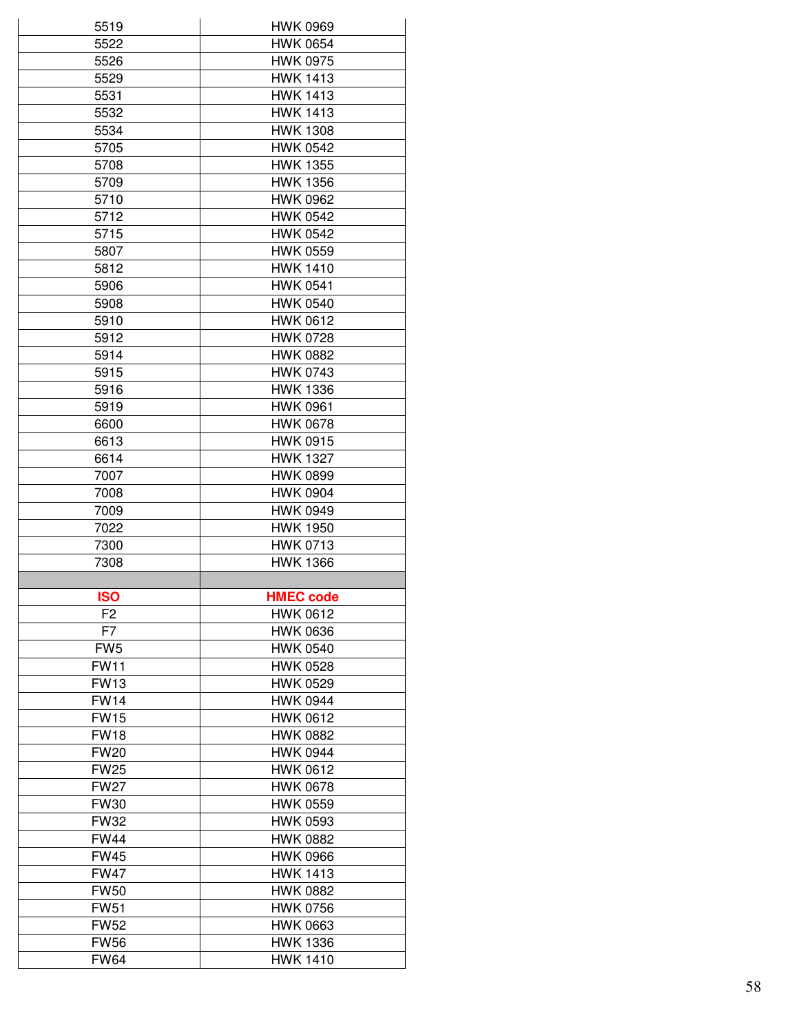| | |
|---|---|
| 5519 | HWK 0969 |
| 5522 | HWK 0654 |
| 5526 | HWK 0975 |
| 5529 | HWK 1413 |
| 5531 | HWK 1413 |
| 5532 | HWK 1413 |
| 5534 | HWK 1308 |
| 5705 | HWK 0542 |
| 5708 | HWK 1355 |
| 5709 | HWK 1356 |
| 5710 | HWK 0962 |
| 5712 | HWK 0542 |
| 5715 | HWK 0542 |
| 5807 | HWK 0559 |
| 5812 | HWK 1410 |
| 5906 | HWK 0541 |
| 5908 | HWK 0540 |
| 5910 | HWK 0612 |
| 5912 | HWK 0728 |
| 5914 | HWK 0882 |
| 5915 | HWK 0743 |
| 5916 | HWK 1336 |
| 5919 | HWK 0961 |
| 6600 | HWK 0678 |
| 6613 | HWK 0915 |
| 6614 | HWK 1327 |
| 7007 | HWK 0899 |
| 7008 | HWK 0904 |
| 7009 | HWK 0949 |
| 7022 | HWK 1950 |
| 7300 | HWK 0713 |
| 7308 | HWK 1366 |

| ISO | HMEC code |
|---|---|
| F2 | HWK 0612 |
| F7 | HWK 0636 |
| FW5 | HWK 0540 |
| FW11 | HWK 0528 |
| FW13 | HWK 0529 |
| FW14 | HWK 0944 |
| FW15 | HWK 0612 |
| FW18 | HWK 0882 |
| FW20 | HWK 0944 |
| FW25 | HWK 0612 |
| FW27 | HWK 0678 |
| FW30 | HWK 0559 |
| FW32 | HWK 0593 |
| FW44 | HWK 0882 |
| FW45 | HWK 0966 |
| FW47 | HWK 1413 |
| FW50 | HWK 0882 |
| FW51 | HWK 0756 |
| FW52 | HWK 0663 |
| FW56 | HWK 1336 |
| FW64 | HWK 1410 |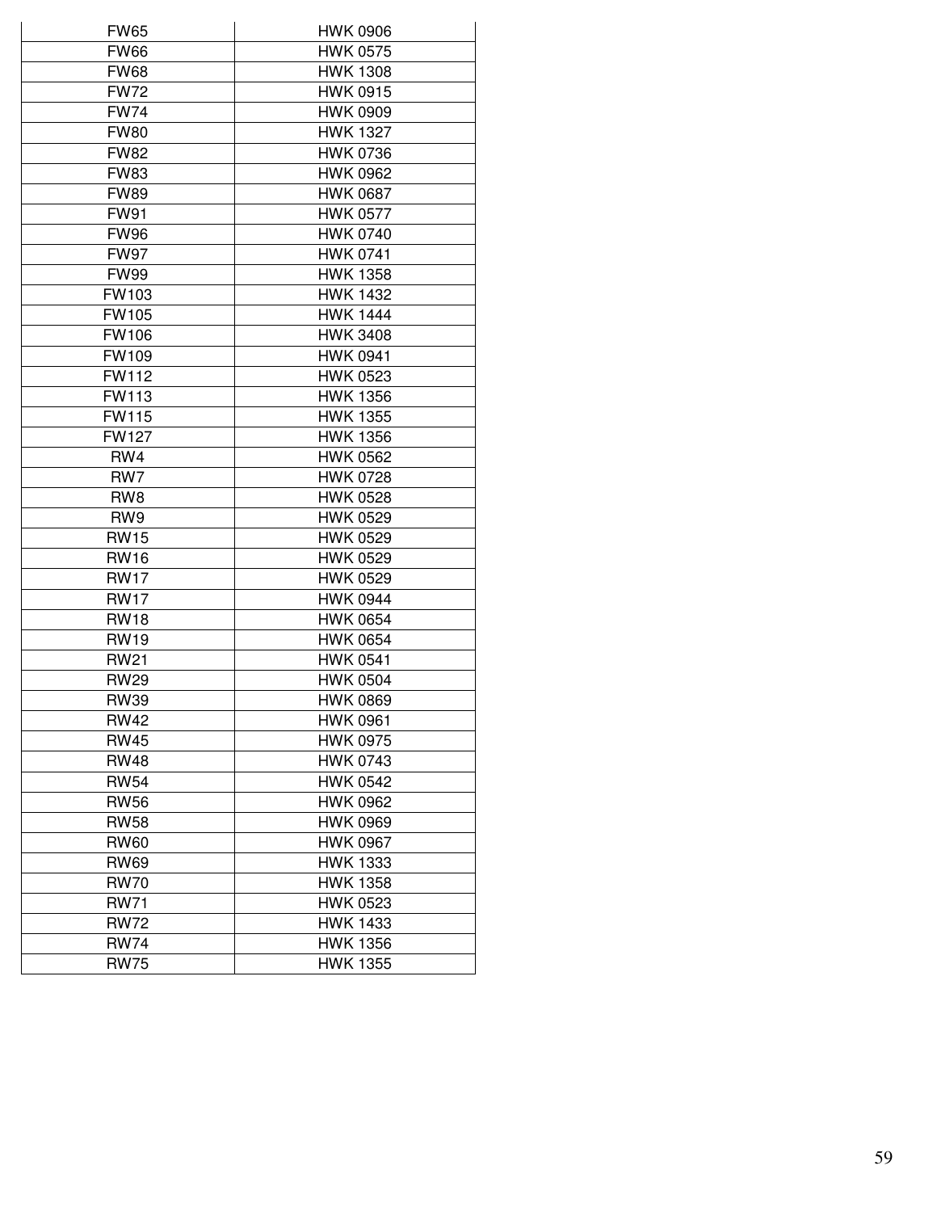| FW65 | HWK 0906 |
|---|---|
| FW66 | HWK 0575 |
| FW68 | HWK 1308 |
| FW72 | HWK 0915 |
| FW74 | HWK 0909 |
| FW80 | HWK 1327 |
| FW82 | HWK 0736 |
| FW83 | HWK 0962 |
| FW89 | HWK 0687 |
| FW91 | HWK 0577 |
| FW96 | HWK 0740 |
| FW97 | HWK 0741 |
| FW99 | HWK 1358 |
| FW103 | HWK 1432 |
| FW105 | HWK 1444 |
| FW106 | HWK 3408 |
| FW109 | HWK 0941 |
| FW112 | HWK 0523 |
| FW113 | HWK 1356 |
| FW115 | HWK 1355 |
| FW127 | HWK 1356 |
| RW4 | HWK 0562 |
| RW7 | HWK 0728 |
| RW8 | HWK 0528 |
| RW9 | HWK 0529 |
| RW15 | HWK 0529 |
| RW16 | HWK 0529 |
| RW17 | HWK 0529 |
| RW17 | HWK 0944 |
| RW18 | HWK 0654 |
| RW19 | HWK 0654 |
| RW21 | HWK 0541 |
| RW29 | HWK 0504 |
| RW39 | HWK 0869 |
| RW42 | HWK 0961 |
| RW45 | HWK 0975 |
| RW48 | HWK 0743 |
| RW54 | HWK 0542 |
| RW56 | HWK 0962 |
| RW58 | HWK 0969 |
| RW60 | HWK 0967 |
| RW69 | HWK 1333 |
| RW70 | HWK 1358 |
| RW71 | HWK 0523 |
| RW72 | HWK 1433 |
| RW74 | HWK 1356 |
| RW75 | HWK 1355 |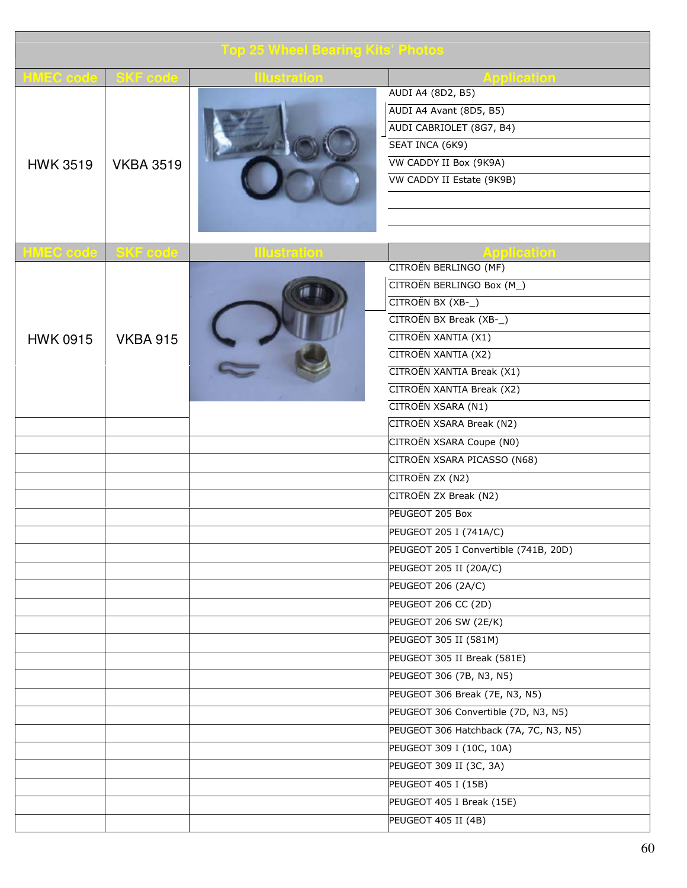## Top 25 Wheel Bearing Kits' Photos

| HMEC code | SKF code | Illustration | Application |
|---|---|---|---|
| HWK 3519 | VKBA 3519 | | AUDI A4 (8D2, B5) |
| | | | AUDI A4 Avant (8D5, B5) |
| | | | AUDI CABRIOLET (8G7, B4) |
| | | | SEAT INCA (6K9) |
| | | | VW CADDY II Box (9K9A) |
| | | | VW CADDY II Estate (9K9B) |

| HMEC code | SKF code | Illustration | Application |
|---|---|---|---|
| HWK 0915 | VKBA 915 | | CITROËN BERLINGO (MF) |
| | | | CITROËN BERLINGO Box (M_) |
| | | | CITROËN BX (XB-_) |
| | | | CITROËN BX Break (XB-_) |
| | | | CITROËN XANTIA (X1) |
| | | | CITROËN XANTIA (X2) |
| | | | CITROËN XANTIA Break (X1) |
| | | | CITROËN XANTIA Break (X2) |
| | | | CITROËN XSARA (N1) |
| | | | CITROËN XSARA Break (N2) |
| | | | CITROËN XSARA Coupe (N0) |
| | | | CITROËN XSARA PICASSO (N68) |
| | | | CITROËN ZX (N2) |
| | | | CITROËN ZX Break (N2) |
| | | | PEUGEOT 205 Box |
| | | | PEUGEOT 205 I (741A/C) |
| | | | PEUGEOT 205 I Convertible (741B, 20D) |
| | | | PEUGEOT 205 II (20A/C) |
| | | | PEUGEOT 206 (2A/C) |
| | | | PEUGEOT 206 CC (2D) |
| | | | PEUGEOT 206 SW (2E/K) |
| | | | PEUGEOT 305 II (581M) |
| | | | PEUGEOT 305 II Break (581E) |
| | | | PEUGEOT 306 (7B, N3, N5) |
| | | | PEUGEOT 306 Break (7E, N3, N5) |
| | | | PEUGEOT 306 Convertible (7D, N3, N5) |
| | | | PEUGEOT 306 Hatchback (7A, 7C, N3, N5) |
| | | | PEUGEOT 309 I (10C, 10A) |
| | | | PEUGEOT 309 II (3C, 3A) |
| | | | PEUGEOT 405 I (15B) |
| | | | PEUGEOT 405 I Break (15E) |
| | | | PEUGEOT 405 II (4B) |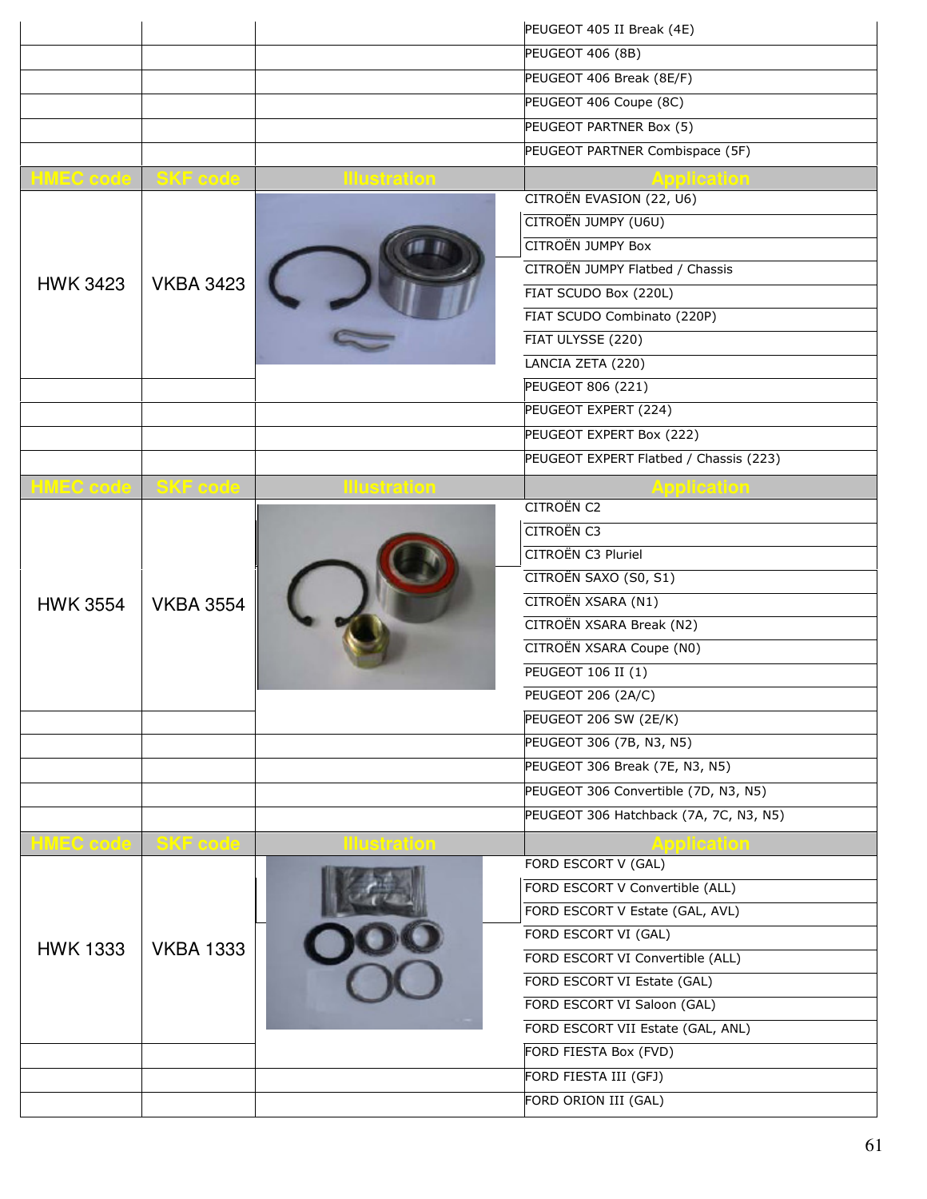| | | | PEUGEOT 405 II Break (4E) |
|---|---|---|---|
| | | | PEUGEOT 406 (8B) |
| | | | PEUGEOT 406 Break (8E/F) |
| | | | PEUGEOT 406 Coupe (8C) |
| | | | PEUGEOT PARTNER Box (5) |
| | | | PEUGEOT PARTNER Combispace (5F) |

| HMEC code | SKF code | Illustration | Application |
|---|---|---|---|
| HWK 3423 | VKBA 3423 | | CITROËN EVASION (22, U6) |
| | | | CITROËN JUMPY (U6U) |
| | | | CITROËN JUMPY Box |
| | | | CITROËN JUMPY Flatbed / Chassis |
| | | | FIAT SCUDO Box (220L) |
| | | | FIAT SCUDO Combinato (220P) |
| | | | FIAT ULYSSE (220) |
| | | | LANCIA ZETA (220) |
| | | | PEUGEOT 806 (221) |
| | | | PEUGEOT EXPERT (224) |
| | | | PEUGEOT EXPERT Box (222) |
| | | | PEUGEOT EXPERT Flatbed / Chassis (223) |

| HMEC code | SKF code | Illustration | Application |
|---|---|---|---|
| HWK 3554 | VKBA 3554 | | CITROËN C2 |
| | | | CITROËN C3 |
| | | | CITROËN C3 Pluriel |
| | | | CITROËN SAXO (S0, S1) |
| | | | CITROËN XSARA (N1) |
| | | | CITROËN XSARA Break (N2) |
| | | | CITROËN XSARA Coupe (N0) |
| | | | PEUGEOT 106 II (1) |
| | | | PEUGEOT 206 (2A/C) |
| | | | PEUGEOT 206 SW (2E/K) |
| | | | PEUGEOT 306 (7B, N3, N5) |
| | | | PEUGEOT 306 Break (7E, N3, N5) |
| | | | PEUGEOT 306 Convertible (7D, N3, N5) |
| | | | PEUGEOT 306 Hatchback (7A, 7C, N3, N5) |

| HMEC code | SKF code | Illustration | Application |
|---|---|---|---|
| HWK 1333 | VKBA 1333 | | FORD ESCORT V (GAL) |
| | | | FORD ESCORT V Convertible (ALL) |
| | | | FORD ESCORT V Estate (GAL, AVL) |
| | | | FORD ESCORT VI (GAL) |
| | | | FORD ESCORT VI Convertible (ALL) |
| | | | FORD ESCORT VI Estate (GAL) |
| | | | FORD ESCORT VI Saloon (GAL) |
| | | | FORD ESCORT VII Estate (GAL, ANL) |
| | | | FORD FIESTA Box (FVD) |
| | | | FORD FIESTA III (GFJ) |
| | | | FORD ORION III (GAL) |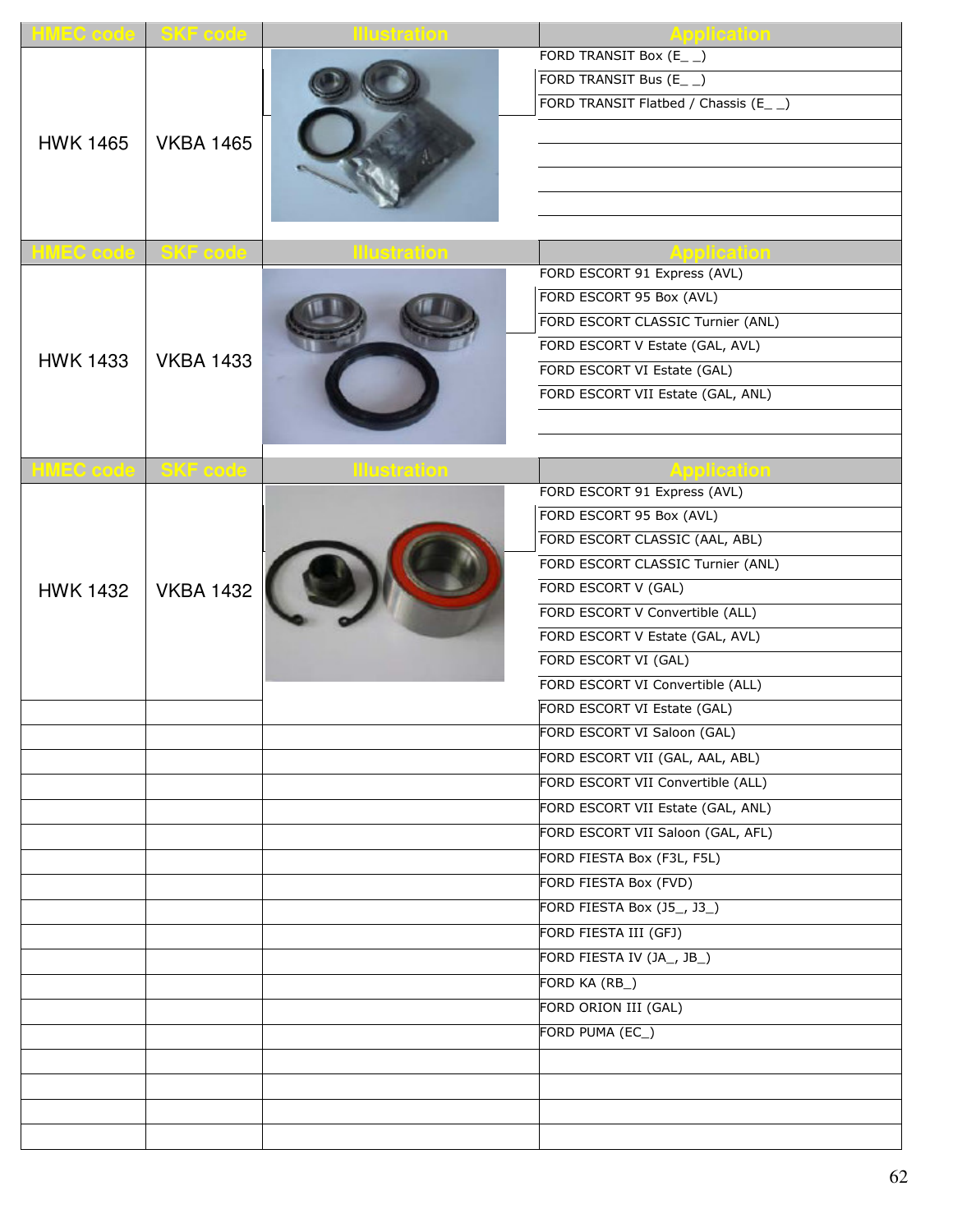| HMEC code | SKF code | Illustration | Application |
|---|---|---|---|
| HWK 1465 | VKBA 1465 | | FORD TRANSIT Box (E_ _) |
| | | | FORD TRANSIT Bus (E_ _) |
| | | | FORD TRANSIT Flatbed / Chassis (E_ _) |

| HMEC code | SKF code | Illustration | Application |
|---|---|---|---|
| HWK 1433 | VKBA 1433 | | FORD ESCORT 91 Express (AVL) |
| | | | FORD ESCORT 95 Box (AVL) |
| | | | FORD ESCORT CLASSIC Turnier (ANL) |
| | | | FORD ESCORT V Estate (GAL, AVL) |
| | | | FORD ESCORT VI Estate (GAL) |
| | | | FORD ESCORT VII Estate (GAL, ANL) |

| HMEC code | SKF code | Illustration | Application |
|---|---|---|---|
| HWK 1432 | VKBA 1432 | | FORD ESCORT 91 Express (AVL) |
| | | | FORD ESCORT 95 Box (AVL) |
| | | | FORD ESCORT CLASSIC (AAL, ABL) |
| | | | FORD ESCORT CLASSIC Turnier (ANL) |
| | | | FORD ESCORT V (GAL) |
| | | | FORD ESCORT V Convertible (ALL) |
| | | | FORD ESCORT V Estate (GAL, AVL) |
| | | | FORD ESCORT VI (GAL) |
| | | | FORD ESCORT VI Convertible (ALL) |
| | | | FORD ESCORT VI Estate (GAL) |
| | | | FORD ESCORT VI Saloon (GAL) |
| | | | FORD ESCORT VII (GAL, AAL, ABL) |
| | | | FORD ESCORT VII Convertible (ALL) |
| | | | FORD ESCORT VII Estate (GAL, ANL) |
| | | | FORD ESCORT VII Saloon (GAL, AFL) |
| | | | FORD FIESTA Box (F3L, F5L) |
| | | | FORD FIESTA Box (FVD) |
| | | | FORD FIESTA Box (J5_, J3_) |
| | | | FORD FIESTA III (GFJ) |
| | | | FORD FIESTA IV (JA_, JB_) |
| | | | FORD KA (RB_) |
| | | | FORD ORION III (GAL) |
| | | | FORD PUMA (EC_) |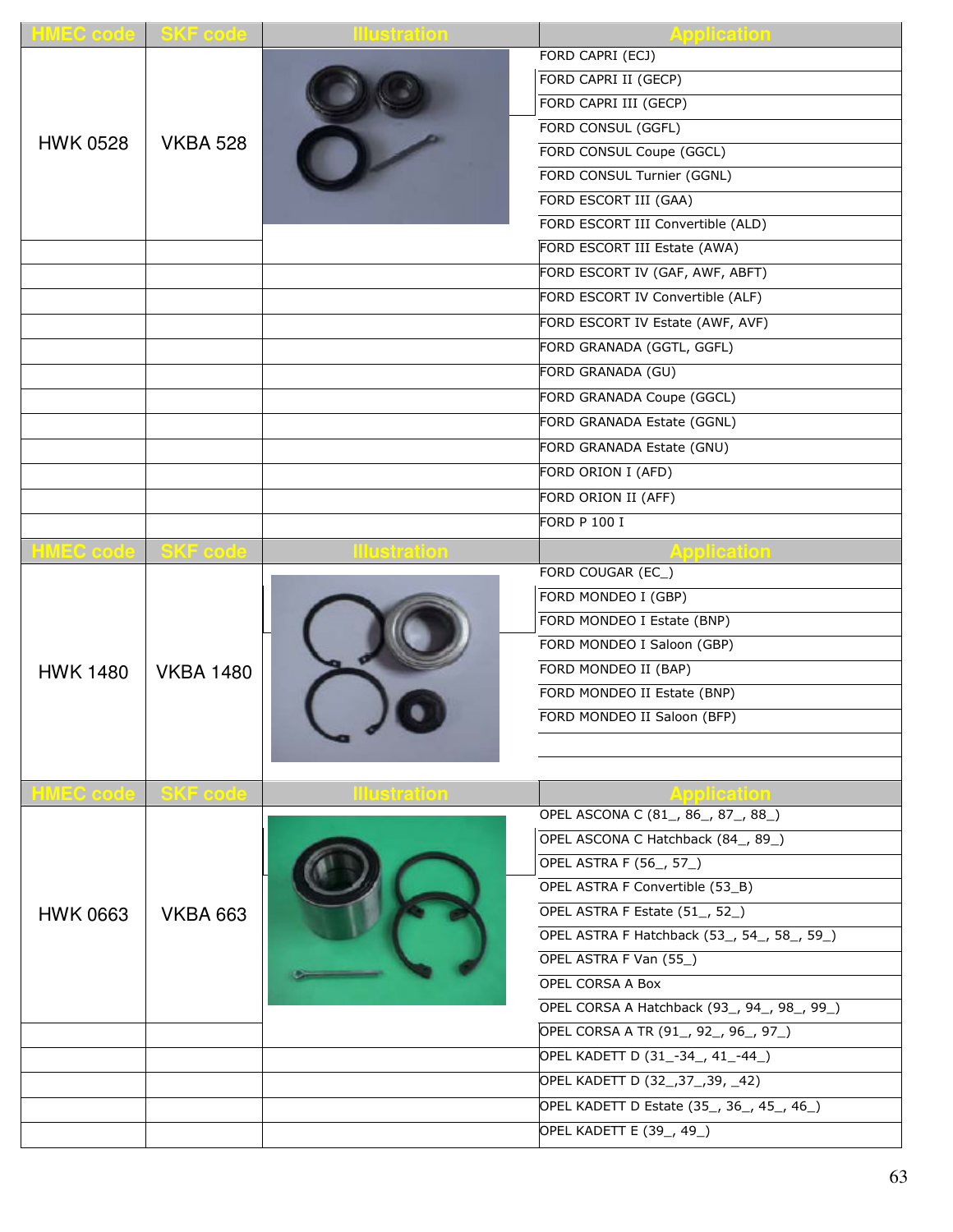| HMEC code | SKF code | Illustration | Application |
|---|---|---|---|
| HWK 0528 | VKBA 528 | | FORD CAPRI (ECJ) |
| | | | FORD CAPRI II (GECP) |
| | | | FORD CAPRI III (GECP) |
| | | | FORD CONSUL (GGFL) |
| | | | FORD CONSUL Coupe (GGCL) |
| | | | FORD CONSUL Turnier (GGNL) |
| | | | FORD ESCORT III (GAA) |
| | | | FORD ESCORT III Convertible (ALD) |
| | | | FORD ESCORT III Estate (AWA) |
| | | | FORD ESCORT IV (GAF, AWF, ABFT) |
| | | | FORD ESCORT IV Convertible (ALF) |
| | | | FORD ESCORT IV Estate (AWF, AVF) |
| | | | FORD GRANADA (GGTL, GGFL) |
| | | | FORD GRANADA (GU) |
| | | | FORD GRANADA Coupe (GGCL) |
| | | | FORD GRANADA Estate (GGNL) |
| | | | FORD GRANADA Estate (GNU) |
| | | | FORD ORION I (AFD) |
| | | | FORD ORION II (AFF) |
| | | | FORD P 100 I |

| HMEC code | SKF code | Illustration | Application |
|---|---|---|---|
| HWK 1480 | VKBA 1480 | | FORD COUGAR (EC_) |
| | | | FORD MONDEO I (GBP) |
| | | | FORD MONDEO I Estate (BNP) |
| | | | FORD MONDEO I Saloon (GBP) |
| | | | FORD MONDEO II (BAP) |
| | | | FORD MONDEO II Estate (BNP) |
| | | | FORD MONDEO II Saloon (BFP) |

| HMEC code | SKF code | Illustration | Application |
|---|---|---|---|
| HWK 0663 | VKBA 663 | | OPEL ASCONA C (81_, 86_, 87_, 88_) |
| | | | OPEL ASCONA C Hatchback (84_, 89_) |
| | | | OPEL ASTRA F (56_, 57_) |
| | | | OPEL ASTRA F Convertible (53_B) |
| | | | OPEL ASTRA F Estate (51_, 52_) |
| | | | OPEL ASTRA F Hatchback (53_, 54_, 58_, 59_) |
| | | | OPEL ASTRA F Van (55_) |
| | | | OPEL CORSA A Box |
| | | | OPEL CORSA A Hatchback (93_, 94_, 98_, 99_) |
| | | | OPEL CORSA A TR (91_, 92_, 96_, 97_) |
| | | | OPEL KADETT D (31_-34_, 41_-44_) |
| | | | OPEL KADETT D (32_,37_,39, _42) |
| | | | OPEL KADETT D Estate (35_, 36_, 45_, 46_) |
| | | | OPEL KADETT E (39_, 49_) |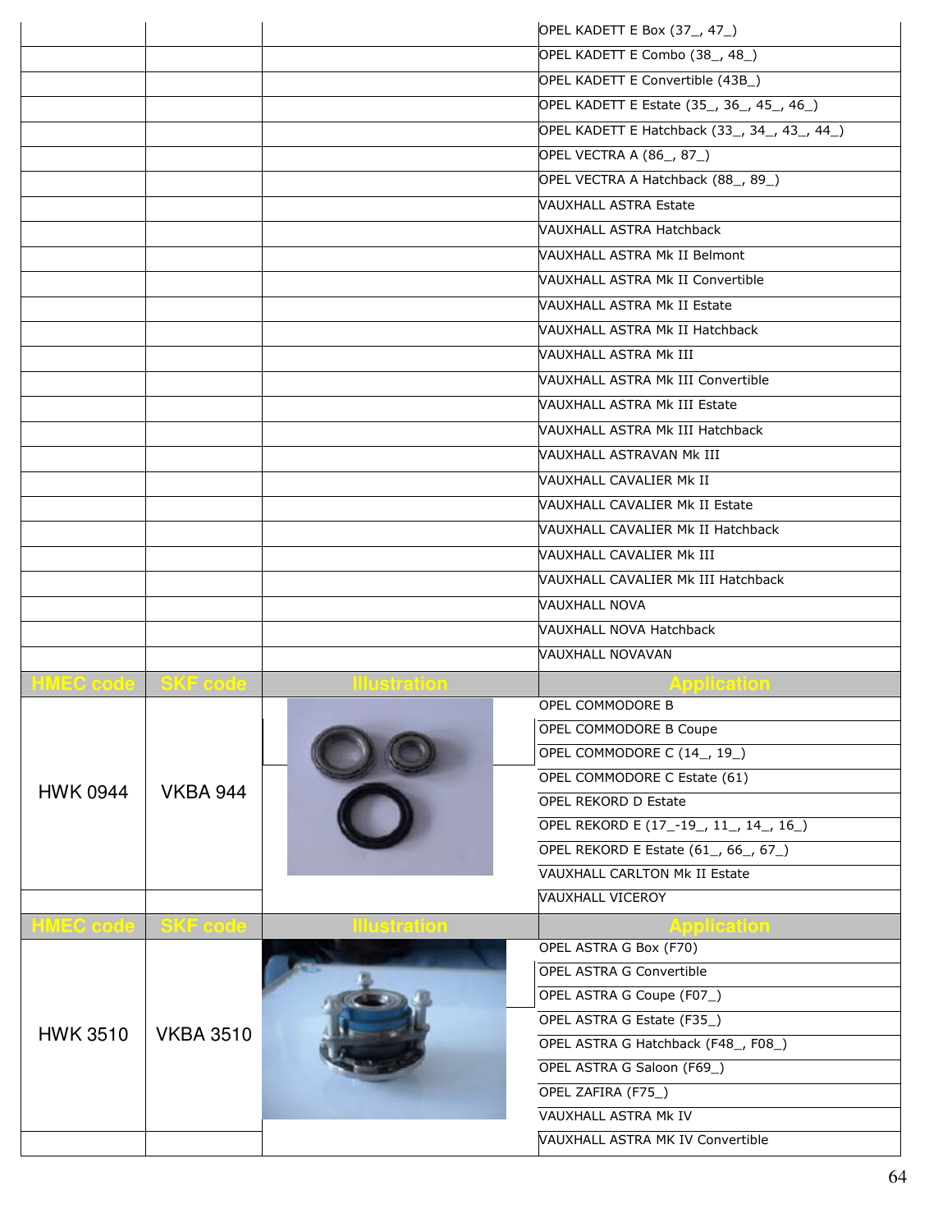| | | | OPEL KADETT E Box (37_, 47_) |
|---|---|---|---|
| | | | OPEL KADETT E Combo (38_, 48_) |
| | | | OPEL KADETT E Convertible (43B_) |
| | | | OPEL KADETT E Estate (35_, 36_, 45_, 46_) |
| | | | OPEL KADETT E Hatchback (33_, 34_, 43_, 44_) |
| | | | OPEL VECTRA A (86_, 87_) |
| | | | OPEL VECTRA A Hatchback (88_, 89_) |
| | | | VAUXHALL ASTRA Estate |
| | | | VAUXHALL ASTRA Hatchback |
| | | | VAUXHALL ASTRA Mk II Belmont |
| | | | VAUXHALL ASTRA Mk II Convertible |
| | | | VAUXHALL ASTRA Mk II Estate |
| | | | VAUXHALL ASTRA Mk II Hatchback |
| | | | VAUXHALL ASTRA Mk III |
| | | | VAUXHALL ASTRA Mk III Convertible |
| | | | VAUXHALL ASTRA Mk III Estate |
| | | | VAUXHALL ASTRA Mk III Hatchback |
| | | | VAUXHALL ASTRAVAN Mk III |
| | | | VAUXHALL CAVALIER Mk II |
| | | | VAUXHALL CAVALIER Mk II Estate |
| | | | VAUXHALL CAVALIER Mk II Hatchback |
| | | | VAUXHALL CAVALIER Mk III |
| | | | VAUXHALL CAVALIER Mk III Hatchback |
| | | | VAUXHALL NOVA |
| | | | VAUXHALL NOVA Hatchback |
| | | | VAUXHALL NOVAVAN |

| HMEC code | SKF code | Illustration | Application |
|---|---|---|---|
| HWK 0944 | VKBA 944 | | OPEL COMMODORE B |
| | | | OPEL COMMODORE B Coupe |
| | | | OPEL COMMODORE C (14_, 19_) |
| | | | OPEL COMMODORE C Estate (61) |
| | | | OPEL REKORD D Estate |
| | | | OPEL REKORD E (17_-19_, 11_, 14_, 16_) |
| | | | OPEL REKORD E Estate (61_, 66_, 67_) |
| | | | VAUXHALL CARLTON Mk II Estate |
| | | | VAUXHALL VICEROY |

| HMEC code | SKF code | Illustration | Application |
|---|---|---|---|
| HWK 3510 | VKBA 3510 | | OPEL ASTRA G Box (F70) |
| | | | OPEL ASTRA G Convertible |
| | | | OPEL ASTRA G Coupe (F07_) |
| | | | OPEL ASTRA G Estate (F35_) |
| | | | OPEL ASTRA G Hatchback (F48_, F08_) |
| | | | OPEL ASTRA G Saloon (F69_) |
| | | | OPEL ZAFIRA (F75_) |
| | | | VAUXHALL ASTRA Mk IV |
| | | | VAUXHALL ASTRA MK IV Convertible |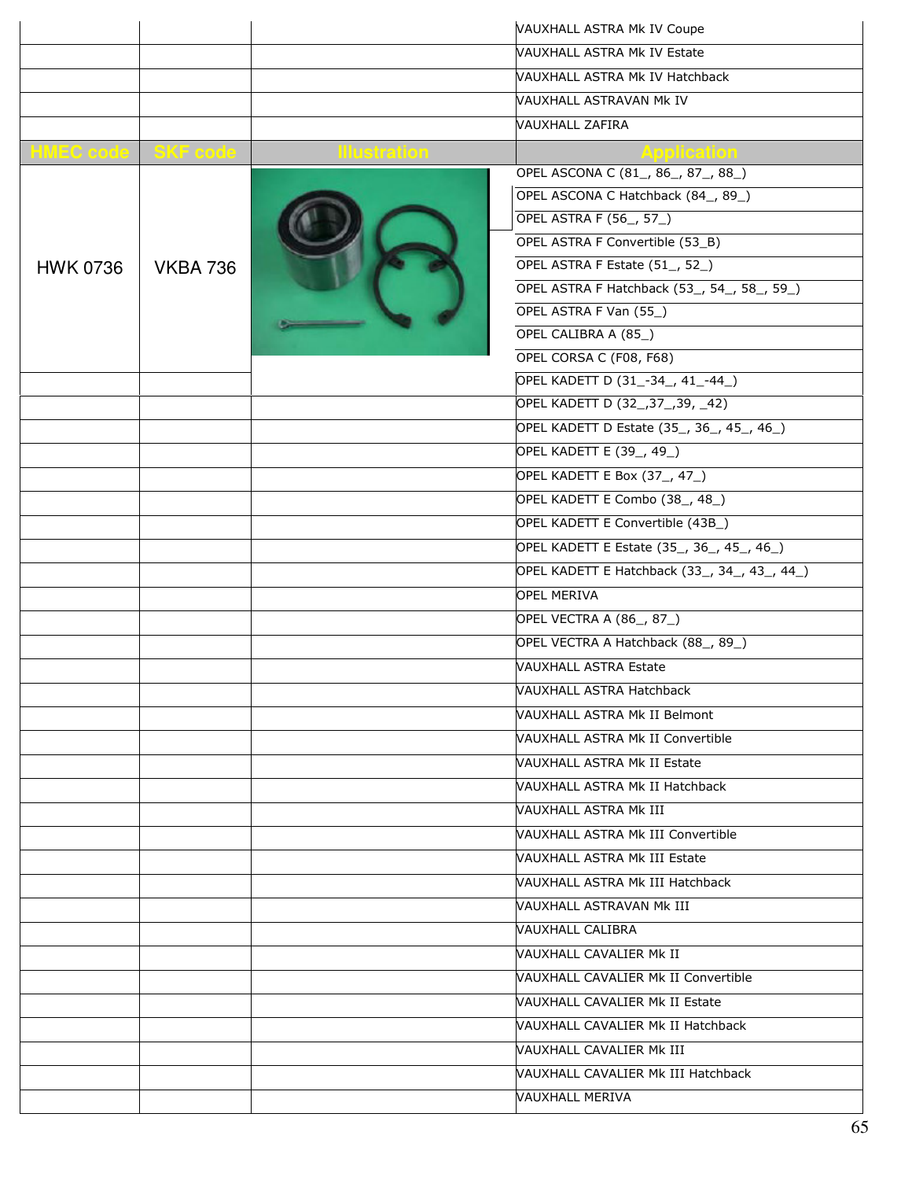| | | | VAUXHALL ASTRA Mk IV Coupe |
|---|---|---|---|
| | | | VAUXHALL ASTRA Mk IV Estate |
| | | | VAUXHALL ASTRA Mk IV Hatchback |
| | | | VAUXHALL ASTRAVAN Mk IV |
| | | | VAUXHALL ZAFIRA |

| HMEC code | SKF code | Illustration | Application |
|---|---|---|---|
| HWK 0736 | VKBA 736 | | OPEL ASCONA C (81_, 86_, 87_, 88_) |
| | | | OPEL ASCONA C Hatchback (84_, 89_) |
| | | | OPEL ASTRA F (56_, 57_) |
| | | | OPEL ASTRA F Convertible (53_B) |
| | | | OPEL ASTRA F Estate (51_, 52_) |
| | | | OPEL ASTRA F Hatchback (53_, 54_, 58_, 59_) |
| | | | OPEL ASTRA F Van (55_) |
| | | | OPEL CALIBRA A (85_) |
| | | | OPEL CORSA C (F08, F68) |
| | | | OPEL KADETT D (31_-34_, 41_-44_) |
| | | | OPEL KADETT D (32_,37_,39, _42) |
| | | | OPEL KADETT D Estate (35_, 36_, 45_, 46_) |
| | | | OPEL KADETT E (39_, 49_) |
| | | | OPEL KADETT E Box (37_, 47_) |
| | | | OPEL KADETT E Combo (38_, 48_) |
| | | | OPEL KADETT E Convertible (43B_) |
| | | | OPEL KADETT E Estate (35_, 36_, 45_, 46_) |
| | | | OPEL KADETT E Hatchback (33_, 34_, 43_, 44_) |
| | | | OPEL MERIVA |
| | | | OPEL VECTRA A (86_, 87_) |
| | | | OPEL VECTRA A Hatchback (88_, 89_) |
| | | | VAUXHALL ASTRA Estate |
| | | | VAUXHALL ASTRA Hatchback |
| | | | VAUXHALL ASTRA Mk II Belmont |
| | | | VAUXHALL ASTRA Mk II Convertible |
| | | | VAUXHALL ASTRA Mk II Estate |
| | | | VAUXHALL ASTRA Mk II Hatchback |
| | | | VAUXHALL ASTRA Mk III |
| | | | VAUXHALL ASTRA Mk III Convertible |
| | | | VAUXHALL ASTRA Mk III Estate |
| | | | VAUXHALL ASTRA Mk III Hatchback |
| | | | VAUXHALL ASTRAVAN Mk III |
| | | | VAUXHALL CALIBRA |
| | | | VAUXHALL CAVALIER Mk II |
| | | | VAUXHALL CAVALIER Mk II Convertible |
| | | | VAUXHALL CAVALIER Mk II Estate |
| | | | VAUXHALL CAVALIER Mk II Hatchback |
| | | | VAUXHALL CAVALIER Mk III |
| | | | VAUXHALL CAVALIER Mk III Hatchback |
| | | | VAUXHALL MERIVA |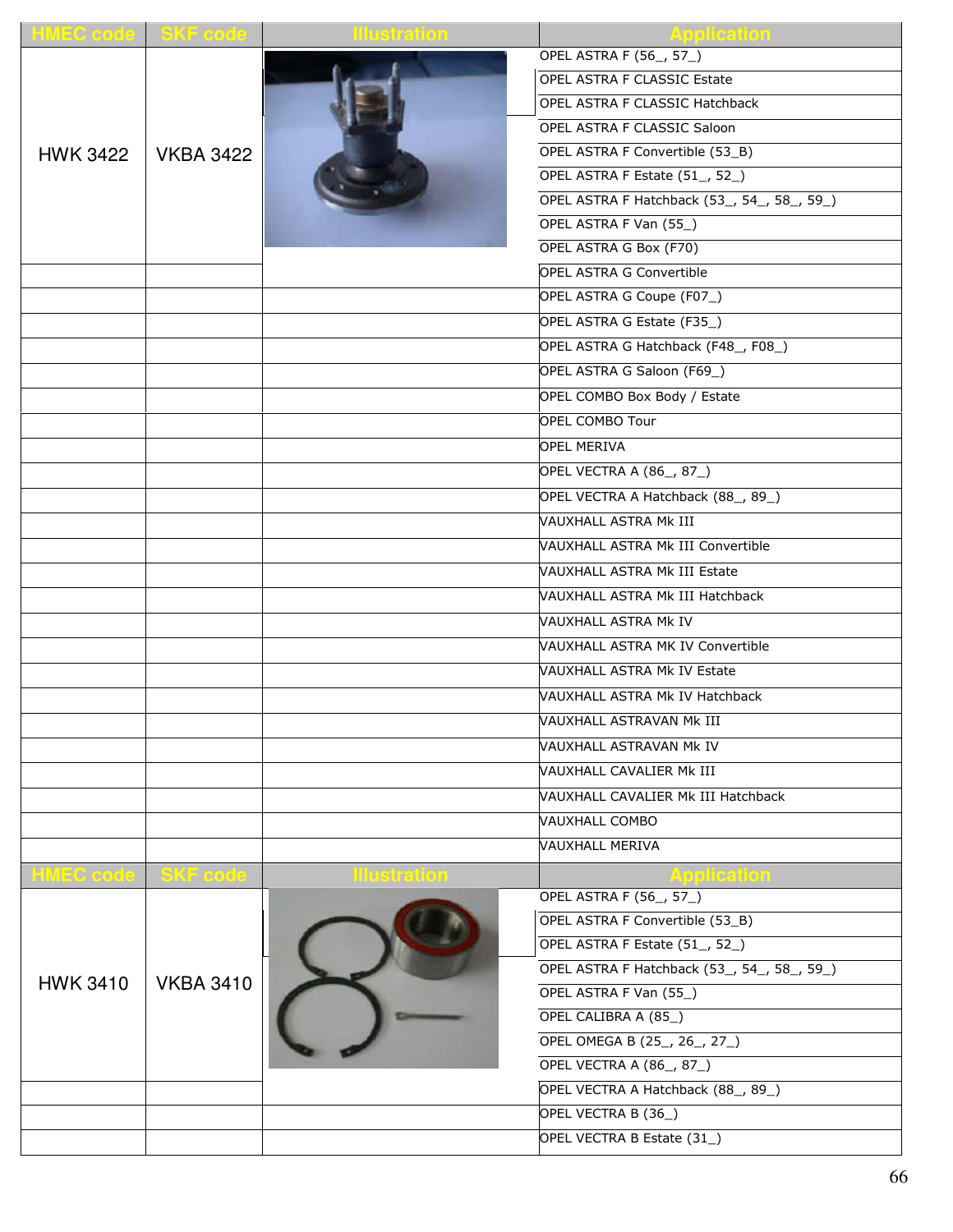| HMEC code | SKF code | Illustration | Application |
|---|---|---|---|
| HWK 3422 | VKBA 3422 | | OPEL ASTRA F (56_, 57_) |
| | | | OPEL ASTRA F CLASSIC Estate |
| | | | OPEL ASTRA F CLASSIC Hatchback |
| | | | OPEL ASTRA F CLASSIC Saloon |
| | | | OPEL ASTRA F Convertible (53_B) |
| | | | OPEL ASTRA F Estate (51_, 52_) |
| | | | OPEL ASTRA F Hatchback (53_, 54_, 58_, 59_) |
| | | | OPEL ASTRA F Van (55_) |
| | | | OPEL ASTRA G Box (F70) |
| | | | OPEL ASTRA G Convertible |
| | | | OPEL ASTRA G Coupe (F07_) |
| | | | OPEL ASTRA G Estate (F35_) |
| | | | OPEL ASTRA G Hatchback (F48_, F08_) |
| | | | OPEL ASTRA G Saloon (F69_) |
| | | | OPEL COMBO Box Body / Estate |
| | | | OPEL COMBO Tour |
| | | | OPEL MERIVA |
| | | | OPEL VECTRA A (86_, 87_) |
| | | | OPEL VECTRA A Hatchback (88_, 89_) |
| | | | VAUXHALL ASTRA Mk III |
| | | | VAUXHALL ASTRA Mk III Convertible |
| | | | VAUXHALL ASTRA Mk III Estate |
| | | | VAUXHALL ASTRA Mk III Hatchback |
| | | | VAUXHALL ASTRA Mk IV |
| | | | VAUXHALL ASTRA MK IV Convertible |
| | | | VAUXHALL ASTRA Mk IV Estate |
| | | | VAUXHALL ASTRA Mk IV Hatchback |
| | | | VAUXHALL ASTRAVAN Mk III |
| | | | VAUXHALL ASTRAVAN Mk IV |
| | | | VAUXHALL CAVALIER Mk III |
| | | | VAUXHALL CAVALIER Mk III Hatchback |
| | | | VAUXHALL COMBO |
| | | | VAUXHALL MERIVA |

| HMEC code | SKF code | Illustration | Application |
|---|---|---|---|
| HWK 3410 | VKBA 3410 | | OPEL ASTRA F (56_, 57_) |
| | | | OPEL ASTRA F Convertible (53_B) |
| | | | OPEL ASTRA F Estate (51_, 52_) |
| | | | OPEL ASTRA F Hatchback (53_, 54_, 58_, 59_) |
| | | | OPEL ASTRA F Van (55_) |
| | | | OPEL CALIBRA A (85_) |
| | | | OPEL OMEGA B (25_, 26_, 27_) |
| | | | OPEL VECTRA A (86_, 87_) |
| | | | OPEL VECTRA A Hatchback (88_, 89_) |
| | | | OPEL VECTRA B (36_) |
| | | | OPEL VECTRA B Estate (31_) |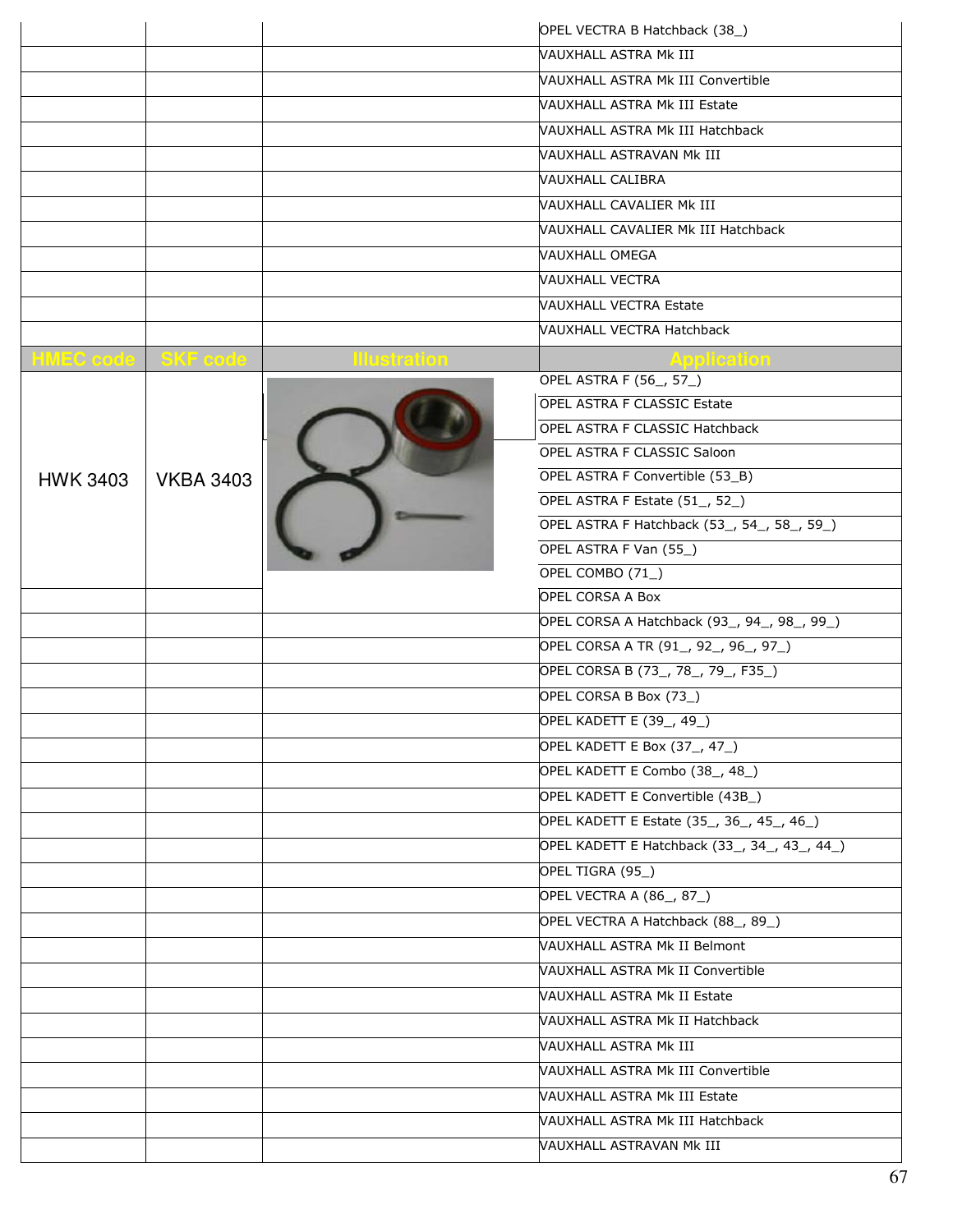| | | | |
|---|---|---|---|
| | | | OPEL VECTRA B Hatchback (38_) |
| | | | VAUXHALL ASTRA Mk III |
| | | | VAUXHALL ASTRA Mk III Convertible |
| | | | VAUXHALL ASTRA Mk III Estate |
| | | | VAUXHALL ASTRA Mk III Hatchback |
| | | | VAUXHALL ASTRAVAN Mk III |
| | | | VAUXHALL CALIBRA |
| | | | VAUXHALL CAVALIER Mk III |
| | | | VAUXHALL CAVALIER Mk III Hatchback |
| | | | VAUXHALL OMEGA |
| | | | VAUXHALL VECTRA |
| | | | VAUXHALL VECTRA Estate |
| | | | VAUXHALL VECTRA Hatchback |

| HMEC code | SKF code | Illustration | Application |
|---|---|---|---|
| HWK 3403 | VKBA 3403 | | OPEL ASTRA F (56_, 57_) |
| | | | OPEL ASTRA F CLASSIC Estate |
| | | | OPEL ASTRA F CLASSIC Hatchback |
| | | | OPEL ASTRA F CLASSIC Saloon |
| | | | OPEL ASTRA F Convertible (53_B) |
| | | | OPEL ASTRA F Estate (51_, 52_) |
| | | | OPEL ASTRA F Hatchback (53_, 54_, 58_, 59_) |
| | | | OPEL ASTRA F Van (55_) |
| | | | OPEL COMBO (71_) |
| | | | OPEL CORSA A Box |
| | | | OPEL CORSA A Hatchback (93_, 94_, 98_, 99_) |
| | | | OPEL CORSA A TR (91_, 92_, 96_, 97_) |
| | | | OPEL CORSA B (73_, 78_, 79_, F35_) |
| | | | OPEL CORSA B Box (73_) |
| | | | OPEL KADETT E (39_, 49_) |
| | | | OPEL KADETT E Box (37_, 47_) |
| | | | OPEL KADETT E Combo (38_, 48_) |
| | | | OPEL KADETT E Convertible (43B_) |
| | | | OPEL KADETT E Estate (35_, 36_, 45_, 46_) |
| | | | OPEL KADETT E Hatchback (33_, 34_, 43_, 44_) |
| | | | OPEL TIGRA (95_) |
| | | | OPEL VECTRA A (86_, 87_) |
| | | | OPEL VECTRA A Hatchback (88_, 89_) |
| | | | VAUXHALL ASTRA Mk II Belmont |
| | | | VAUXHALL ASTRA Mk II Convertible |
| | | | VAUXHALL ASTRA Mk II Estate |
| | | | VAUXHALL ASTRA Mk II Hatchback |
| | | | VAUXHALL ASTRA Mk III |
| | | | VAUXHALL ASTRA Mk III Convertible |
| | | | VAUXHALL ASTRA Mk III Estate |
| | | | VAUXHALL ASTRA Mk III Hatchback |
| | | | VAUXHALL ASTRAVAN Mk III |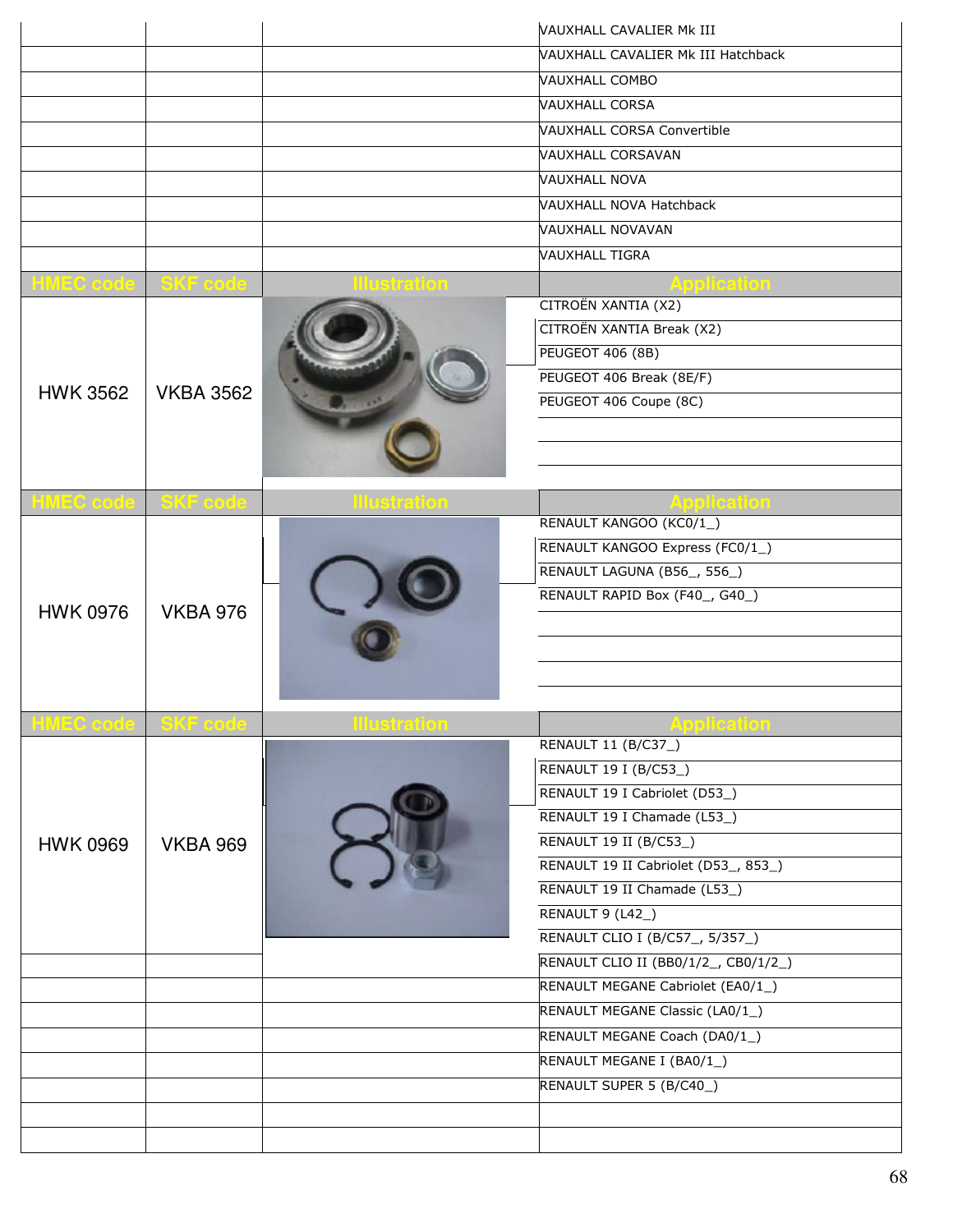| | | | |
|---|---|---|---|
| | | | VAUXHALL CAVALIER Mk III |
| | | | VAUXHALL CAVALIER Mk III Hatchback |
| | | | VAUXHALL COMBO |
| | | | VAUXHALL CORSA |
| | | | VAUXHALL CORSA Convertible |
| | | | VAUXHALL CORSAVAN |
| | | | VAUXHALL NOVA |
| | | | VAUXHALL NOVA Hatchback |
| | | | VAUXHALL NOVAVAN |
| | | | VAUXHALL TIGRA |

| HMEC code | SKF code | Illustration | Application |
|---|---|---|---|
| HWK 3562 | VKBA 3562 | | CITROËN XANTIA (X2) |
| | | | CITROËN XANTIA Break (X2) |
| | | | PEUGEOT 406 (8B) |
| | | | PEUGEOT 406 Break (8E/F) |
| | | | PEUGEOT 406 Coupe (8C) |

| HMEC code | SKF code | Illustration | Application |
|---|---|---|---|
| HWK 0976 | VKBA 976 | | RENAULT KANGOO (KC0/1_) |
| | | | RENAULT KANGOO Express (FC0/1_) |
| | | | RENAULT LAGUNA (B56_, 556_) |
| | | | RENAULT RAPID Box (F40_, G40_) |

| HMEC code | SKF code | Illustration | Application |
|---|---|---|---|
| HWK 0969 | VKBA 969 | | RENAULT 11 (B/C37_) |
| | | | RENAULT 19 I (B/C53_) |
| | | | RENAULT 19 I Cabriolet (D53_) |
| | | | RENAULT 19 I Chamade (L53_) |
| | | | RENAULT 19 II (B/C53_) |
| | | | RENAULT 19 II Cabriolet (D53_, 853_) |
| | | | RENAULT 19 II Chamade (L53_) |
| | | | RENAULT 9 (L42_) |
| | | | RENAULT CLIO I (B/C57_, 5/357_) |
| | | | RENAULT CLIO II (BB0/1/2_, CB0/1/2_) |
| | | | RENAULT MEGANE Cabriolet (EA0/1_) |
| | | | RENAULT MEGANE Classic (LA0/1_) |
| | | | RENAULT MEGANE Coach (DA0/1_) |
| | | | RENAULT MEGANE I (BA0/1_) |
| | | | RENAULT SUPER 5 (B/C40_) |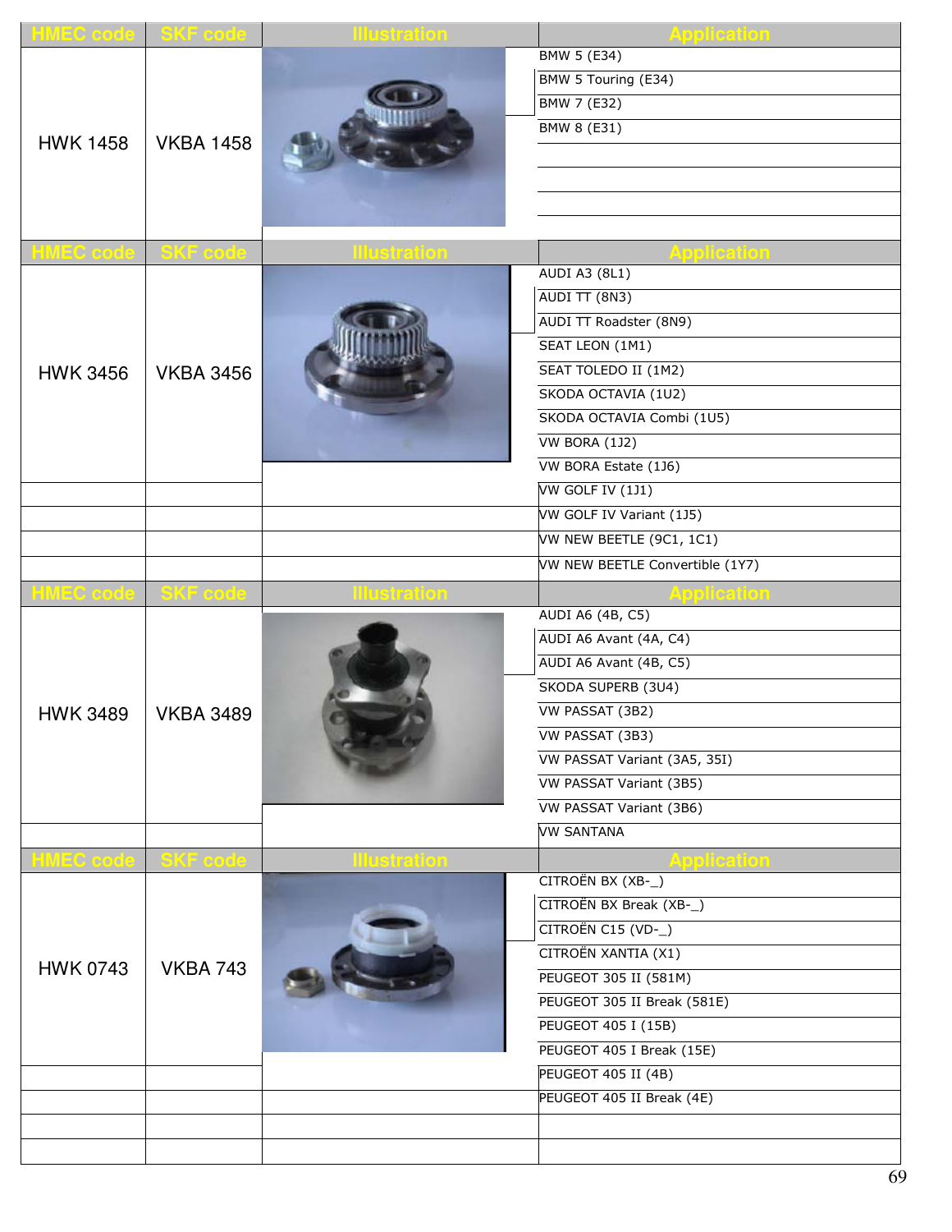| HMEC code | SKF code | Illustration | Application |
|---|---|---|---|
| HWK 1458 | VKBA 1458 | | BMW 5 (E34) |
| | | | BMW 5 Touring (E34) |
| | | | BMW 7 (E32) |
| | | | BMW 8 (E31) |

| HMEC code | SKF code | Illustration | Application |
|---|---|---|---|
| HWK 3456 | VKBA 3456 | | AUDI A3 (8L1) |
| | | | AUDI TT (8N3) |
| | | | AUDI TT Roadster (8N9) |
| | | | SEAT LEON (1M1) |
| | | | SEAT TOLEDO II (1M2) |
| | | | SKODA OCTAVIA (1U2) |
| | | | SKODA OCTAVIA Combi (1U5) |
| | | | VW BORA (1J2) |
| | | | VW BORA Estate (1J6) |
| | | | VW GOLF IV (1J1) |
| | | | VW GOLF IV Variant (1J5) |
| | | | VW NEW BEETLE (9C1, 1C1) |
| | | | VW NEW BEETLE Convertible (1Y7) |

| HMEC code | SKF code | Illustration | Application |
|---|---|---|---|
| HWK 3489 | VKBA 3489 | | AUDI A6 (4B, C5) |
| | | | AUDI A6 Avant (4A, C4) |
| | | | AUDI A6 Avant (4B, C5) |
| | | | SKODA SUPERB (3U4) |
| | | | VW PASSAT (3B2) |
| | | | VW PASSAT (3B3) |
| | | | VW PASSAT Variant (3A5, 35I) |
| | | | VW PASSAT Variant (3B5) |
| | | | VW PASSAT Variant (3B6) |
| | | | VW SANTANA |

| HMEC code | SKF code | Illustration | Application |
|---|---|---|---|
| HWK 0743 | VKBA 743 | | CITROËN BX (XB-_) |
| | | | CITROËN BX Break (XB-_) |
| | | | CITROËN C15 (VD-_) |
| | | | CITROËN XANTIA (X1) |
| | | | PEUGEOT 305 II (581M) |
| | | | PEUGEOT 305 II Break (581E) |
| | | | PEUGEOT 405 I (15B) |
| | | | PEUGEOT 405 I Break (15E) |
| | | | PEUGEOT 405 II (4B) |
| | | | PEUGEOT 405 II Break (4E) |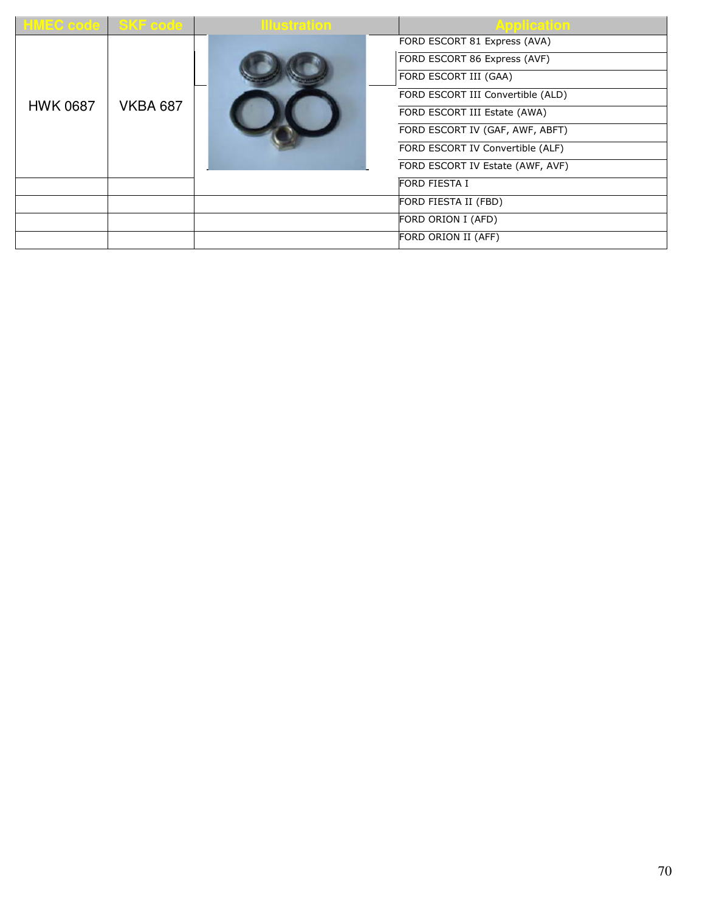| HMEC code | SKF code | Illustration | Application |
|---|---|---|---|
| HWK 0687 | VKBA 687 | | FORD ESCORT 81 Express (AVA) |
| | | | FORD ESCORT 86 Express (AVF) |
| | | | FORD ESCORT III (GAA) |
| | | | FORD ESCORT III Convertible (ALD) |
| | | | FORD ESCORT III Estate (AWA) |
| | | | FORD ESCORT IV (GAF, AWF, ABFT) |
| | | | FORD ESCORT IV Convertible (ALF) |
| | | | FORD ESCORT IV Estate (AWF, AVF) |
| | | | FORD FIESTA I |
| | | | FORD FIESTA II (FBD) |
| | | | FORD ORION I (AFD) |
| | | | FORD ORION II (AFF) |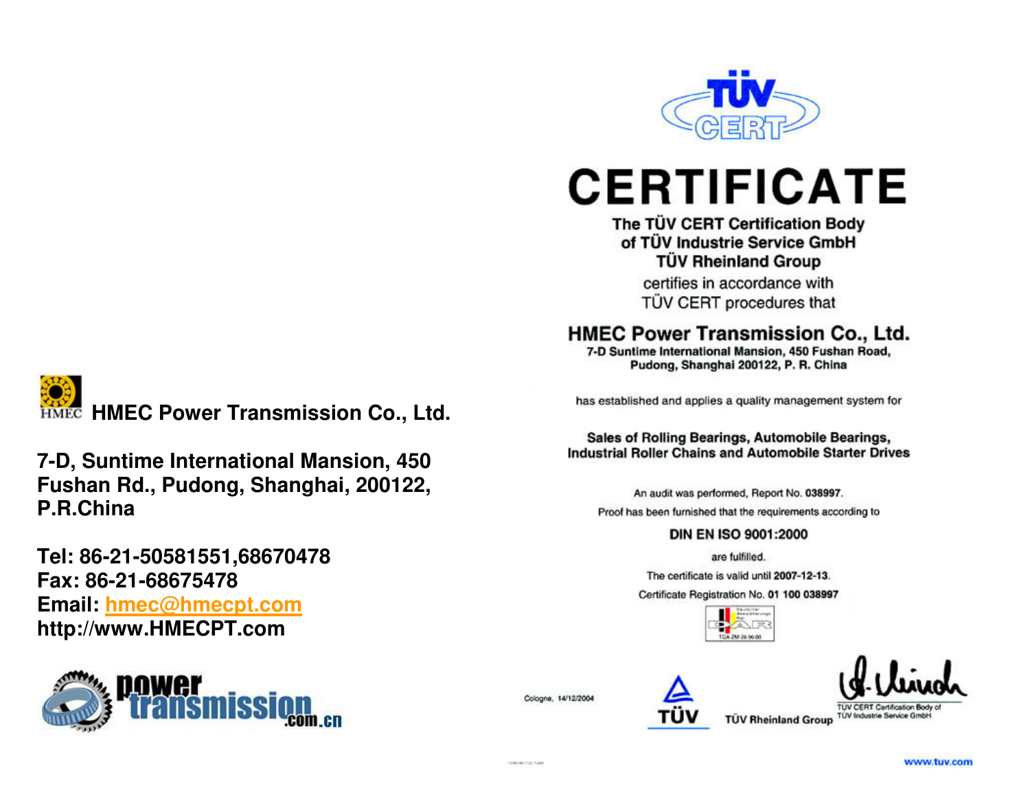**HMEC Power Transmission Co., Ltd.**

**7-D, Suntime International Mansion, 450 Fushan Rd., Pudong, Shanghai, 200122, P.R.China**

**Tel: 86-21-50581551,68670478**
**Fax: 86-21-68675478**
**Email: hmec@hmecpt.com**
**http://www.HMECPT.com**

power transmission .com.cn

TÜV CERT

# CERTIFICATE

**The TÜV CERT Certification Body**
**of TÜV Industrie Service GmbH**
**TÜV Rheinland Group**

certifies in accordance with
TÜV CERT procedures that

**HMEC Power Transmission Co., Ltd.**
**7-D Suntime International Mansion, 450 Fushan Road, Pudong, Shanghai 200122, P. R. China**

has established and applies a quality management system for

**Sales of Rolling Bearings, Automobile Bearings, Industrial Roller Chains and Automobile Starter Drives**

An audit was performed, Report No. **038997**.

Proof has been furnished that the requirements according to

**DIN EN ISO 9001:2000**

are fulfilled.

The certificate is valid until **2007-12-13**.

Certificate Registration No. **01 100 038997**

TGA-ZM-28-96-00

Cologne, 14/12/2004

TÜV Rheinland Group

TÜV CERT Certification Body of TÜV Industrie Service GmbH

www.tuv.com